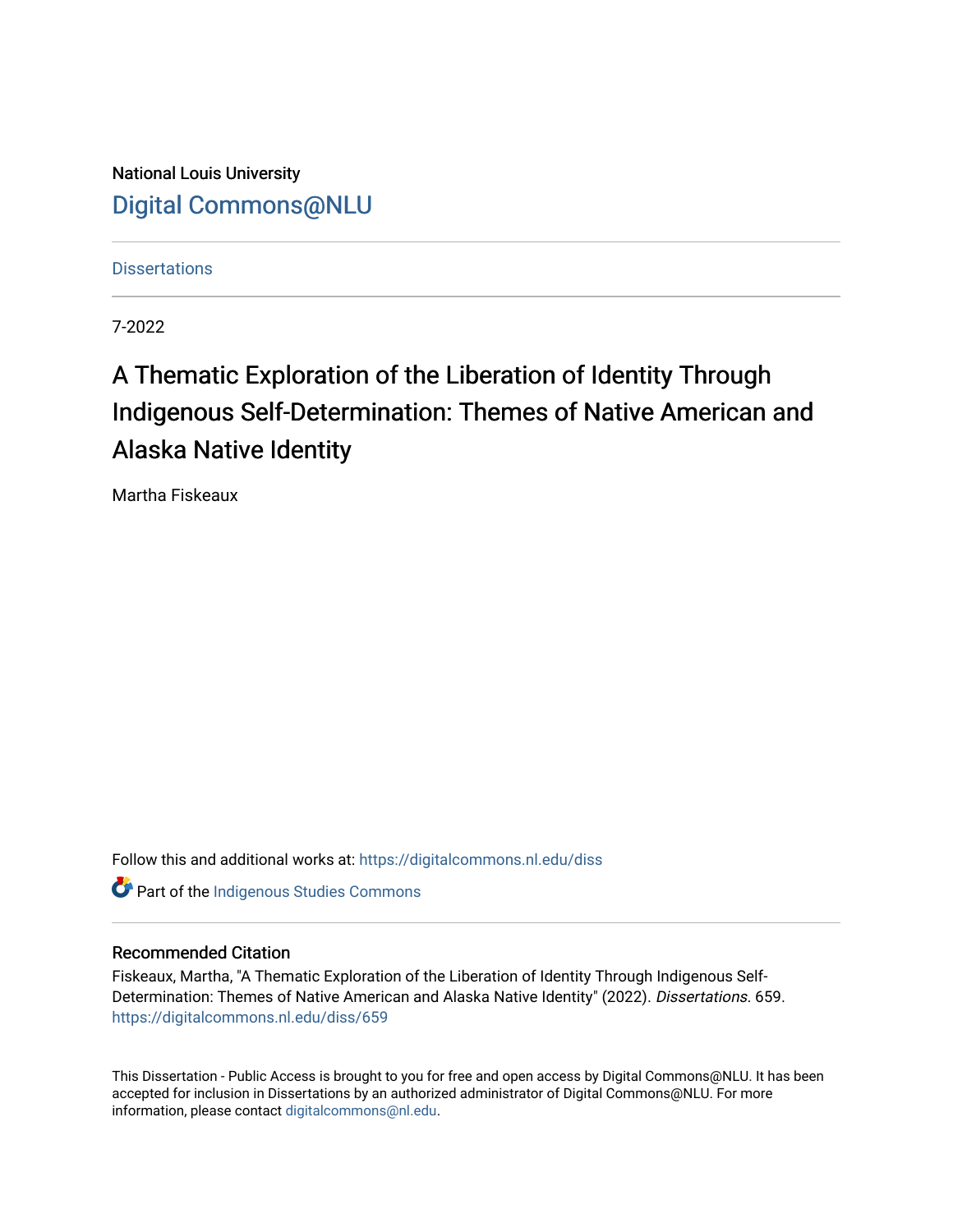National Louis University

Digital Commons@NLU

Dissertations

7-2022

# A Thematic Exploration of the Liberation of Identity Through Indigenous Self-Determination: Themes of Native American and Alaska Native Identity

Martha Fiskeaux

Follow this and additional works at: https://digitalcommons.nl.edu/diss

Part of the Indigenous Studies Commons

## Recommended Citation

Fiskeaux, Martha, "A Thematic Exploration of the Liberation of Identity Through Indigenous Self-Determination: Themes of Native American and Alaska Native Identity" (2022). *Dissertations*. 659.
https://digitalcommons.nl.edu/diss/659

This Dissertation - Public Access is brought to you for free and open access by Digital Commons@NLU. It has been accepted for inclusion in Dissertations by an authorized administrator of Digital Commons@NLU. For more information, please contact digitalcommons@nl.edu.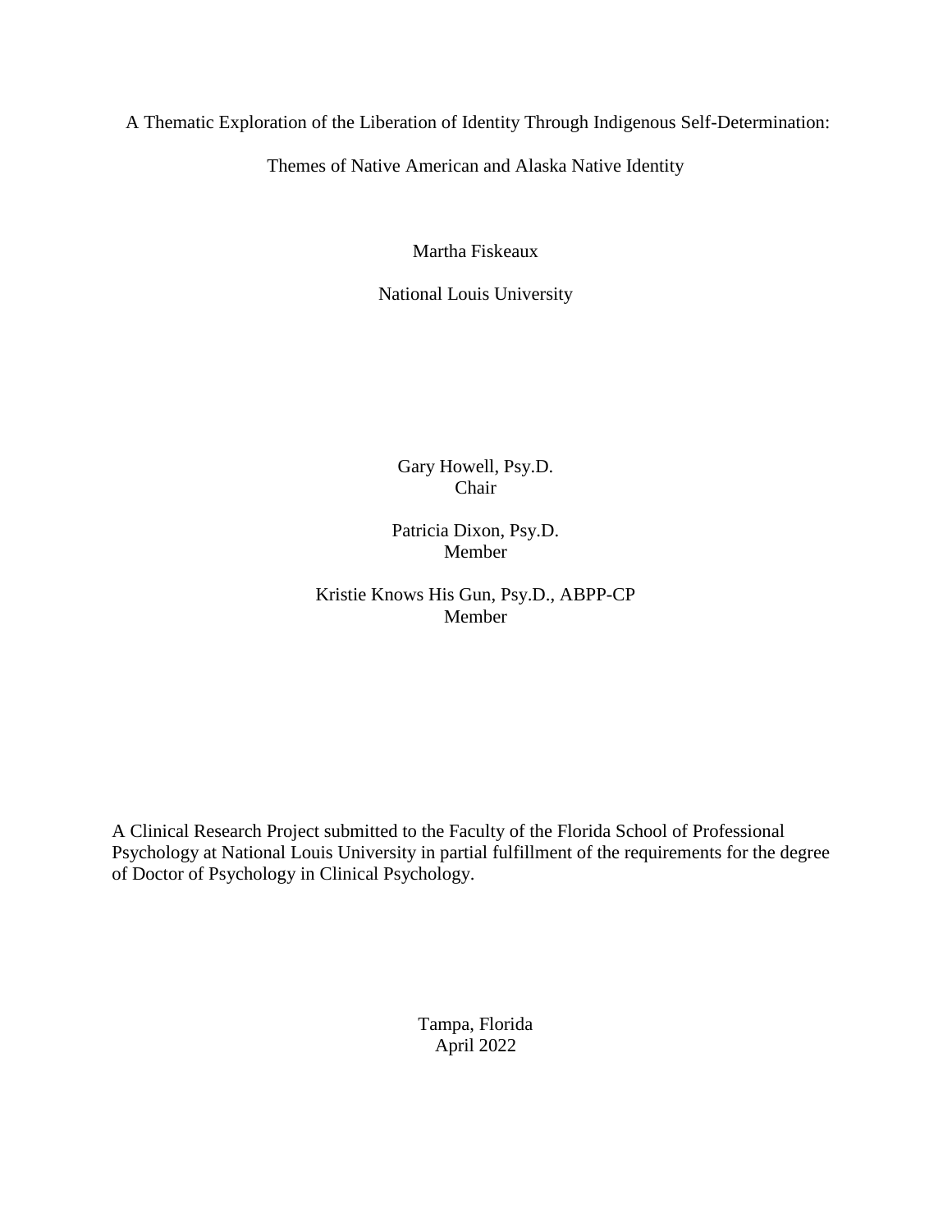A Thematic Exploration of the Liberation of Identity Through Indigenous Self-Determination:

Themes of Native American and Alaska Native Identity

Martha Fiskeaux

National Louis University

Gary Howell, Psy.D.
Chair

Patricia Dixon, Psy.D.
Member

Kristie Knows His Gun, Psy.D., ABPP-CP
Member

A Clinical Research Project submitted to the Faculty of the Florida School of Professional Psychology at National Louis University in partial fulfillment of the requirements for the degree of Doctor of Psychology in Clinical Psychology.

Tampa, Florida
April 2022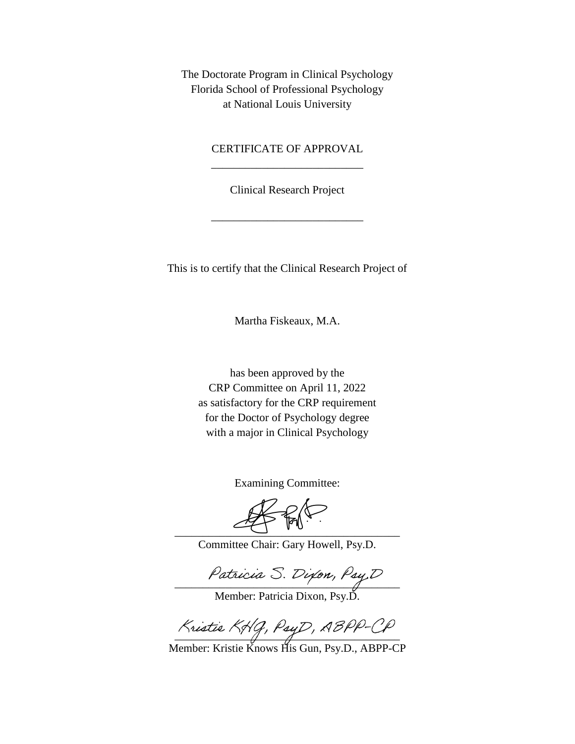The Doctorate Program in Clinical Psychology
Florida School of Professional Psychology
at National Louis University

CERTIFICATE OF APPROVAL

---

Clinical Research Project

---

This is to certify that the Clinical Research Project of

Martha Fiskeaux, M.A.

has been approved by the
CRP Committee on April 11, 2022
as satisfactory for the CRP requirement
for the Doctor of Psychology degree
with a major in Clinical Psychology

Examining Committee:

_______________________________
Committee Chair: Gary Howell, Psy.D.

Patricia S. Dixon, Psy.D
_______________________________
Member: Patricia Dixon, Psy.D.

Kristie KHG, PsyD, ABPP-CP
_______________________________
Member: Kristie Knows His Gun, Psy.D., ABPP-CP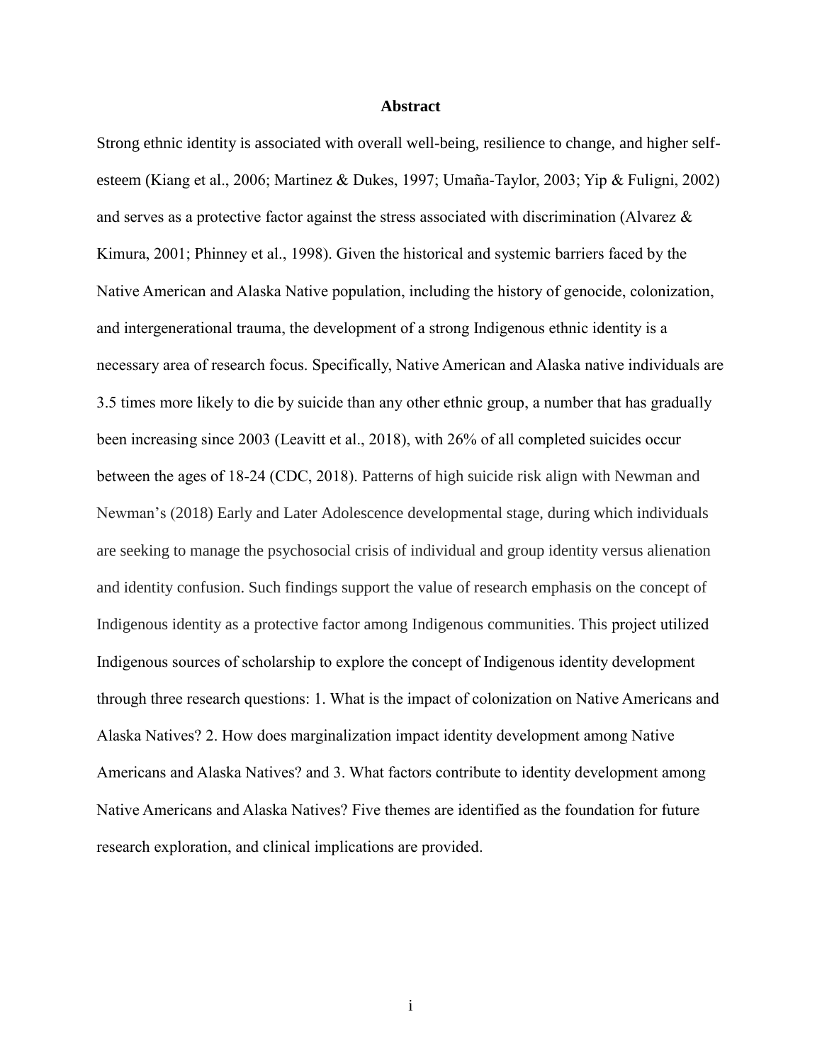# Abstract

Strong ethnic identity is associated with overall well-being, resilience to change, and higher self-esteem (Kiang et al., 2006; Martinez & Dukes, 1997; Umaña-Taylor, 2003; Yip & Fuligni, 2002) and serves as a protective factor against the stress associated with discrimination (Alvarez & Kimura, 2001; Phinney et al., 1998). Given the historical and systemic barriers faced by the Native American and Alaska Native population, including the history of genocide, colonization, and intergenerational trauma, the development of a strong Indigenous ethnic identity is a necessary area of research focus. Specifically, Native American and Alaska native individuals are 3.5 times more likely to die by suicide than any other ethnic group, a number that has gradually been increasing since 2003 (Leavitt et al., 2018), with 26% of all completed suicides occur between the ages of 18-24 (CDC, 2018). Patterns of high suicide risk align with Newman and Newman's (2018) Early and Later Adolescence developmental stage, during which individuals are seeking to manage the psychosocial crisis of individual and group identity versus alienation and identity confusion. Such findings support the value of research emphasis on the concept of Indigenous identity as a protective factor among Indigenous communities. This project utilized Indigenous sources of scholarship to explore the concept of Indigenous identity development through three research questions: 1. What is the impact of colonization on Native Americans and Alaska Natives? 2. How does marginalization impact identity development among Native Americans and Alaska Natives? and 3. What factors contribute to identity development among Native Americans and Alaska Natives? Five themes are identified as the foundation for future research exploration, and clinical implications are provided.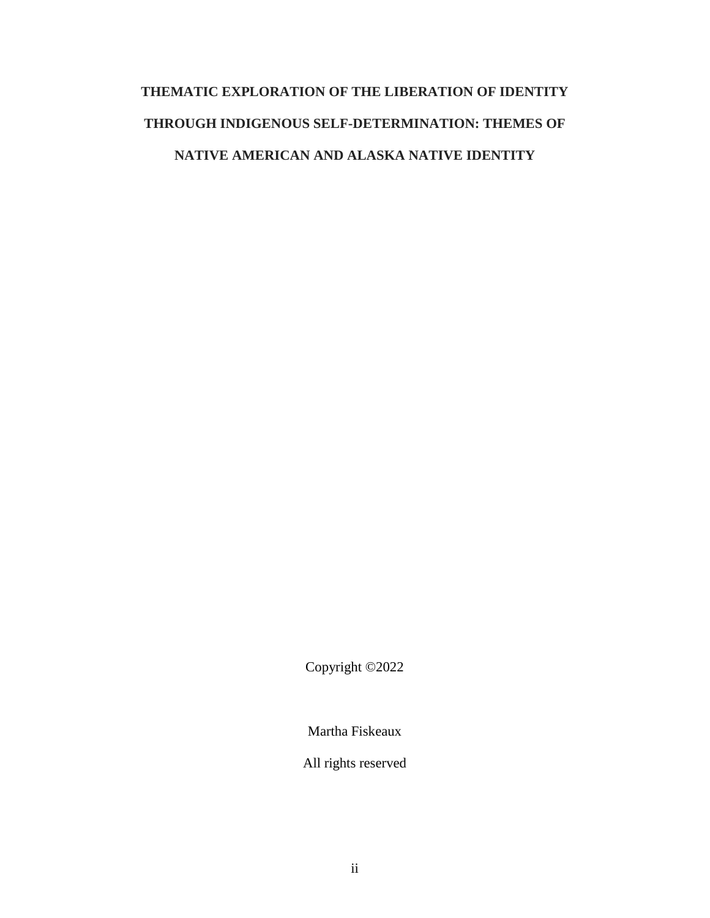# THEMATIC EXPLORATION OF THE LIBERATION OF IDENTITY THROUGH INDIGENOUS SELF-DETERMINATION: THEMES OF NATIVE AMERICAN AND ALASKA NATIVE IDENTITY

Copyright ©2022

Martha Fiskeaux

All rights reserved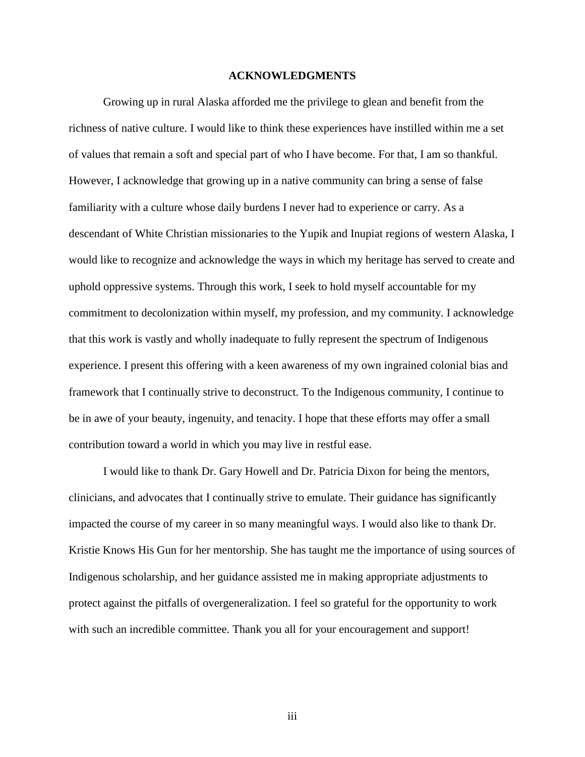# ACKNOWLEDGMENTS

Growing up in rural Alaska afforded me the privilege to glean and benefit from the richness of native culture. I would like to think these experiences have instilled within me a set of values that remain a soft and special part of who I have become. For that, I am so thankful. However, I acknowledge that growing up in a native community can bring a sense of false familiarity with a culture whose daily burdens I never had to experience or carry. As a descendant of White Christian missionaries to the Yupik and Inupiat regions of western Alaska, I would like to recognize and acknowledge the ways in which my heritage has served to create and uphold oppressive systems. Through this work, I seek to hold myself accountable for my commitment to decolonization within myself, my profession, and my community. I acknowledge that this work is vastly and wholly inadequate to fully represent the spectrum of Indigenous experience. I present this offering with a keen awareness of my own ingrained colonial bias and framework that I continually strive to deconstruct. To the Indigenous community, I continue to be in awe of your beauty, ingenuity, and tenacity. I hope that these efforts may offer a small contribution toward a world in which you may live in restful ease.

I would like to thank Dr. Gary Howell and Dr. Patricia Dixon for being the mentors, clinicians, and advocates that I continually strive to emulate. Their guidance has significantly impacted the course of my career in so many meaningful ways. I would also like to thank Dr. Kristie Knows His Gun for her mentorship. She has taught me the importance of using sources of Indigenous scholarship, and her guidance assisted me in making appropriate adjustments to protect against the pitfalls of overgeneralization. I feel so grateful for the opportunity to work with such an incredible committee. Thank you all for your encouragement and support!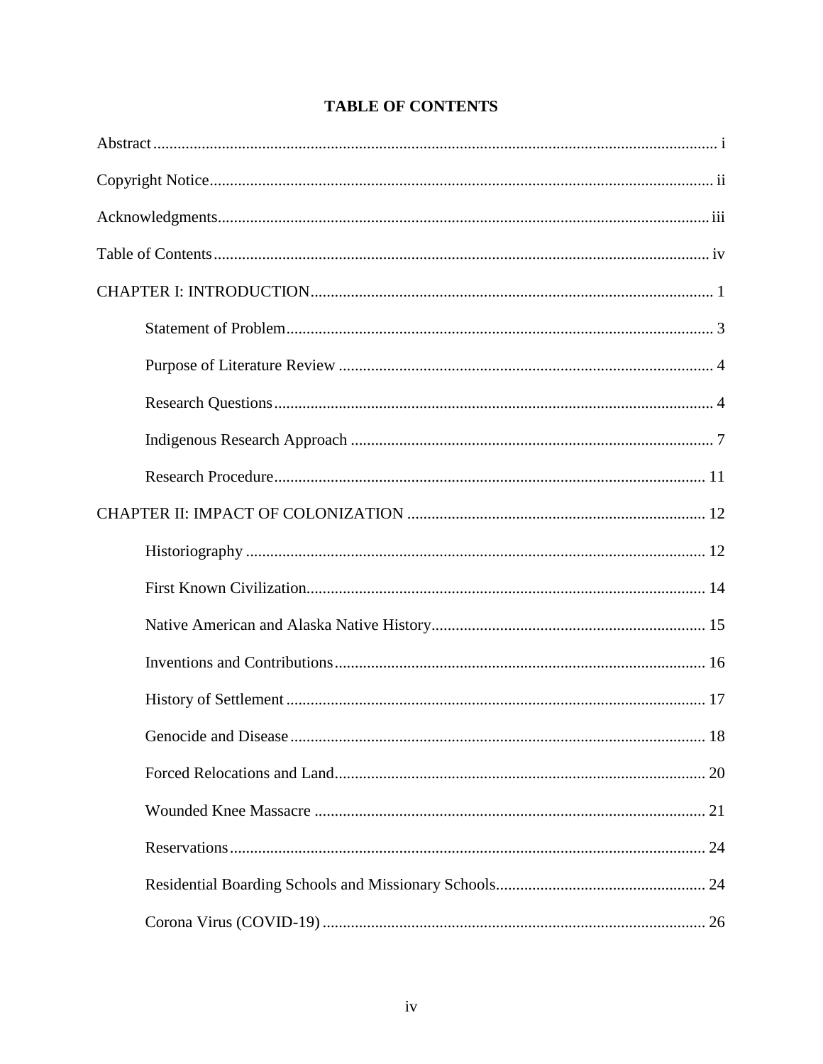## TABLE OF CONTENTS

Abstract ..... i

Copyright Notice ..... ii

Acknowledgments ..... iii

Table of Contents ..... iv

CHAPTER I: INTRODUCTION ..... 1

- Statement of Problem ..... 3
- Purpose of Literature Review ..... 4
- Research Questions ..... 4
- Indigenous Research Approach ..... 7
- Research Procedure ..... 11

CHAPTER II: IMPACT OF COLONIZATION ..... 12

- Historiography ..... 12
- First Known Civilization ..... 14
- Native American and Alaska Native History ..... 15
- Inventions and Contributions ..... 16
- History of Settlement ..... 17
- Genocide and Disease ..... 18
- Forced Relocations and Land ..... 20
- Wounded Knee Massacre ..... 21
- Reservations ..... 24
- Residential Boarding Schools and Missionary Schools ..... 24
- Corona Virus (COVID-19) ..... 26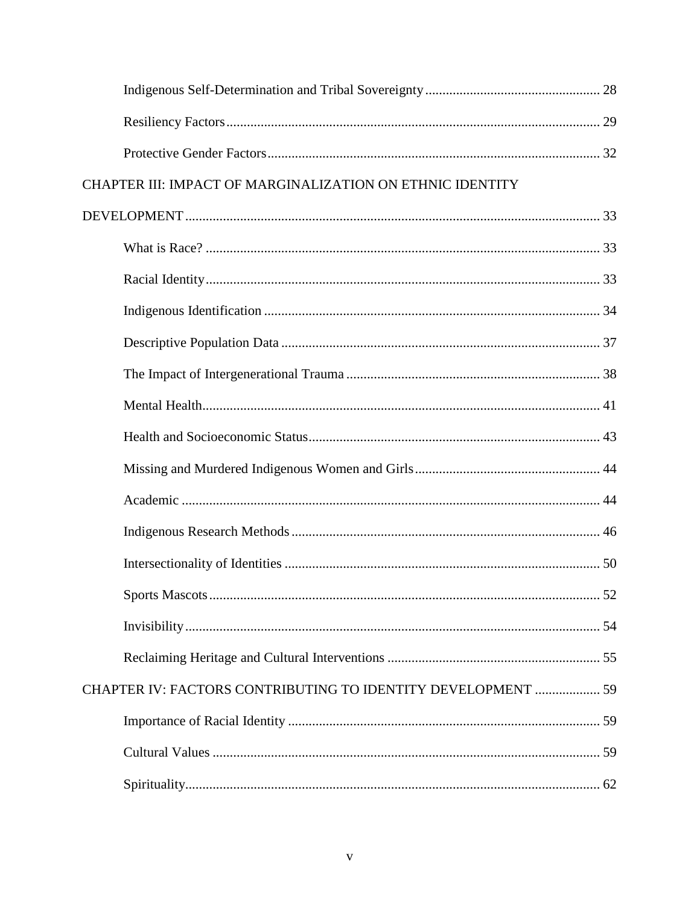Indigenous Self-Determination and Tribal Sovereignty .................................................. 28

Resiliency Factors ............................................................................................................ 29

Protective Gender Factors ................................................................................................ 32

CHAPTER III: IMPACT OF MARGINALIZATION ON ETHNIC IDENTITY DEVELOPMENT ........................................................................................................................ 33

What is Race? .................................................................................................................. 33

Racial Identity .................................................................................................................. 33

Indigenous Identification ................................................................................................. 34

Descriptive Population Data ............................................................................................ 37

The Impact of Intergenerational Trauma ......................................................................... 38

Mental Health ................................................................................................................... 41

Health and Socioeconomic Status .................................................................................... 43

Missing and Murdered Indigenous Women and Girls ..................................................... 44

Academic ......................................................................................................................... 44

Indigenous Research Methods ......................................................................................... 46

Intersectionality of Identities ........................................................................................... 50

Sports Mascots ................................................................................................................. 52

Invisibility ........................................................................................................................ 54

Reclaiming Heritage and Cultural Interventions ............................................................. 55

CHAPTER IV: FACTORS CONTRIBUTING TO IDENTITY DEVELOPMENT .................. 59

Importance of Racial Identity .......................................................................................... 59

Cultural Values ................................................................................................................ 59

Spirituality ........................................................................................................................ 62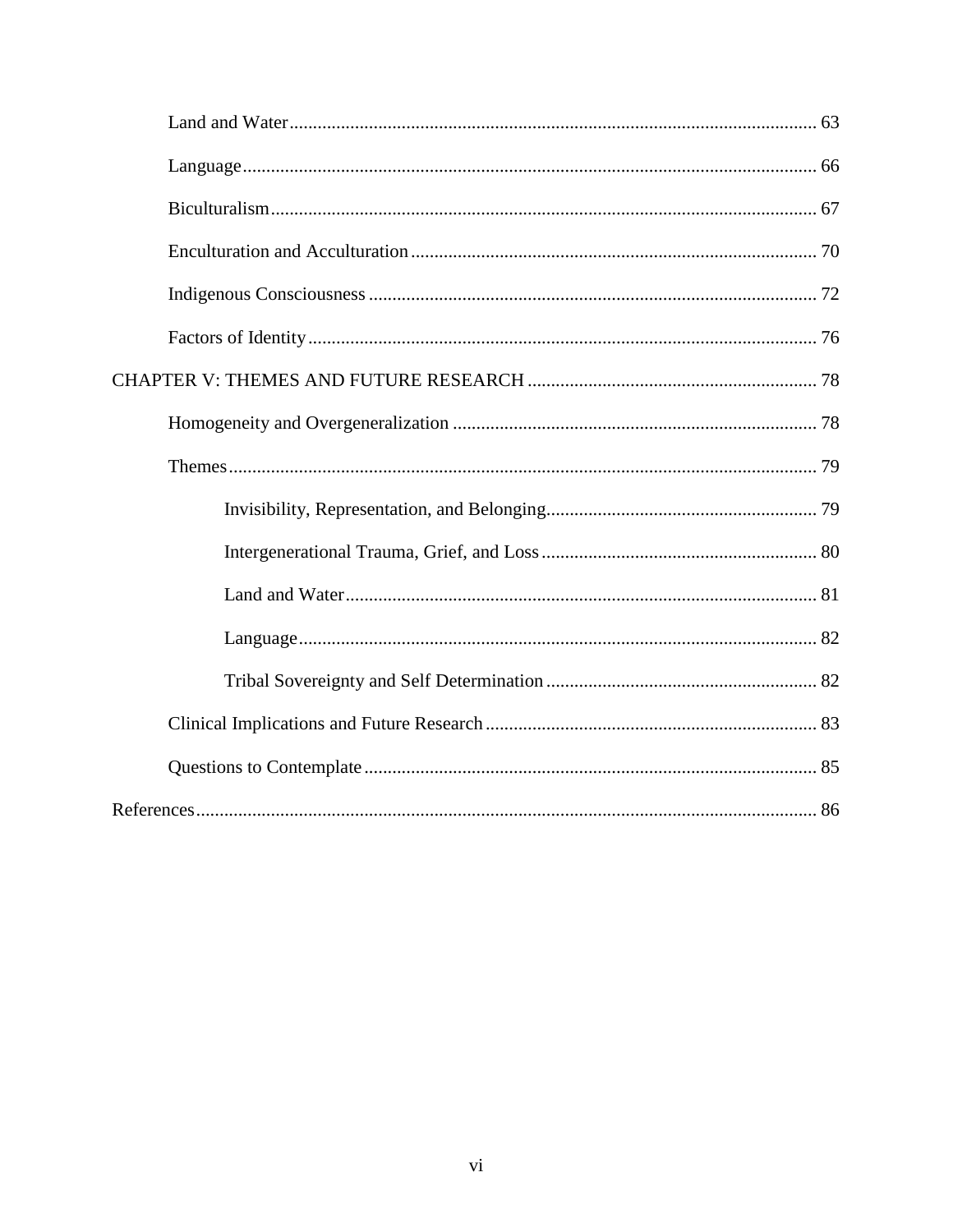Land and Water 63

Language 66

Biculturalism 67

Enculturation and Acculturation 70

Indigenous Consciousness 72

Factors of Identity 76

CHAPTER V: THEMES AND FUTURE RESEARCH 78

Homogeneity and Overgeneralization 78

Themes 79

Invisibility, Representation, and Belonging 79

Intergenerational Trauma, Grief, and Loss 80

Land and Water 81

Language 82

Tribal Sovereignty and Self Determination 82

Clinical Implications and Future Research 83

Questions to Contemplate 85

References 86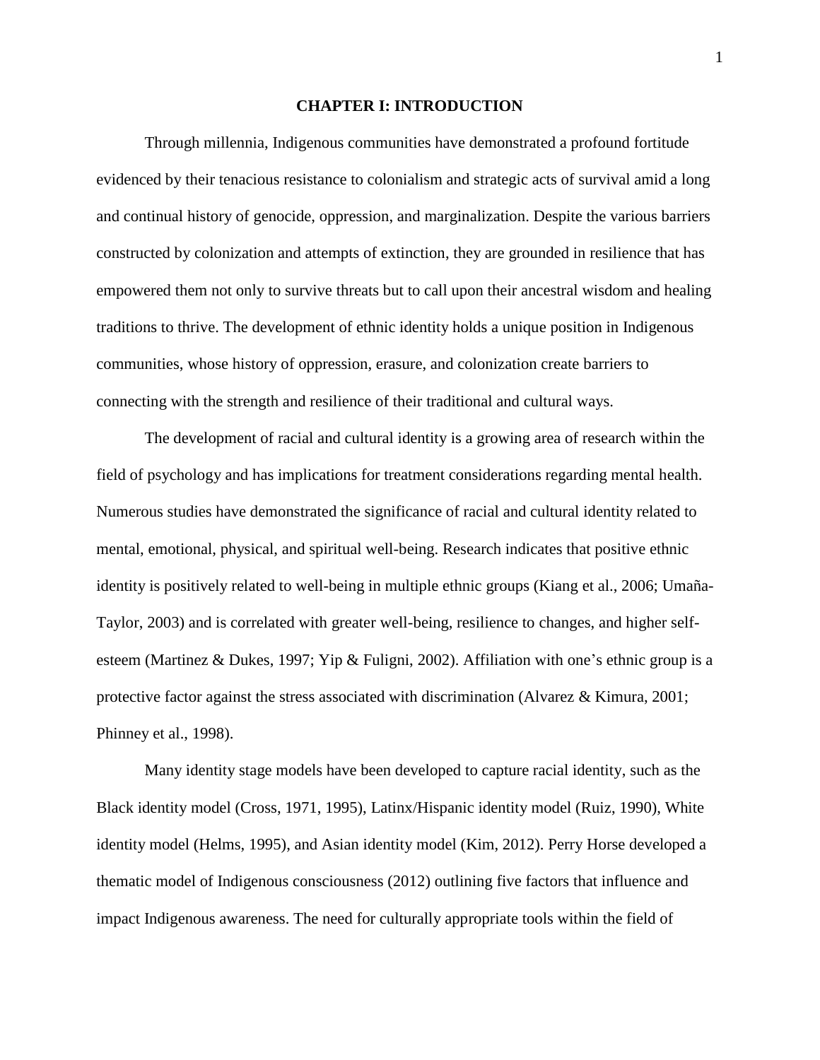# CHAPTER I: INTRODUCTION

Through millennia, Indigenous communities have demonstrated a profound fortitude evidenced by their tenacious resistance to colonialism and strategic acts of survival amid a long and continual history of genocide, oppression, and marginalization. Despite the various barriers constructed by colonization and attempts of extinction, they are grounded in resilience that has empowered them not only to survive threats but to call upon their ancestral wisdom and healing traditions to thrive. The development of ethnic identity holds a unique position in Indigenous communities, whose history of oppression, erasure, and colonization create barriers to connecting with the strength and resilience of their traditional and cultural ways.

The development of racial and cultural identity is a growing area of research within the field of psychology and has implications for treatment considerations regarding mental health. Numerous studies have demonstrated the significance of racial and cultural identity related to mental, emotional, physical, and spiritual well-being. Research indicates that positive ethnic identity is positively related to well-being in multiple ethnic groups (Kiang et al., 2006; Umaña-Taylor, 2003) and is correlated with greater well-being, resilience to changes, and higher self-esteem (Martinez & Dukes, 1997; Yip & Fuligni, 2002). Affiliation with one's ethnic group is a protective factor against the stress associated with discrimination (Alvarez & Kimura, 2001; Phinney et al., 1998).

Many identity stage models have been developed to capture racial identity, such as the Black identity model (Cross, 1971, 1995), Latinx/Hispanic identity model (Ruiz, 1990), White identity model (Helms, 1995), and Asian identity model (Kim, 2012). Perry Horse developed a thematic model of Indigenous consciousness (2012) outlining five factors that influence and impact Indigenous awareness. The need for culturally appropriate tools within the field of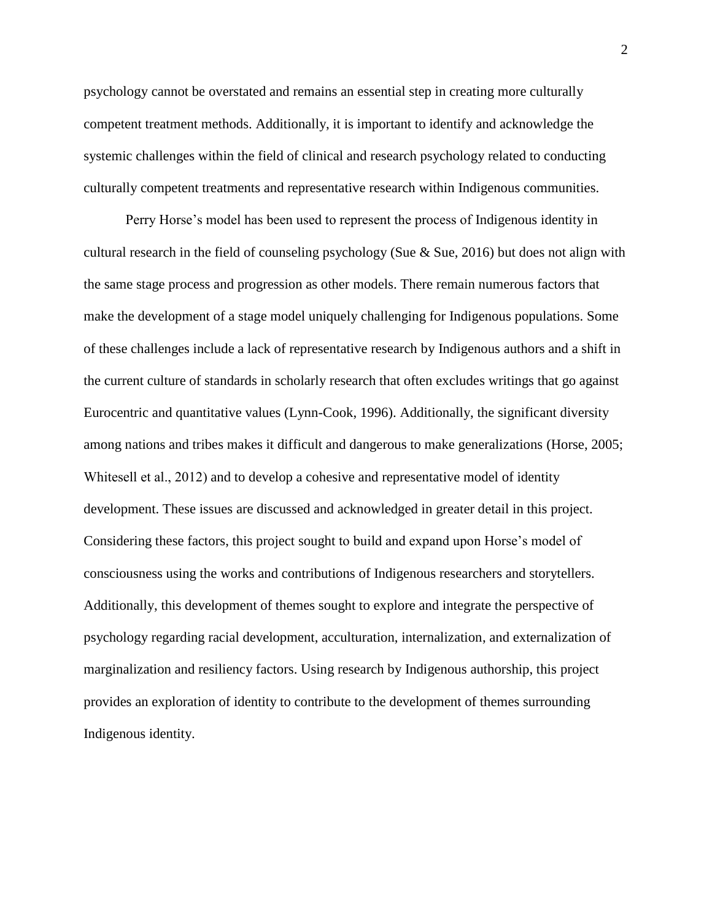psychology cannot be overstated and remains an essential step in creating more culturally competent treatment methods. Additionally, it is important to identify and acknowledge the systemic challenges within the field of clinical and research psychology related to conducting culturally competent treatments and representative research within Indigenous communities.

Perry Horse's model has been used to represent the process of Indigenous identity in cultural research in the field of counseling psychology (Sue & Sue, 2016) but does not align with the same stage process and progression as other models. There remain numerous factors that make the development of a stage model uniquely challenging for Indigenous populations. Some of these challenges include a lack of representative research by Indigenous authors and a shift in the current culture of standards in scholarly research that often excludes writings that go against Eurocentric and quantitative values (Lynn-Cook, 1996). Additionally, the significant diversity among nations and tribes makes it difficult and dangerous to make generalizations (Horse, 2005; Whitesell et al., 2012) and to develop a cohesive and representative model of identity development. These issues are discussed and acknowledged in greater detail in this project. Considering these factors, this project sought to build and expand upon Horse's model of consciousness using the works and contributions of Indigenous researchers and storytellers. Additionally, this development of themes sought to explore and integrate the perspective of psychology regarding racial development, acculturation, internalization, and externalization of marginalization and resiliency factors. Using research by Indigenous authorship, this project provides an exploration of identity to contribute to the development of themes surrounding Indigenous identity.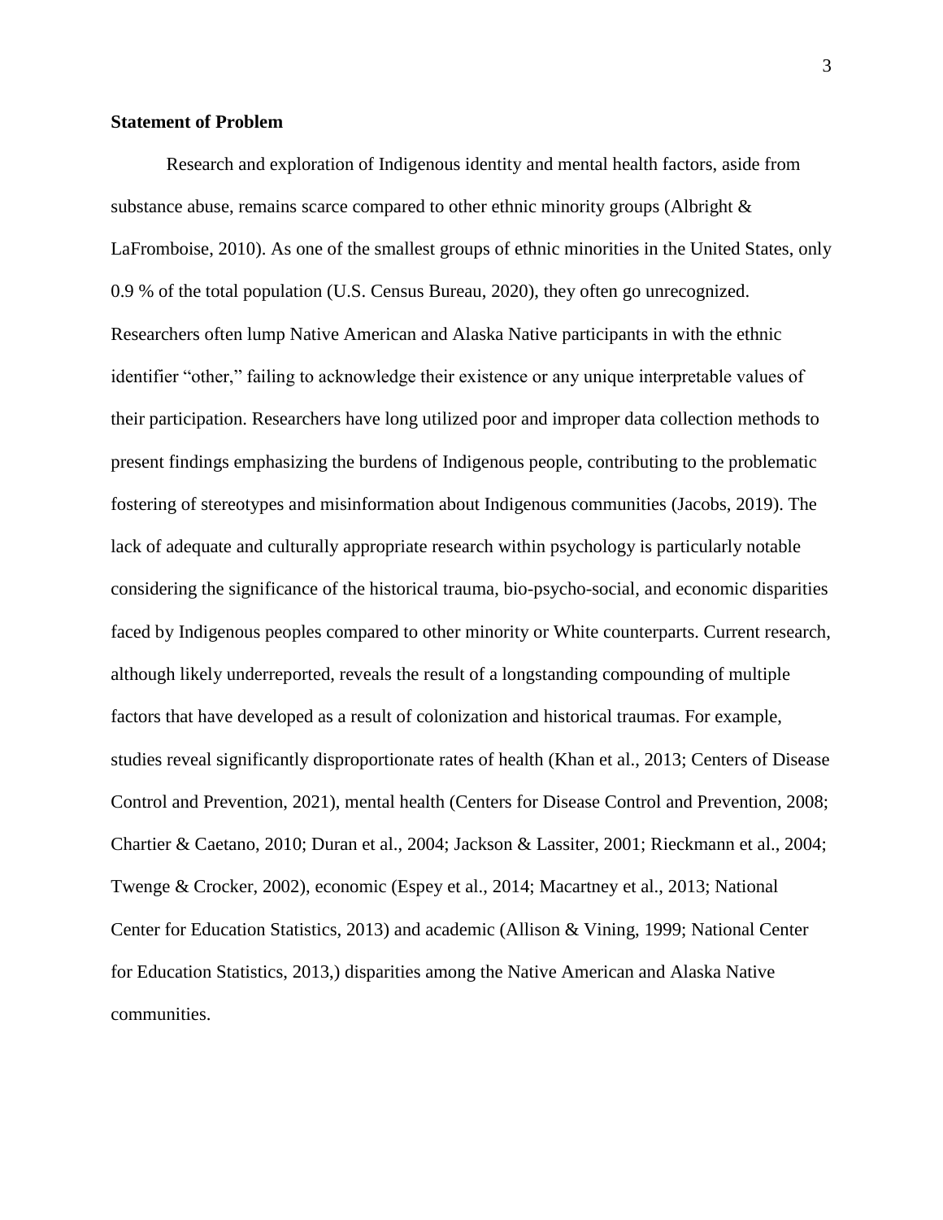**Statement of Problem**

Research and exploration of Indigenous identity and mental health factors, aside from substance abuse, remains scarce compared to other ethnic minority groups (Albright & LaFromboise, 2010). As one of the smallest groups of ethnic minorities in the United States, only 0.9 % of the total population (U.S. Census Bureau, 2020), they often go unrecognized. Researchers often lump Native American and Alaska Native participants in with the ethnic identifier "other," failing to acknowledge their existence or any unique interpretable values of their participation. Researchers have long utilized poor and improper data collection methods to present findings emphasizing the burdens of Indigenous people, contributing to the problematic fostering of stereotypes and misinformation about Indigenous communities (Jacobs, 2019). The lack of adequate and culturally appropriate research within psychology is particularly notable considering the significance of the historical trauma, bio-psycho-social, and economic disparities faced by Indigenous peoples compared to other minority or White counterparts. Current research, although likely underreported, reveals the result of a longstanding compounding of multiple factors that have developed as a result of colonization and historical traumas. For example, studies reveal significantly disproportionate rates of health (Khan et al., 2013; Centers of Disease Control and Prevention, 2021), mental health (Centers for Disease Control and Prevention, 2008; Chartier & Caetano, 2010; Duran et al., 2004; Jackson & Lassiter, 2001; Rieckmann et al., 2004; Twenge & Crocker, 2002), economic (Espey et al., 2014; Macartney et al., 2013; National Center for Education Statistics, 2013) and academic (Allison & Vining, 1999; National Center for Education Statistics, 2013,) disparities among the Native American and Alaska Native communities.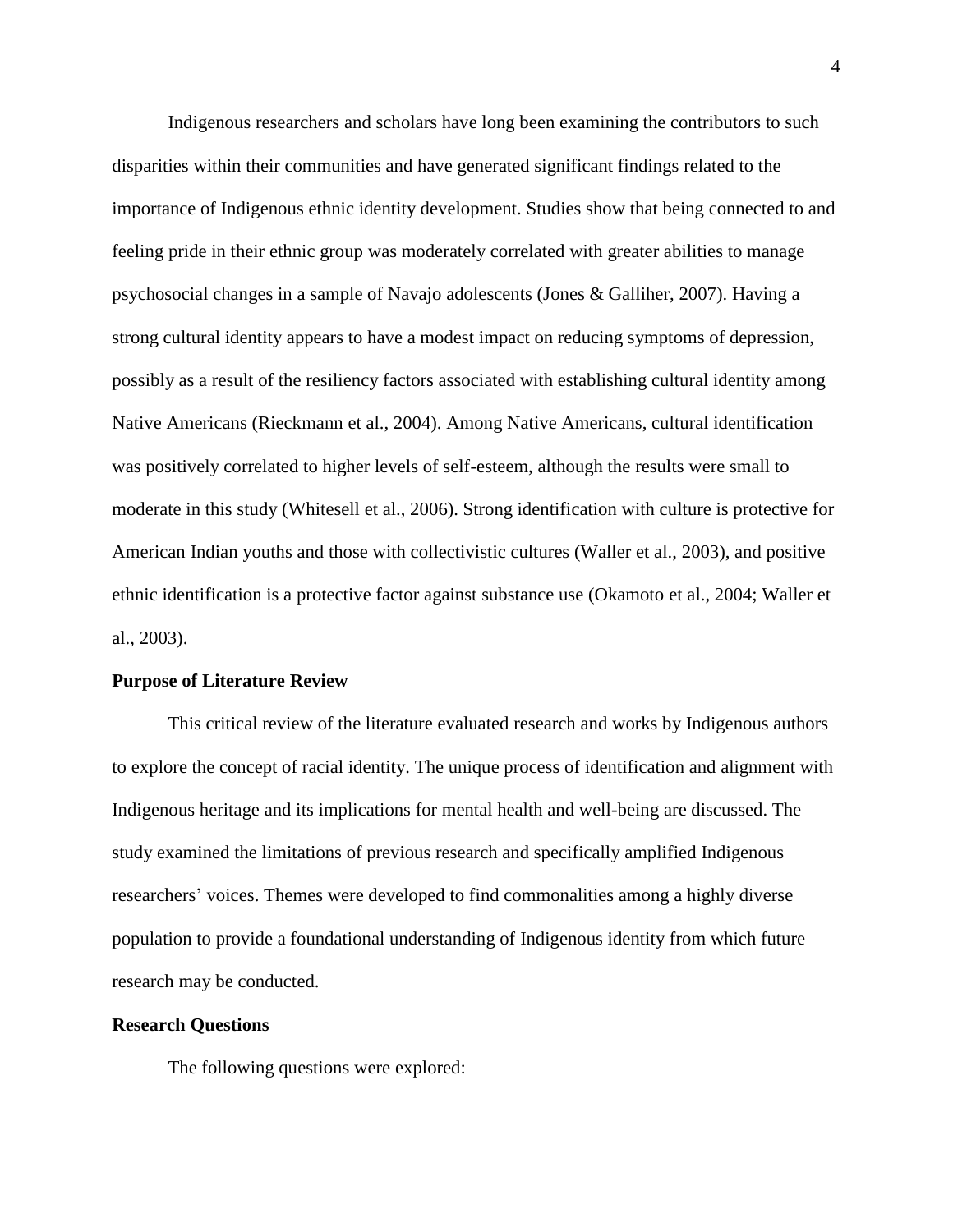Indigenous researchers and scholars have long been examining the contributors to such disparities within their communities and have generated significant findings related to the importance of Indigenous ethnic identity development. Studies show that being connected to and feeling pride in their ethnic group was moderately correlated with greater abilities to manage psychosocial changes in a sample of Navajo adolescents (Jones & Galliher, 2007). Having a strong cultural identity appears to have a modest impact on reducing symptoms of depression, possibly as a result of the resiliency factors associated with establishing cultural identity among Native Americans (Rieckmann et al., 2004). Among Native Americans, cultural identification was positively correlated to higher levels of self-esteem, although the results were small to moderate in this study (Whitesell et al., 2006). Strong identification with culture is protective for American Indian youths and those with collectivistic cultures (Waller et al., 2003), and positive ethnic identification is a protective factor against substance use (Okamoto et al., 2004; Waller et al., 2003).

## Purpose of Literature Review

This critical review of the literature evaluated research and works by Indigenous authors to explore the concept of racial identity. The unique process of identification and alignment with Indigenous heritage and its implications for mental health and well-being are discussed. The study examined the limitations of previous research and specifically amplified Indigenous researchers' voices. Themes were developed to find commonalities among a highly diverse population to provide a foundational understanding of Indigenous identity from which future research may be conducted.

## Research Questions

The following questions were explored: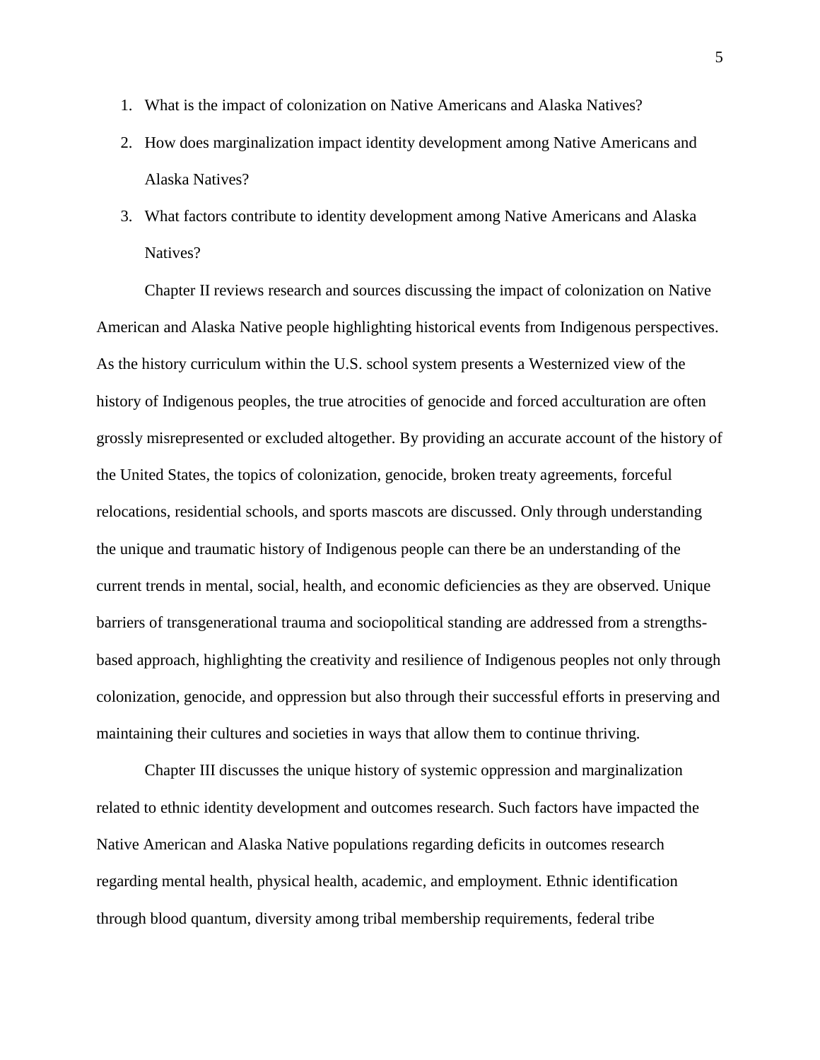1. What is the impact of colonization on Native Americans and Alaska Natives?
2. How does marginalization impact identity development among Native Americans and Alaska Natives?
3. What factors contribute to identity development among Native Americans and Alaska Natives?

Chapter II reviews research and sources discussing the impact of colonization on Native American and Alaska Native people highlighting historical events from Indigenous perspectives. As the history curriculum within the U.S. school system presents a Westernized view of the history of Indigenous peoples, the true atrocities of genocide and forced acculturation are often grossly misrepresented or excluded altogether. By providing an accurate account of the history of the United States, the topics of colonization, genocide, broken treaty agreements, forceful relocations, residential schools, and sports mascots are discussed. Only through understanding the unique and traumatic history of Indigenous people can there be an understanding of the current trends in mental, social, health, and economic deficiencies as they are observed. Unique barriers of transgenerational trauma and sociopolitical standing are addressed from a strengths-based approach, highlighting the creativity and resilience of Indigenous peoples not only through colonization, genocide, and oppression but also through their successful efforts in preserving and maintaining their cultures and societies in ways that allow them to continue thriving.

Chapter III discusses the unique history of systemic oppression and marginalization related to ethnic identity development and outcomes research. Such factors have impacted the Native American and Alaska Native populations regarding deficits in outcomes research regarding mental health, physical health, academic, and employment. Ethnic identification through blood quantum, diversity among tribal membership requirements, federal tribe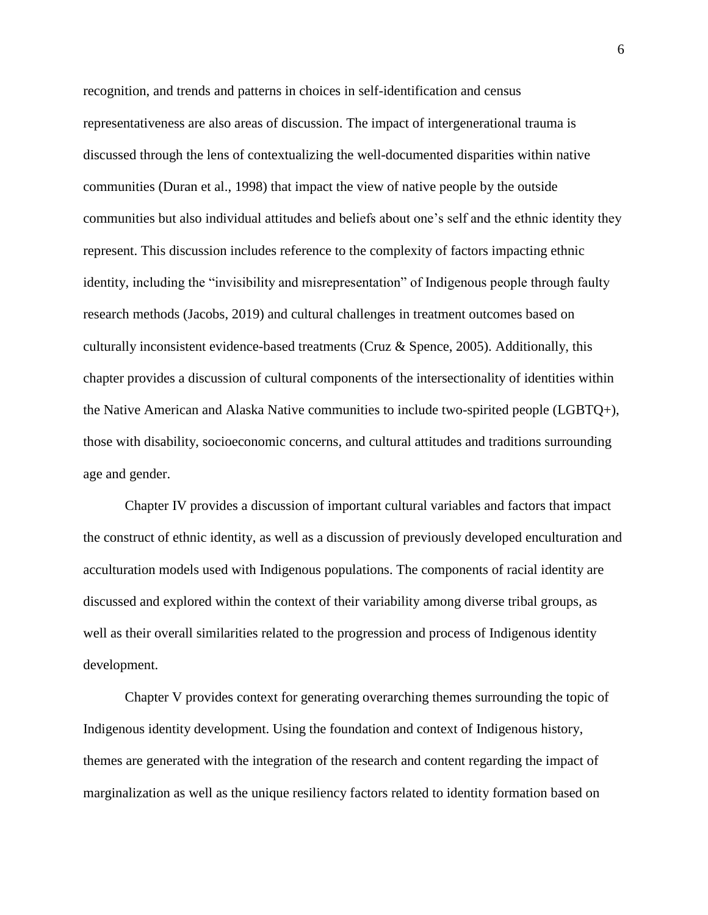recognition, and trends and patterns in choices in self-identification and census representativeness are also areas of discussion. The impact of intergenerational trauma is discussed through the lens of contextualizing the well-documented disparities within native communities (Duran et al., 1998) that impact the view of native people by the outside communities but also individual attitudes and beliefs about one's self and the ethnic identity they represent. This discussion includes reference to the complexity of factors impacting ethnic identity, including the "invisibility and misrepresentation" of Indigenous people through faulty research methods (Jacobs, 2019) and cultural challenges in treatment outcomes based on culturally inconsistent evidence-based treatments (Cruz & Spence, 2005). Additionally, this chapter provides a discussion of cultural components of the intersectionality of identities within the Native American and Alaska Native communities to include two-spirited people (LGBTQ+), those with disability, socioeconomic concerns, and cultural attitudes and traditions surrounding age and gender.

Chapter IV provides a discussion of important cultural variables and factors that impact the construct of ethnic identity, as well as a discussion of previously developed enculturation and acculturation models used with Indigenous populations. The components of racial identity are discussed and explored within the context of their variability among diverse tribal groups, as well as their overall similarities related to the progression and process of Indigenous identity development.

Chapter V provides context for generating overarching themes surrounding the topic of Indigenous identity development. Using the foundation and context of Indigenous history, themes are generated with the integration of the research and content regarding the impact of marginalization as well as the unique resiliency factors related to identity formation based on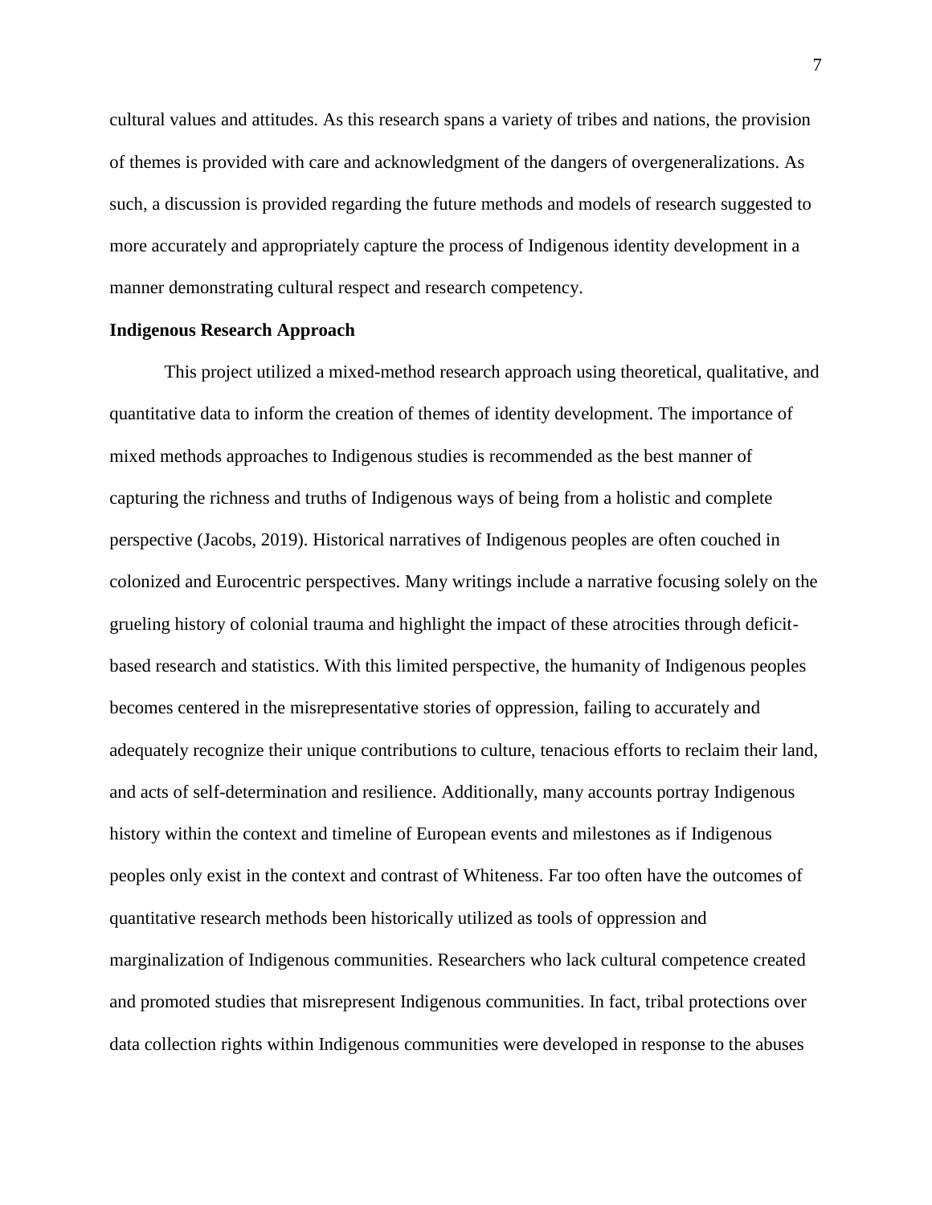cultural values and attitudes. As this research spans a variety of tribes and nations, the provision of themes is provided with care and acknowledgment of the dangers of overgeneralizations. As such, a discussion is provided regarding the future methods and models of research suggested to more accurately and appropriately capture the process of Indigenous identity development in a manner demonstrating cultural respect and research competency.

## Indigenous Research Approach

This project utilized a mixed-method research approach using theoretical, qualitative, and quantitative data to inform the creation of themes of identity development. The importance of mixed methods approaches to Indigenous studies is recommended as the best manner of capturing the richness and truths of Indigenous ways of being from a holistic and complete perspective (Jacobs, 2019). Historical narratives of Indigenous peoples are often couched in colonized and Eurocentric perspectives. Many writings include a narrative focusing solely on the grueling history of colonial trauma and highlight the impact of these atrocities through deficit-based research and statistics. With this limited perspective, the humanity of Indigenous peoples becomes centered in the misrepresentative stories of oppression, failing to accurately and adequately recognize their unique contributions to culture, tenacious efforts to reclaim their land, and acts of self-determination and resilience. Additionally, many accounts portray Indigenous history within the context and timeline of European events and milestones as if Indigenous peoples only exist in the context and contrast of Whiteness. Far too often have the outcomes of quantitative research methods been historically utilized as tools of oppression and marginalization of Indigenous communities. Researchers who lack cultural competence created and promoted studies that misrepresent Indigenous communities. In fact, tribal protections over data collection rights within Indigenous communities were developed in response to the abuses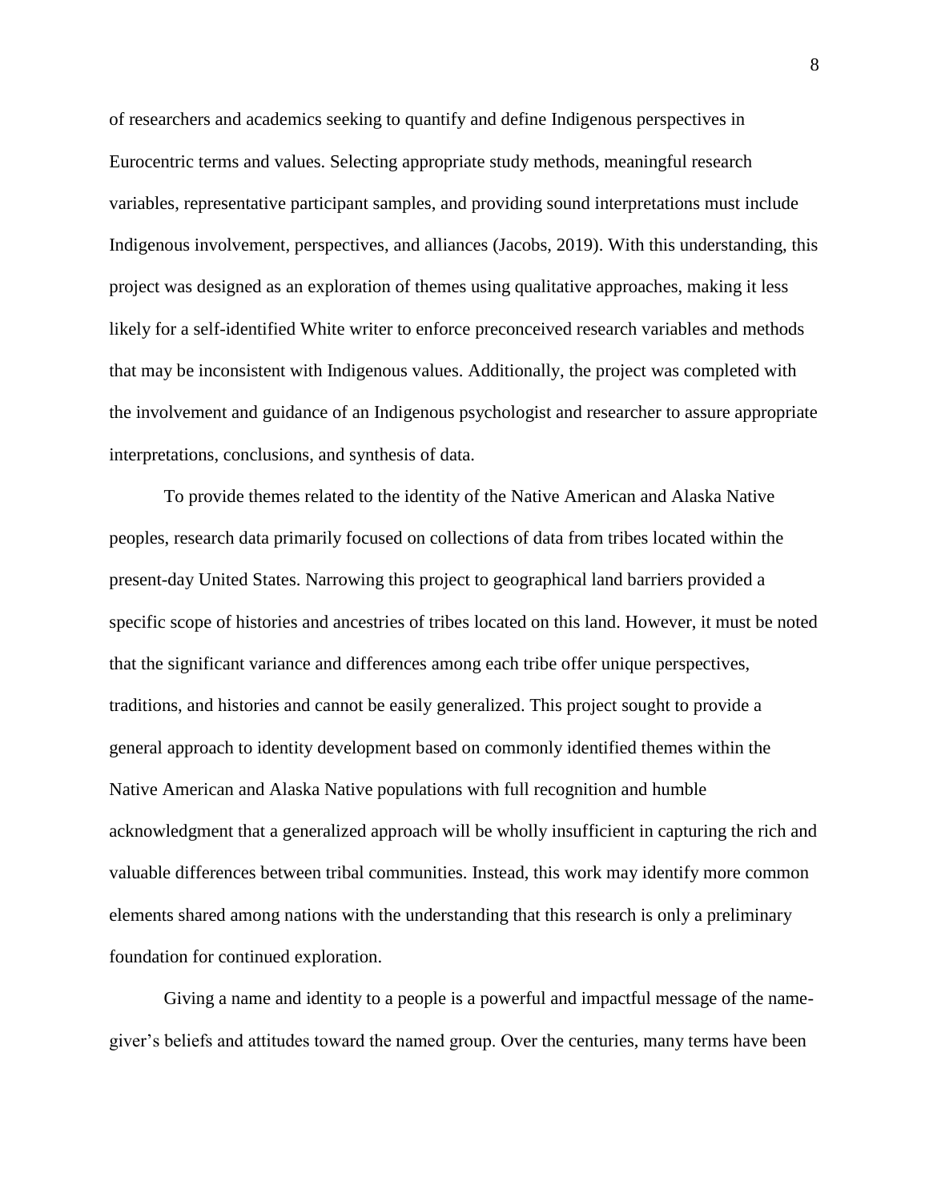of researchers and academics seeking to quantify and define Indigenous perspectives in Eurocentric terms and values. Selecting appropriate study methods, meaningful research variables, representative participant samples, and providing sound interpretations must include Indigenous involvement, perspectives, and alliances (Jacobs, 2019). With this understanding, this project was designed as an exploration of themes using qualitative approaches, making it less likely for a self-identified White writer to enforce preconceived research variables and methods that may be inconsistent with Indigenous values. Additionally, the project was completed with the involvement and guidance of an Indigenous psychologist and researcher to assure appropriate interpretations, conclusions, and synthesis of data.

To provide themes related to the identity of the Native American and Alaska Native peoples, research data primarily focused on collections of data from tribes located within the present-day United States. Narrowing this project to geographical land barriers provided a specific scope of histories and ancestries of tribes located on this land. However, it must be noted that the significant variance and differences among each tribe offer unique perspectives, traditions, and histories and cannot be easily generalized. This project sought to provide a general approach to identity development based on commonly identified themes within the Native American and Alaska Native populations with full recognition and humble acknowledgment that a generalized approach will be wholly insufficient in capturing the rich and valuable differences between tribal communities. Instead, this work may identify more common elements shared among nations with the understanding that this research is only a preliminary foundation for continued exploration.

Giving a name and identity to a people is a powerful and impactful message of the name-giver's beliefs and attitudes toward the named group. Over the centuries, many terms have been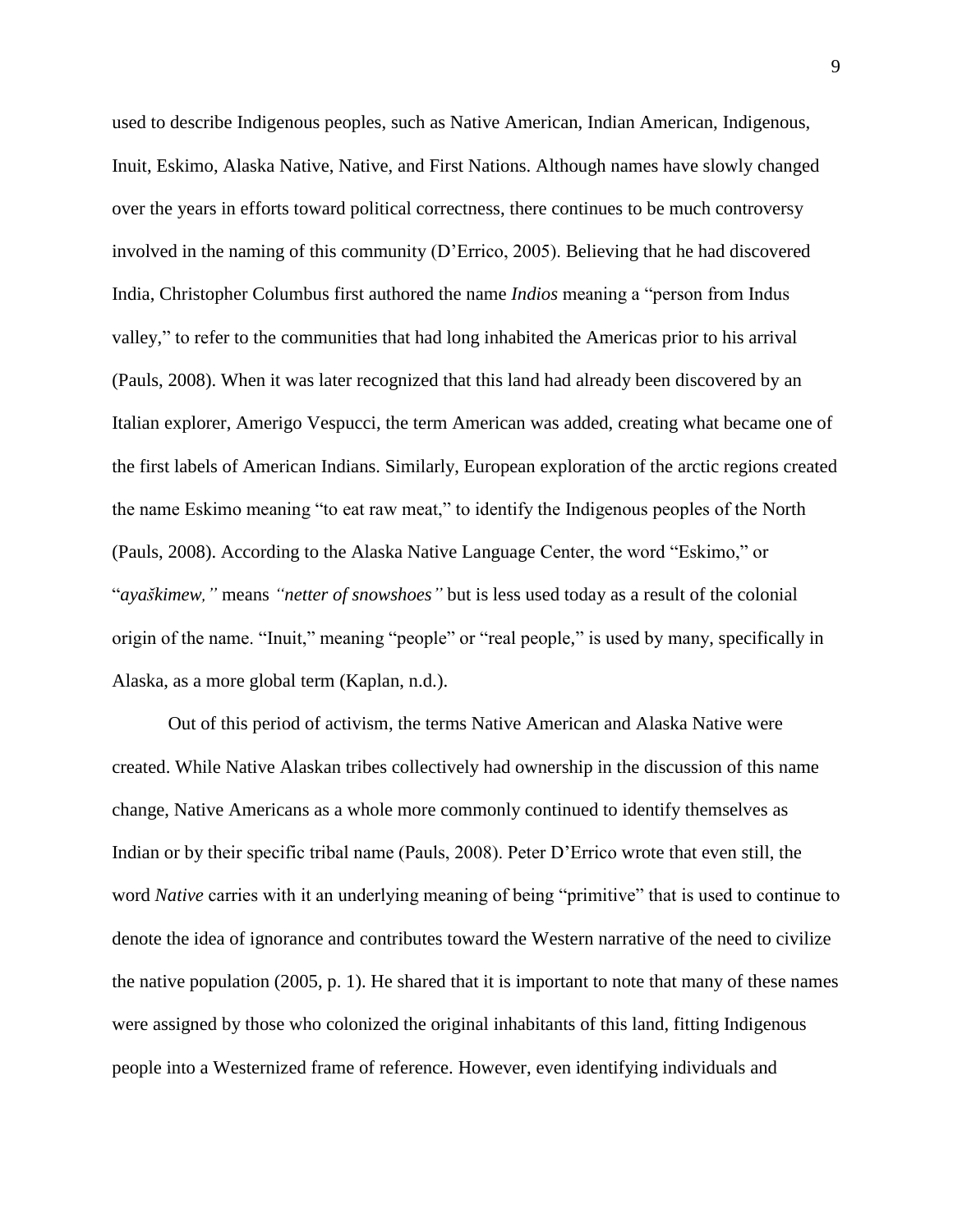used to describe Indigenous peoples, such as Native American, Indian American, Indigenous, Inuit, Eskimo, Alaska Native, Native, and First Nations. Although names have slowly changed over the years in efforts toward political correctness, there continues to be much controversy involved in the naming of this community (D'Errico, 2005). Believing that he had discovered India, Christopher Columbus first authored the name *Indios* meaning a "person from Indus valley," to refer to the communities that had long inhabited the Americas prior to his arrival (Pauls, 2008). When it was later recognized that this land had already been discovered by an Italian explorer, Amerigo Vespucci, the term American was added, creating what became one of the first labels of American Indians. Similarly, European exploration of the arctic regions created the name Eskimo meaning "to eat raw meat," to identify the Indigenous peoples of the North (Pauls, 2008). According to the Alaska Native Language Center, the word "Eskimo," or "*ayaškimew,"* means *"netter of snowshoes"* but is less used today as a result of the colonial origin of the name. "Inuit," meaning "people" or "real people," is used by many, specifically in Alaska, as a more global term (Kaplan, n.d.).

Out of this period of activism, the terms Native American and Alaska Native were created. While Native Alaskan tribes collectively had ownership in the discussion of this name change, Native Americans as a whole more commonly continued to identify themselves as Indian or by their specific tribal name (Pauls, 2008). Peter D'Errico wrote that even still, the word *Native* carries with it an underlying meaning of being "primitive" that is used to continue to denote the idea of ignorance and contributes toward the Western narrative of the need to civilize the native population (2005, p. 1). He shared that it is important to note that many of these names were assigned by those who colonized the original inhabitants of this land, fitting Indigenous people into a Westernized frame of reference. However, even identifying individuals and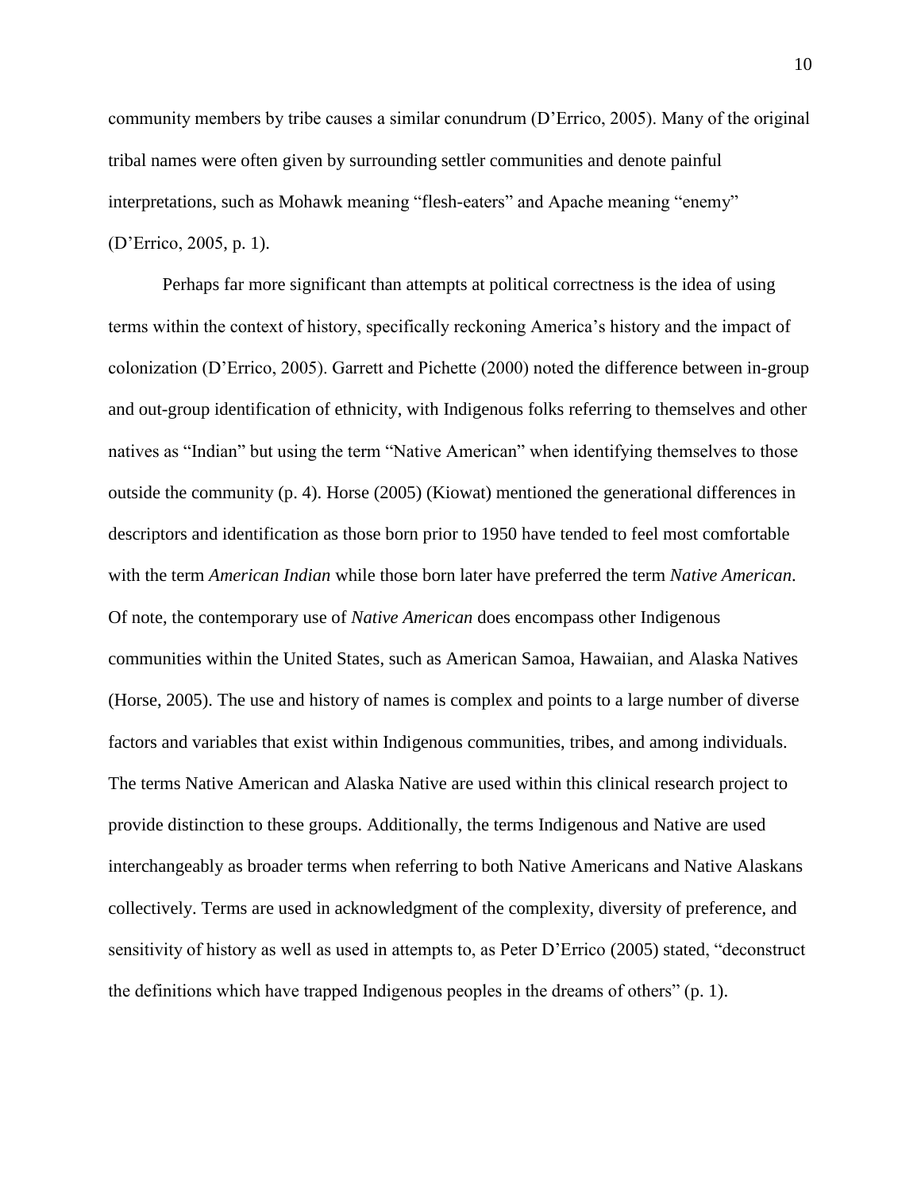community members by tribe causes a similar conundrum (D'Errico, 2005). Many of the original tribal names were often given by surrounding settler communities and denote painful interpretations, such as Mohawk meaning "flesh-eaters" and Apache meaning "enemy" (D'Errico, 2005, p. 1).

Perhaps far more significant than attempts at political correctness is the idea of using terms within the context of history, specifically reckoning America's history and the impact of colonization (D'Errico, 2005). Garrett and Pichette (2000) noted the difference between in-group and out-group identification of ethnicity, with Indigenous folks referring to themselves and other natives as "Indian" but using the term "Native American" when identifying themselves to those outside the community (p. 4). Horse (2005) (Kiowat) mentioned the generational differences in descriptors and identification as those born prior to 1950 have tended to feel most comfortable with the term *American Indian* while those born later have preferred the term *Native American*. Of note, the contemporary use of *Native American* does encompass other Indigenous communities within the United States, such as American Samoa, Hawaiian, and Alaska Natives (Horse, 2005). The use and history of names is complex and points to a large number of diverse factors and variables that exist within Indigenous communities, tribes, and among individuals. The terms Native American and Alaska Native are used within this clinical research project to provide distinction to these groups. Additionally, the terms Indigenous and Native are used interchangeably as broader terms when referring to both Native Americans and Native Alaskans collectively. Terms are used in acknowledgment of the complexity, diversity of preference, and sensitivity of history as well as used in attempts to, as Peter D'Errico (2005) stated, "deconstruct the definitions which have trapped Indigenous peoples in the dreams of others" (p. 1).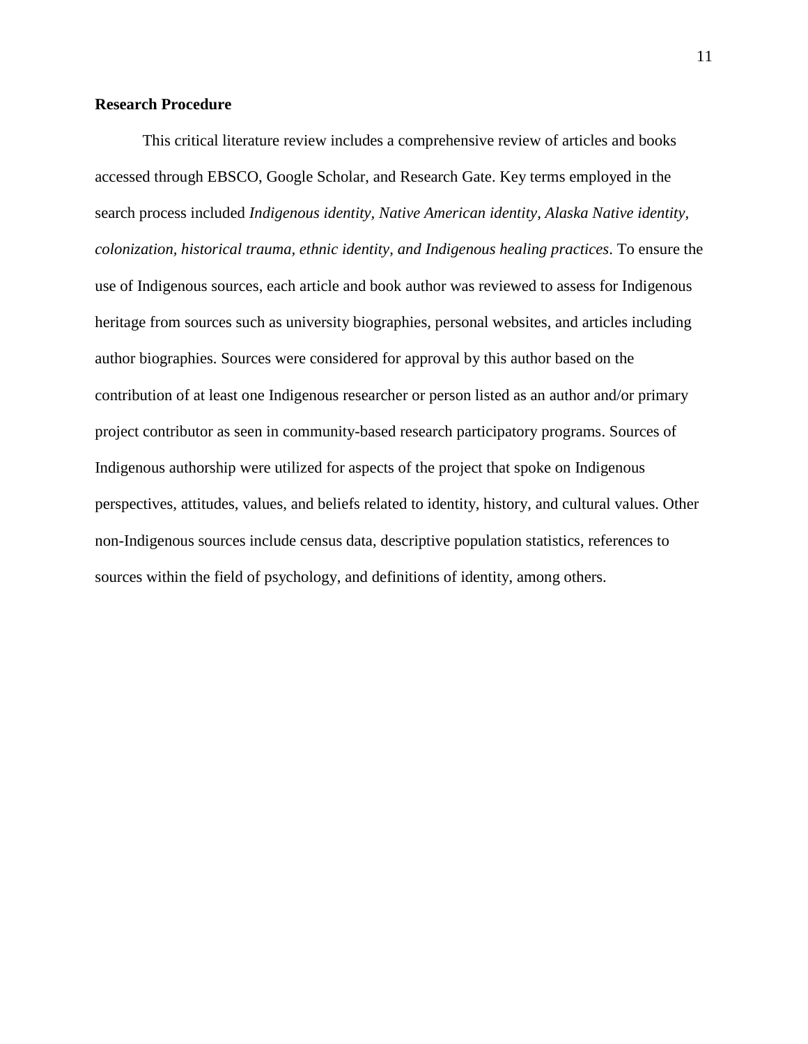**Research Procedure**

This critical literature review includes a comprehensive review of articles and books accessed through EBSCO, Google Scholar, and Research Gate. Key terms employed in the search process included *Indigenous identity, Native American identity, Alaska Native identity, colonization, historical trauma, ethnic identity, and Indigenous healing practices*. To ensure the use of Indigenous sources, each article and book author was reviewed to assess for Indigenous heritage from sources such as university biographies, personal websites, and articles including author biographies. Sources were considered for approval by this author based on the contribution of at least one Indigenous researcher or person listed as an author and/or primary project contributor as seen in community-based research participatory programs. Sources of Indigenous authorship were utilized for aspects of the project that spoke on Indigenous perspectives, attitudes, values, and beliefs related to identity, history, and cultural values. Other non-Indigenous sources include census data, descriptive population statistics, references to sources within the field of psychology, and definitions of identity, among others.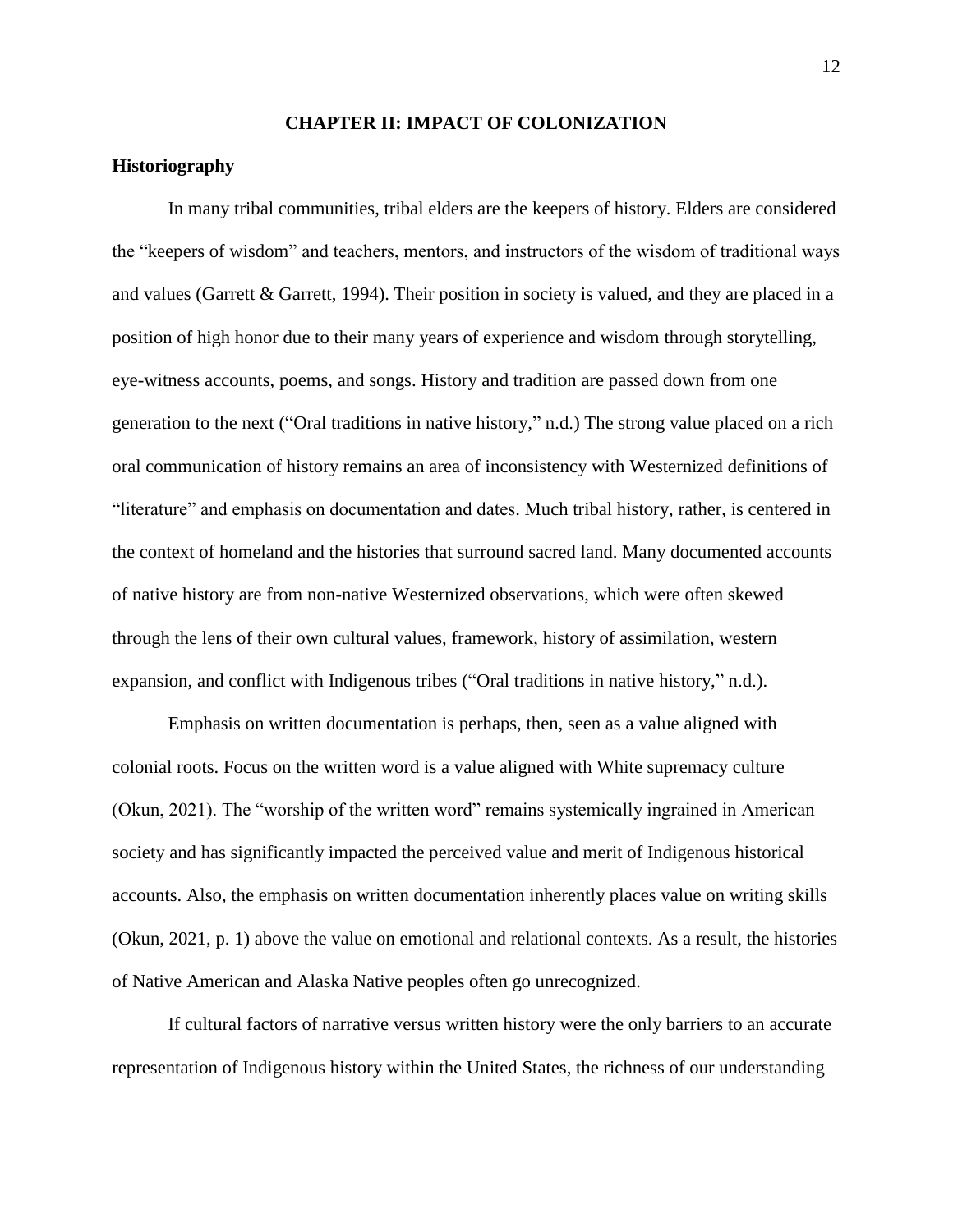# CHAPTER II: IMPACT OF COLONIZATION

## Historiography

In many tribal communities, tribal elders are the keepers of history. Elders are considered the "keepers of wisdom" and teachers, mentors, and instructors of the wisdom of traditional ways and values (Garrett & Garrett, 1994). Their position in society is valued, and they are placed in a position of high honor due to their many years of experience and wisdom through storytelling, eye-witness accounts, poems, and songs. History and tradition are passed down from one generation to the next ("Oral traditions in native history," n.d.) The strong value placed on a rich oral communication of history remains an area of inconsistency with Westernized definitions of "literature" and emphasis on documentation and dates. Much tribal history, rather, is centered in the context of homeland and the histories that surround sacred land. Many documented accounts of native history are from non-native Westernized observations, which were often skewed through the lens of their own cultural values, framework, history of assimilation, western expansion, and conflict with Indigenous tribes ("Oral traditions in native history," n.d.).

Emphasis on written documentation is perhaps, then, seen as a value aligned with colonial roots. Focus on the written word is a value aligned with White supremacy culture (Okun, 2021). The "worship of the written word" remains systemically ingrained in American society and has significantly impacted the perceived value and merit of Indigenous historical accounts. Also, the emphasis on written documentation inherently places value on writing skills (Okun, 2021, p. 1) above the value on emotional and relational contexts. As a result, the histories of Native American and Alaska Native peoples often go unrecognized.

If cultural factors of narrative versus written history were the only barriers to an accurate representation of Indigenous history within the United States, the richness of our understanding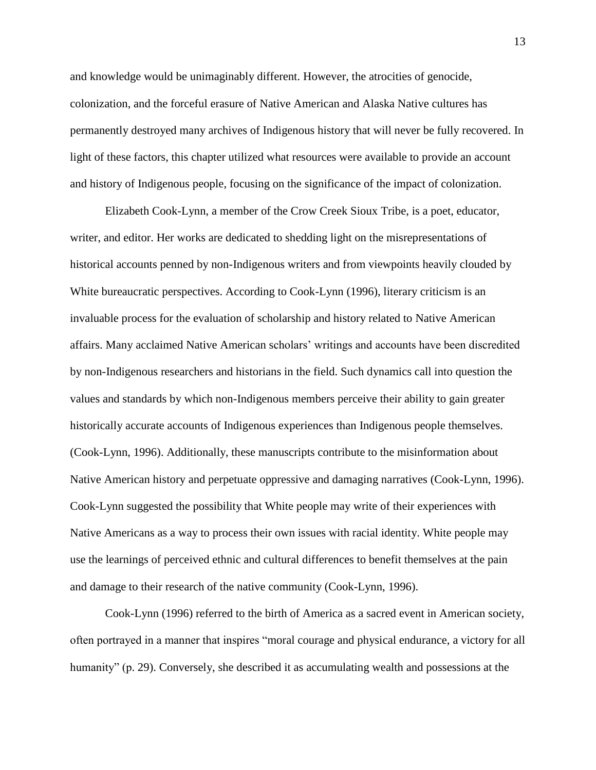and knowledge would be unimaginably different. However, the atrocities of genocide, colonization, and the forceful erasure of Native American and Alaska Native cultures has permanently destroyed many archives of Indigenous history that will never be fully recovered. In light of these factors, this chapter utilized what resources were available to provide an account and history of Indigenous people, focusing on the significance of the impact of colonization.

Elizabeth Cook-Lynn, a member of the Crow Creek Sioux Tribe, is a poet, educator, writer, and editor. Her works are dedicated to shedding light on the misrepresentations of historical accounts penned by non-Indigenous writers and from viewpoints heavily clouded by White bureaucratic perspectives. According to Cook-Lynn (1996), literary criticism is an invaluable process for the evaluation of scholarship and history related to Native American affairs. Many acclaimed Native American scholars' writings and accounts have been discredited by non-Indigenous researchers and historians in the field. Such dynamics call into question the values and standards by which non-Indigenous members perceive their ability to gain greater historically accurate accounts of Indigenous experiences than Indigenous people themselves. (Cook-Lynn, 1996). Additionally, these manuscripts contribute to the misinformation about Native American history and perpetuate oppressive and damaging narratives (Cook-Lynn, 1996). Cook-Lynn suggested the possibility that White people may write of their experiences with Native Americans as a way to process their own issues with racial identity. White people may use the learnings of perceived ethnic and cultural differences to benefit themselves at the pain and damage to their research of the native community (Cook-Lynn, 1996).

Cook-Lynn (1996) referred to the birth of America as a sacred event in American society, often portrayed in a manner that inspires "moral courage and physical endurance, a victory for all humanity" (p. 29). Conversely, she described it as accumulating wealth and possessions at the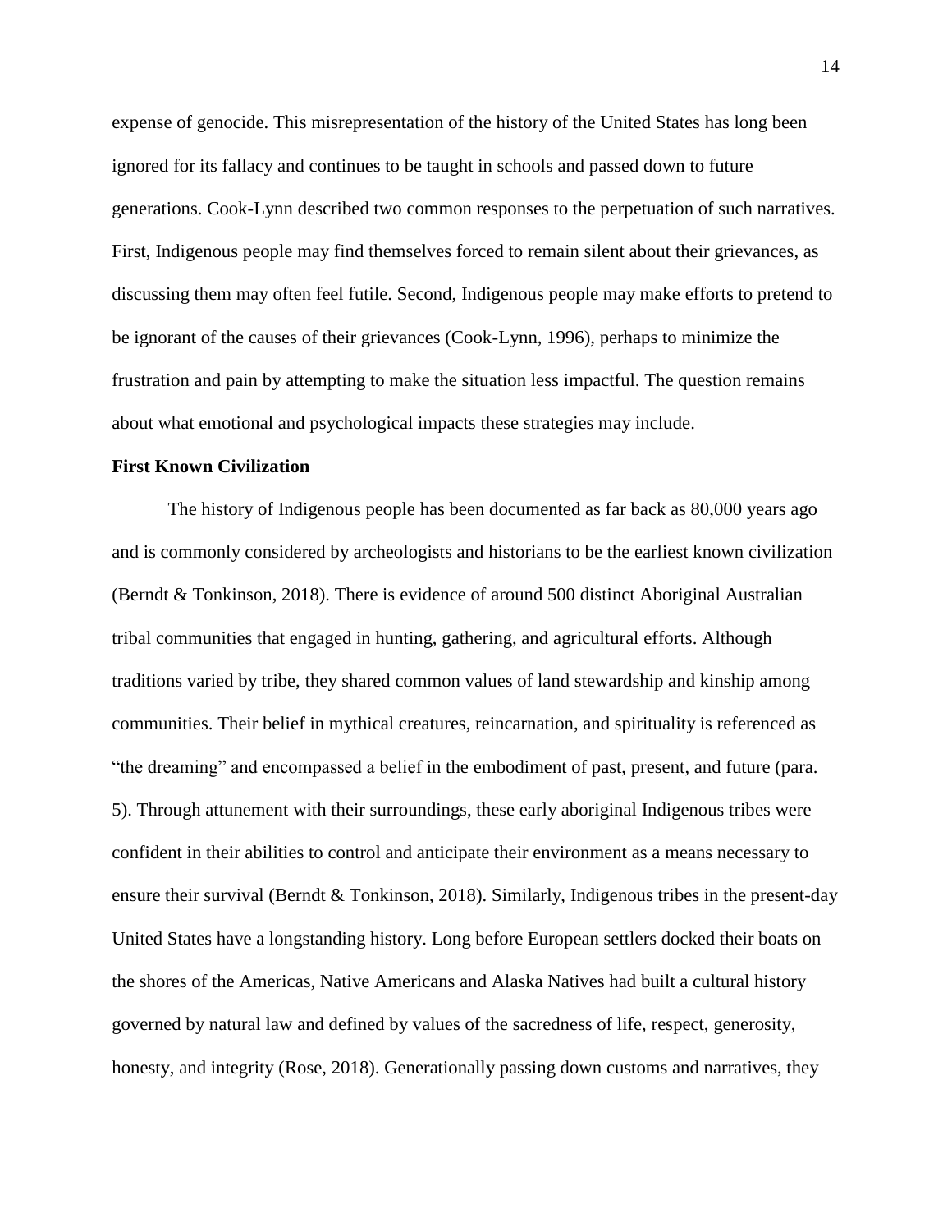expense of genocide. This misrepresentation of the history of the United States has long been ignored for its fallacy and continues to be taught in schools and passed down to future generations. Cook-Lynn described two common responses to the perpetuation of such narratives. First, Indigenous people may find themselves forced to remain silent about their grievances, as discussing them may often feel futile. Second, Indigenous people may make efforts to pretend to be ignorant of the causes of their grievances (Cook-Lynn, 1996), perhaps to minimize the frustration and pain by attempting to make the situation less impactful. The question remains about what emotional and psychological impacts these strategies may include.

## First Known Civilization

The history of Indigenous people has been documented as far back as 80,000 years ago and is commonly considered by archeologists and historians to be the earliest known civilization (Berndt & Tonkinson, 2018). There is evidence of around 500 distinct Aboriginal Australian tribal communities that engaged in hunting, gathering, and agricultural efforts. Although traditions varied by tribe, they shared common values of land stewardship and kinship among communities. Their belief in mythical creatures, reincarnation, and spirituality is referenced as "the dreaming" and encompassed a belief in the embodiment of past, present, and future (para. 5). Through attunement with their surroundings, these early aboriginal Indigenous tribes were confident in their abilities to control and anticipate their environment as a means necessary to ensure their survival (Berndt & Tonkinson, 2018). Similarly, Indigenous tribes in the present-day United States have a longstanding history. Long before European settlers docked their boats on the shores of the Americas, Native Americans and Alaska Natives had built a cultural history governed by natural law and defined by values of the sacredness of life, respect, generosity, honesty, and integrity (Rose, 2018). Generationally passing down customs and narratives, they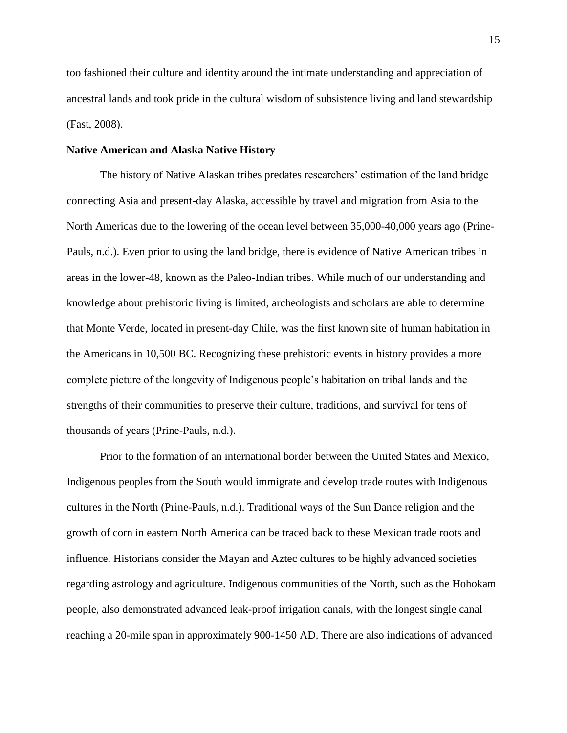too fashioned their culture and identity around the intimate understanding and appreciation of ancestral lands and took pride in the cultural wisdom of subsistence living and land stewardship (Fast, 2008).

**Native American and Alaska Native History**

The history of Native Alaskan tribes predates researchers' estimation of the land bridge connecting Asia and present-day Alaska, accessible by travel and migration from Asia to the North Americas due to the lowering of the ocean level between 35,000-40,000 years ago (Prine-Pauls, n.d.). Even prior to using the land bridge, there is evidence of Native American tribes in areas in the lower-48, known as the Paleo-Indian tribes. While much of our understanding and knowledge about prehistoric living is limited, archeologists and scholars are able to determine that Monte Verde, located in present-day Chile, was the first known site of human habitation in the Americans in 10,500 BC. Recognizing these prehistoric events in history provides a more complete picture of the longevity of Indigenous people's habitation on tribal lands and the strengths of their communities to preserve their culture, traditions, and survival for tens of thousands of years (Prine-Pauls, n.d.).

Prior to the formation of an international border between the United States and Mexico, Indigenous peoples from the South would immigrate and develop trade routes with Indigenous cultures in the North (Prine-Pauls, n.d.). Traditional ways of the Sun Dance religion and the growth of corn in eastern North America can be traced back to these Mexican trade roots and influence. Historians consider the Mayan and Aztec cultures to be highly advanced societies regarding astrology and agriculture. Indigenous communities of the North, such as the Hohokam people, also demonstrated advanced leak-proof irrigation canals, with the longest single canal reaching a 20-mile span in approximately 900-1450 AD. There are also indications of advanced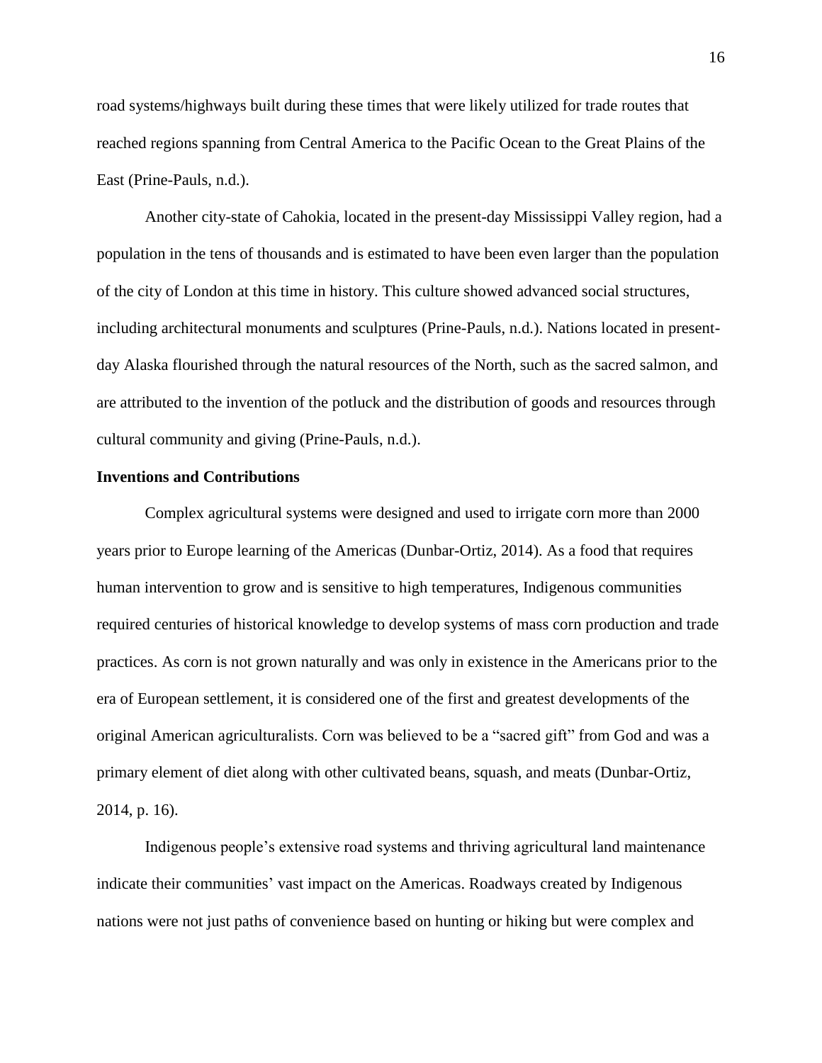road systems/highways built during these times that were likely utilized for trade routes that reached regions spanning from Central America to the Pacific Ocean to the Great Plains of the East (Prine-Pauls, n.d.).

Another city-state of Cahokia, located in the present-day Mississippi Valley region, had a population in the tens of thousands and is estimated to have been even larger than the population of the city of London at this time in history. This culture showed advanced social structures, including architectural monuments and sculptures (Prine-Pauls, n.d.). Nations located in present-day Alaska flourished through the natural resources of the North, such as the sacred salmon, and are attributed to the invention of the potluck and the distribution of goods and resources through cultural community and giving (Prine-Pauls, n.d.).

**Inventions and Contributions**

Complex agricultural systems were designed and used to irrigate corn more than 2000 years prior to Europe learning of the Americas (Dunbar-Ortiz, 2014). As a food that requires human intervention to grow and is sensitive to high temperatures, Indigenous communities required centuries of historical knowledge to develop systems of mass corn production and trade practices. As corn is not grown naturally and was only in existence in the Americans prior to the era of European settlement, it is considered one of the first and greatest developments of the original American agriculturalists. Corn was believed to be a "sacred gift" from God and was a primary element of diet along with other cultivated beans, squash, and meats (Dunbar-Ortiz, 2014, p. 16).

Indigenous people's extensive road systems and thriving agricultural land maintenance indicate their communities' vast impact on the Americas. Roadways created by Indigenous nations were not just paths of convenience based on hunting or hiking but were complex and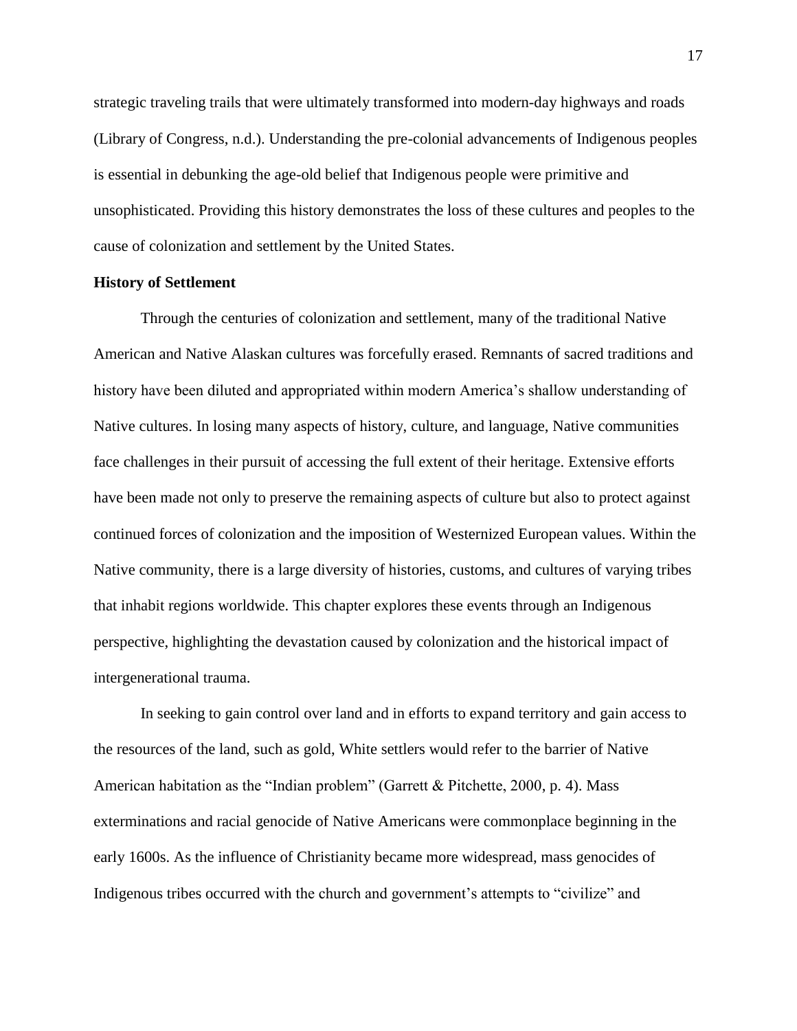strategic traveling trails that were ultimately transformed into modern-day highways and roads (Library of Congress, n.d.). Understanding the pre-colonial advancements of Indigenous peoples is essential in debunking the age-old belief that Indigenous people were primitive and unsophisticated. Providing this history demonstrates the loss of these cultures and peoples to the cause of colonization and settlement by the United States.

**History of Settlement**

Through the centuries of colonization and settlement, many of the traditional Native American and Native Alaskan cultures was forcefully erased. Remnants of sacred traditions and history have been diluted and appropriated within modern America's shallow understanding of Native cultures. In losing many aspects of history, culture, and language, Native communities face challenges in their pursuit of accessing the full extent of their heritage. Extensive efforts have been made not only to preserve the remaining aspects of culture but also to protect against continued forces of colonization and the imposition of Westernized European values. Within the Native community, there is a large diversity of histories, customs, and cultures of varying tribes that inhabit regions worldwide. This chapter explores these events through an Indigenous perspective, highlighting the devastation caused by colonization and the historical impact of intergenerational trauma.

In seeking to gain control over land and in efforts to expand territory and gain access to the resources of the land, such as gold, White settlers would refer to the barrier of Native American habitation as the "Indian problem" (Garrett & Pitchette, 2000, p. 4). Mass exterminations and racial genocide of Native Americans were commonplace beginning in the early 1600s. As the influence of Christianity became more widespread, mass genocides of Indigenous tribes occurred with the church and government's attempts to "civilize" and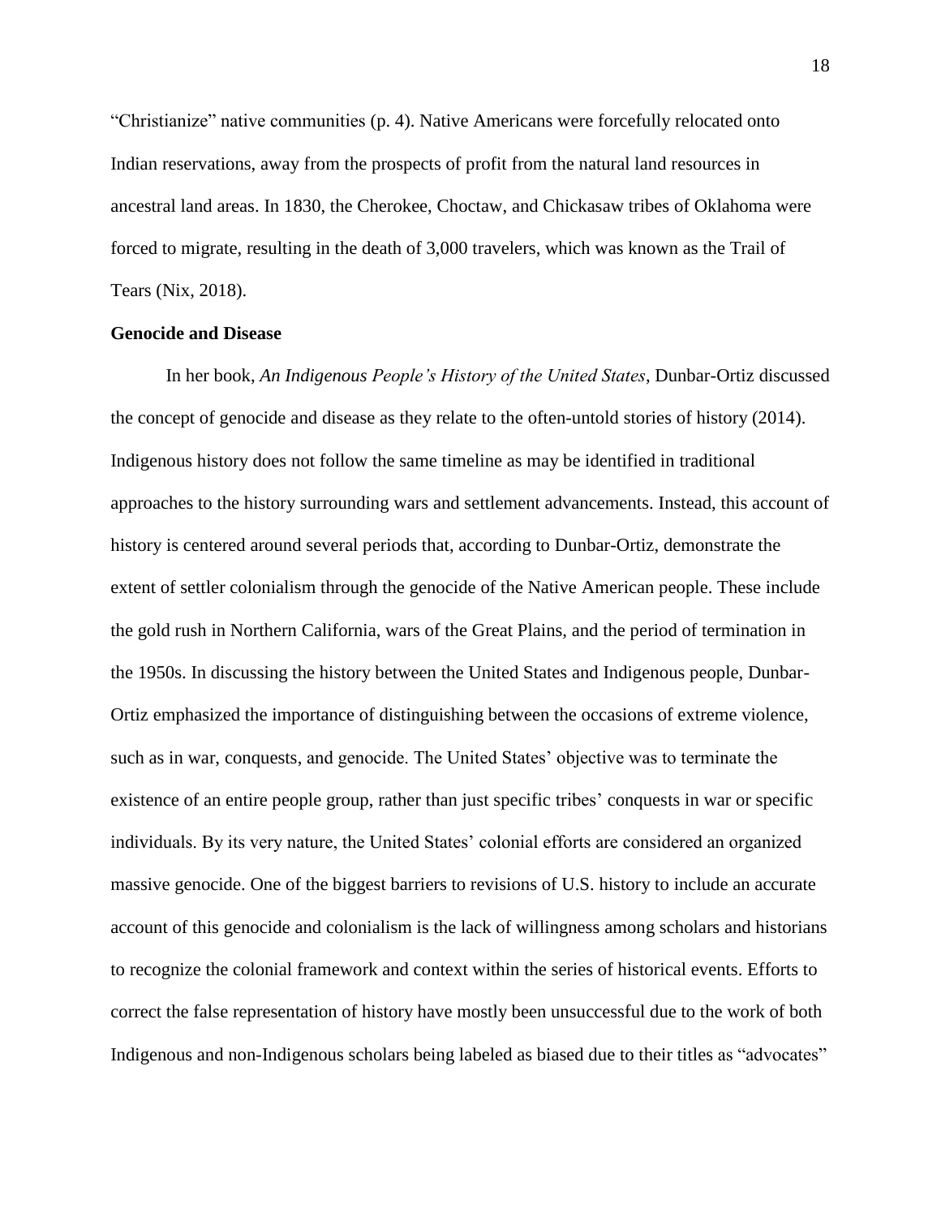"Christianize" native communities (p. 4). Native Americans were forcefully relocated onto Indian reservations, away from the prospects of profit from the natural land resources in ancestral land areas. In 1830, the Cherokee, Choctaw, and Chickasaw tribes of Oklahoma were forced to migrate, resulting in the death of 3,000 travelers, which was known as the Trail of Tears (Nix, 2018).

**Genocide and Disease**

In her book, *An Indigenous People's History of the United States*, Dunbar-Ortiz discussed the concept of genocide and disease as they relate to the often-untold stories of history (2014). Indigenous history does not follow the same timeline as may be identified in traditional approaches to the history surrounding wars and settlement advancements. Instead, this account of history is centered around several periods that, according to Dunbar-Ortiz, demonstrate the extent of settler colonialism through the genocide of the Native American people. These include the gold rush in Northern California, wars of the Great Plains, and the period of termination in the 1950s. In discussing the history between the United States and Indigenous people, Dunbar-Ortiz emphasized the importance of distinguishing between the occasions of extreme violence, such as in war, conquests, and genocide. The United States' objective was to terminate the existence of an entire people group, rather than just specific tribes' conquests in war or specific individuals. By its very nature, the United States' colonial efforts are considered an organized massive genocide. One of the biggest barriers to revisions of U.S. history to include an accurate account of this genocide and colonialism is the lack of willingness among scholars and historians to recognize the colonial framework and context within the series of historical events. Efforts to correct the false representation of history have mostly been unsuccessful due to the work of both Indigenous and non-Indigenous scholars being labeled as biased due to their titles as "advocates"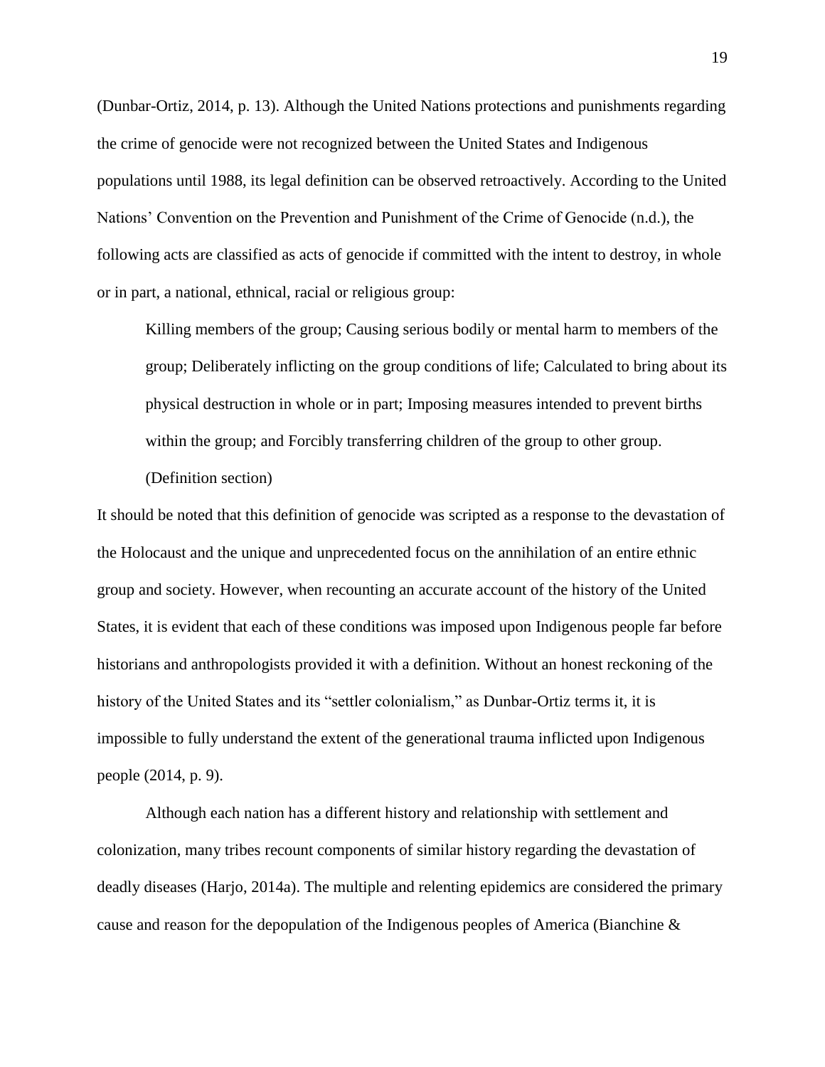(Dunbar-Ortiz, 2014, p. 13). Although the United Nations protections and punishments regarding the crime of genocide were not recognized between the United States and Indigenous populations until 1988, its legal definition can be observed retroactively. According to the United Nations' Convention on the Prevention and Punishment of the Crime of Genocide (n.d.), the following acts are classified as acts of genocide if committed with the intent to destroy, in whole or in part, a national, ethnical, racial or religious group:

> Killing members of the group; Causing serious bodily or mental harm to members of the group; Deliberately inflicting on the group conditions of life; Calculated to bring about its physical destruction in whole or in part; Imposing measures intended to prevent births within the group; and Forcibly transferring children of the group to other group. (Definition section)

It should be noted that this definition of genocide was scripted as a response to the devastation of the Holocaust and the unique and unprecedented focus on the annihilation of an entire ethnic group and society. However, when recounting an accurate account of the history of the United States, it is evident that each of these conditions was imposed upon Indigenous people far before historians and anthropologists provided it with a definition. Without an honest reckoning of the history of the United States and its "settler colonialism," as Dunbar-Ortiz terms it, it is impossible to fully understand the extent of the generational trauma inflicted upon Indigenous people (2014, p. 9).

Although each nation has a different history and relationship with settlement and colonization, many tribes recount components of similar history regarding the devastation of deadly diseases (Harjo, 2014a). The multiple and relenting epidemics are considered the primary cause and reason for the depopulation of the Indigenous peoples of America (Bianchine &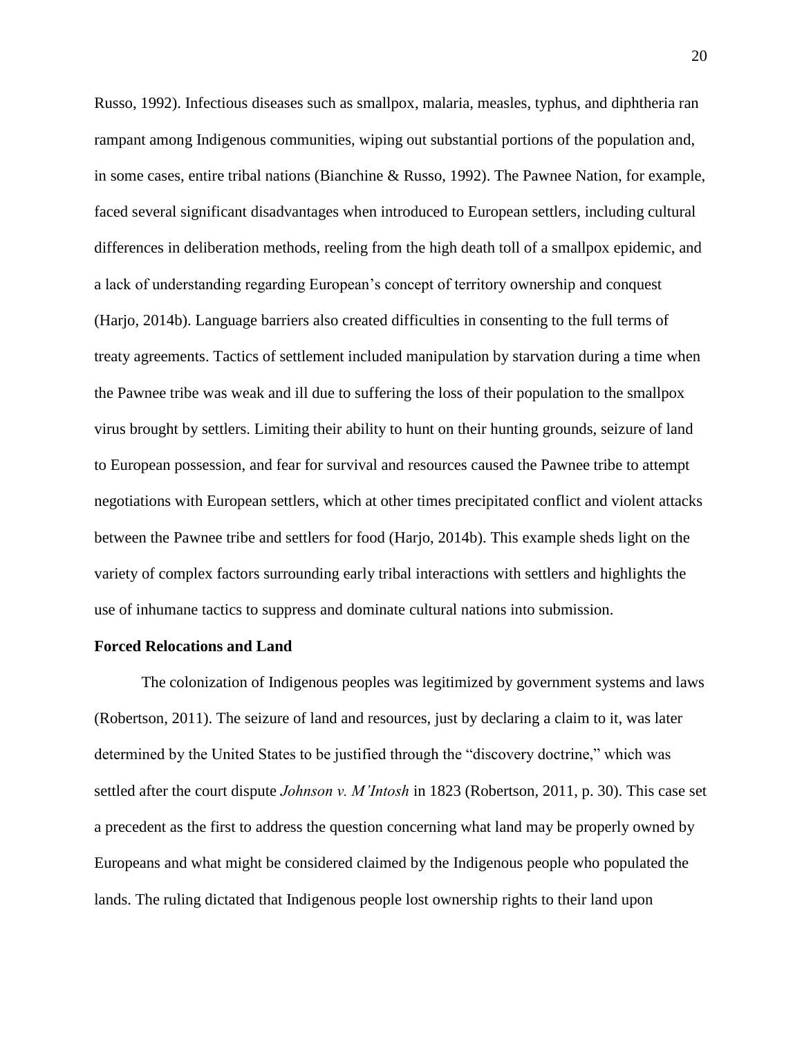Russo, 1992). Infectious diseases such as smallpox, malaria, measles, typhus, and diphtheria ran rampant among Indigenous communities, wiping out substantial portions of the population and, in some cases, entire tribal nations (Bianchine & Russo, 1992). The Pawnee Nation, for example, faced several significant disadvantages when introduced to European settlers, including cultural differences in deliberation methods, reeling from the high death toll of a smallpox epidemic, and a lack of understanding regarding European's concept of territory ownership and conquest (Harjo, 2014b). Language barriers also created difficulties in consenting to the full terms of treaty agreements. Tactics of settlement included manipulation by starvation during a time when the Pawnee tribe was weak and ill due to suffering the loss of their population to the smallpox virus brought by settlers. Limiting their ability to hunt on their hunting grounds, seizure of land to European possession, and fear for survival and resources caused the Pawnee tribe to attempt negotiations with European settlers, which at other times precipitated conflict and violent attacks between the Pawnee tribe and settlers for food (Harjo, 2014b). This example sheds light on the variety of complex factors surrounding early tribal interactions with settlers and highlights the use of inhumane tactics to suppress and dominate cultural nations into submission.

**Forced Relocations and Land**

The colonization of Indigenous peoples was legitimized by government systems and laws (Robertson, 2011). The seizure of land and resources, just by declaring a claim to it, was later determined by the United States to be justified through the "discovery doctrine," which was settled after the court dispute *Johnson v. M'Intosh* in 1823 (Robertson, 2011, p. 30). This case set a precedent as the first to address the question concerning what land may be properly owned by Europeans and what might be considered claimed by the Indigenous people who populated the lands. The ruling dictated that Indigenous people lost ownership rights to their land upon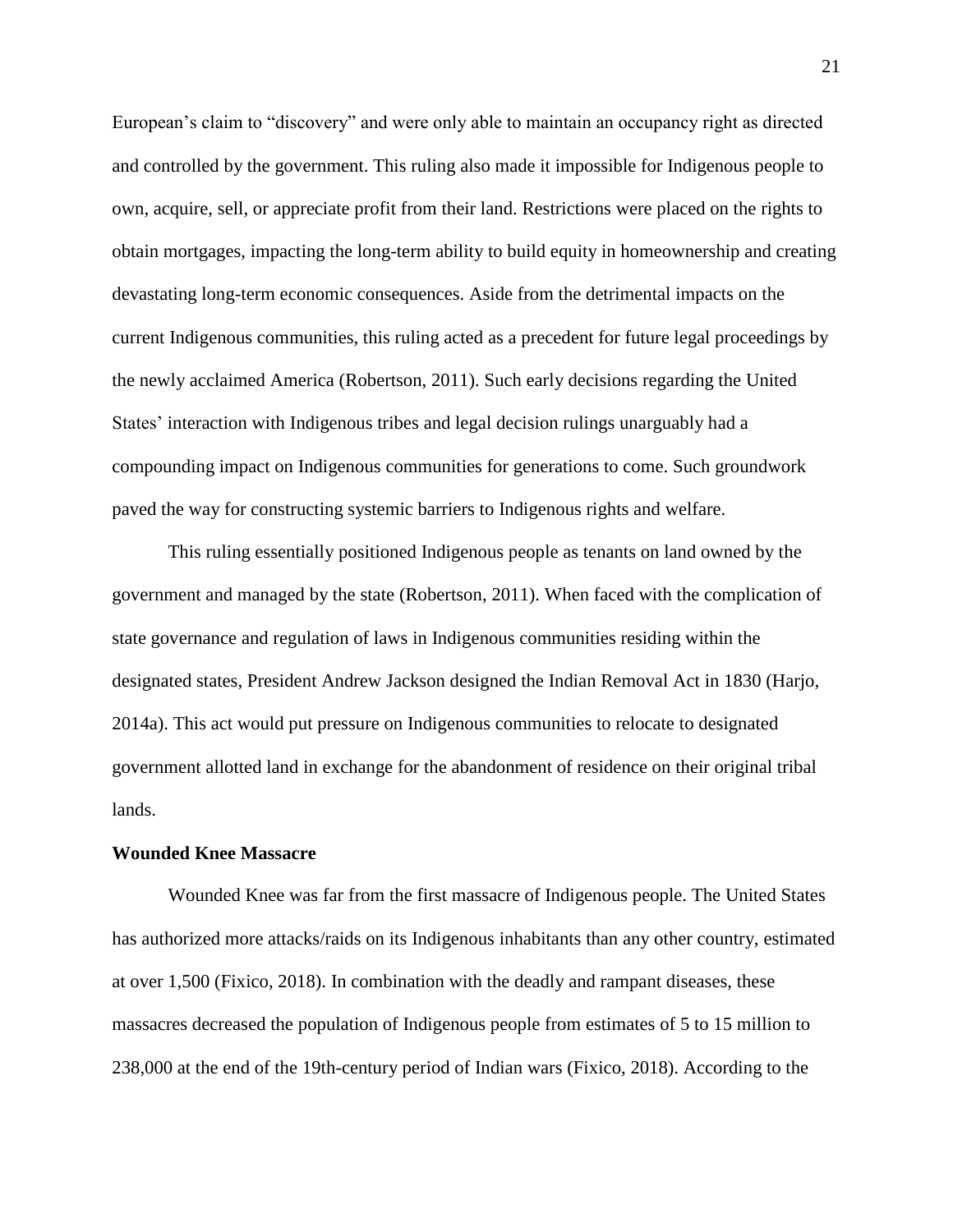European's claim to "discovery" and were only able to maintain an occupancy right as directed and controlled by the government. This ruling also made it impossible for Indigenous people to own, acquire, sell, or appreciate profit from their land. Restrictions were placed on the rights to obtain mortgages, impacting the long-term ability to build equity in homeownership and creating devastating long-term economic consequences. Aside from the detrimental impacts on the current Indigenous communities, this ruling acted as a precedent for future legal proceedings by the newly acclaimed America (Robertson, 2011). Such early decisions regarding the United States' interaction with Indigenous tribes and legal decision rulings unarguably had a compounding impact on Indigenous communities for generations to come. Such groundwork paved the way for constructing systemic barriers to Indigenous rights and welfare.

This ruling essentially positioned Indigenous people as tenants on land owned by the government and managed by the state (Robertson, 2011). When faced with the complication of state governance and regulation of laws in Indigenous communities residing within the designated states, President Andrew Jackson designed the Indian Removal Act in 1830 (Harjo, 2014a). This act would put pressure on Indigenous communities to relocate to designated government allotted land in exchange for the abandonment of residence on their original tribal lands.

### Wounded Knee Massacre

Wounded Knee was far from the first massacre of Indigenous people. The United States has authorized more attacks/raids on its Indigenous inhabitants than any other country, estimated at over 1,500 (Fixico, 2018). In combination with the deadly and rampant diseases, these massacres decreased the population of Indigenous people from estimates of 5 to 15 million to 238,000 at the end of the 19th-century period of Indian wars (Fixico, 2018). According to the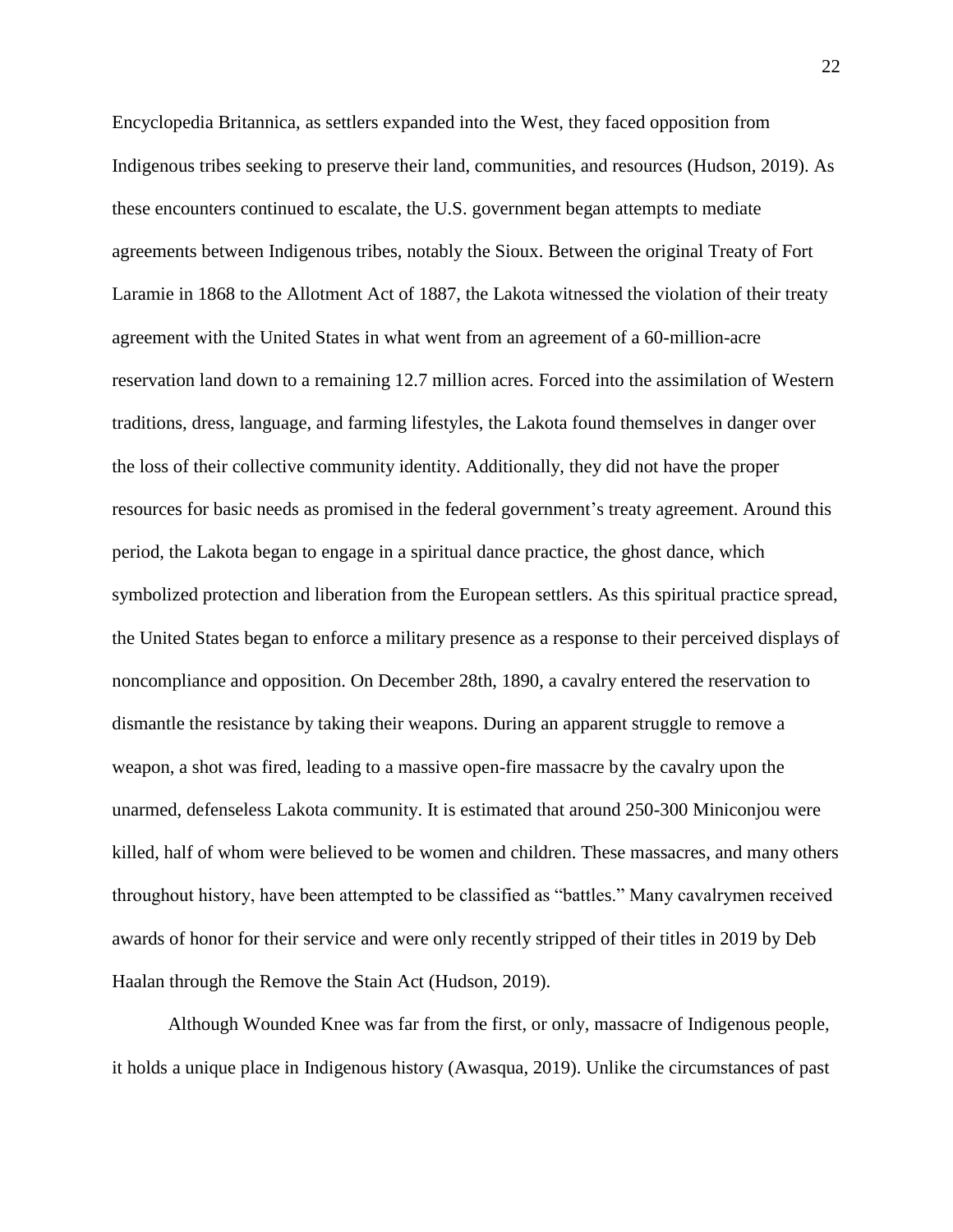Encyclopedia Britannica, as settlers expanded into the West, they faced opposition from Indigenous tribes seeking to preserve their land, communities, and resources (Hudson, 2019). As these encounters continued to escalate, the U.S. government began attempts to mediate agreements between Indigenous tribes, notably the Sioux. Between the original Treaty of Fort Laramie in 1868 to the Allotment Act of 1887, the Lakota witnessed the violation of their treaty agreement with the United States in what went from an agreement of a 60-million-acre reservation land down to a remaining 12.7 million acres. Forced into the assimilation of Western traditions, dress, language, and farming lifestyles, the Lakota found themselves in danger over the loss of their collective community identity. Additionally, they did not have the proper resources for basic needs as promised in the federal government's treaty agreement. Around this period, the Lakota began to engage in a spiritual dance practice, the ghost dance, which symbolized protection and liberation from the European settlers. As this spiritual practice spread, the United States began to enforce a military presence as a response to their perceived displays of noncompliance and opposition. On December 28th, 1890, a cavalry entered the reservation to dismantle the resistance by taking their weapons. During an apparent struggle to remove a weapon, a shot was fired, leading to a massive open-fire massacre by the cavalry upon the unarmed, defenseless Lakota community. It is estimated that around 250-300 Miniconjou were killed, half of whom were believed to be women and children. These massacres, and many others throughout history, have been attempted to be classified as "battles." Many cavalrymen received awards of honor for their service and were only recently stripped of their titles in 2019 by Deb Haalan through the Remove the Stain Act (Hudson, 2019).

Although Wounded Knee was far from the first, or only, massacre of Indigenous people, it holds a unique place in Indigenous history (Awasqua, 2019). Unlike the circumstances of past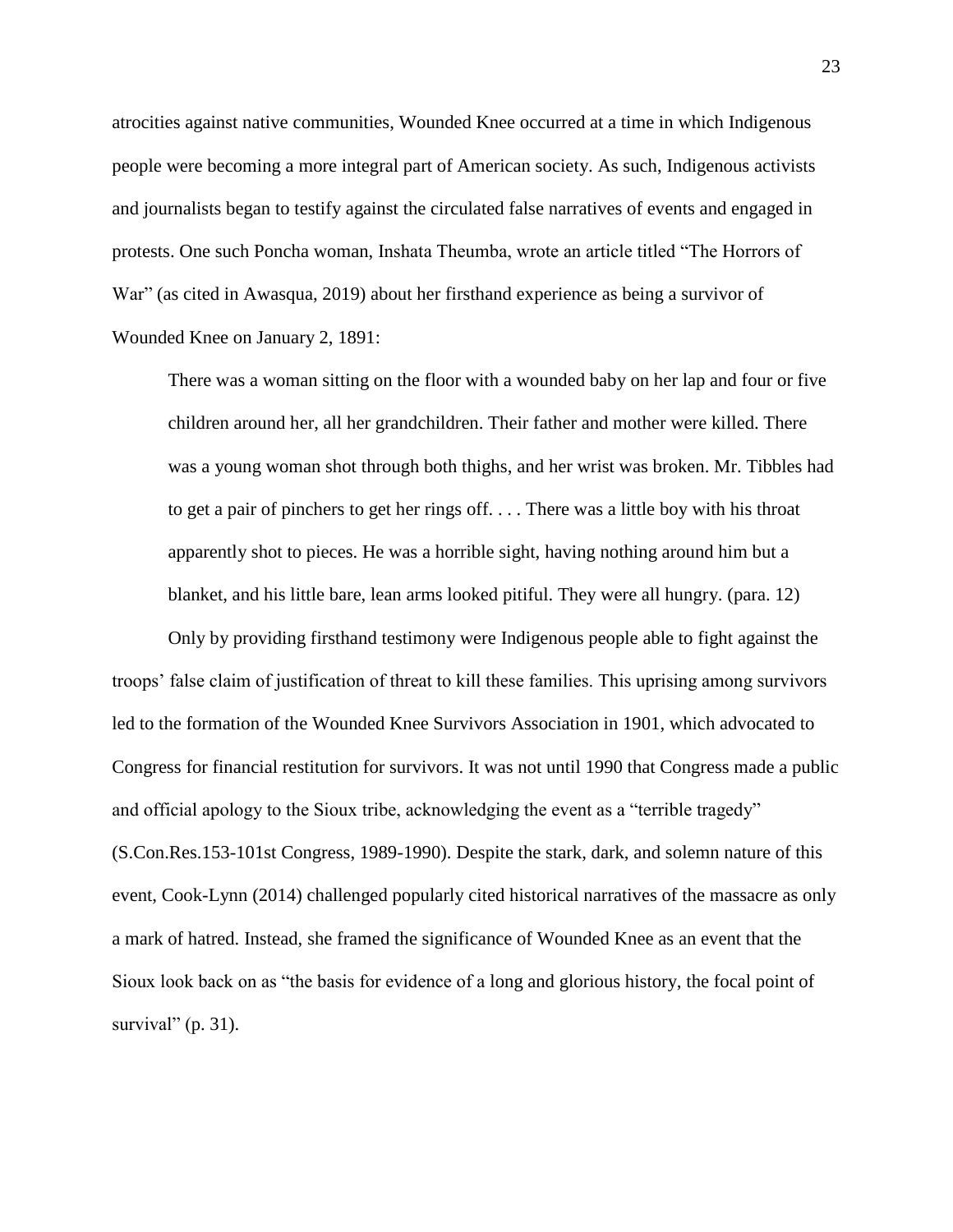atrocities against native communities, Wounded Knee occurred at a time in which Indigenous people were becoming a more integral part of American society. As such, Indigenous activists and journalists began to testify against the circulated false narratives of events and engaged in protests. One such Poncha woman, Inshata Theumba, wrote an article titled "The Horrors of War" (as cited in Awasqua, 2019) about her firsthand experience as being a survivor of Wounded Knee on January 2, 1891:

> There was a woman sitting on the floor with a wounded baby on her lap and four or five children around her, all her grandchildren. Their father and mother were killed. There was a young woman shot through both thighs, and her wrist was broken. Mr. Tibbles had to get a pair of pinchers to get her rings off. . . . There was a little boy with his throat apparently shot to pieces. He was a horrible sight, having nothing around him but a blanket, and his little bare, lean arms looked pitiful. They were all hungry. (para. 12)

Only by providing firsthand testimony were Indigenous people able to fight against the troops' false claim of justification of threat to kill these families. This uprising among survivors led to the formation of the Wounded Knee Survivors Association in 1901, which advocated to Congress for financial restitution for survivors. It was not until 1990 that Congress made a public and official apology to the Sioux tribe, acknowledging the event as a "terrible tragedy" (S.Con.Res.153-101st Congress, 1989-1990). Despite the stark, dark, and solemn nature of this event, Cook-Lynn (2014) challenged popularly cited historical narratives of the massacre as only a mark of hatred. Instead, she framed the significance of Wounded Knee as an event that the Sioux look back on as "the basis for evidence of a long and glorious history, the focal point of survival" (p. 31).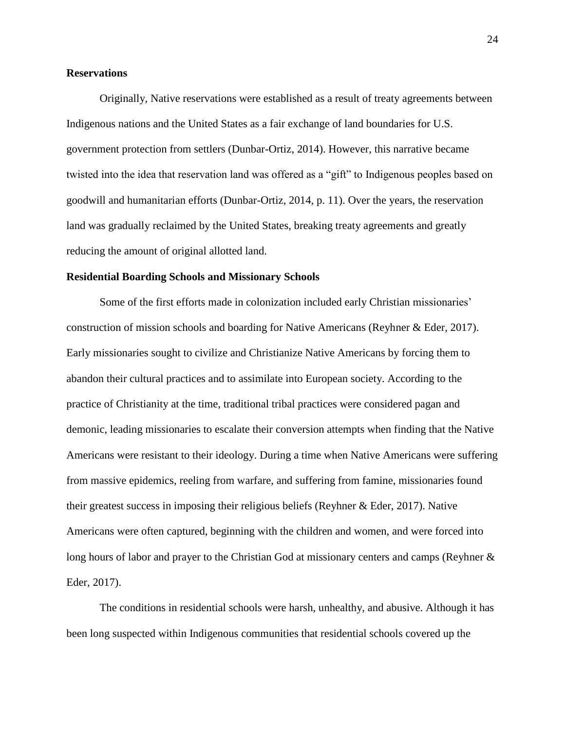### Reservations

Originally, Native reservations were established as a result of treaty agreements between Indigenous nations and the United States as a fair exchange of land boundaries for U.S. government protection from settlers (Dunbar-Ortiz, 2014). However, this narrative became twisted into the idea that reservation land was offered as a "gift" to Indigenous peoples based on goodwill and humanitarian efforts (Dunbar-Ortiz, 2014, p. 11). Over the years, the reservation land was gradually reclaimed by the United States, breaking treaty agreements and greatly reducing the amount of original allotted land.

### Residential Boarding Schools and Missionary Schools

Some of the first efforts made in colonization included early Christian missionaries' construction of mission schools and boarding for Native Americans (Reyhner & Eder, 2017). Early missionaries sought to civilize and Christianize Native Americans by forcing them to abandon their cultural practices and to assimilate into European society. According to the practice of Christianity at the time, traditional tribal practices were considered pagan and demonic, leading missionaries to escalate their conversion attempts when finding that the Native Americans were resistant to their ideology. During a time when Native Americans were suffering from massive epidemics, reeling from warfare, and suffering from famine, missionaries found their greatest success in imposing their religious beliefs (Reyhner & Eder, 2017). Native Americans were often captured, beginning with the children and women, and were forced into long hours of labor and prayer to the Christian God at missionary centers and camps (Reyhner & Eder, 2017).

The conditions in residential schools were harsh, unhealthy, and abusive. Although it has been long suspected within Indigenous communities that residential schools covered up the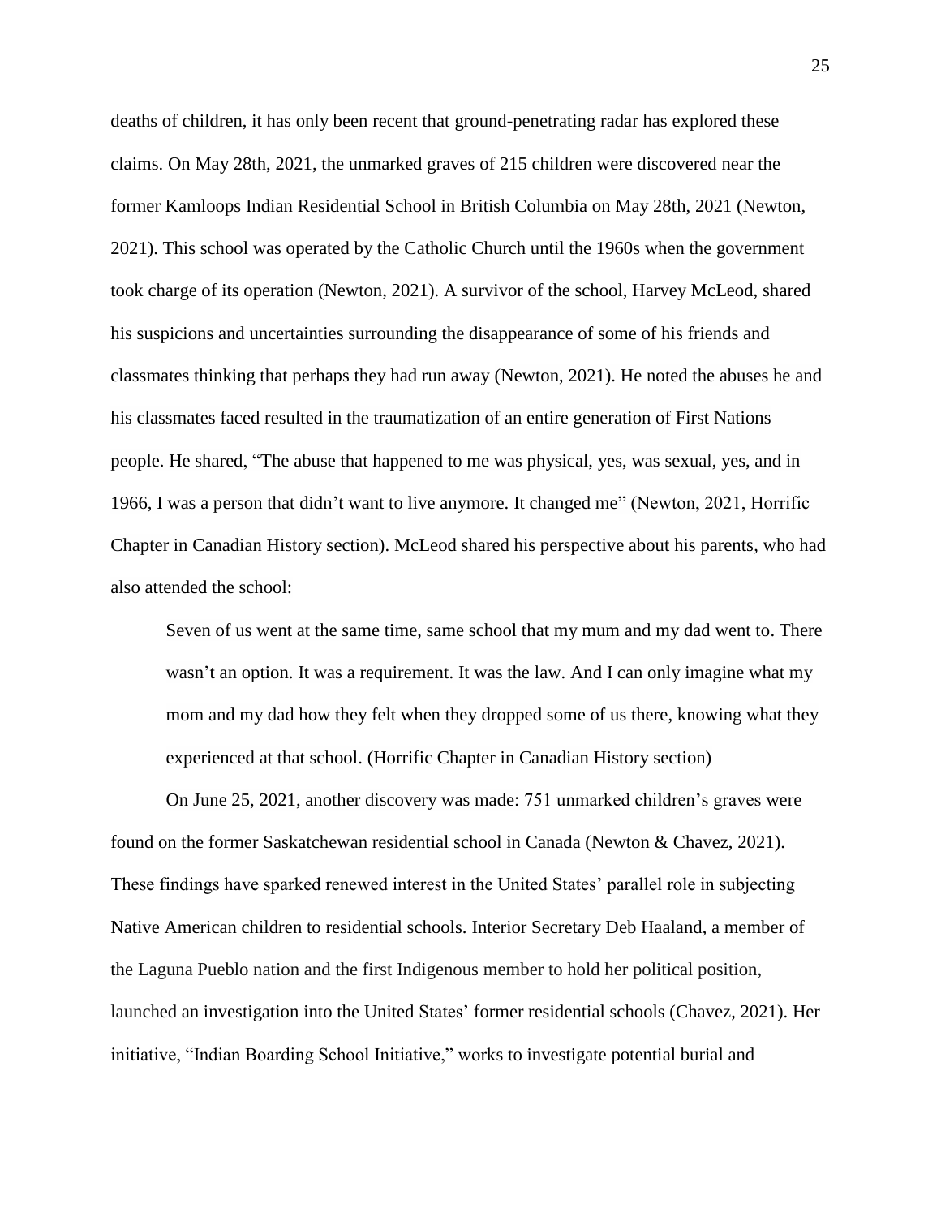deaths of children, it has only been recent that ground-penetrating radar has explored these claims. On May 28th, 2021, the unmarked graves of 215 children were discovered near the former Kamloops Indian Residential School in British Columbia on May 28th, 2021 (Newton, 2021). This school was operated by the Catholic Church until the 1960s when the government took charge of its operation (Newton, 2021). A survivor of the school, Harvey McLeod, shared his suspicions and uncertainties surrounding the disappearance of some of his friends and classmates thinking that perhaps they had run away (Newton, 2021). He noted the abuses he and his classmates faced resulted in the traumatization of an entire generation of First Nations people. He shared, "The abuse that happened to me was physical, yes, was sexual, yes, and in 1966, I was a person that didn't want to live anymore. It changed me" (Newton, 2021, Horrific Chapter in Canadian History section). McLeod shared his perspective about his parents, who had also attended the school:

> Seven of us went at the same time, same school that my mum and my dad went to. There wasn't an option. It was a requirement. It was the law. And I can only imagine what my mom and my dad how they felt when they dropped some of us there, knowing what they experienced at that school. (Horrific Chapter in Canadian History section)

On June 25, 2021, another discovery was made: 751 unmarked children's graves were found on the former Saskatchewan residential school in Canada (Newton & Chavez, 2021). These findings have sparked renewed interest in the United States' parallel role in subjecting Native American children to residential schools. Interior Secretary Deb Haaland, a member of the Laguna Pueblo nation and the first Indigenous member to hold her political position, launched an investigation into the United States' former residential schools (Chavez, 2021). Her initiative, "Indian Boarding School Initiative," works to investigate potential burial and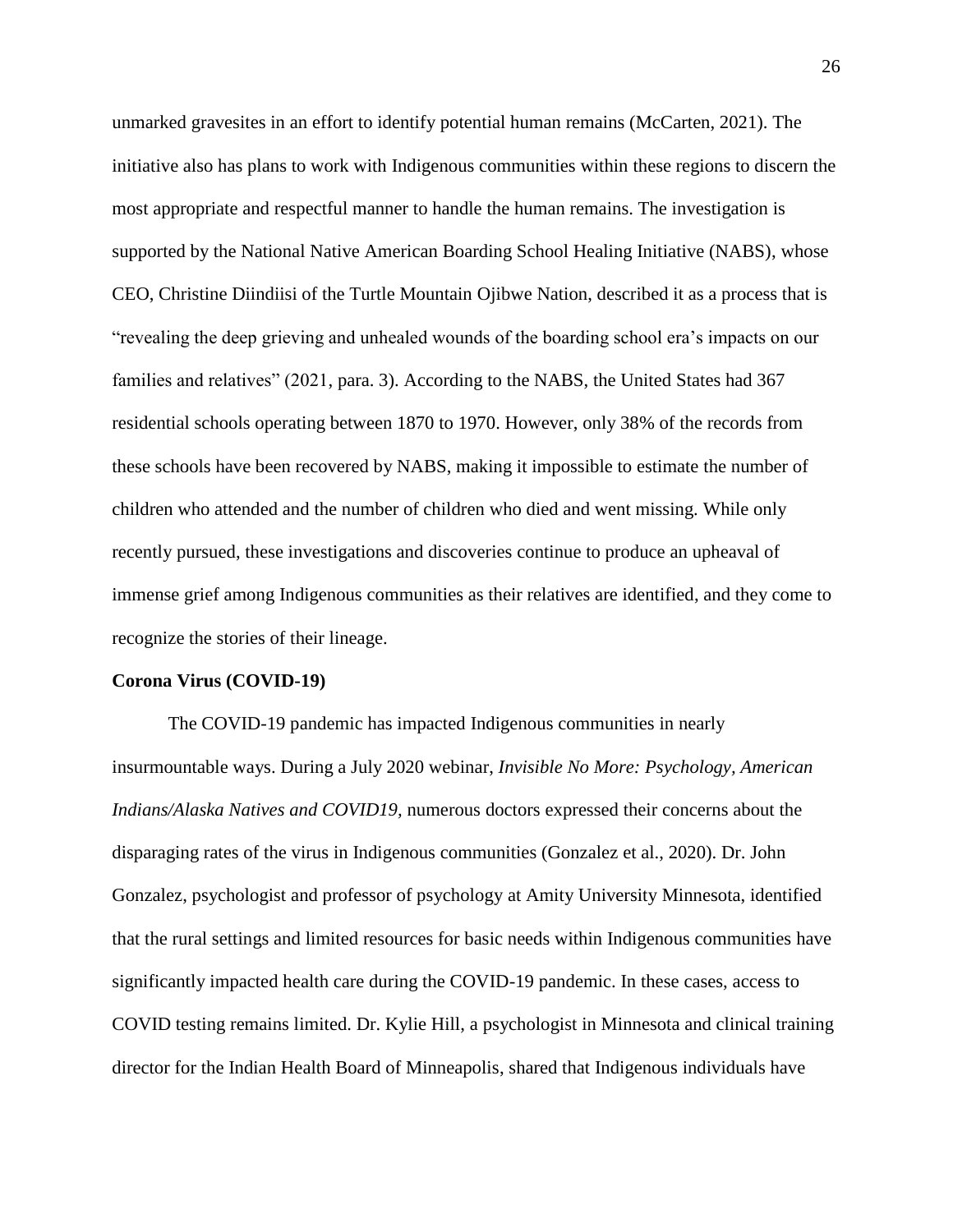unmarked gravesites in an effort to identify potential human remains (McCarten, 2021). The initiative also has plans to work with Indigenous communities within these regions to discern the most appropriate and respectful manner to handle the human remains. The investigation is supported by the National Native American Boarding School Healing Initiative (NABS), whose CEO, Christine Diindiisi of the Turtle Mountain Ojibwe Nation, described it as a process that is "revealing the deep grieving and unhealed wounds of the boarding school era's impacts on our families and relatives" (2021, para. 3). According to the NABS, the United States had 367 residential schools operating between 1870 to 1970. However, only 38% of the records from these schools have been recovered by NABS, making it impossible to estimate the number of children who attended and the number of children who died and went missing. While only recently pursued, these investigations and discoveries continue to produce an upheaval of immense grief among Indigenous communities as their relatives are identified, and they come to recognize the stories of their lineage.

**Corona Virus (COVID-19)**

The COVID-19 pandemic has impacted Indigenous communities in nearly insurmountable ways. During a July 2020 webinar, *Invisible No More: Psychology, American Indians/Alaska Natives and COVID19,* numerous doctors expressed their concerns about the disparaging rates of the virus in Indigenous communities (Gonzalez et al., 2020). Dr. John Gonzalez, psychologist and professor of psychology at Amity University Minnesota, identified that the rural settings and limited resources for basic needs within Indigenous communities have significantly impacted health care during the COVID-19 pandemic. In these cases, access to COVID testing remains limited. Dr. Kylie Hill, a psychologist in Minnesota and clinical training director for the Indian Health Board of Minneapolis, shared that Indigenous individuals have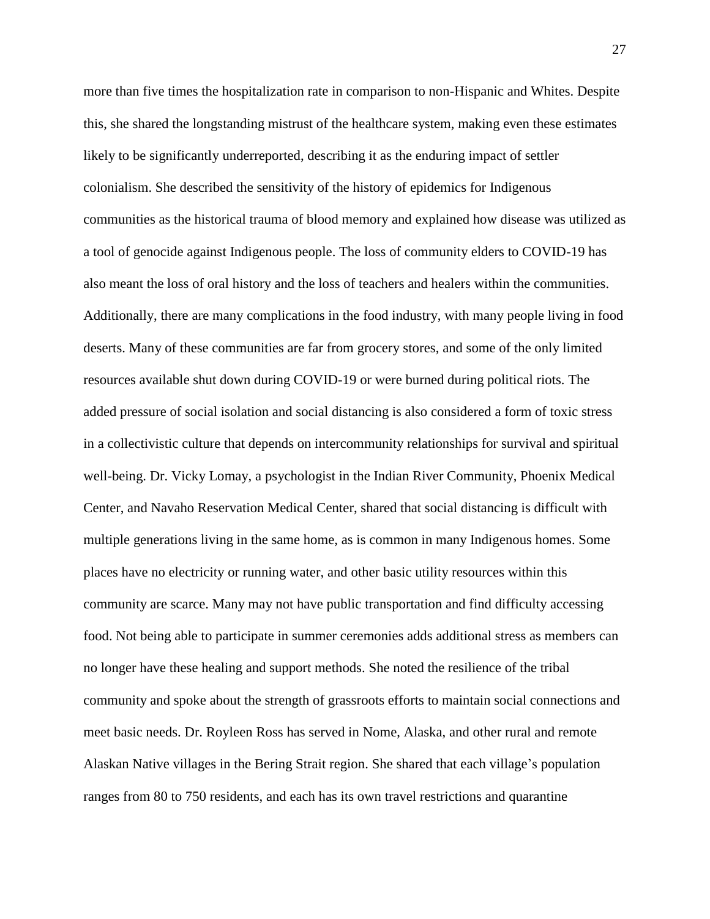more than five times the hospitalization rate in comparison to non-Hispanic and Whites. Despite this, she shared the longstanding mistrust of the healthcare system, making even these estimates likely to be significantly underreported, describing it as the enduring impact of settler colonialism. She described the sensitivity of the history of epidemics for Indigenous communities as the historical trauma of blood memory and explained how disease was utilized as a tool of genocide against Indigenous people. The loss of community elders to COVID-19 has also meant the loss of oral history and the loss of teachers and healers within the communities. Additionally, there are many complications in the food industry, with many people living in food deserts. Many of these communities are far from grocery stores, and some of the only limited resources available shut down during COVID-19 or were burned during political riots. The added pressure of social isolation and social distancing is also considered a form of toxic stress in a collectivistic culture that depends on intercommunity relationships for survival and spiritual well-being. Dr. Vicky Lomay, a psychologist in the Indian River Community, Phoenix Medical Center, and Navaho Reservation Medical Center, shared that social distancing is difficult with multiple generations living in the same home, as is common in many Indigenous homes. Some places have no electricity or running water, and other basic utility resources within this community are scarce. Many may not have public transportation and find difficulty accessing food. Not being able to participate in summer ceremonies adds additional stress as members can no longer have these healing and support methods. She noted the resilience of the tribal community and spoke about the strength of grassroots efforts to maintain social connections and meet basic needs. Dr. Royleen Ross has served in Nome, Alaska, and other rural and remote Alaskan Native villages in the Bering Strait region. She shared that each village's population ranges from 80 to 750 residents, and each has its own travel restrictions and quarantine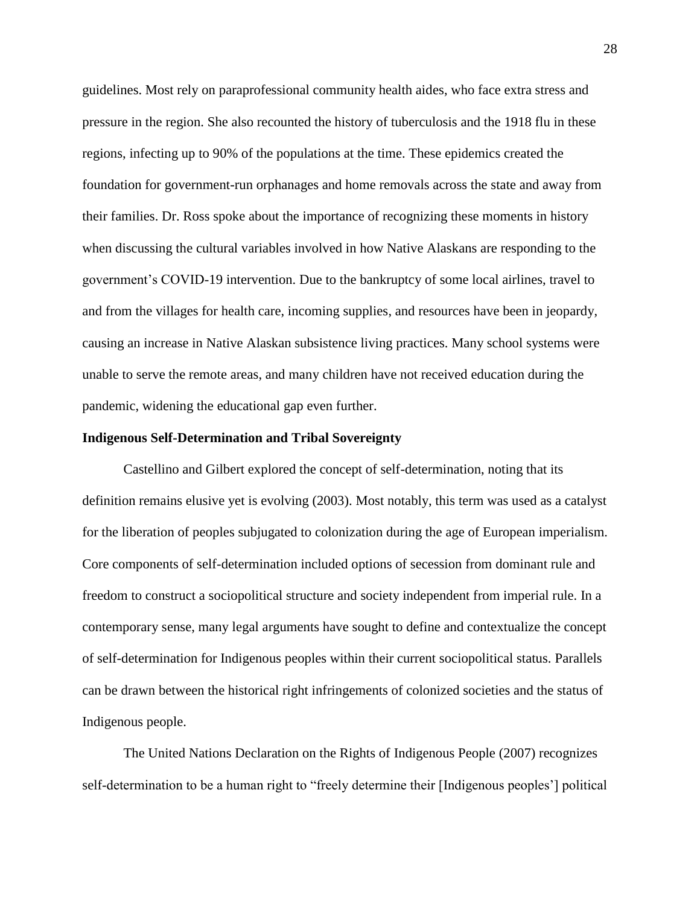guidelines. Most rely on paraprofessional community health aides, who face extra stress and pressure in the region. She also recounted the history of tuberculosis and the 1918 flu in these regions, infecting up to 90% of the populations at the time. These epidemics created the foundation for government-run orphanages and home removals across the state and away from their families. Dr. Ross spoke about the importance of recognizing these moments in history when discussing the cultural variables involved in how Native Alaskans are responding to the government's COVID-19 intervention. Due to the bankruptcy of some local airlines, travel to and from the villages for health care, incoming supplies, and resources have been in jeopardy, causing an increase in Native Alaskan subsistence living practices. Many school systems were unable to serve the remote areas, and many children have not received education during the pandemic, widening the educational gap even further.

## Indigenous Self-Determination and Tribal Sovereignty

Castellino and Gilbert explored the concept of self-determination, noting that its definition remains elusive yet is evolving (2003). Most notably, this term was used as a catalyst for the liberation of peoples subjugated to colonization during the age of European imperialism. Core components of self-determination included options of secession from dominant rule and freedom to construct a sociopolitical structure and society independent from imperial rule. In a contemporary sense, many legal arguments have sought to define and contextualize the concept of self-determination for Indigenous peoples within their current sociopolitical status. Parallels can be drawn between the historical right infringements of colonized societies and the status of Indigenous people.

The United Nations Declaration on the Rights of Indigenous People (2007) recognizes self-determination to be a human right to "freely determine their [Indigenous peoples'] political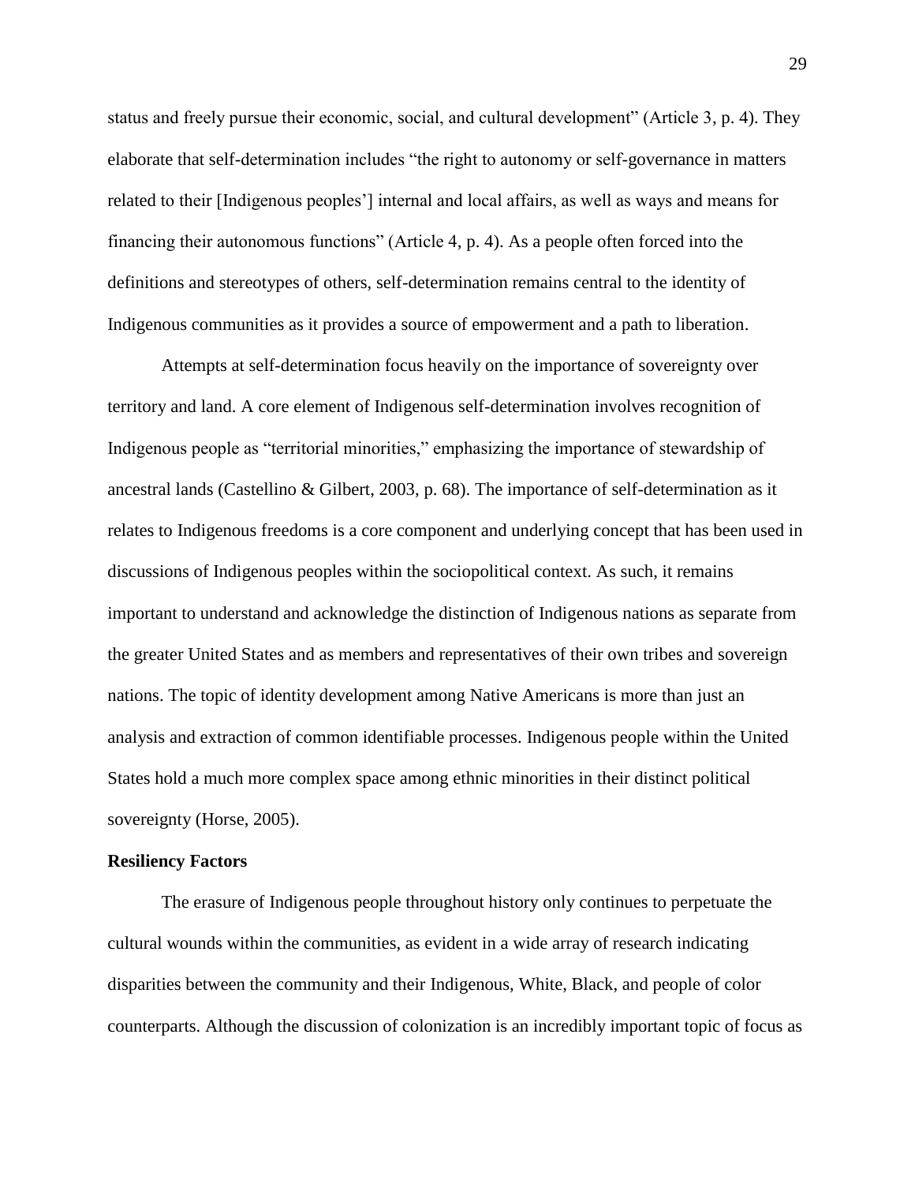status and freely pursue their economic, social, and cultural development" (Article 3, p. 4). They elaborate that self-determination includes "the right to autonomy or self-governance in matters related to their [Indigenous peoples'] internal and local affairs, as well as ways and means for financing their autonomous functions" (Article 4, p. 4). As a people often forced into the definitions and stereotypes of others, self-determination remains central to the identity of Indigenous communities as it provides a source of empowerment and a path to liberation.

Attempts at self-determination focus heavily on the importance of sovereignty over territory and land. A core element of Indigenous self-determination involves recognition of Indigenous people as "territorial minorities," emphasizing the importance of stewardship of ancestral lands (Castellino & Gilbert, 2003, p. 68). The importance of self-determination as it relates to Indigenous freedoms is a core component and underlying concept that has been used in discussions of Indigenous peoples within the sociopolitical context. As such, it remains important to understand and acknowledge the distinction of Indigenous nations as separate from the greater United States and as members and representatives of their own tribes and sovereign nations. The topic of identity development among Native Americans is more than just an analysis and extraction of common identifiable processes. Indigenous people within the United States hold a much more complex space among ethnic minorities in their distinct political sovereignty (Horse, 2005).

**Resiliency Factors**

The erasure of Indigenous people throughout history only continues to perpetuate the cultural wounds within the communities, as evident in a wide array of research indicating disparities between the community and their Indigenous, White, Black, and people of color counterparts. Although the discussion of colonization is an incredibly important topic of focus as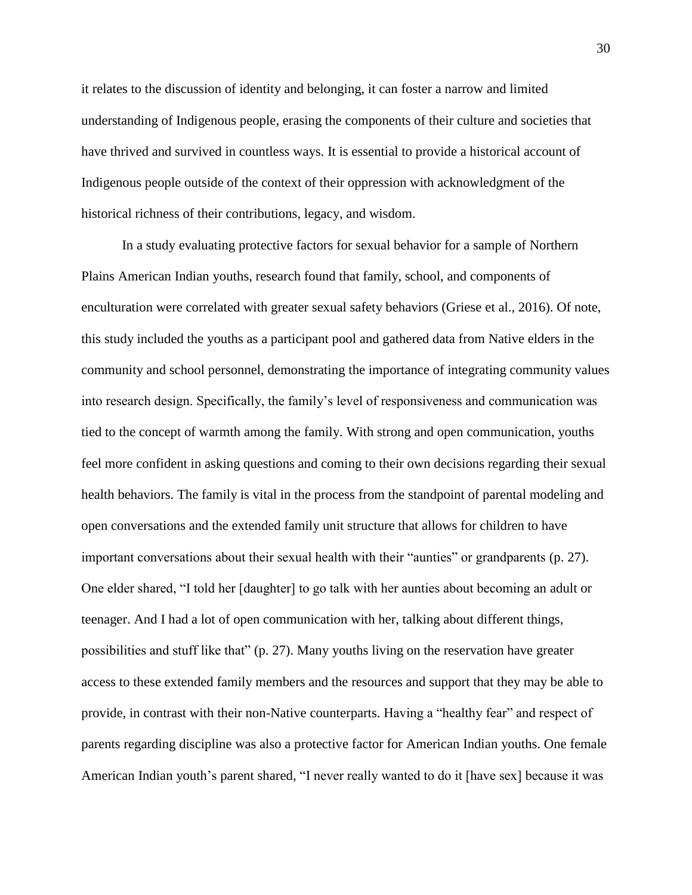it relates to the discussion of identity and belonging, it can foster a narrow and limited understanding of Indigenous people, erasing the components of their culture and societies that have thrived and survived in countless ways. It is essential to provide a historical account of Indigenous people outside of the context of their oppression with acknowledgment of the historical richness of their contributions, legacy, and wisdom.

In a study evaluating protective factors for sexual behavior for a sample of Northern Plains American Indian youths, research found that family, school, and components of enculturation were correlated with greater sexual safety behaviors (Griese et al., 2016). Of note, this study included the youths as a participant pool and gathered data from Native elders in the community and school personnel, demonstrating the importance of integrating community values into research design. Specifically, the family's level of responsiveness and communication was tied to the concept of warmth among the family. With strong and open communication, youths feel more confident in asking questions and coming to their own decisions regarding their sexual health behaviors. The family is vital in the process from the standpoint of parental modeling and open conversations and the extended family unit structure that allows for children to have important conversations about their sexual health with their "aunties" or grandparents (p. 27). One elder shared, "I told her [daughter] to go talk with her aunties about becoming an adult or teenager. And I had a lot of open communication with her, talking about different things, possibilities and stuff like that" (p. 27). Many youths living on the reservation have greater access to these extended family members and the resources and support that they may be able to provide, in contrast with their non-Native counterparts. Having a "healthy fear" and respect of parents regarding discipline was also a protective factor for American Indian youths. One female American Indian youth's parent shared, "I never really wanted to do it [have sex] because it was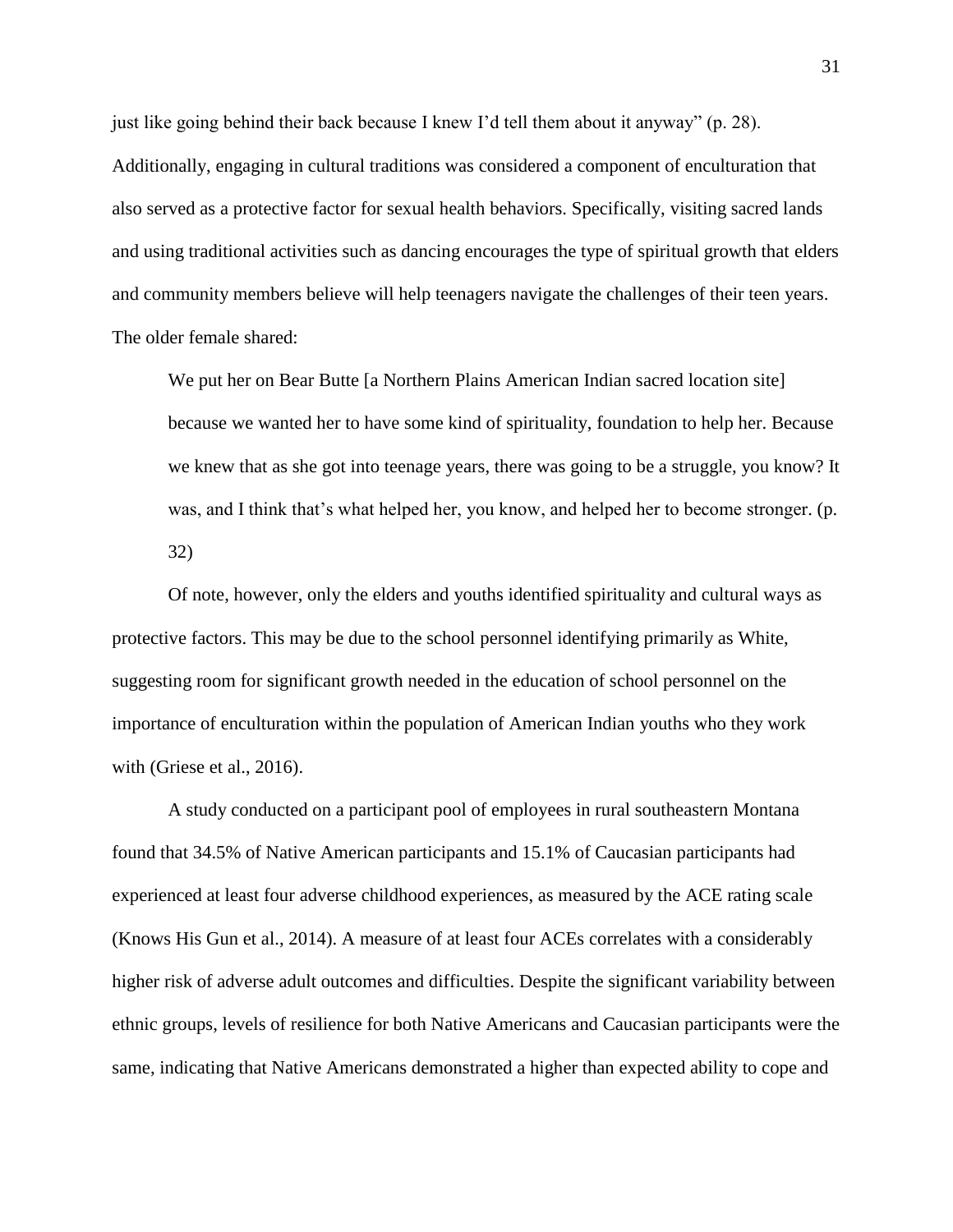just like going behind their back because I knew I'd tell them about it anyway" (p. 28). Additionally, engaging in cultural traditions was considered a component of enculturation that also served as a protective factor for sexual health behaviors. Specifically, visiting sacred lands and using traditional activities such as dancing encourages the type of spiritual growth that elders and community members believe will help teenagers navigate the challenges of their teen years. The older female shared:

> We put her on Bear Butte [a Northern Plains American Indian sacred location site] because we wanted her to have some kind of spirituality, foundation to help her. Because we knew that as she got into teenage years, there was going to be a struggle, you know? It was, and I think that's what helped her, you know, and helped her to become stronger. (p. 32)

Of note, however, only the elders and youths identified spirituality and cultural ways as protective factors. This may be due to the school personnel identifying primarily as White, suggesting room for significant growth needed in the education of school personnel on the importance of enculturation within the population of American Indian youths who they work with (Griese et al., 2016).

A study conducted on a participant pool of employees in rural southeastern Montana found that 34.5% of Native American participants and 15.1% of Caucasian participants had experienced at least four adverse childhood experiences, as measured by the ACE rating scale (Knows His Gun et al., 2014). A measure of at least four ACEs correlates with a considerably higher risk of adverse adult outcomes and difficulties. Despite the significant variability between ethnic groups, levels of resilience for both Native Americans and Caucasian participants were the same, indicating that Native Americans demonstrated a higher than expected ability to cope and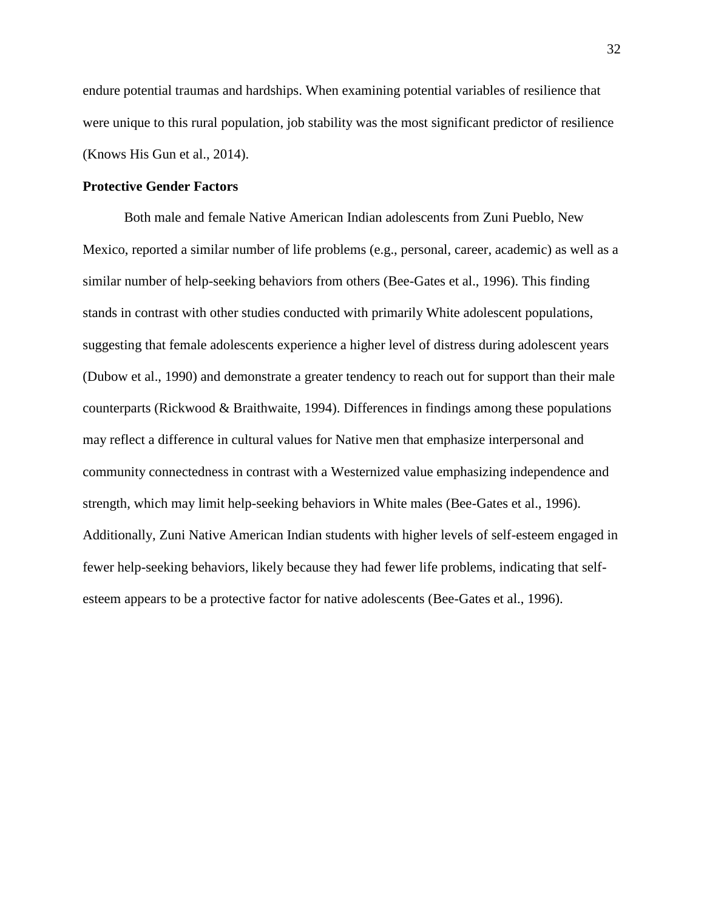endure potential traumas and hardships. When examining potential variables of resilience that were unique to this rural population, job stability was the most significant predictor of resilience (Knows His Gun et al., 2014).

**Protective Gender Factors**

Both male and female Native American Indian adolescents from Zuni Pueblo, New Mexico, reported a similar number of life problems (e.g., personal, career, academic) as well as a similar number of help-seeking behaviors from others (Bee-Gates et al., 1996). This finding stands in contrast with other studies conducted with primarily White adolescent populations, suggesting that female adolescents experience a higher level of distress during adolescent years (Dubow et al., 1990) and demonstrate a greater tendency to reach out for support than their male counterparts (Rickwood & Braithwaite, 1994). Differences in findings among these populations may reflect a difference in cultural values for Native men that emphasize interpersonal and community connectedness in contrast with a Westernized value emphasizing independence and strength, which may limit help-seeking behaviors in White males (Bee-Gates et al., 1996). Additionally, Zuni Native American Indian students with higher levels of self-esteem engaged in fewer help-seeking behaviors, likely because they had fewer life problems, indicating that self-esteem appears to be a protective factor for native adolescents (Bee-Gates et al., 1996).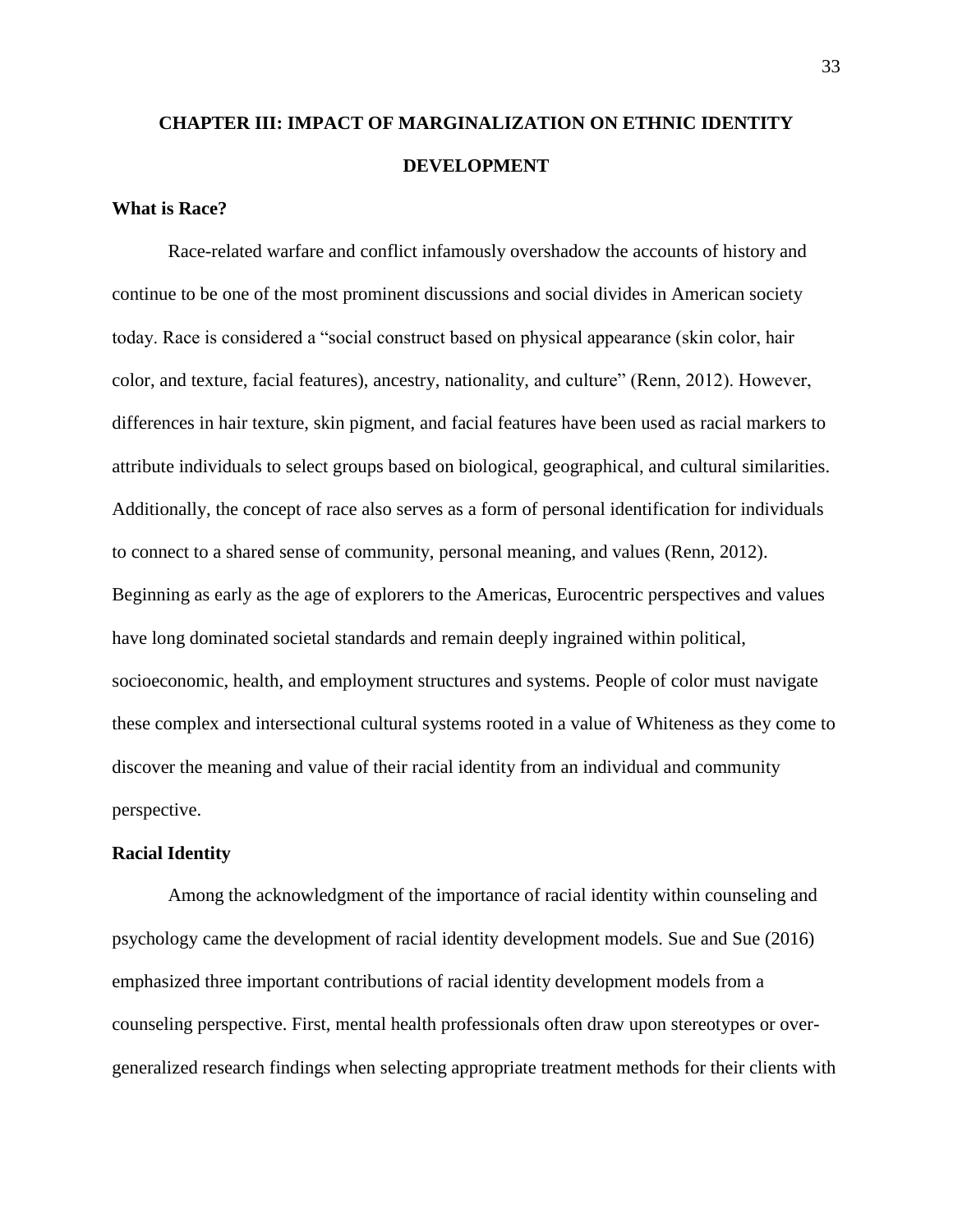# CHAPTER III: IMPACT OF MARGINALIZATION ON ETHNIC IDENTITY DEVELOPMENT

## What is Race?

Race-related warfare and conflict infamously overshadow the accounts of history and continue to be one of the most prominent discussions and social divides in American society today. Race is considered a "social construct based on physical appearance (skin color, hair color, and texture, facial features), ancestry, nationality, and culture" (Renn, 2012). However, differences in hair texture, skin pigment, and facial features have been used as racial markers to attribute individuals to select groups based on biological, geographical, and cultural similarities. Additionally, the concept of race also serves as a form of personal identification for individuals to connect to a shared sense of community, personal meaning, and values (Renn, 2012). Beginning as early as the age of explorers to the Americas, Eurocentric perspectives and values have long dominated societal standards and remain deeply ingrained within political, socioeconomic, health, and employment structures and systems. People of color must navigate these complex and intersectional cultural systems rooted in a value of Whiteness as they come to discover the meaning and value of their racial identity from an individual and community perspective.

## Racial Identity

Among the acknowledgment of the importance of racial identity within counseling and psychology came the development of racial identity development models. Sue and Sue (2016) emphasized three important contributions of racial identity development models from a counseling perspective. First, mental health professionals often draw upon stereotypes or over-generalized research findings when selecting appropriate treatment methods for their clients with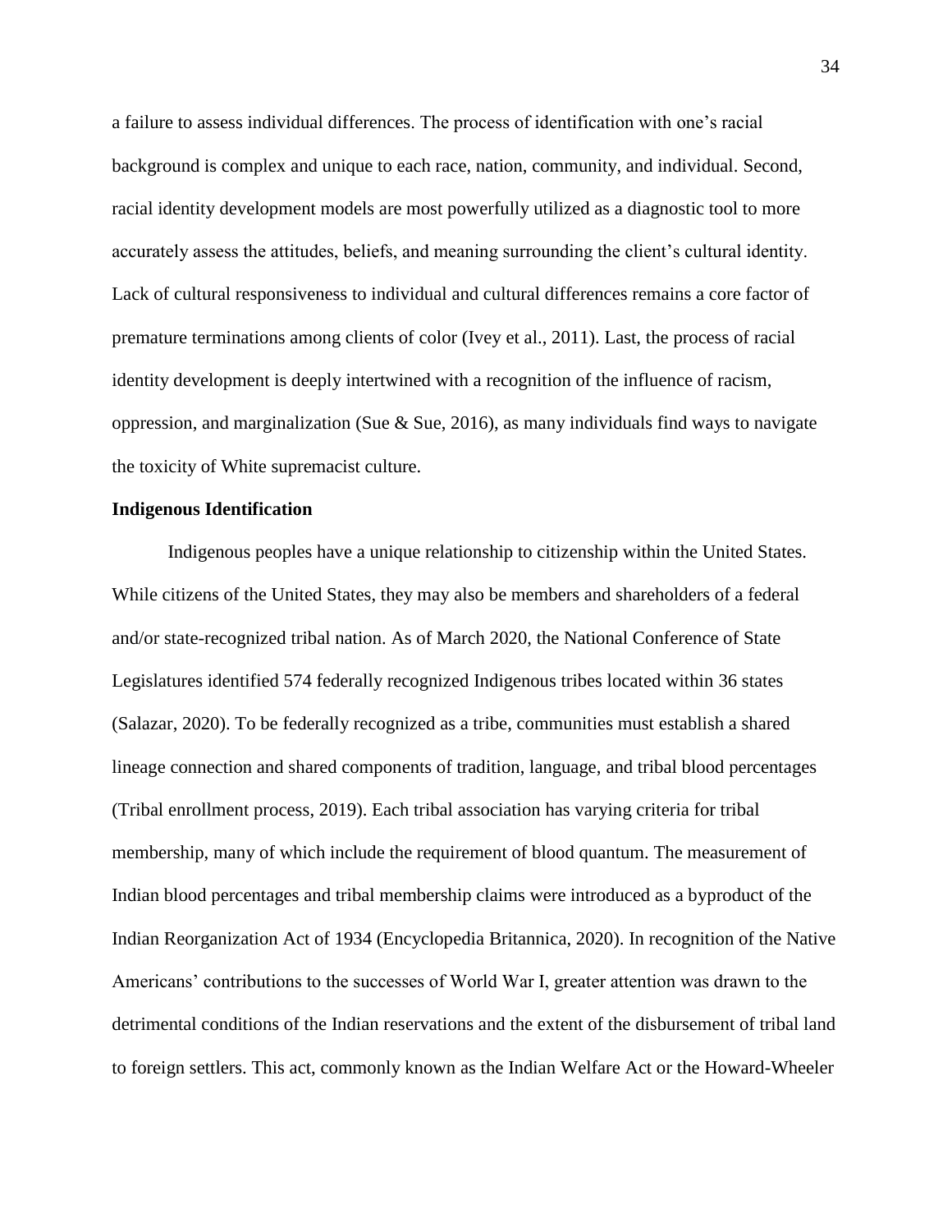a failure to assess individual differences. The process of identification with one's racial background is complex and unique to each race, nation, community, and individual. Second, racial identity development models are most powerfully utilized as a diagnostic tool to more accurately assess the attitudes, beliefs, and meaning surrounding the client's cultural identity. Lack of cultural responsiveness to individual and cultural differences remains a core factor of premature terminations among clients of color (Ivey et al., 2011). Last, the process of racial identity development is deeply intertwined with a recognition of the influence of racism, oppression, and marginalization (Sue & Sue, 2016), as many individuals find ways to navigate the toxicity of White supremacist culture.

**Indigenous Identification**

Indigenous peoples have a unique relationship to citizenship within the United States. While citizens of the United States, they may also be members and shareholders of a federal and/or state-recognized tribal nation. As of March 2020, the National Conference of State Legislatures identified 574 federally recognized Indigenous tribes located within 36 states (Salazar, 2020). To be federally recognized as a tribe, communities must establish a shared lineage connection and shared components of tradition, language, and tribal blood percentages (Tribal enrollment process, 2019). Each tribal association has varying criteria for tribal membership, many of which include the requirement of blood quantum. The measurement of Indian blood percentages and tribal membership claims were introduced as a byproduct of the Indian Reorganization Act of 1934 (Encyclopedia Britannica, 2020). In recognition of the Native Americans' contributions to the successes of World War I, greater attention was drawn to the detrimental conditions of the Indian reservations and the extent of the disbursement of tribal land to foreign settlers. This act, commonly known as the Indian Welfare Act or the Howard-Wheeler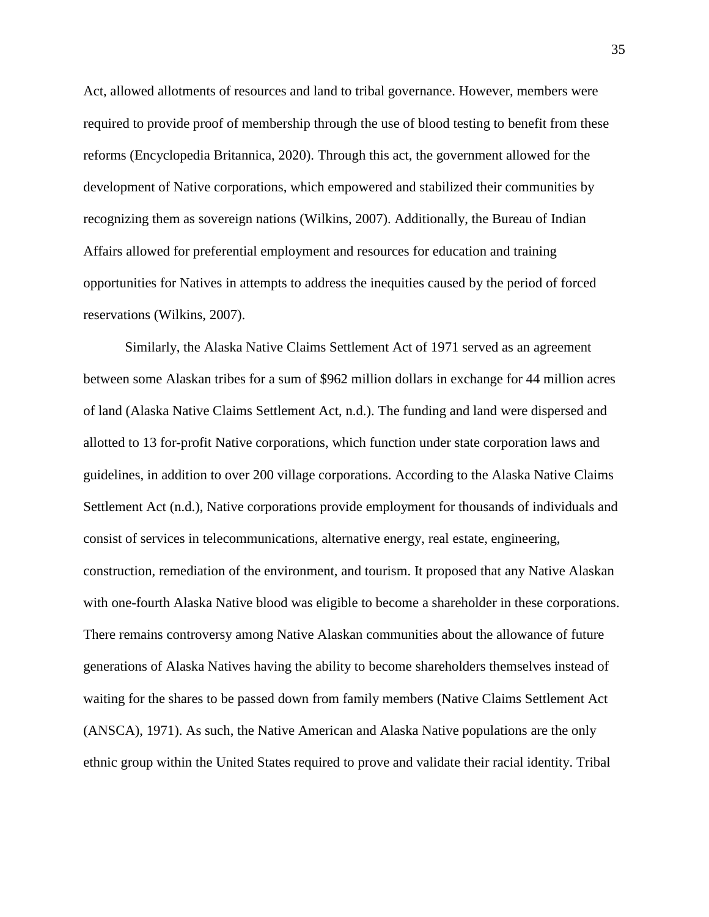Act, allowed allotments of resources and land to tribal governance. However, members were required to provide proof of membership through the use of blood testing to benefit from these reforms (Encyclopedia Britannica, 2020). Through this act, the government allowed for the development of Native corporations, which empowered and stabilized their communities by recognizing them as sovereign nations (Wilkins, 2007). Additionally, the Bureau of Indian Affairs allowed for preferential employment and resources for education and training opportunities for Natives in attempts to address the inequities caused by the period of forced reservations (Wilkins, 2007).

Similarly, the Alaska Native Claims Settlement Act of 1971 served as an agreement between some Alaskan tribes for a sum of $962 million dollars in exchange for 44 million acres of land (Alaska Native Claims Settlement Act, n.d.). The funding and land were dispersed and allotted to 13 for-profit Native corporations, which function under state corporation laws and guidelines, in addition to over 200 village corporations. According to the Alaska Native Claims Settlement Act (n.d.), Native corporations provide employment for thousands of individuals and consist of services in telecommunications, alternative energy, real estate, engineering, construction, remediation of the environment, and tourism. It proposed that any Native Alaskan with one-fourth Alaska Native blood was eligible to become a shareholder in these corporations. There remains controversy among Native Alaskan communities about the allowance of future generations of Alaska Natives having the ability to become shareholders themselves instead of waiting for the shares to be passed down from family members (Native Claims Settlement Act (ANSCA), 1971). As such, the Native American and Alaska Native populations are the only ethnic group within the United States required to prove and validate their racial identity. Tribal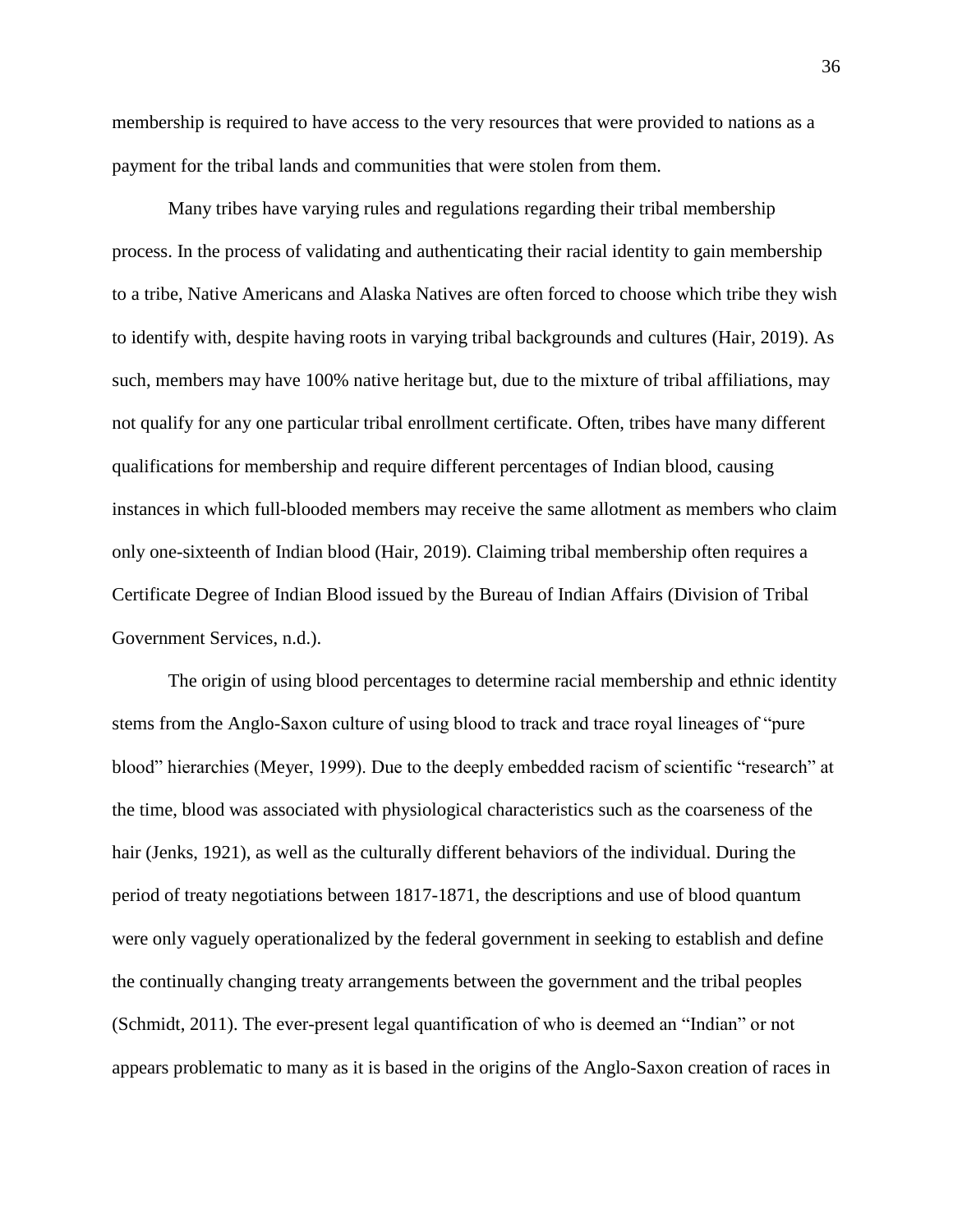membership is required to have access to the very resources that were provided to nations as a payment for the tribal lands and communities that were stolen from them.

Many tribes have varying rules and regulations regarding their tribal membership process. In the process of validating and authenticating their racial identity to gain membership to a tribe, Native Americans and Alaska Natives are often forced to choose which tribe they wish to identify with, despite having roots in varying tribal backgrounds and cultures (Hair, 2019). As such, members may have 100% native heritage but, due to the mixture of tribal affiliations, may not qualify for any one particular tribal enrollment certificate. Often, tribes have many different qualifications for membership and require different percentages of Indian blood, causing instances in which full-blooded members may receive the same allotment as members who claim only one-sixteenth of Indian blood (Hair, 2019). Claiming tribal membership often requires a Certificate Degree of Indian Blood issued by the Bureau of Indian Affairs (Division of Tribal Government Services, n.d.).

The origin of using blood percentages to determine racial membership and ethnic identity stems from the Anglo-Saxon culture of using blood to track and trace royal lineages of "pure blood" hierarchies (Meyer, 1999). Due to the deeply embedded racism of scientific "research" at the time, blood was associated with physiological characteristics such as the coarseness of the hair (Jenks, 1921), as well as the culturally different behaviors of the individual. During the period of treaty negotiations between 1817-1871, the descriptions and use of blood quantum were only vaguely operationalized by the federal government in seeking to establish and define the continually changing treaty arrangements between the government and the tribal peoples (Schmidt, 2011). The ever-present legal quantification of who is deemed an "Indian" or not appears problematic to many as it is based in the origins of the Anglo-Saxon creation of races in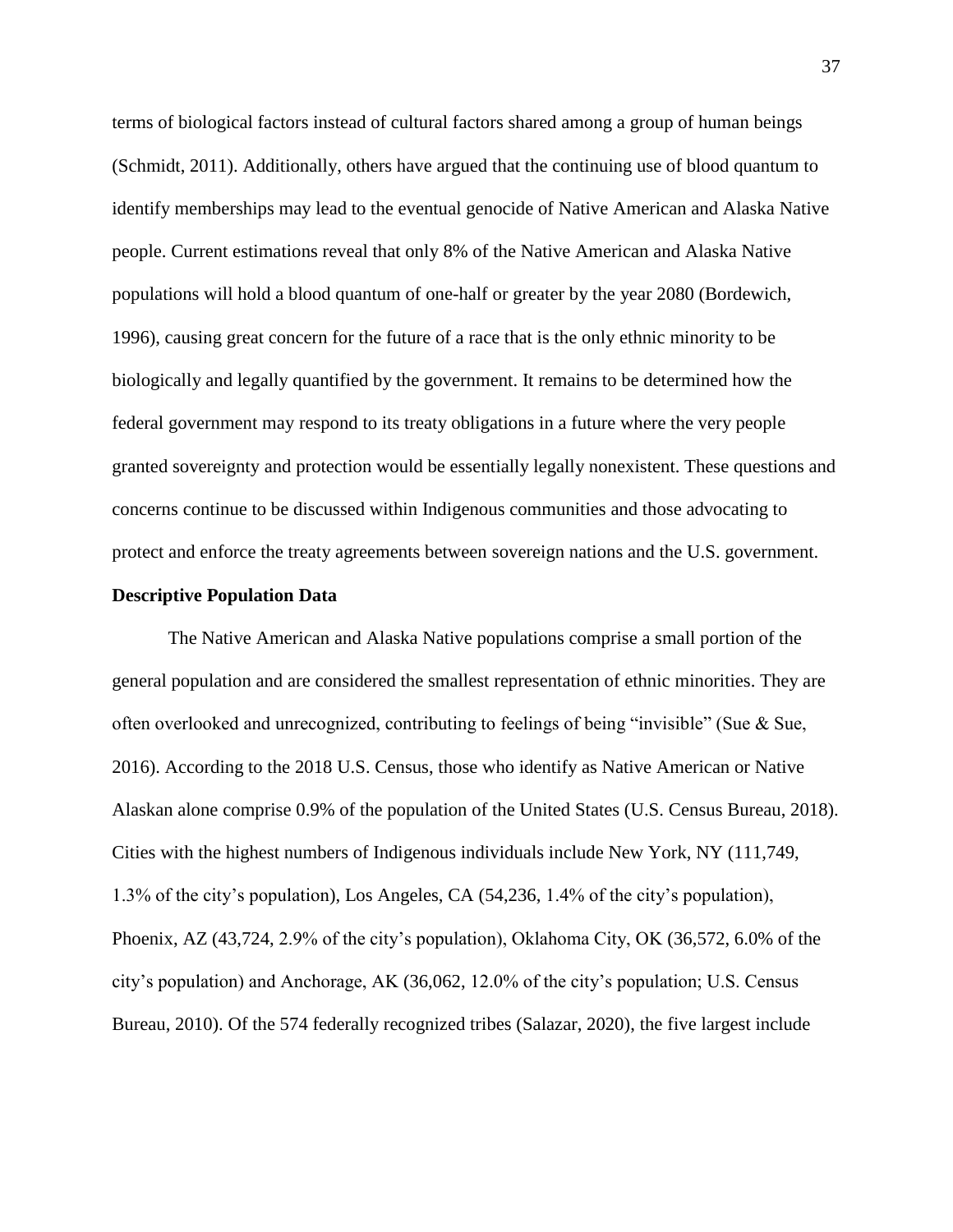terms of biological factors instead of cultural factors shared among a group of human beings (Schmidt, 2011). Additionally, others have argued that the continuing use of blood quantum to identify memberships may lead to the eventual genocide of Native American and Alaska Native people. Current estimations reveal that only 8% of the Native American and Alaska Native populations will hold a blood quantum of one-half or greater by the year 2080 (Bordewich, 1996), causing great concern for the future of a race that is the only ethnic minority to be biologically and legally quantified by the government. It remains to be determined how the federal government may respond to its treaty obligations in a future where the very people granted sovereignty and protection would be essentially legally nonexistent. These questions and concerns continue to be discussed within Indigenous communities and those advocating to protect and enforce the treaty agreements between sovereign nations and the U.S. government.

**Descriptive Population Data**

The Native American and Alaska Native populations comprise a small portion of the general population and are considered the smallest representation of ethnic minorities. They are often overlooked and unrecognized, contributing to feelings of being "invisible" (Sue & Sue, 2016). According to the 2018 U.S. Census, those who identify as Native American or Native Alaskan alone comprise 0.9% of the population of the United States (U.S. Census Bureau, 2018). Cities with the highest numbers of Indigenous individuals include New York, NY (111,749, 1.3% of the city's population), Los Angeles, CA (54,236, 1.4% of the city's population), Phoenix, AZ (43,724, 2.9% of the city's population), Oklahoma City, OK (36,572, 6.0% of the city's population) and Anchorage, AK (36,062, 12.0% of the city's population; U.S. Census Bureau, 2010). Of the 574 federally recognized tribes (Salazar, 2020), the five largest include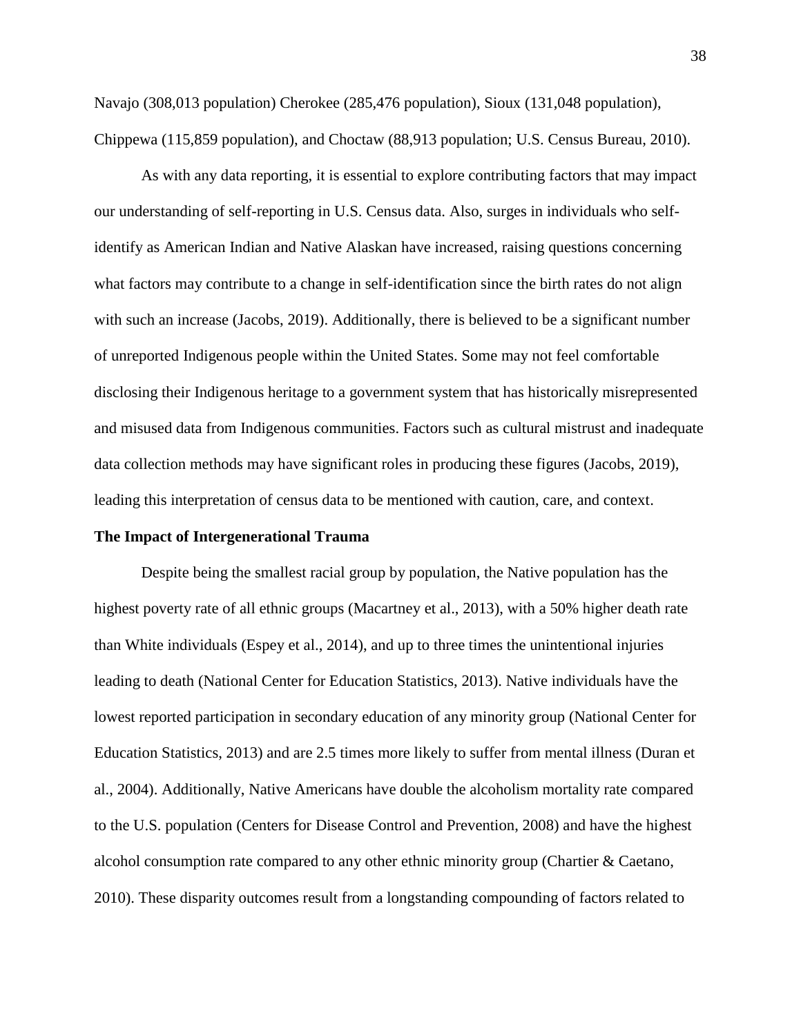Navajo (308,013 population) Cherokee (285,476 population), Sioux (131,048 population), Chippewa (115,859 population), and Choctaw (88,913 population; U.S. Census Bureau, 2010).

As with any data reporting, it is essential to explore contributing factors that may impact our understanding of self-reporting in U.S. Census data. Also, surges in individuals who self-identify as American Indian and Native Alaskan have increased, raising questions concerning what factors may contribute to a change in self-identification since the birth rates do not align with such an increase (Jacobs, 2019). Additionally, there is believed to be a significant number of unreported Indigenous people within the United States. Some may not feel comfortable disclosing their Indigenous heritage to a government system that has historically misrepresented and misused data from Indigenous communities. Factors such as cultural mistrust and inadequate data collection methods may have significant roles in producing these figures (Jacobs, 2019), leading this interpretation of census data to be mentioned with caution, care, and context.

**The Impact of Intergenerational Trauma**

Despite being the smallest racial group by population, the Native population has the highest poverty rate of all ethnic groups (Macartney et al., 2013), with a 50% higher death rate than White individuals (Espey et al., 2014), and up to three times the unintentional injuries leading to death (National Center for Education Statistics, 2013). Native individuals have the lowest reported participation in secondary education of any minority group (National Center for Education Statistics, 2013) and are 2.5 times more likely to suffer from mental illness (Duran et al., 2004). Additionally, Native Americans have double the alcoholism mortality rate compared to the U.S. population (Centers for Disease Control and Prevention, 2008) and have the highest alcohol consumption rate compared to any other ethnic minority group (Chartier & Caetano, 2010). These disparity outcomes result from a longstanding compounding of factors related to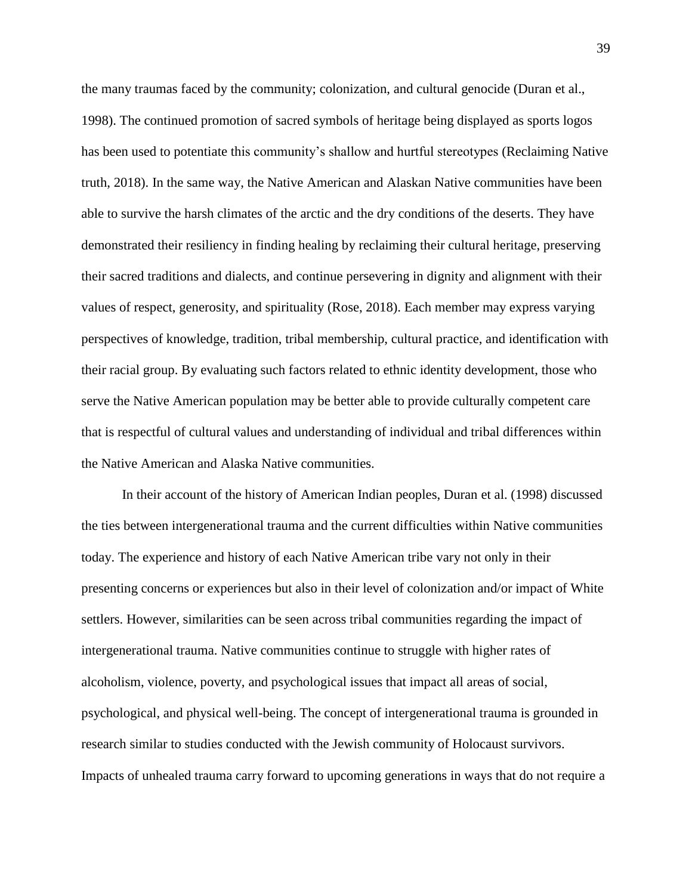the many traumas faced by the community; colonization, and cultural genocide (Duran et al., 1998). The continued promotion of sacred symbols of heritage being displayed as sports logos has been used to potentiate this community's shallow and hurtful stereotypes (Reclaiming Native truth, 2018). In the same way, the Native American and Alaskan Native communities have been able to survive the harsh climates of the arctic and the dry conditions of the deserts. They have demonstrated their resiliency in finding healing by reclaiming their cultural heritage, preserving their sacred traditions and dialects, and continue persevering in dignity and alignment with their values of respect, generosity, and spirituality (Rose, 2018). Each member may express varying perspectives of knowledge, tradition, tribal membership, cultural practice, and identification with their racial group. By evaluating such factors related to ethnic identity development, those who serve the Native American population may be better able to provide culturally competent care that is respectful of cultural values and understanding of individual and tribal differences within the Native American and Alaska Native communities.

In their account of the history of American Indian peoples, Duran et al. (1998) discussed the ties between intergenerational trauma and the current difficulties within Native communities today. The experience and history of each Native American tribe vary not only in their presenting concerns or experiences but also in their level of colonization and/or impact of White settlers. However, similarities can be seen across tribal communities regarding the impact of intergenerational trauma. Native communities continue to struggle with higher rates of alcoholism, violence, poverty, and psychological issues that impact all areas of social, psychological, and physical well-being. The concept of intergenerational trauma is grounded in research similar to studies conducted with the Jewish community of Holocaust survivors. Impacts of unhealed trauma carry forward to upcoming generations in ways that do not require a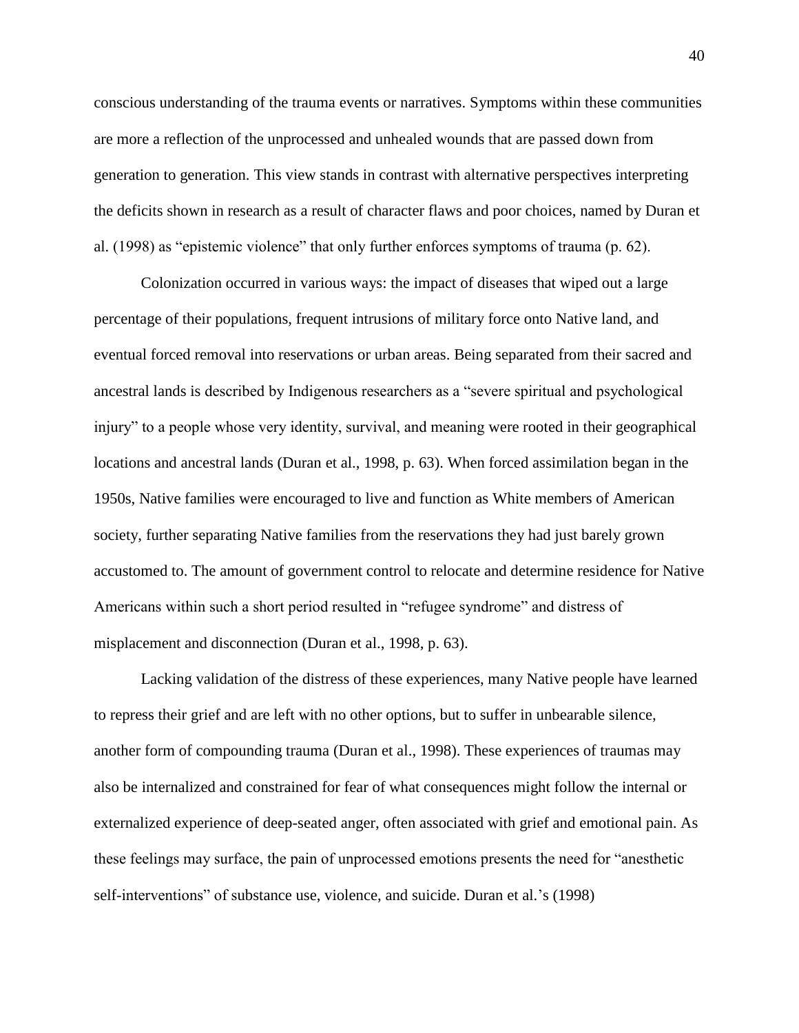conscious understanding of the trauma events or narratives. Symptoms within these communities are more a reflection of the unprocessed and unhealed wounds that are passed down from generation to generation. This view stands in contrast with alternative perspectives interpreting the deficits shown in research as a result of character flaws and poor choices, named by Duran et al. (1998) as "epistemic violence" that only further enforces symptoms of trauma (p. 62).

Colonization occurred in various ways: the impact of diseases that wiped out a large percentage of their populations, frequent intrusions of military force onto Native land, and eventual forced removal into reservations or urban areas. Being separated from their sacred and ancestral lands is described by Indigenous researchers as a "severe spiritual and psychological injury" to a people whose very identity, survival, and meaning were rooted in their geographical locations and ancestral lands (Duran et al., 1998, p. 63). When forced assimilation began in the 1950s, Native families were encouraged to live and function as White members of American society, further separating Native families from the reservations they had just barely grown accustomed to. The amount of government control to relocate and determine residence for Native Americans within such a short period resulted in "refugee syndrome" and distress of misplacement and disconnection (Duran et al., 1998, p. 63).

Lacking validation of the distress of these experiences, many Native people have learned to repress their grief and are left with no other options, but to suffer in unbearable silence, another form of compounding trauma (Duran et al., 1998). These experiences of traumas may also be internalized and constrained for fear of what consequences might follow the internal or externalized experience of deep-seated anger, often associated with grief and emotional pain. As these feelings may surface, the pain of unprocessed emotions presents the need for "anesthetic self-interventions" of substance use, violence, and suicide. Duran et al.'s (1998)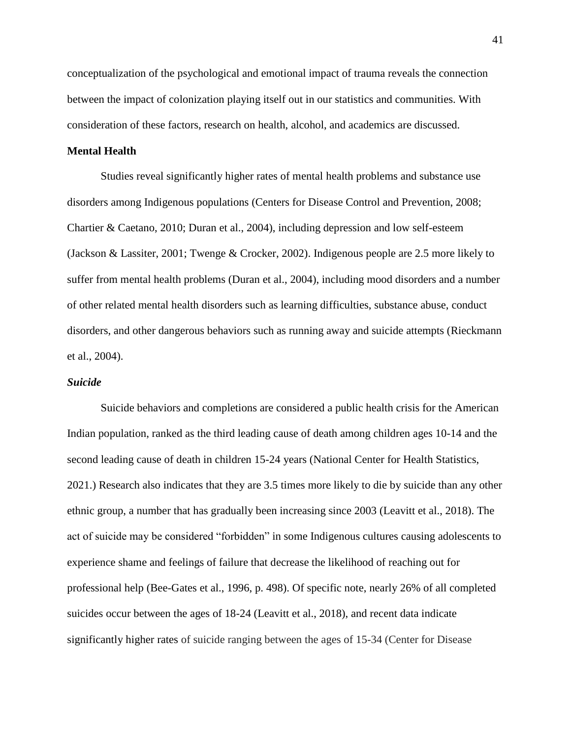conceptualization of the psychological and emotional impact of trauma reveals the connection between the impact of colonization playing itself out in our statistics and communities. With consideration of these factors, research on health, alcohol, and academics are discussed.

## Mental Health

Studies reveal significantly higher rates of mental health problems and substance use disorders among Indigenous populations (Centers for Disease Control and Prevention, 2008; Chartier & Caetano, 2010; Duran et al., 2004), including depression and low self-esteem (Jackson & Lassiter, 2001; Twenge & Crocker, 2002). Indigenous people are 2.5 more likely to suffer from mental health problems (Duran et al., 2004), including mood disorders and a number of other related mental health disorders such as learning difficulties, substance abuse, conduct disorders, and other dangerous behaviors such as running away and suicide attempts (Rieckmann et al., 2004).

### *Suicide*

Suicide behaviors and completions are considered a public health crisis for the American Indian population, ranked as the third leading cause of death among children ages 10-14 and the second leading cause of death in children 15-24 years (National Center for Health Statistics, 2021.) Research also indicates that they are 3.5 times more likely to die by suicide than any other ethnic group, a number that has gradually been increasing since 2003 (Leavitt et al., 2018). The act of suicide may be considered "forbidden" in some Indigenous cultures causing adolescents to experience shame and feelings of failure that decrease the likelihood of reaching out for professional help (Bee-Gates et al., 1996, p. 498). Of specific note, nearly 26% of all completed suicides occur between the ages of 18-24 (Leavitt et al., 2018), and recent data indicate significantly higher rates of suicide ranging between the ages of 15-34 (Center for Disease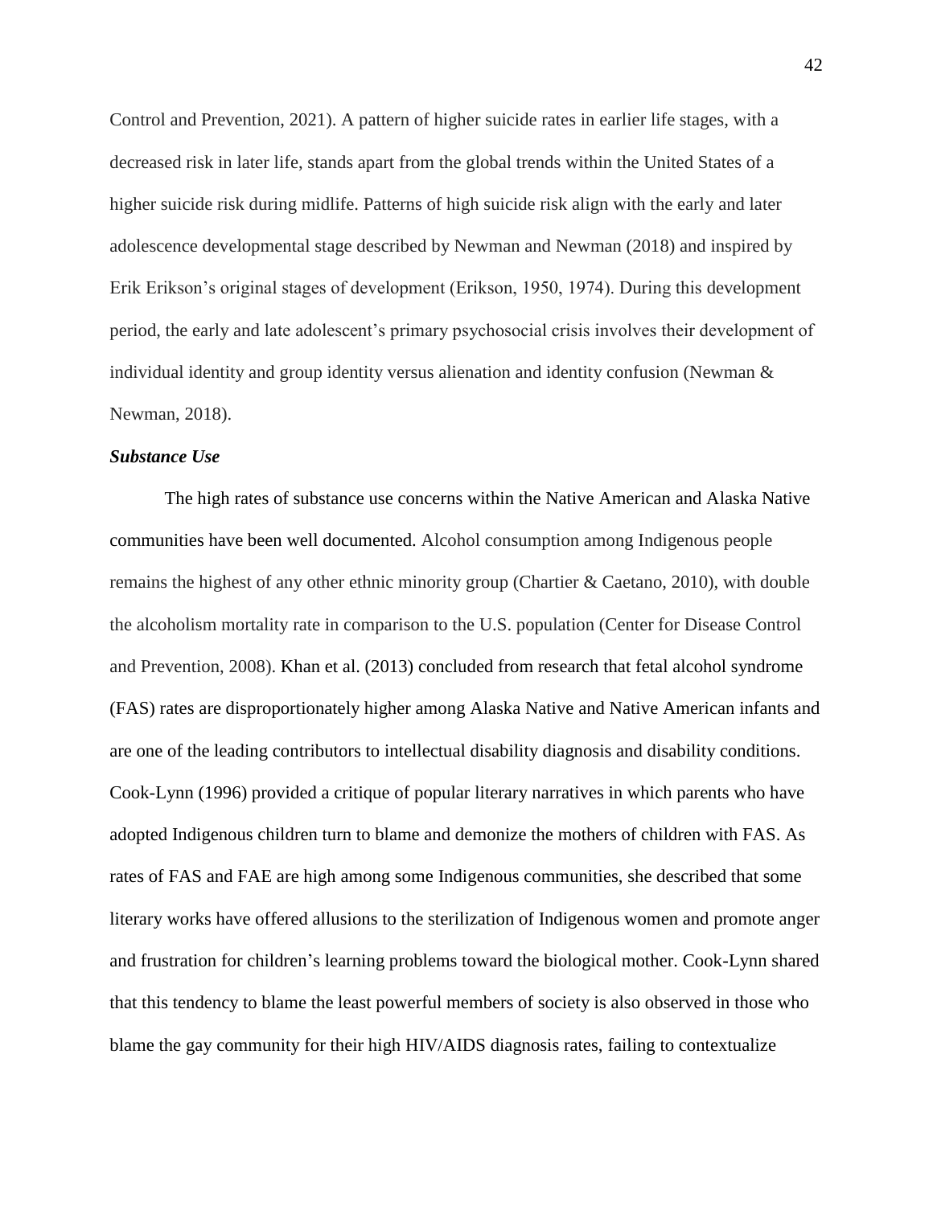Control and Prevention, 2021). A pattern of higher suicide rates in earlier life stages, with a decreased risk in later life, stands apart from the global trends within the United States of a higher suicide risk during midlife. Patterns of high suicide risk align with the early and later adolescence developmental stage described by Newman and Newman (2018) and inspired by Erik Erikson's original stages of development (Erikson, 1950, 1974). During this development period, the early and late adolescent's primary psychosocial crisis involves their development of individual identity and group identity versus alienation and identity confusion (Newman & Newman, 2018).

### *Substance Use*

The high rates of substance use concerns within the Native American and Alaska Native communities have been well documented. Alcohol consumption among Indigenous people remains the highest of any other ethnic minority group (Chartier & Caetano, 2010), with double the alcoholism mortality rate in comparison to the U.S. population (Center for Disease Control and Prevention, 2008). Khan et al. (2013) concluded from research that fetal alcohol syndrome (FAS) rates are disproportionately higher among Alaska Native and Native American infants and are one of the leading contributors to intellectual disability diagnosis and disability conditions. Cook-Lynn (1996) provided a critique of popular literary narratives in which parents who have adopted Indigenous children turn to blame and demonize the mothers of children with FAS. As rates of FAS and FAE are high among some Indigenous communities, she described that some literary works have offered allusions to the sterilization of Indigenous women and promote anger and frustration for children's learning problems toward the biological mother. Cook-Lynn shared that this tendency to blame the least powerful members of society is also observed in those who blame the gay community for their high HIV/AIDS diagnosis rates, failing to contextualize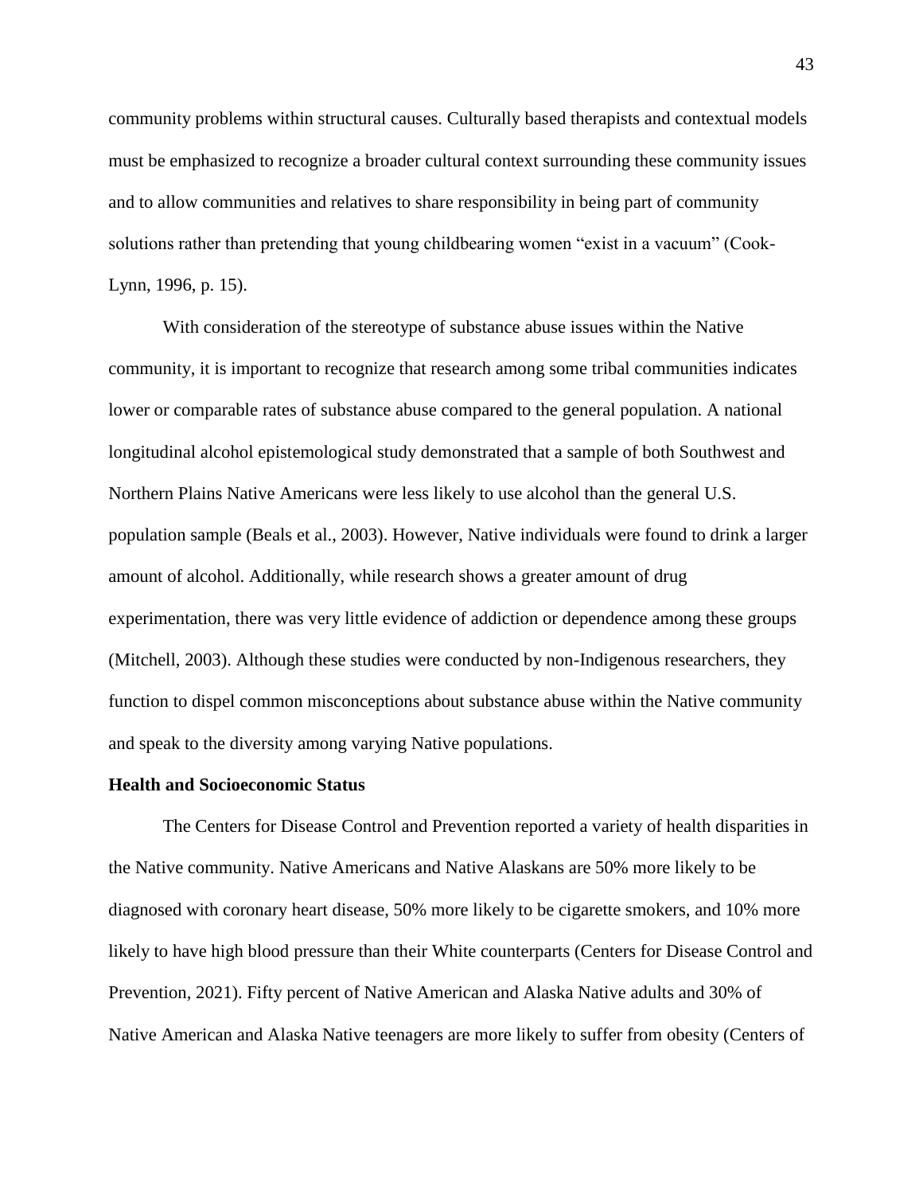community problems within structural causes. Culturally based therapists and contextual models must be emphasized to recognize a broader cultural context surrounding these community issues and to allow communities and relatives to share responsibility in being part of community solutions rather than pretending that young childbearing women "exist in a vacuum" (Cook-Lynn, 1996, p. 15).

With consideration of the stereotype of substance abuse issues within the Native community, it is important to recognize that research among some tribal communities indicates lower or comparable rates of substance abuse compared to the general population. A national longitudinal alcohol epistemological study demonstrated that a sample of both Southwest and Northern Plains Native Americans were less likely to use alcohol than the general U.S. population sample (Beals et al., 2003). However, Native individuals were found to drink a larger amount of alcohol. Additionally, while research shows a greater amount of drug experimentation, there was very little evidence of addiction or dependence among these groups (Mitchell, 2003). Although these studies were conducted by non-Indigenous researchers, they function to dispel common misconceptions about substance abuse within the Native community and speak to the diversity among varying Native populations.

**Health and Socioeconomic Status**

The Centers for Disease Control and Prevention reported a variety of health disparities in the Native community. Native Americans and Native Alaskans are 50% more likely to be diagnosed with coronary heart disease, 50% more likely to be cigarette smokers, and 10% more likely to have high blood pressure than their White counterparts (Centers for Disease Control and Prevention, 2021). Fifty percent of Native American and Alaska Native adults and 30% of Native American and Alaska Native teenagers are more likely to suffer from obesity (Centers of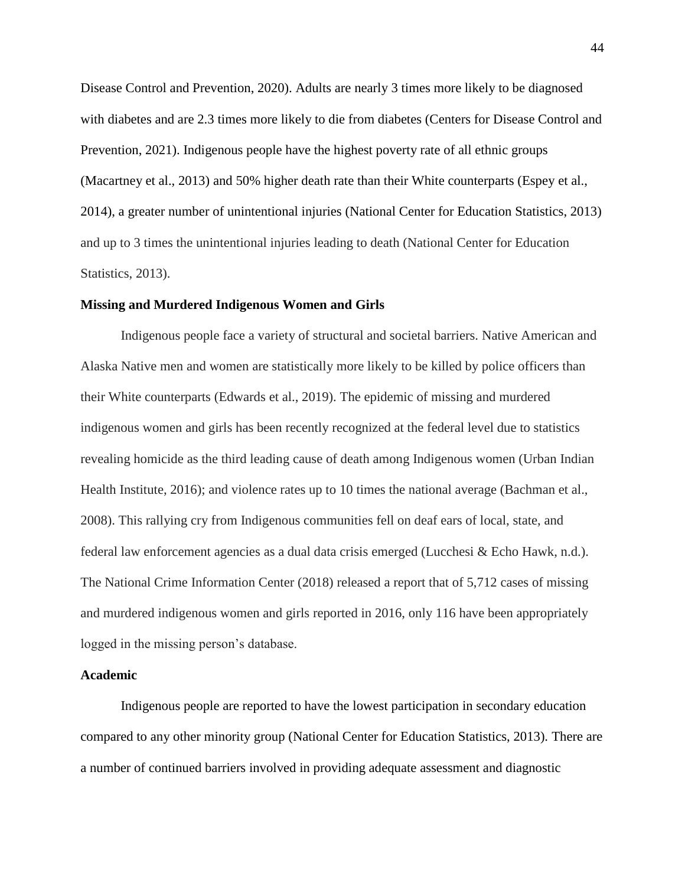Disease Control and Prevention, 2020). Adults are nearly 3 times more likely to be diagnosed with diabetes and are 2.3 times more likely to die from diabetes (Centers for Disease Control and Prevention, 2021). Indigenous people have the highest poverty rate of all ethnic groups (Macartney et al., 2013) and 50% higher death rate than their White counterparts (Espey et al., 2014), a greater number of unintentional injuries (National Center for Education Statistics, 2013) and up to 3 times the unintentional injuries leading to death (National Center for Education Statistics, 2013).

**Missing and Murdered Indigenous Women and Girls**

Indigenous people face a variety of structural and societal barriers. Native American and Alaska Native men and women are statistically more likely to be killed by police officers than their White counterparts (Edwards et al., 2019). The epidemic of missing and murdered indigenous women and girls has been recently recognized at the federal level due to statistics revealing homicide as the third leading cause of death among Indigenous women (Urban Indian Health Institute, 2016); and violence rates up to 10 times the national average (Bachman et al., 2008). This rallying cry from Indigenous communities fell on deaf ears of local, state, and federal law enforcement agencies as a dual data crisis emerged (Lucchesi & Echo Hawk, n.d.). The National Crime Information Center (2018) released a report that of 5,712 cases of missing and murdered indigenous women and girls reported in 2016, only 116 have been appropriately logged in the missing person's database.

**Academic**

Indigenous people are reported to have the lowest participation in secondary education compared to any other minority group (National Center for Education Statistics, 2013). There are a number of continued barriers involved in providing adequate assessment and diagnostic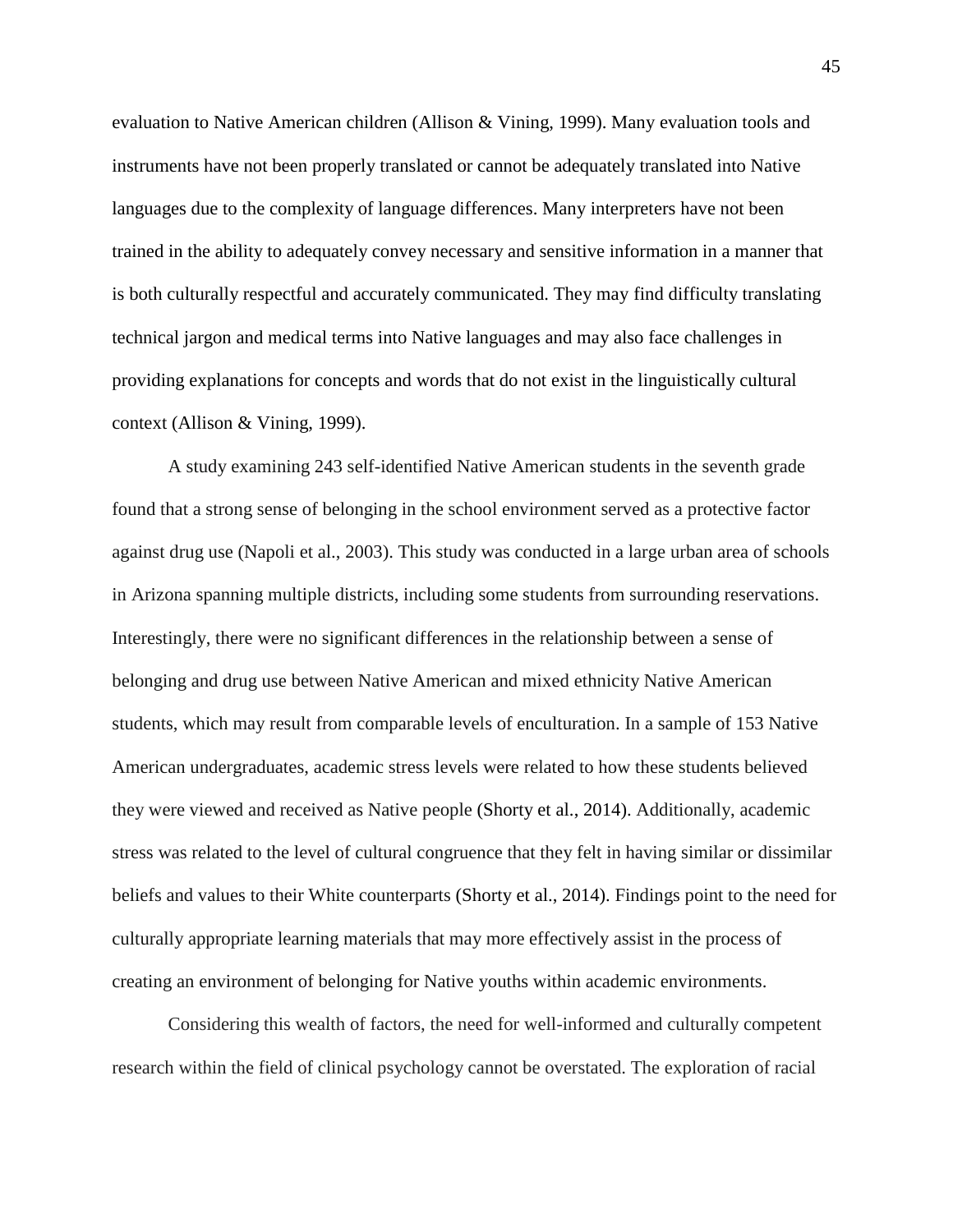evaluation to Native American children (Allison & Vining, 1999). Many evaluation tools and instruments have not been properly translated or cannot be adequately translated into Native languages due to the complexity of language differences. Many interpreters have not been trained in the ability to adequately convey necessary and sensitive information in a manner that is both culturally respectful and accurately communicated. They may find difficulty translating technical jargon and medical terms into Native languages and may also face challenges in providing explanations for concepts and words that do not exist in the linguistically cultural context (Allison & Vining, 1999).

A study examining 243 self-identified Native American students in the seventh grade found that a strong sense of belonging in the school environment served as a protective factor against drug use (Napoli et al., 2003). This study was conducted in a large urban area of schools in Arizona spanning multiple districts, including some students from surrounding reservations. Interestingly, there were no significant differences in the relationship between a sense of belonging and drug use between Native American and mixed ethnicity Native American students, which may result from comparable levels of enculturation. In a sample of 153 Native American undergraduates, academic stress levels were related to how these students believed they were viewed and received as Native people (Shorty et al., 2014). Additionally, academic stress was related to the level of cultural congruence that they felt in having similar or dissimilar beliefs and values to their White counterparts (Shorty et al., 2014). Findings point to the need for culturally appropriate learning materials that may more effectively assist in the process of creating an environment of belonging for Native youths within academic environments.

Considering this wealth of factors, the need for well-informed and culturally competent research within the field of clinical psychology cannot be overstated. The exploration of racial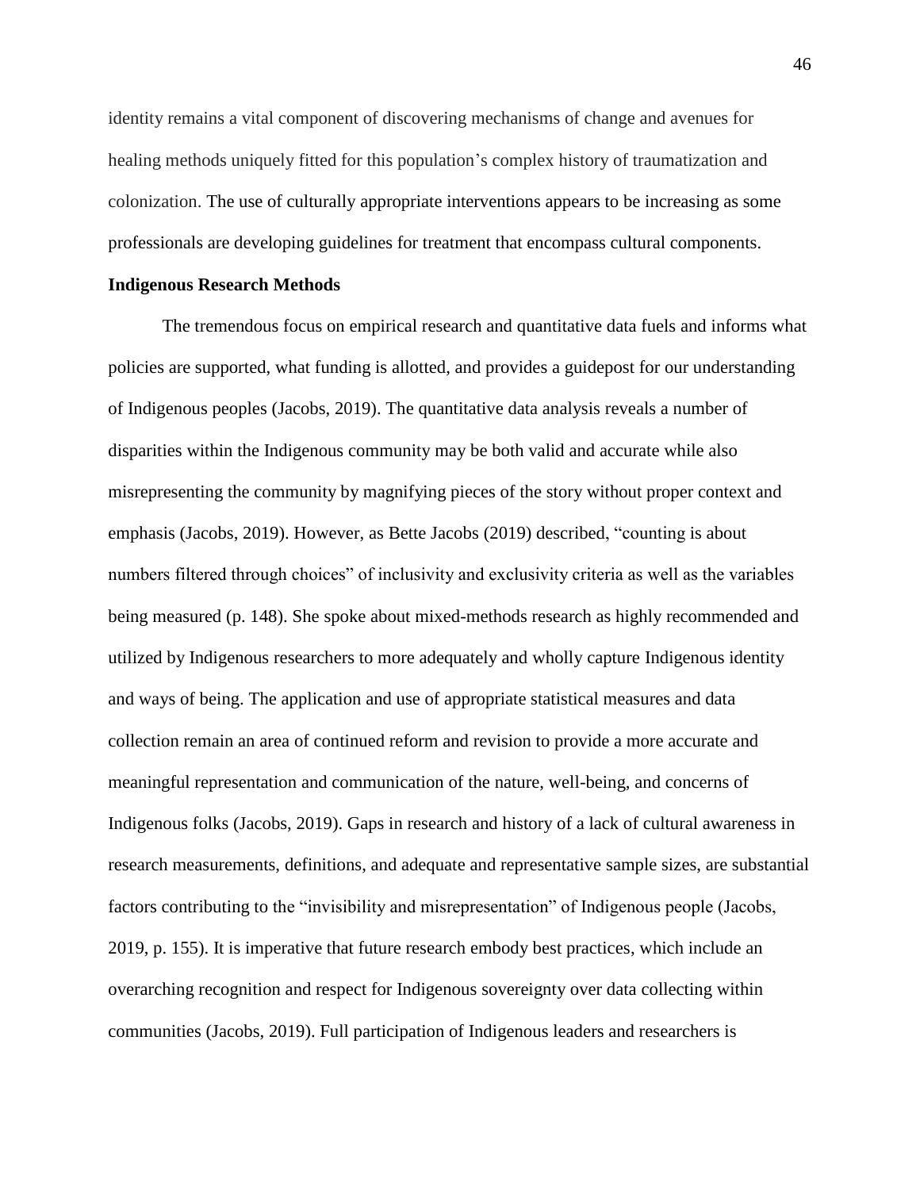identity remains a vital component of discovering mechanisms of change and avenues for healing methods uniquely fitted for this population's complex history of traumatization and colonization. The use of culturally appropriate interventions appears to be increasing as some professionals are developing guidelines for treatment that encompass cultural components.

**Indigenous Research Methods**

The tremendous focus on empirical research and quantitative data fuels and informs what policies are supported, what funding is allotted, and provides a guidepost for our understanding of Indigenous peoples (Jacobs, 2019). The quantitative data analysis reveals a number of disparities within the Indigenous community may be both valid and accurate while also misrepresenting the community by magnifying pieces of the story without proper context and emphasis (Jacobs, 2019). However, as Bette Jacobs (2019) described, "counting is about numbers filtered through choices" of inclusivity and exclusivity criteria as well as the variables being measured (p. 148). She spoke about mixed-methods research as highly recommended and utilized by Indigenous researchers to more adequately and wholly capture Indigenous identity and ways of being. The application and use of appropriate statistical measures and data collection remain an area of continued reform and revision to provide a more accurate and meaningful representation and communication of the nature, well-being, and concerns of Indigenous folks (Jacobs, 2019). Gaps in research and history of a lack of cultural awareness in research measurements, definitions, and adequate and representative sample sizes, are substantial factors contributing to the "invisibility and misrepresentation" of Indigenous people (Jacobs, 2019, p. 155). It is imperative that future research embody best practices, which include an overarching recognition and respect for Indigenous sovereignty over data collecting within communities (Jacobs, 2019). Full participation of Indigenous leaders and researchers is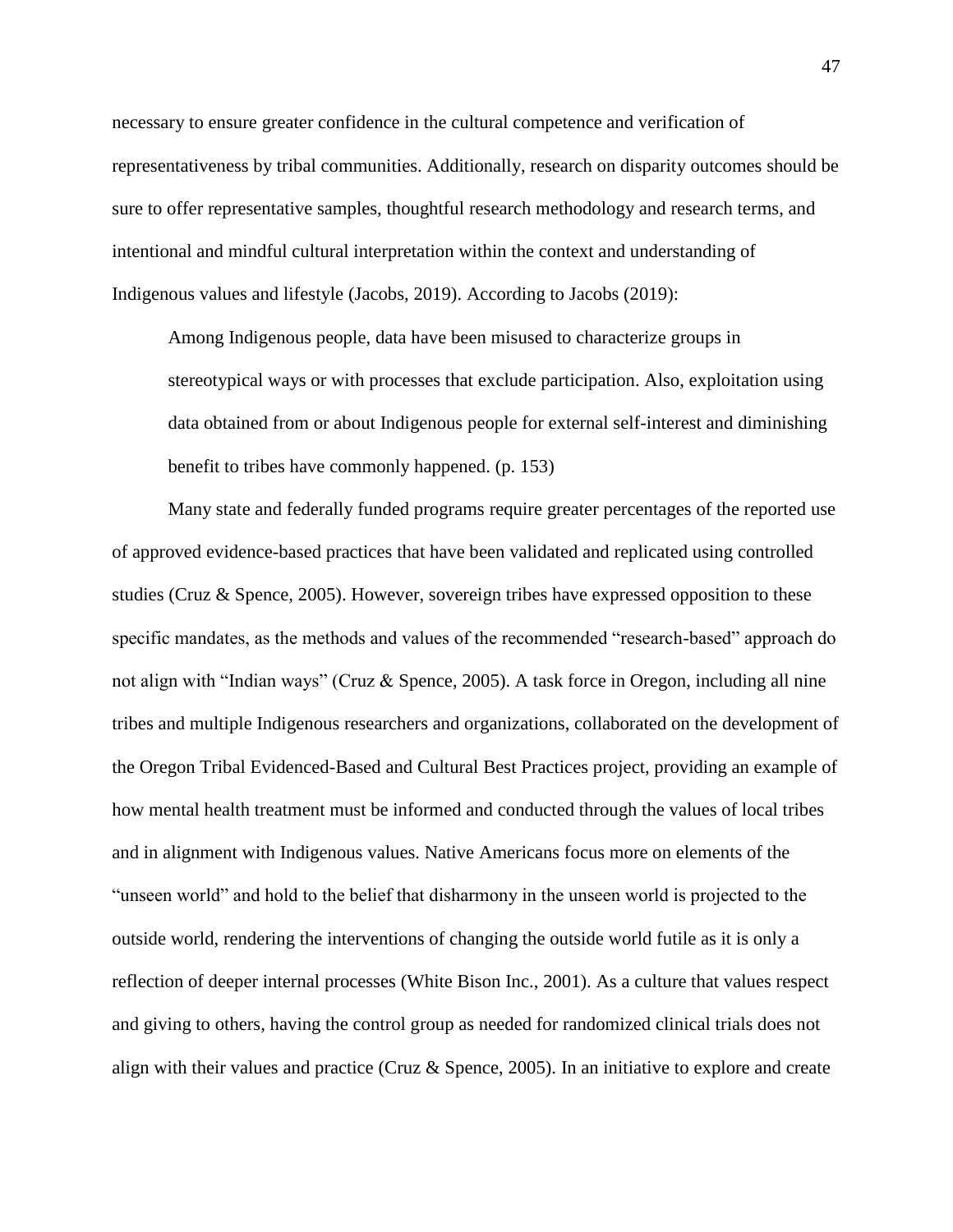necessary to ensure greater confidence in the cultural competence and verification of representativeness by tribal communities. Additionally, research on disparity outcomes should be sure to offer representative samples, thoughtful research methodology and research terms, and intentional and mindful cultural interpretation within the context and understanding of Indigenous values and lifestyle (Jacobs, 2019). According to Jacobs (2019):

> Among Indigenous people, data have been misused to characterize groups in stereotypical ways or with processes that exclude participation. Also, exploitation using data obtained from or about Indigenous people for external self-interest and diminishing benefit to tribes have commonly happened. (p. 153)

Many state and federally funded programs require greater percentages of the reported use of approved evidence-based practices that have been validated and replicated using controlled studies (Cruz & Spence, 2005). However, sovereign tribes have expressed opposition to these specific mandates, as the methods and values of the recommended "research-based" approach do not align with "Indian ways" (Cruz & Spence, 2005). A task force in Oregon, including all nine tribes and multiple Indigenous researchers and organizations, collaborated on the development of the Oregon Tribal Evidenced-Based and Cultural Best Practices project, providing an example of how mental health treatment must be informed and conducted through the values of local tribes and in alignment with Indigenous values. Native Americans focus more on elements of the "unseen world" and hold to the belief that disharmony in the unseen world is projected to the outside world, rendering the interventions of changing the outside world futile as it is only a reflection of deeper internal processes (White Bison Inc., 2001). As a culture that values respect and giving to others, having the control group as needed for randomized clinical trials does not align with their values and practice (Cruz & Spence, 2005). In an initiative to explore and create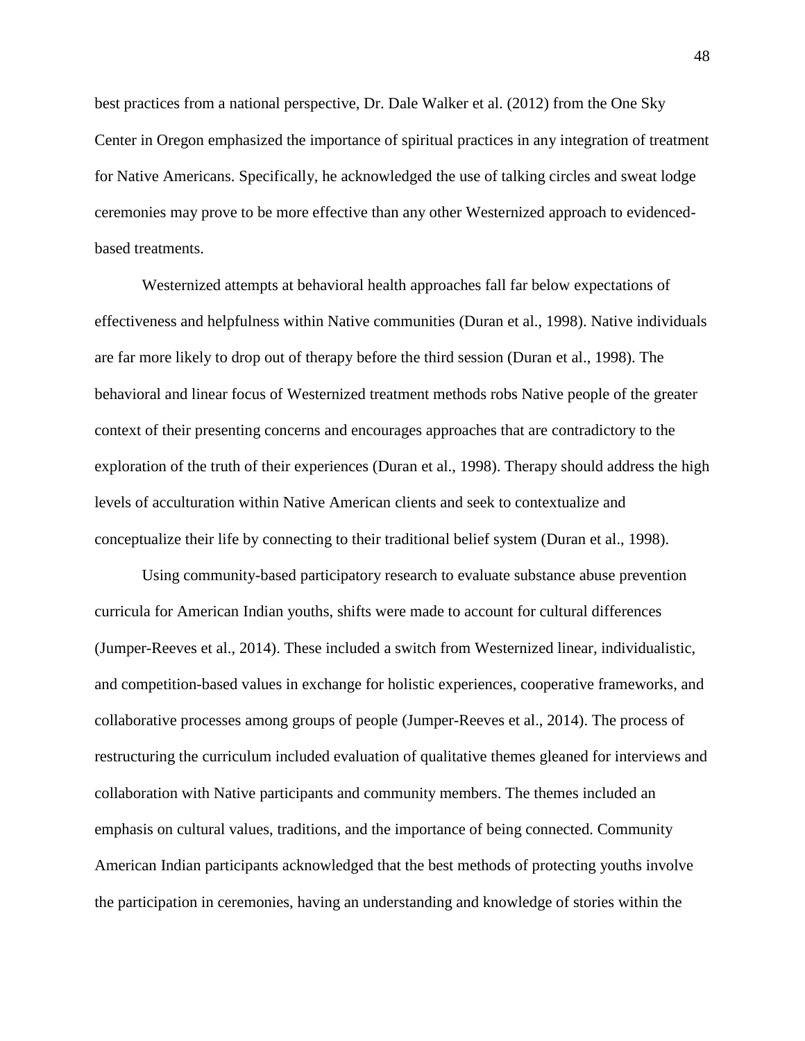best practices from a national perspective, Dr. Dale Walker et al. (2012) from the One Sky Center in Oregon emphasized the importance of spiritual practices in any integration of treatment for Native Americans. Specifically, he acknowledged the use of talking circles and sweat lodge ceremonies may prove to be more effective than any other Westernized approach to evidenced-based treatments.

Westernized attempts at behavioral health approaches fall far below expectations of effectiveness and helpfulness within Native communities (Duran et al., 1998). Native individuals are far more likely to drop out of therapy before the third session (Duran et al., 1998). The behavioral and linear focus of Westernized treatment methods robs Native people of the greater context of their presenting concerns and encourages approaches that are contradictory to the exploration of the truth of their experiences (Duran et al., 1998). Therapy should address the high levels of acculturation within Native American clients and seek to contextualize and conceptualize their life by connecting to their traditional belief system (Duran et al., 1998).

Using community-based participatory research to evaluate substance abuse prevention curricula for American Indian youths, shifts were made to account for cultural differences (Jumper-Reeves et al., 2014). These included a switch from Westernized linear, individualistic, and competition-based values in exchange for holistic experiences, cooperative frameworks, and collaborative processes among groups of people (Jumper-Reeves et al., 2014). The process of restructuring the curriculum included evaluation of qualitative themes gleaned for interviews and collaboration with Native participants and community members. The themes included an emphasis on cultural values, traditions, and the importance of being connected. Community American Indian participants acknowledged that the best methods of protecting youths involve the participation in ceremonies, having an understanding and knowledge of stories within the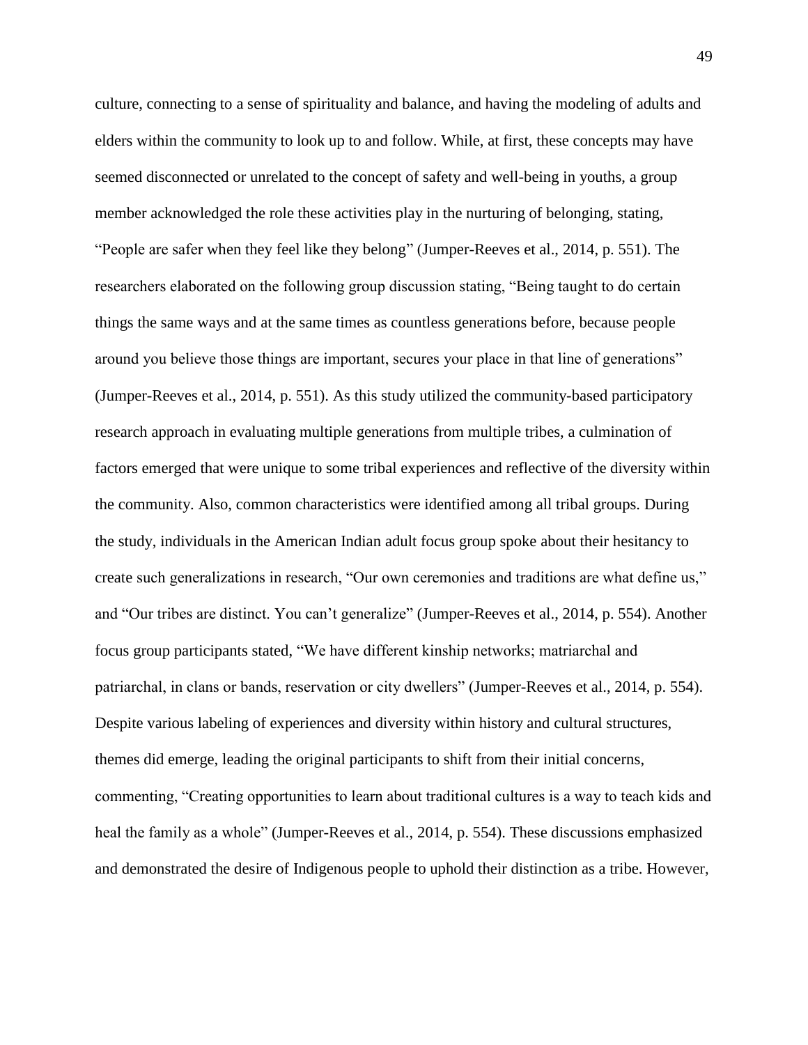culture, connecting to a sense of spirituality and balance, and having the modeling of adults and elders within the community to look up to and follow. While, at first, these concepts may have seemed disconnected or unrelated to the concept of safety and well-being in youths, a group member acknowledged the role these activities play in the nurturing of belonging, stating, "People are safer when they feel like they belong" (Jumper-Reeves et al., 2014, p. 551). The researchers elaborated on the following group discussion stating, "Being taught to do certain things the same ways and at the same times as countless generations before, because people around you believe those things are important, secures your place in that line of generations" (Jumper-Reeves et al., 2014, p. 551). As this study utilized the community-based participatory research approach in evaluating multiple generations from multiple tribes, a culmination of factors emerged that were unique to some tribal experiences and reflective of the diversity within the community. Also, common characteristics were identified among all tribal groups. During the study, individuals in the American Indian adult focus group spoke about their hesitancy to create such generalizations in research, "Our own ceremonies and traditions are what define us," and "Our tribes are distinct. You can't generalize" (Jumper-Reeves et al., 2014, p. 554). Another focus group participants stated, "We have different kinship networks; matriarchal and patriarchal, in clans or bands, reservation or city dwellers" (Jumper-Reeves et al., 2014, p. 554). Despite various labeling of experiences and diversity within history and cultural structures, themes did emerge, leading the original participants to shift from their initial concerns, commenting, "Creating opportunities to learn about traditional cultures is a way to teach kids and heal the family as a whole" (Jumper-Reeves et al., 2014, p. 554). These discussions emphasized and demonstrated the desire of Indigenous people to uphold their distinction as a tribe. However,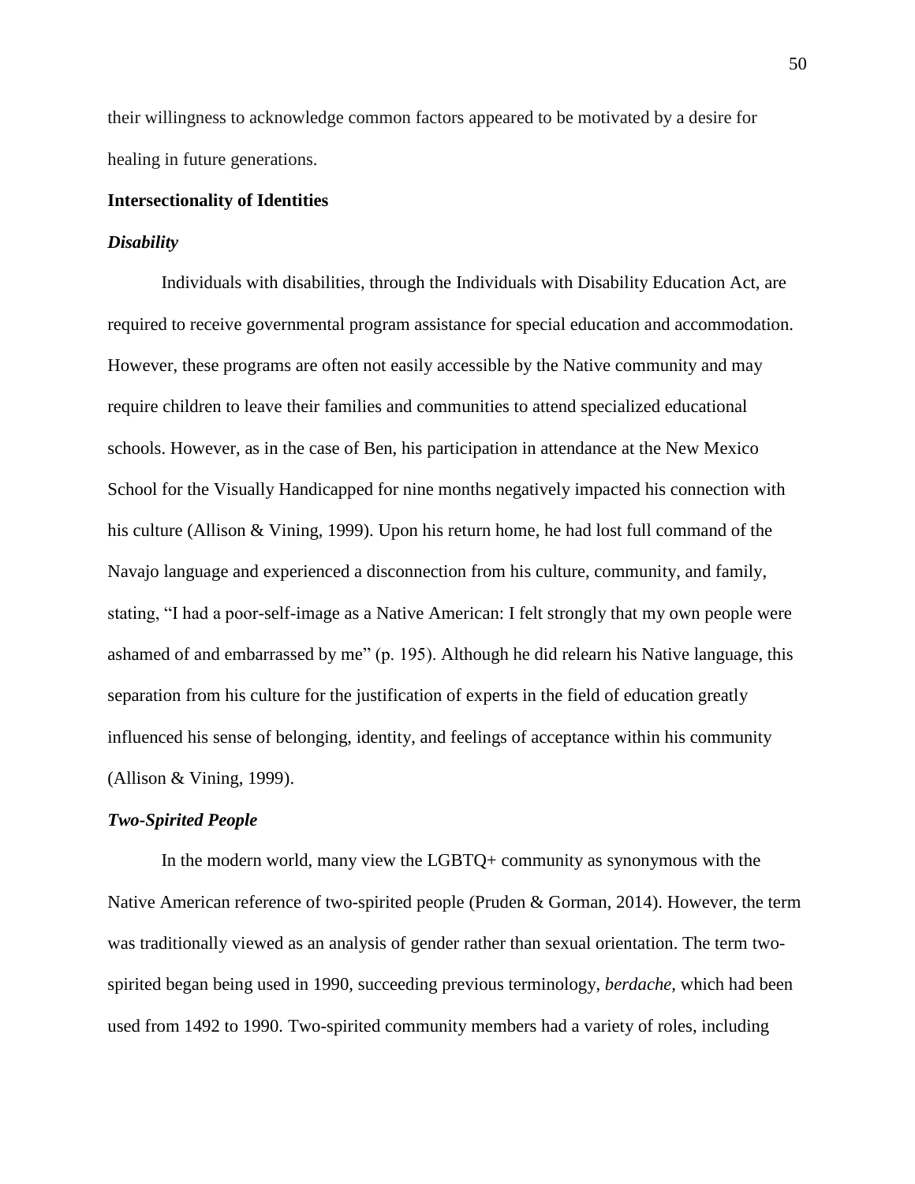their willingness to acknowledge common factors appeared to be motivated by a desire for healing in future generations.

## Intersectionality of Identities

### *Disability*

Individuals with disabilities, through the Individuals with Disability Education Act, are required to receive governmental program assistance for special education and accommodation. However, these programs are often not easily accessible by the Native community and may require children to leave their families and communities to attend specialized educational schools. However, as in the case of Ben, his participation in attendance at the New Mexico School for the Visually Handicapped for nine months negatively impacted his connection with his culture (Allison & Vining, 1999). Upon his return home, he had lost full command of the Navajo language and experienced a disconnection from his culture, community, and family, stating, "I had a poor-self-image as a Native American: I felt strongly that my own people were ashamed of and embarrassed by me" (p. 195). Although he did relearn his Native language, this separation from his culture for the justification of experts in the field of education greatly influenced his sense of belonging, identity, and feelings of acceptance within his community (Allison & Vining, 1999).

### *Two-Spirited People*

In the modern world, many view the LGBTQ+ community as synonymous with the Native American reference of two-spirited people (Pruden & Gorman, 2014). However, the term was traditionally viewed as an analysis of gender rather than sexual orientation. The term two-spirited began being used in 1990, succeeding previous terminology, *berdache*, which had been used from 1492 to 1990. Two-spirited community members had a variety of roles, including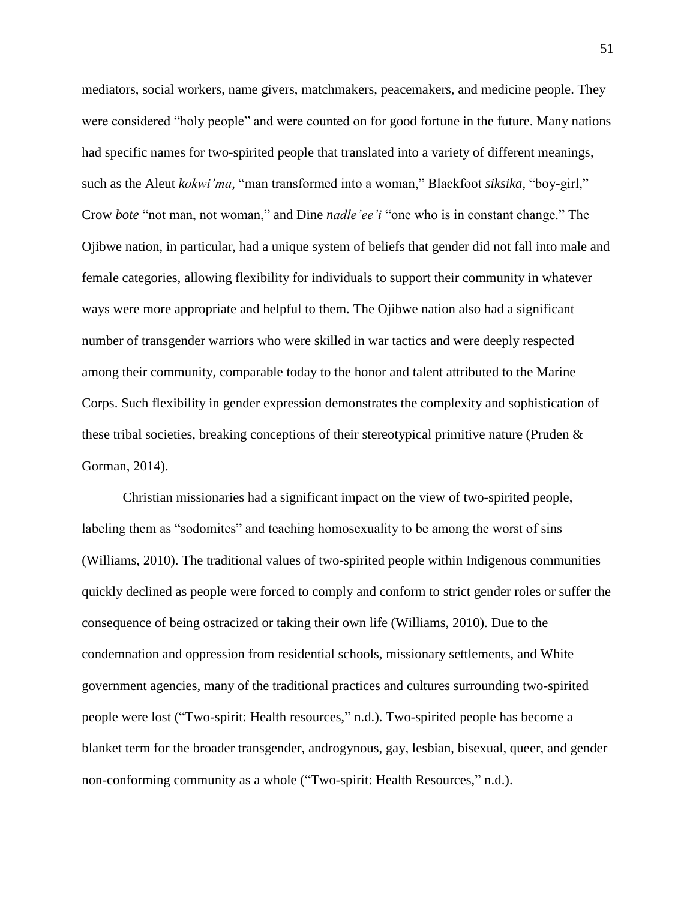mediators, social workers, name givers, matchmakers, peacemakers, and medicine people. They were considered "holy people" and were counted on for good fortune in the future. Many nations had specific names for two-spirited people that translated into a variety of different meanings, such as the Aleut *kokwi'ma,* "man transformed into a woman," Blackfoot *siksika,* "boy-girl," Crow *bote* "not man, not woman," and Dine *nadle'ee'i* "one who is in constant change." The Ojibwe nation, in particular, had a unique system of beliefs that gender did not fall into male and female categories, allowing flexibility for individuals to support their community in whatever ways were more appropriate and helpful to them. The Ojibwe nation also had a significant number of transgender warriors who were skilled in war tactics and were deeply respected among their community, comparable today to the honor and talent attributed to the Marine Corps. Such flexibility in gender expression demonstrates the complexity and sophistication of these tribal societies, breaking conceptions of their stereotypical primitive nature (Pruden & Gorman, 2014).

Christian missionaries had a significant impact on the view of two-spirited people, labeling them as "sodomites" and teaching homosexuality to be among the worst of sins (Williams, 2010). The traditional values of two-spirited people within Indigenous communities quickly declined as people were forced to comply and conform to strict gender roles or suffer the consequence of being ostracized or taking their own life (Williams, 2010). Due to the condemnation and oppression from residential schools, missionary settlements, and White government agencies, many of the traditional practices and cultures surrounding two-spirited people were lost ("Two-spirit: Health resources," n.d.). Two-spirited people has become a blanket term for the broader transgender, androgynous, gay, lesbian, bisexual, queer, and gender non-conforming community as a whole ("Two-spirit: Health Resources," n.d.).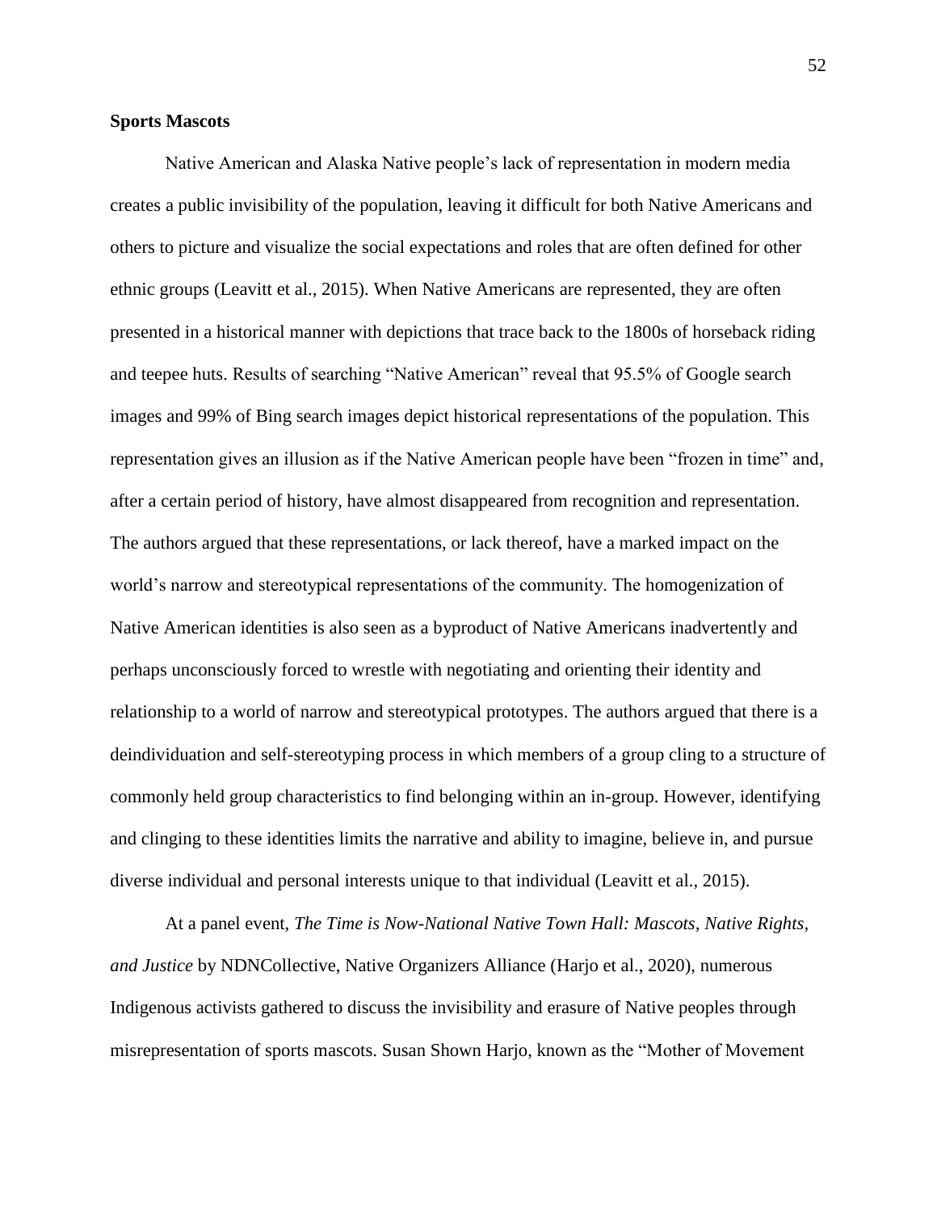**Sports Mascots**

Native American and Alaska Native people's lack of representation in modern media creates a public invisibility of the population, leaving it difficult for both Native Americans and others to picture and visualize the social expectations and roles that are often defined for other ethnic groups (Leavitt et al., 2015). When Native Americans are represented, they are often presented in a historical manner with depictions that trace back to the 1800s of horseback riding and teepee huts. Results of searching "Native American" reveal that 95.5% of Google search images and 99% of Bing search images depict historical representations of the population. This representation gives an illusion as if the Native American people have been "frozen in time" and, after a certain period of history, have almost disappeared from recognition and representation. The authors argued that these representations, or lack thereof, have a marked impact on the world's narrow and stereotypical representations of the community. The homogenization of Native American identities is also seen as a byproduct of Native Americans inadvertently and perhaps unconsciously forced to wrestle with negotiating and orienting their identity and relationship to a world of narrow and stereotypical prototypes. The authors argued that there is a deindividuation and self-stereotyping process in which members of a group cling to a structure of commonly held group characteristics to find belonging within an in-group. However, identifying and clinging to these identities limits the narrative and ability to imagine, believe in, and pursue diverse individual and personal interests unique to that individual (Leavitt et al., 2015).

At a panel event, *The Time is Now-National Native Town Hall: Mascots, Native Rights, and Justice* by NDNCollective, Native Organizers Alliance (Harjo et al., 2020), numerous Indigenous activists gathered to discuss the invisibility and erasure of Native peoples through misrepresentation of sports mascots. Susan Shown Harjo, known as the "Mother of Movement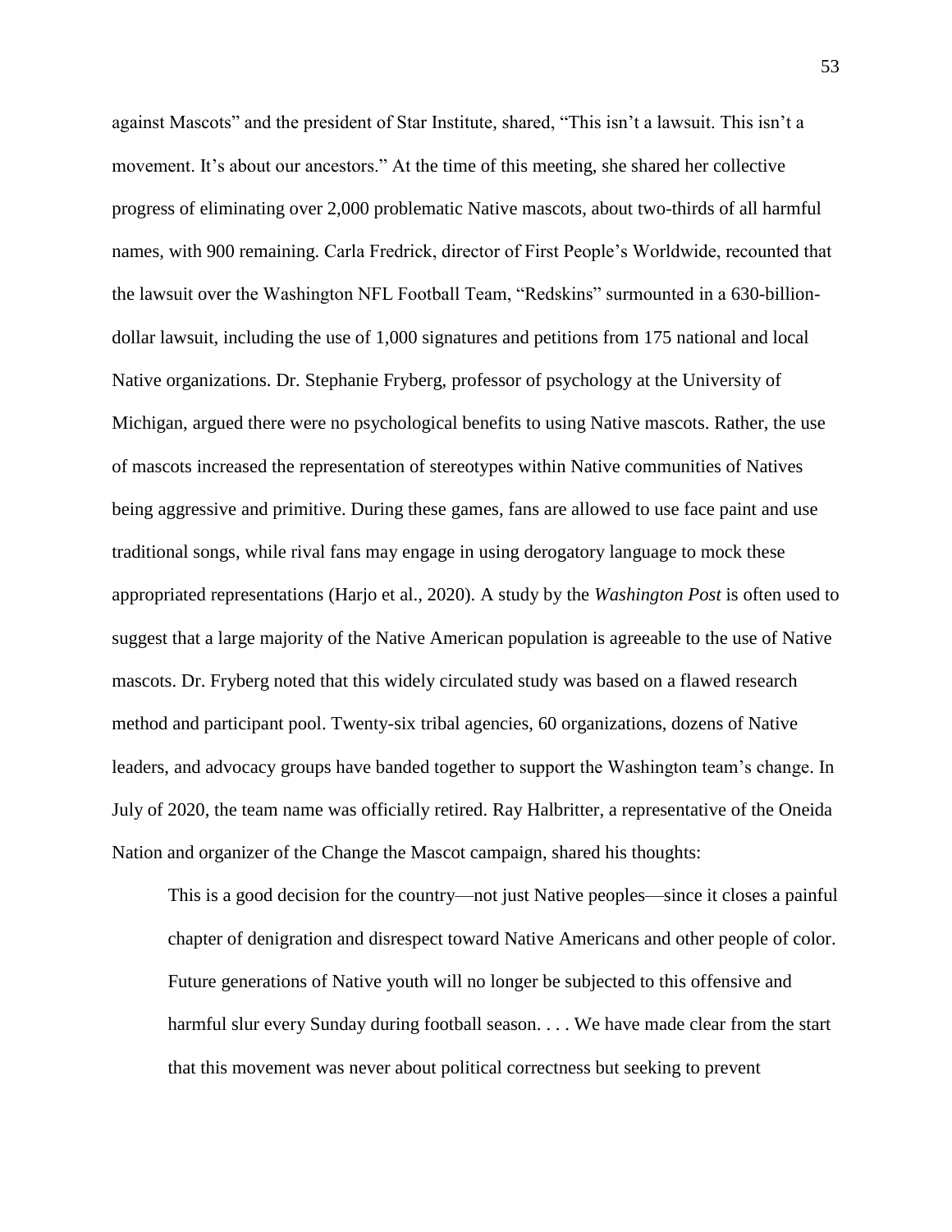against Mascots" and the president of Star Institute, shared, "This isn't a lawsuit. This isn't a movement. It's about our ancestors." At the time of this meeting, she shared her collective progress of eliminating over 2,000 problematic Native mascots, about two-thirds of all harmful names, with 900 remaining. Carla Fredrick, director of First People's Worldwide, recounted that the lawsuit over the Washington NFL Football Team, "Redskins" surmounted in a 630-billion-dollar lawsuit, including the use of 1,000 signatures and petitions from 175 national and local Native organizations. Dr. Stephanie Fryberg, professor of psychology at the University of Michigan, argued there were no psychological benefits to using Native mascots. Rather, the use of mascots increased the representation of stereotypes within Native communities of Natives being aggressive and primitive. During these games, fans are allowed to use face paint and use traditional songs, while rival fans may engage in using derogatory language to mock these appropriated representations (Harjo et al., 2020). A study by the *Washington Post* is often used to suggest that a large majority of the Native American population is agreeable to the use of Native mascots. Dr. Fryberg noted that this widely circulated study was based on a flawed research method and participant pool. Twenty-six tribal agencies, 60 organizations, dozens of Native leaders, and advocacy groups have banded together to support the Washington team's change. In July of 2020, the team name was officially retired. Ray Halbritter, a representative of the Oneida Nation and organizer of the Change the Mascot campaign, shared his thoughts:

> This is a good decision for the country—not just Native peoples—since it closes a painful chapter of denigration and disrespect toward Native Americans and other people of color. Future generations of Native youth will no longer be subjected to this offensive and harmful slur every Sunday during football season. . . . We have made clear from the start that this movement was never about political correctness but seeking to prevent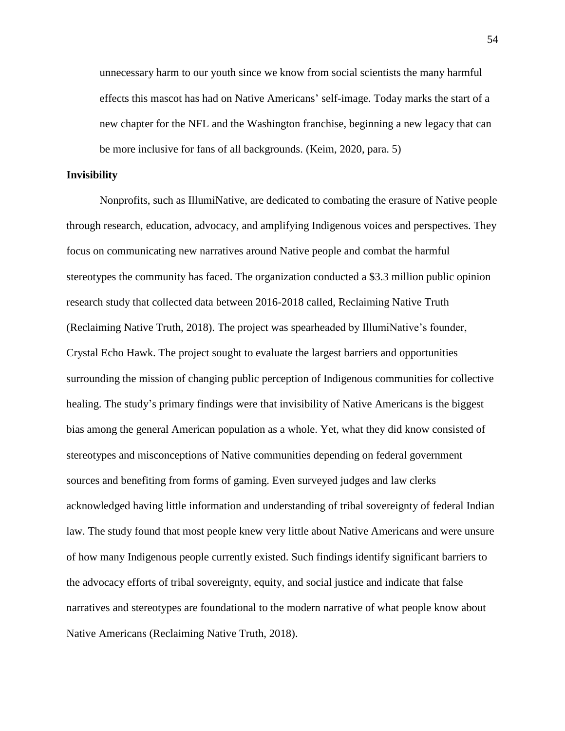> unnecessary harm to our youth since we know from social scientists the many harmful effects this mascot has had on Native Americans' self-image. Today marks the start of a new chapter for the NFL and the Washington franchise, beginning a new legacy that can be more inclusive for fans of all backgrounds. (Keim, 2020, para. 5)

**Invisibility**

Nonprofits, such as IllumiNative, are dedicated to combating the erasure of Native people through research, education, advocacy, and amplifying Indigenous voices and perspectives. They focus on communicating new narratives around Native people and combat the harmful stereotypes the community has faced. The organization conducted a $3.3 million public opinion research study that collected data between 2016-2018 called, Reclaiming Native Truth (Reclaiming Native Truth, 2018). The project was spearheaded by IllumiNative's founder, Crystal Echo Hawk. The project sought to evaluate the largest barriers and opportunities surrounding the mission of changing public perception of Indigenous communities for collective healing. The study's primary findings were that invisibility of Native Americans is the biggest bias among the general American population as a whole. Yet, what they did know consisted of stereotypes and misconceptions of Native communities depending on federal government sources and benefiting from forms of gaming. Even surveyed judges and law clerks acknowledged having little information and understanding of tribal sovereignty of federal Indian law. The study found that most people knew very little about Native Americans and were unsure of how many Indigenous people currently existed. Such findings identify significant barriers to the advocacy efforts of tribal sovereignty, equity, and social justice and indicate that false narratives and stereotypes are foundational to the modern narrative of what people know about Native Americans (Reclaiming Native Truth, 2018).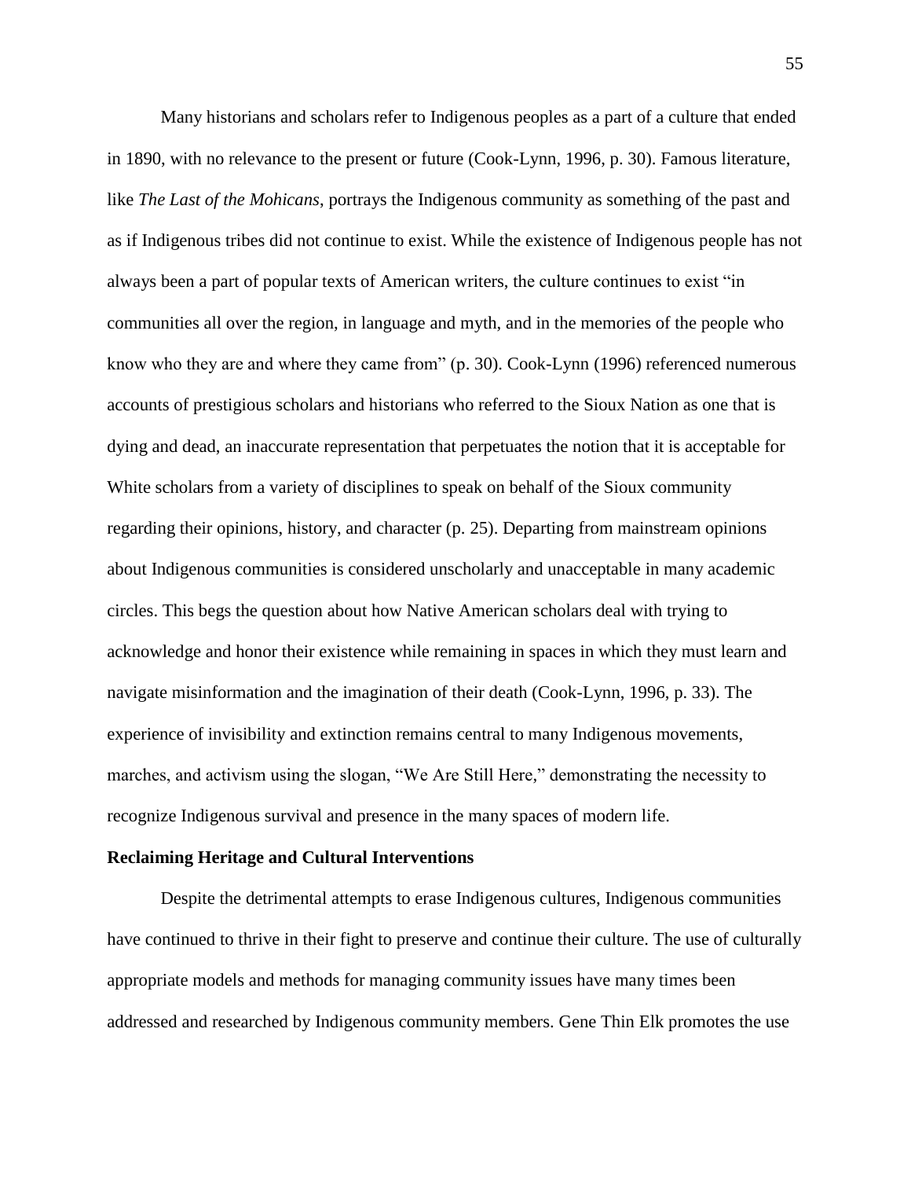Many historians and scholars refer to Indigenous peoples as a part of a culture that ended in 1890, with no relevance to the present or future (Cook-Lynn, 1996, p. 30). Famous literature, like *The Last of the Mohicans*, portrays the Indigenous community as something of the past and as if Indigenous tribes did not continue to exist. While the existence of Indigenous people has not always been a part of popular texts of American writers, the culture continues to exist "in communities all over the region, in language and myth, and in the memories of the people who know who they are and where they came from" (p. 30). Cook-Lynn (1996) referenced numerous accounts of prestigious scholars and historians who referred to the Sioux Nation as one that is dying and dead, an inaccurate representation that perpetuates the notion that it is acceptable for White scholars from a variety of disciplines to speak on behalf of the Sioux community regarding their opinions, history, and character (p. 25). Departing from mainstream opinions about Indigenous communities is considered unscholarly and unacceptable in many academic circles. This begs the question about how Native American scholars deal with trying to acknowledge and honor their existence while remaining in spaces in which they must learn and navigate misinformation and the imagination of their death (Cook-Lynn, 1996, p. 33). The experience of invisibility and extinction remains central to many Indigenous movements, marches, and activism using the slogan, "We Are Still Here," demonstrating the necessity to recognize Indigenous survival and presence in the many spaces of modern life.

**Reclaiming Heritage and Cultural Interventions**

Despite the detrimental attempts to erase Indigenous cultures, Indigenous communities have continued to thrive in their fight to preserve and continue their culture. The use of culturally appropriate models and methods for managing community issues have many times been addressed and researched by Indigenous community members. Gene Thin Elk promotes the use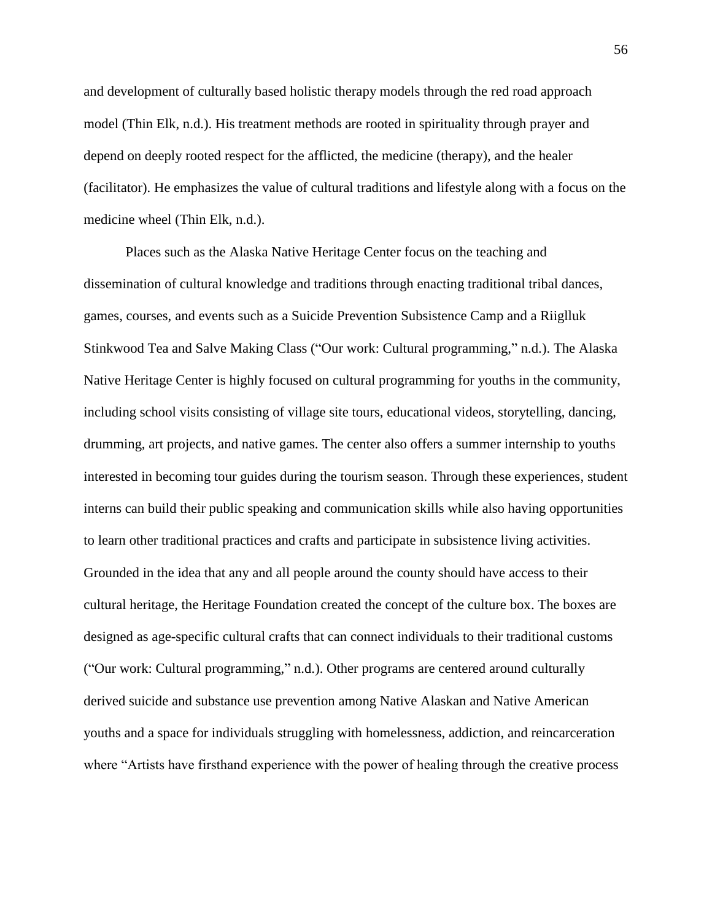and development of culturally based holistic therapy models through the red road approach model (Thin Elk, n.d.). His treatment methods are rooted in spirituality through prayer and depend on deeply rooted respect for the afflicted, the medicine (therapy), and the healer (facilitator). He emphasizes the value of cultural traditions and lifestyle along with a focus on the medicine wheel (Thin Elk, n.d.).

Places such as the Alaska Native Heritage Center focus on the teaching and dissemination of cultural knowledge and traditions through enacting traditional tribal dances, games, courses, and events such as a Suicide Prevention Subsistence Camp and a Riiglluk Stinkwood Tea and Salve Making Class ("Our work: Cultural programming," n.d.). The Alaska Native Heritage Center is highly focused on cultural programming for youths in the community, including school visits consisting of village site tours, educational videos, storytelling, dancing, drumming, art projects, and native games. The center also offers a summer internship to youths interested in becoming tour guides during the tourism season. Through these experiences, student interns can build their public speaking and communication skills while also having opportunities to learn other traditional practices and crafts and participate in subsistence living activities. Grounded in the idea that any and all people around the county should have access to their cultural heritage, the Heritage Foundation created the concept of the culture box. The boxes are designed as age-specific cultural crafts that can connect individuals to their traditional customs ("Our work: Cultural programming," n.d.). Other programs are centered around culturally derived suicide and substance use prevention among Native Alaskan and Native American youths and a space for individuals struggling with homelessness, addiction, and reincarceration where "Artists have firsthand experience with the power of healing through the creative process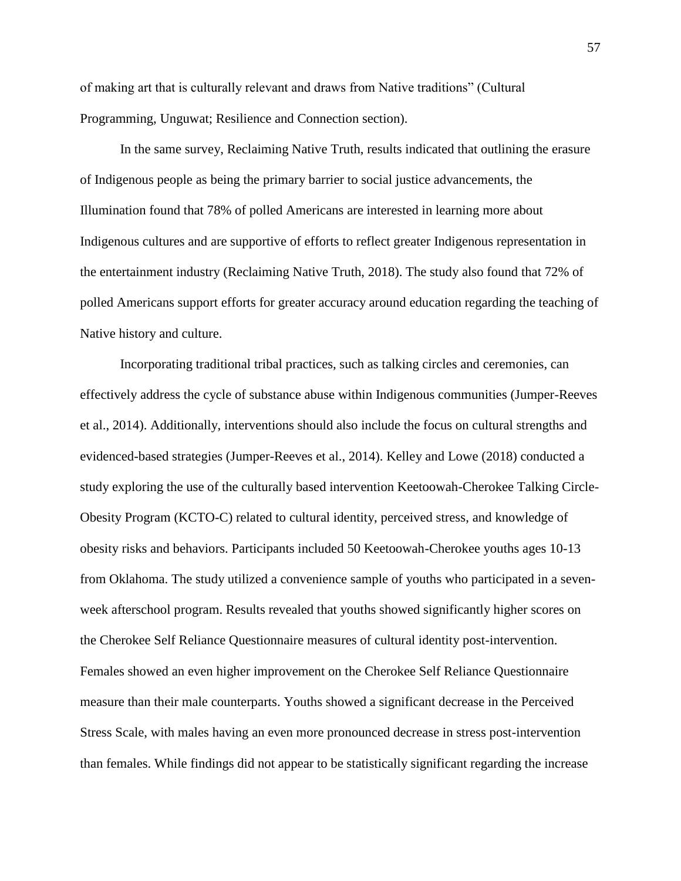of making art that is culturally relevant and draws from Native traditions" (Cultural Programming, Unguwat; Resilience and Connection section).

In the same survey, Reclaiming Native Truth, results indicated that outlining the erasure of Indigenous people as being the primary barrier to social justice advancements, the Illumination found that 78% of polled Americans are interested in learning more about Indigenous cultures and are supportive of efforts to reflect greater Indigenous representation in the entertainment industry (Reclaiming Native Truth, 2018). The study also found that 72% of polled Americans support efforts for greater accuracy around education regarding the teaching of Native history and culture.

Incorporating traditional tribal practices, such as talking circles and ceremonies, can effectively address the cycle of substance abuse within Indigenous communities (Jumper-Reeves et al., 2014). Additionally, interventions should also include the focus on cultural strengths and evidenced-based strategies (Jumper-Reeves et al., 2014). Kelley and Lowe (2018) conducted a study exploring the use of the culturally based intervention Keetoowah-Cherokee Talking Circle-Obesity Program (KCTO-C) related to cultural identity, perceived stress, and knowledge of obesity risks and behaviors. Participants included 50 Keetoowah-Cherokee youths ages 10-13 from Oklahoma. The study utilized a convenience sample of youths who participated in a seven-week afterschool program. Results revealed that youths showed significantly higher scores on the Cherokee Self Reliance Questionnaire measures of cultural identity post-intervention. Females showed an even higher improvement on the Cherokee Self Reliance Questionnaire measure than their male counterparts. Youths showed a significant decrease in the Perceived Stress Scale, with males having an even more pronounced decrease in stress post-intervention than females. While findings did not appear to be statistically significant regarding the increase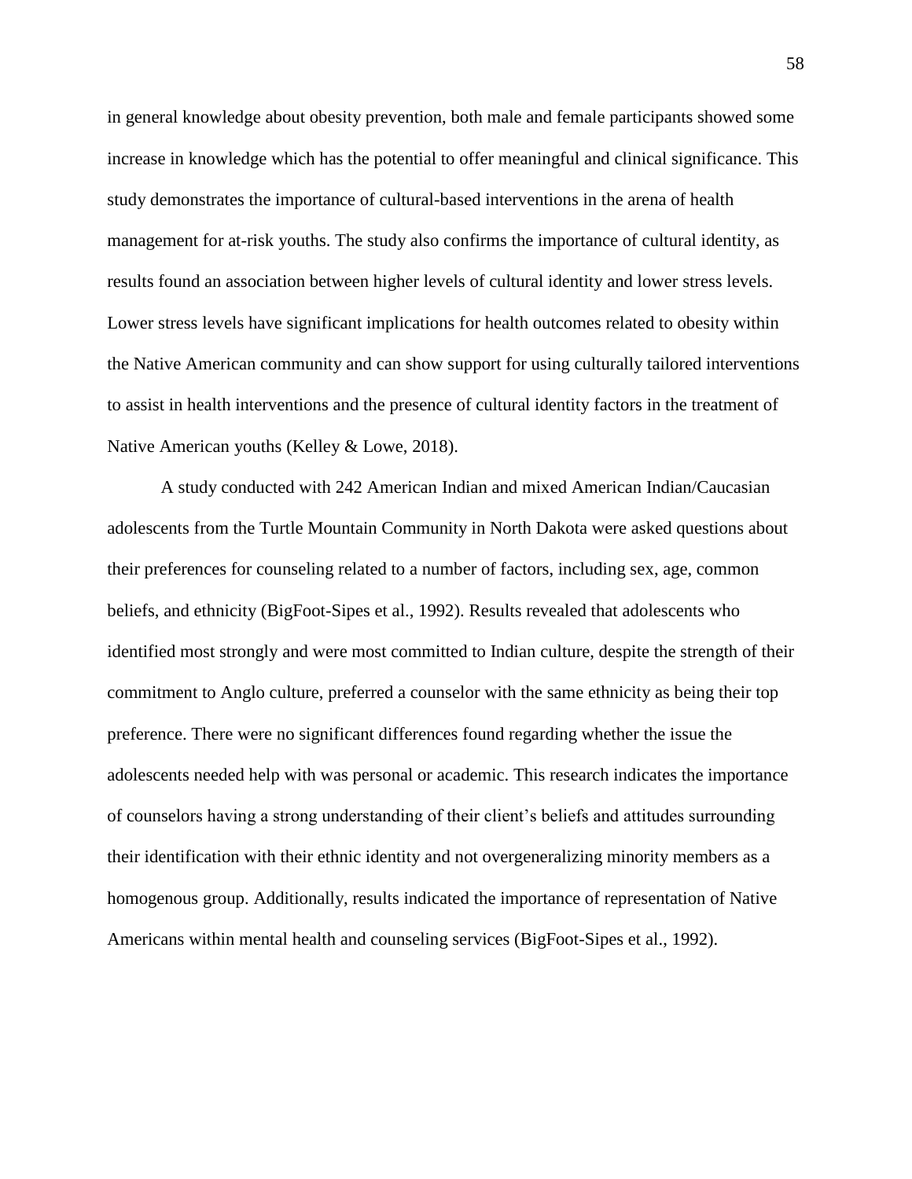in general knowledge about obesity prevention, both male and female participants showed some increase in knowledge which has the potential to offer meaningful and clinical significance. This study demonstrates the importance of cultural-based interventions in the arena of health management for at-risk youths. The study also confirms the importance of cultural identity, as results found an association between higher levels of cultural identity and lower stress levels. Lower stress levels have significant implications for health outcomes related to obesity within the Native American community and can show support for using culturally tailored interventions to assist in health interventions and the presence of cultural identity factors in the treatment of Native American youths (Kelley & Lowe, 2018).

A study conducted with 242 American Indian and mixed American Indian/Caucasian adolescents from the Turtle Mountain Community in North Dakota were asked questions about their preferences for counseling related to a number of factors, including sex, age, common beliefs, and ethnicity (BigFoot-Sipes et al., 1992). Results revealed that adolescents who identified most strongly and were most committed to Indian culture, despite the strength of their commitment to Anglo culture, preferred a counselor with the same ethnicity as being their top preference. There were no significant differences found regarding whether the issue the adolescents needed help with was personal or academic. This research indicates the importance of counselors having a strong understanding of their client's beliefs and attitudes surrounding their identification with their ethnic identity and not overgeneralizing minority members as a homogenous group. Additionally, results indicated the importance of representation of Native Americans within mental health and counseling services (BigFoot-Sipes et al., 1992).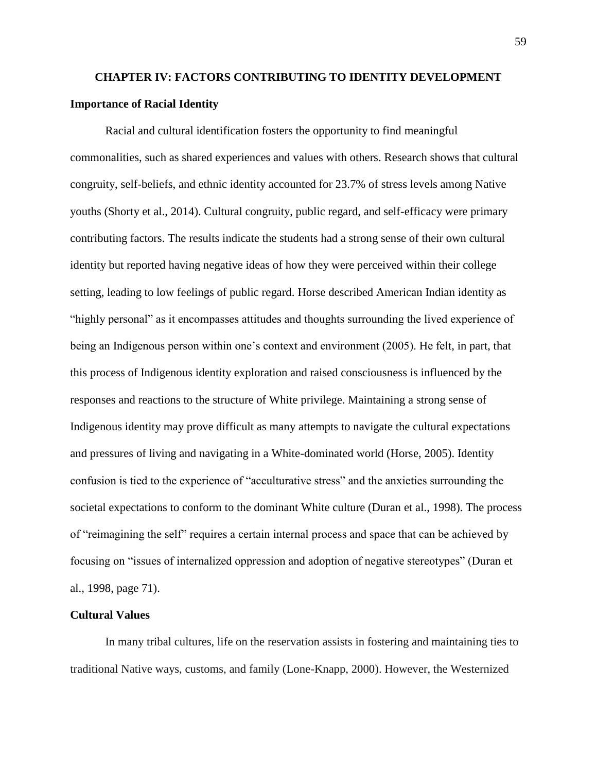# CHAPTER IV: FACTORS CONTRIBUTING TO IDENTITY DEVELOPMENT

## Importance of Racial Identity

Racial and cultural identification fosters the opportunity to find meaningful commonalities, such as shared experiences and values with others. Research shows that cultural congruity, self-beliefs, and ethnic identity accounted for 23.7% of stress levels among Native youths (Shorty et al., 2014). Cultural congruity, public regard, and self-efficacy were primary contributing factors. The results indicate the students had a strong sense of their own cultural identity but reported having negative ideas of how they were perceived within their college setting, leading to low feelings of public regard. Horse described American Indian identity as "highly personal" as it encompasses attitudes and thoughts surrounding the lived experience of being an Indigenous person within one's context and environment (2005). He felt, in part, that this process of Indigenous identity exploration and raised consciousness is influenced by the responses and reactions to the structure of White privilege. Maintaining a strong sense of Indigenous identity may prove difficult as many attempts to navigate the cultural expectations and pressures of living and navigating in a White-dominated world (Horse, 2005). Identity confusion is tied to the experience of "acculturative stress" and the anxieties surrounding the societal expectations to conform to the dominant White culture (Duran et al., 1998). The process of "reimagining the self" requires a certain internal process and space that can be achieved by focusing on "issues of internalized oppression and adoption of negative stereotypes" (Duran et al., 1998, page 71).

## Cultural Values

In many tribal cultures, life on the reservation assists in fostering and maintaining ties to traditional Native ways, customs, and family (Lone-Knapp, 2000). However, the Westernized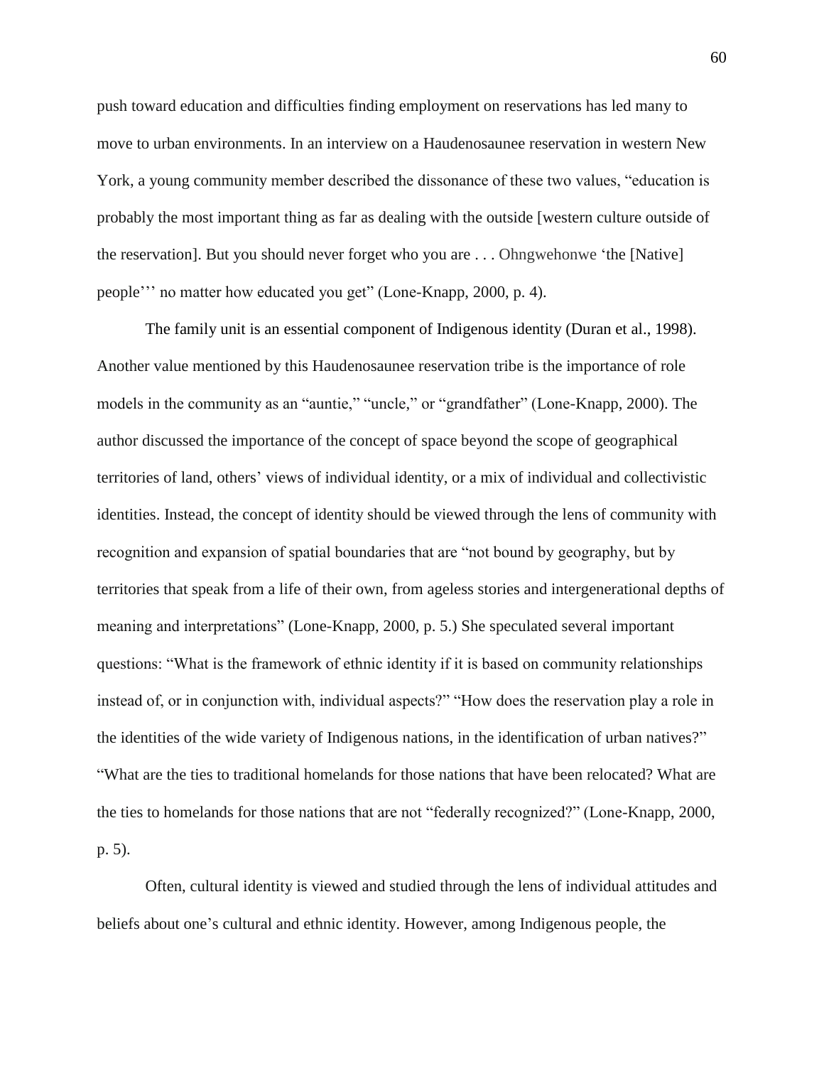push toward education and difficulties finding employment on reservations has led many to move to urban environments. In an interview on a Haudenosaunee reservation in western New York, a young community member described the dissonance of these two values, "education is probably the most important thing as far as dealing with the outside [western culture outside of the reservation]. But you should never forget who you are . . . Ohngwehonwe 'the [Native] people''' no matter how educated you get" (Lone-Knapp, 2000, p. 4).

The family unit is an essential component of Indigenous identity (Duran et al., 1998). Another value mentioned by this Haudenosaunee reservation tribe is the importance of role models in the community as an "auntie," "uncle," or "grandfather" (Lone-Knapp, 2000). The author discussed the importance of the concept of space beyond the scope of geographical territories of land, others' views of individual identity, or a mix of individual and collectivistic identities. Instead, the concept of identity should be viewed through the lens of community with recognition and expansion of spatial boundaries that are "not bound by geography, but by territories that speak from a life of their own, from ageless stories and intergenerational depths of meaning and interpretations" (Lone-Knapp, 2000, p. 5.) She speculated several important questions: "What is the framework of ethnic identity if it is based on community relationships instead of, or in conjunction with, individual aspects?" "How does the reservation play a role in the identities of the wide variety of Indigenous nations, in the identification of urban natives?" "What are the ties to traditional homelands for those nations that have been relocated? What are the ties to homelands for those nations that are not "federally recognized?" (Lone-Knapp, 2000, p. 5).

Often, cultural identity is viewed and studied through the lens of individual attitudes and beliefs about one's cultural and ethnic identity. However, among Indigenous people, the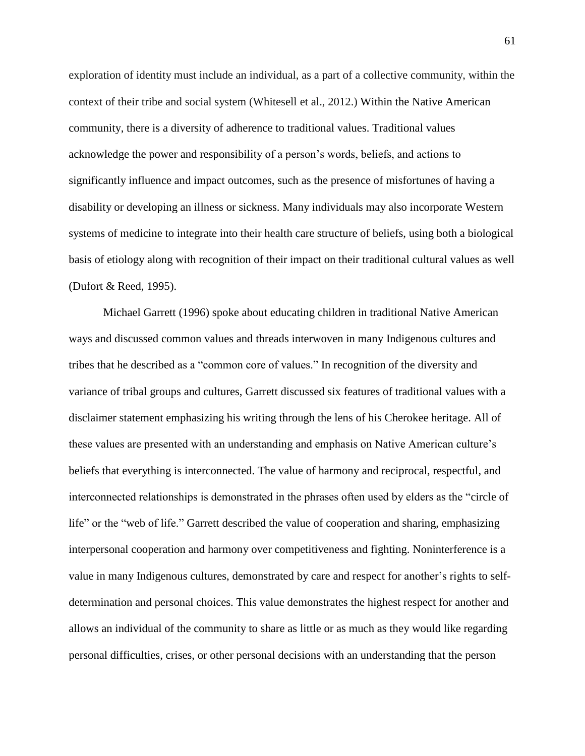exploration of identity must include an individual, as a part of a collective community, within the context of their tribe and social system (Whitesell et al., 2012.) Within the Native American community, there is a diversity of adherence to traditional values. Traditional values acknowledge the power and responsibility of a person's words, beliefs, and actions to significantly influence and impact outcomes, such as the presence of misfortunes of having a disability or developing an illness or sickness. Many individuals may also incorporate Western systems of medicine to integrate into their health care structure of beliefs, using both a biological basis of etiology along with recognition of their impact on their traditional cultural values as well (Dufort & Reed, 1995).

Michael Garrett (1996) spoke about educating children in traditional Native American ways and discussed common values and threads interwoven in many Indigenous cultures and tribes that he described as a "common core of values." In recognition of the diversity and variance of tribal groups and cultures, Garrett discussed six features of traditional values with a disclaimer statement emphasizing his writing through the lens of his Cherokee heritage. All of these values are presented with an understanding and emphasis on Native American culture's beliefs that everything is interconnected. The value of harmony and reciprocal, respectful, and interconnected relationships is demonstrated in the phrases often used by elders as the "circle of life" or the "web of life." Garrett described the value of cooperation and sharing, emphasizing interpersonal cooperation and harmony over competitiveness and fighting. Noninterference is a value in many Indigenous cultures, demonstrated by care and respect for another's rights to self-determination and personal choices. This value demonstrates the highest respect for another and allows an individual of the community to share as little or as much as they would like regarding personal difficulties, crises, or other personal decisions with an understanding that the person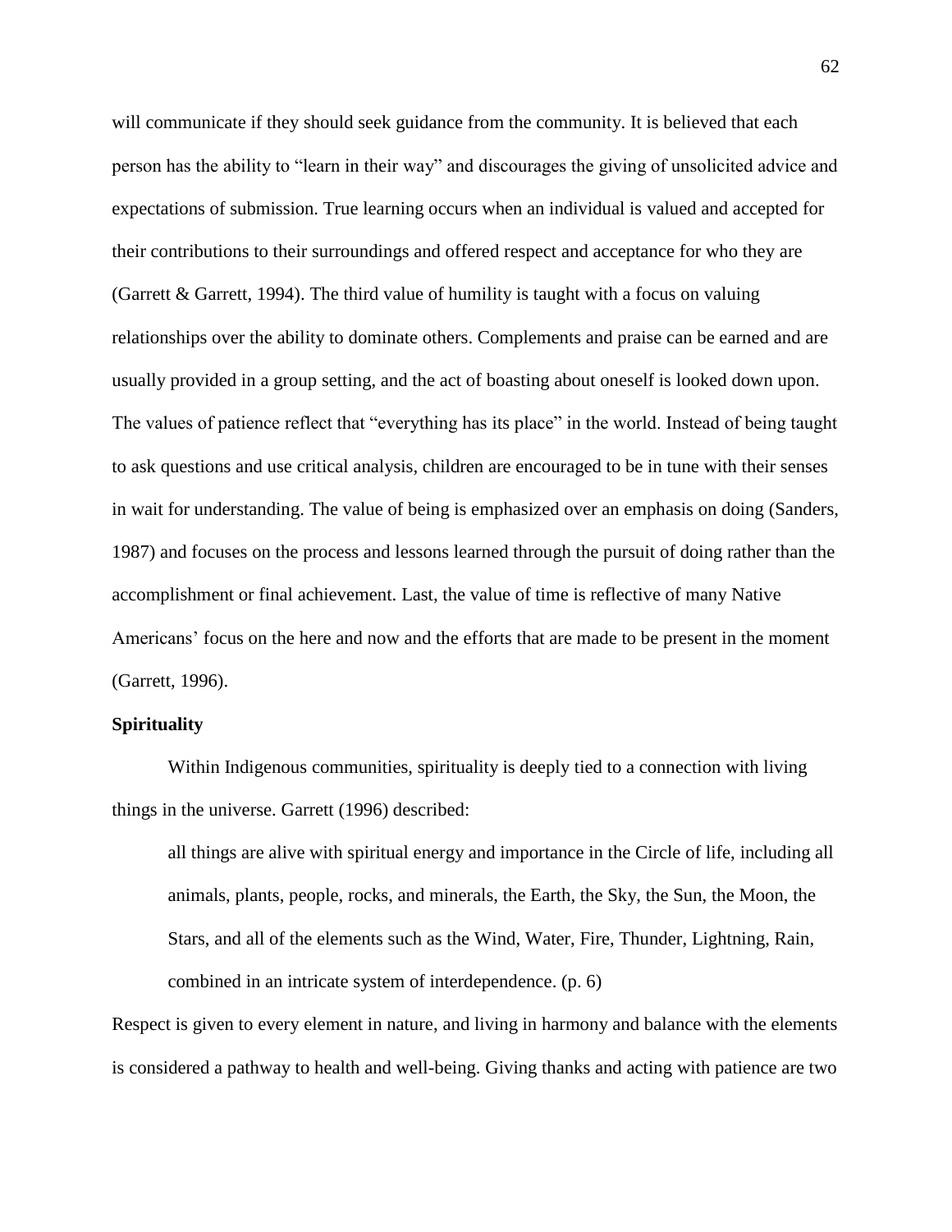will communicate if they should seek guidance from the community. It is believed that each person has the ability to "learn in their way" and discourages the giving of unsolicited advice and expectations of submission. True learning occurs when an individual is valued and accepted for their contributions to their surroundings and offered respect and acceptance for who they are (Garrett & Garrett, 1994). The third value of humility is taught with a focus on valuing relationships over the ability to dominate others. Complements and praise can be earned and are usually provided in a group setting, and the act of boasting about oneself is looked down upon. The values of patience reflect that "everything has its place" in the world. Instead of being taught to ask questions and use critical analysis, children are encouraged to be in tune with their senses in wait for understanding. The value of being is emphasized over an emphasis on doing (Sanders, 1987) and focuses on the process and lessons learned through the pursuit of doing rather than the accomplishment or final achievement. Last, the value of time is reflective of many Native Americans' focus on the here and now and the efforts that are made to be present in the moment (Garrett, 1996).

**Spirituality**

Within Indigenous communities, spirituality is deeply tied to a connection with living things in the universe. Garrett (1996) described:

> all things are alive with spiritual energy and importance in the Circle of life, including all animals, plants, people, rocks, and minerals, the Earth, the Sky, the Sun, the Moon, the Stars, and all of the elements such as the Wind, Water, Fire, Thunder, Lightning, Rain, combined in an intricate system of interdependence. (p. 6)

Respect is given to every element in nature, and living in harmony and balance with the elements is considered a pathway to health and well-being. Giving thanks and acting with patience are two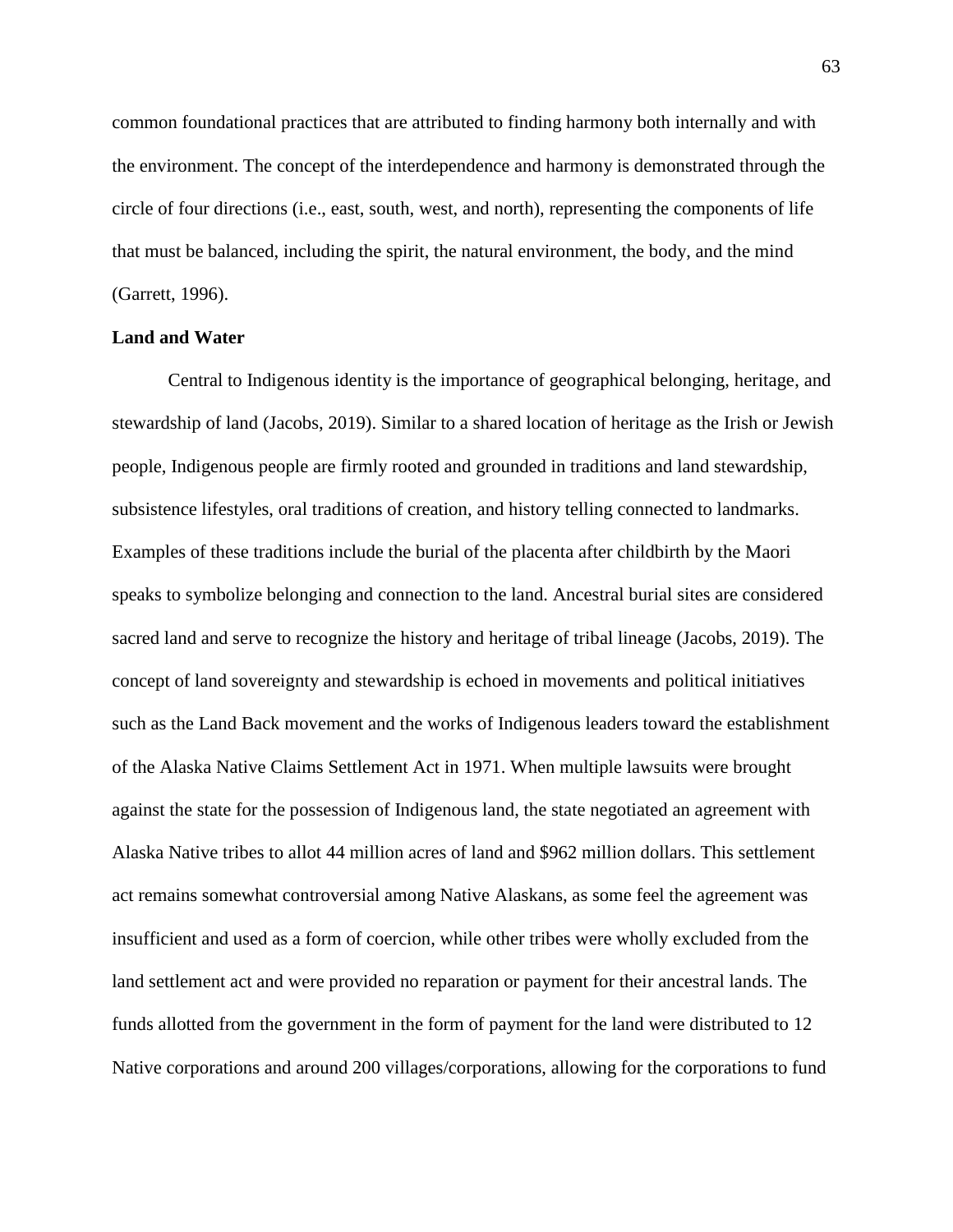common foundational practices that are attributed to finding harmony both internally and with the environment. The concept of the interdependence and harmony is demonstrated through the circle of four directions (i.e., east, south, west, and north), representing the components of life that must be balanced, including the spirit, the natural environment, the body, and the mind (Garrett, 1996).

**Land and Water**

Central to Indigenous identity is the importance of geographical belonging, heritage, and stewardship of land (Jacobs, 2019). Similar to a shared location of heritage as the Irish or Jewish people, Indigenous people are firmly rooted and grounded in traditions and land stewardship, subsistence lifestyles, oral traditions of creation, and history telling connected to landmarks. Examples of these traditions include the burial of the placenta after childbirth by the Maori speaks to symbolize belonging and connection to the land. Ancestral burial sites are considered sacred land and serve to recognize the history and heritage of tribal lineage (Jacobs, 2019). The concept of land sovereignty and stewardship is echoed in movements and political initiatives such as the Land Back movement and the works of Indigenous leaders toward the establishment of the Alaska Native Claims Settlement Act in 1971. When multiple lawsuits were brought against the state for the possession of Indigenous land, the state negotiated an agreement with Alaska Native tribes to allot 44 million acres of land and $962 million dollars. This settlement act remains somewhat controversial among Native Alaskans, as some feel the agreement was insufficient and used as a form of coercion, while other tribes were wholly excluded from the land settlement act and were provided no reparation or payment for their ancestral lands. The funds allotted from the government in the form of payment for the land were distributed to 12 Native corporations and around 200 villages/corporations, allowing for the corporations to fund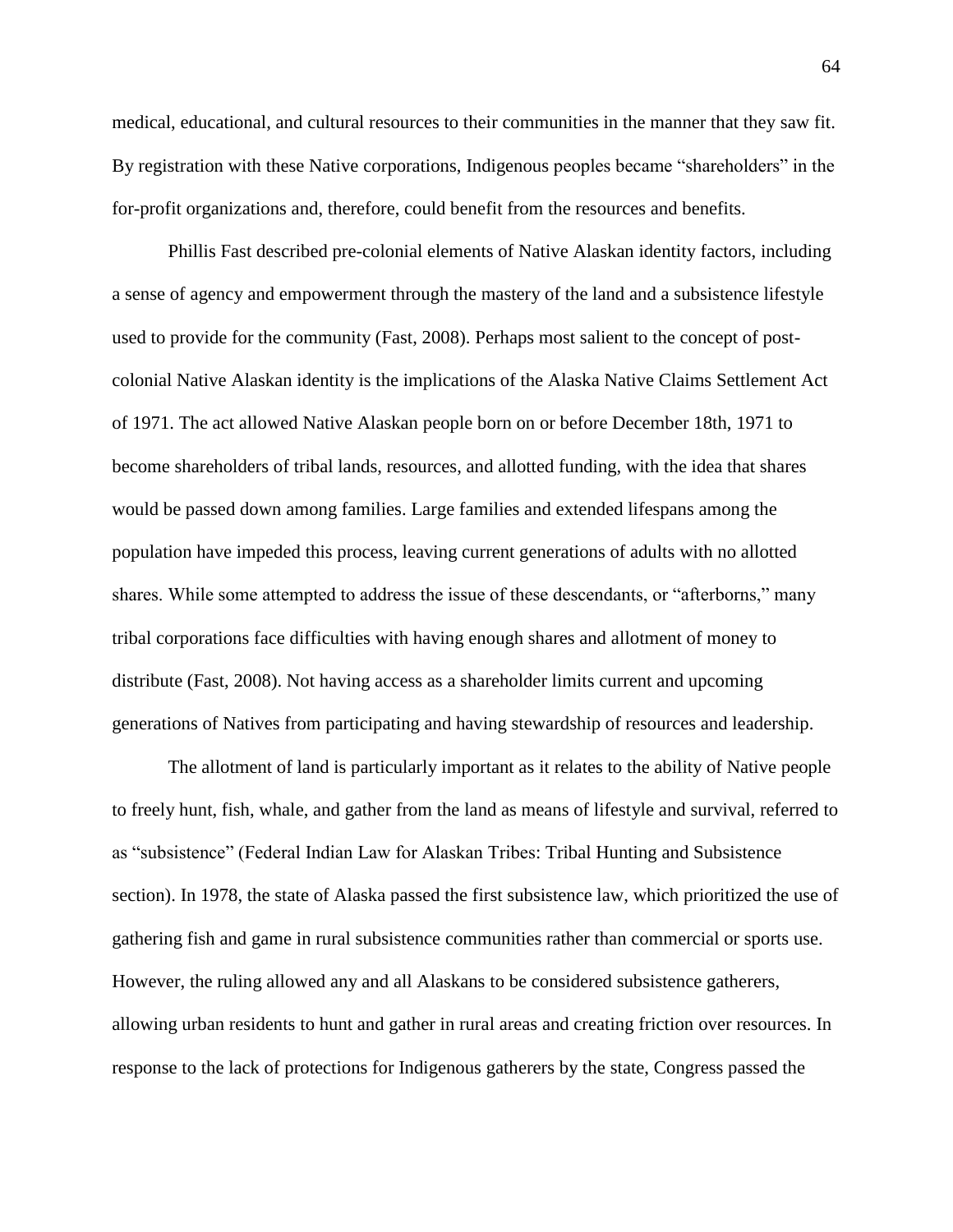medical, educational, and cultural resources to their communities in the manner that they saw fit. By registration with these Native corporations, Indigenous peoples became "shareholders" in the for-profit organizations and, therefore, could benefit from the resources and benefits.

Phillis Fast described pre-colonial elements of Native Alaskan identity factors, including a sense of agency and empowerment through the mastery of the land and a subsistence lifestyle used to provide for the community (Fast, 2008). Perhaps most salient to the concept of post-colonial Native Alaskan identity is the implications of the Alaska Native Claims Settlement Act of 1971. The act allowed Native Alaskan people born on or before December 18th, 1971 to become shareholders of tribal lands, resources, and allotted funding, with the idea that shares would be passed down among families. Large families and extended lifespans among the population have impeded this process, leaving current generations of adults with no allotted shares. While some attempted to address the issue of these descendants, or "afterborns," many tribal corporations face difficulties with having enough shares and allotment of money to distribute (Fast, 2008). Not having access as a shareholder limits current and upcoming generations of Natives from participating and having stewardship of resources and leadership.

The allotment of land is particularly important as it relates to the ability of Native people to freely hunt, fish, whale, and gather from the land as means of lifestyle and survival, referred to as "subsistence" (Federal Indian Law for Alaskan Tribes: Tribal Hunting and Subsistence section). In 1978, the state of Alaska passed the first subsistence law, which prioritized the use of gathering fish and game in rural subsistence communities rather than commercial or sports use. However, the ruling allowed any and all Alaskans to be considered subsistence gatherers, allowing urban residents to hunt and gather in rural areas and creating friction over resources. In response to the lack of protections for Indigenous gatherers by the state, Congress passed the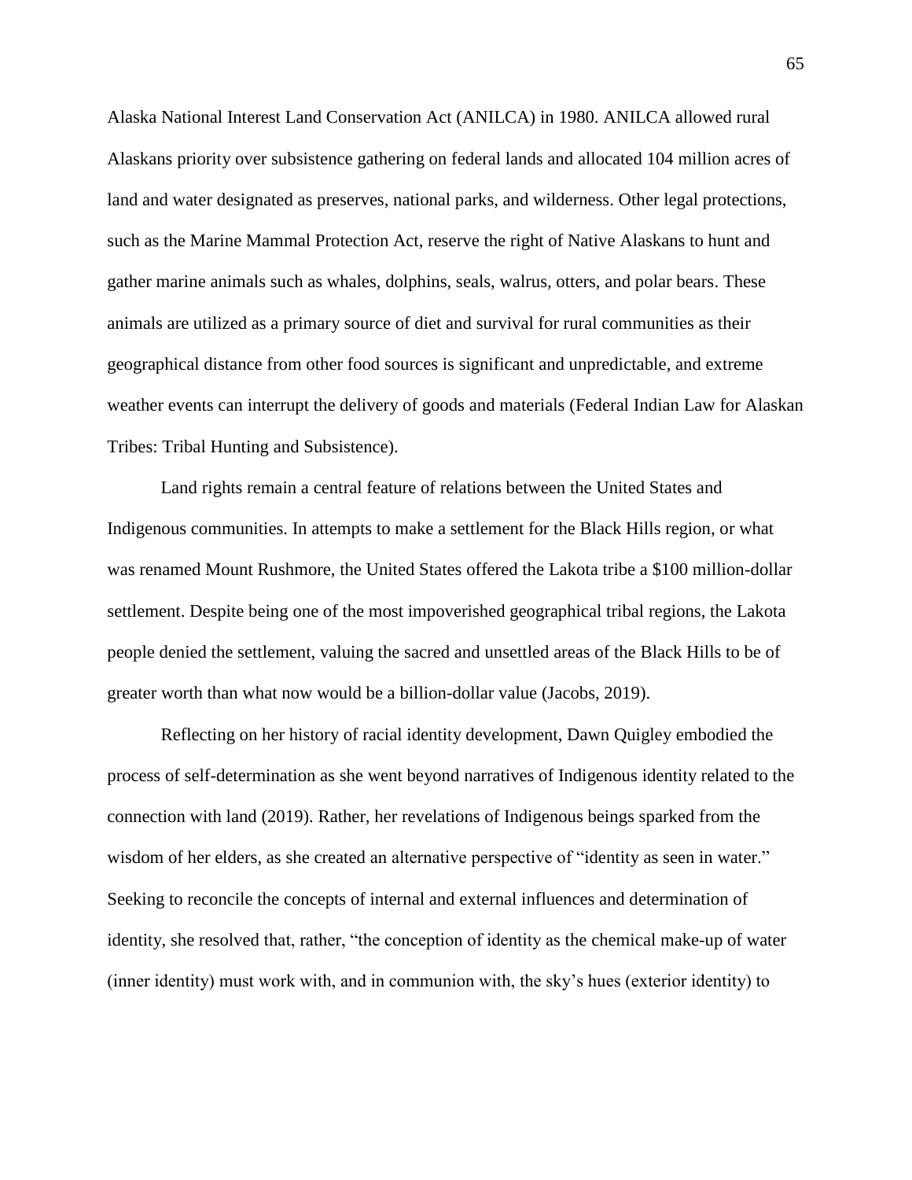Alaska National Interest Land Conservation Act (ANILCA) in 1980. ANILCA allowed rural Alaskans priority over subsistence gathering on federal lands and allocated 104 million acres of land and water designated as preserves, national parks, and wilderness. Other legal protections, such as the Marine Mammal Protection Act, reserve the right of Native Alaskans to hunt and gather marine animals such as whales, dolphins, seals, walrus, otters, and polar bears. These animals are utilized as a primary source of diet and survival for rural communities as their geographical distance from other food sources is significant and unpredictable, and extreme weather events can interrupt the delivery of goods and materials (Federal Indian Law for Alaskan Tribes: Tribal Hunting and Subsistence).

Land rights remain a central feature of relations between the United States and Indigenous communities. In attempts to make a settlement for the Black Hills region, or what was renamed Mount Rushmore, the United States offered the Lakota tribe a $100 million-dollar settlement. Despite being one of the most impoverished geographical tribal regions, the Lakota people denied the settlement, valuing the sacred and unsettled areas of the Black Hills to be of greater worth than what now would be a billion-dollar value (Jacobs, 2019).

Reflecting on her history of racial identity development, Dawn Quigley embodied the process of self-determination as she went beyond narratives of Indigenous identity related to the connection with land (2019). Rather, her revelations of Indigenous beings sparked from the wisdom of her elders, as she created an alternative perspective of "identity as seen in water." Seeking to reconcile the concepts of internal and external influences and determination of identity, she resolved that, rather, "the conception of identity as the chemical make-up of water (inner identity) must work with, and in communion with, the sky's hues (exterior identity) to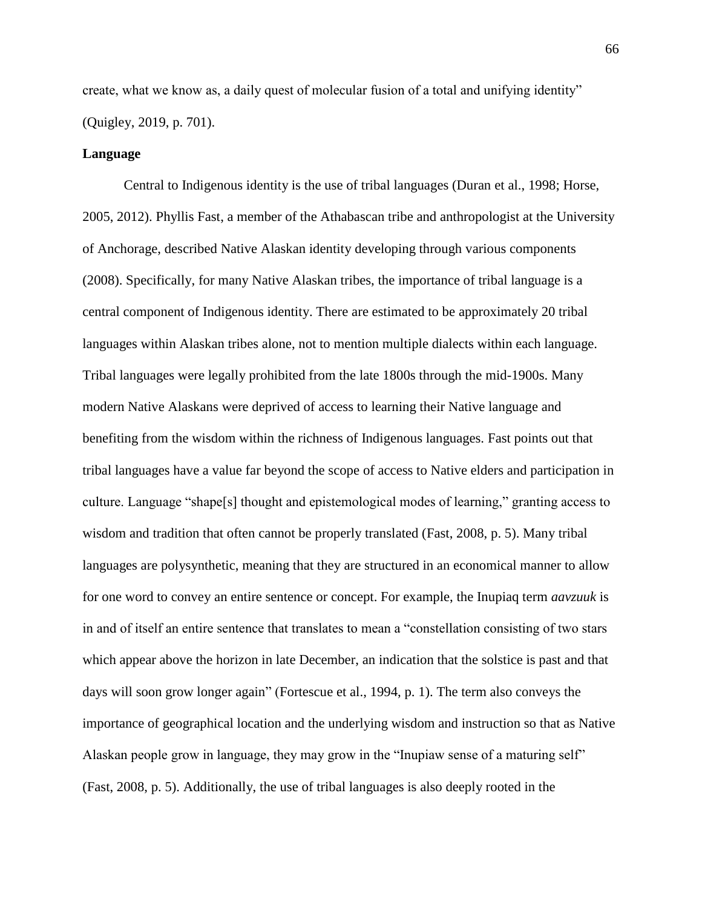create, what we know as, a daily quest of molecular fusion of a total and unifying identity" (Quigley, 2019, p. 701).

**Language**

Central to Indigenous identity is the use of tribal languages (Duran et al., 1998; Horse, 2005, 2012). Phyllis Fast, a member of the Athabascan tribe and anthropologist at the University of Anchorage, described Native Alaskan identity developing through various components (2008). Specifically, for many Native Alaskan tribes, the importance of tribal language is a central component of Indigenous identity. There are estimated to be approximately 20 tribal languages within Alaskan tribes alone, not to mention multiple dialects within each language. Tribal languages were legally prohibited from the late 1800s through the mid-1900s. Many modern Native Alaskans were deprived of access to learning their Native language and benefiting from the wisdom within the richness of Indigenous languages. Fast points out that tribal languages have a value far beyond the scope of access to Native elders and participation in culture. Language "shape[s] thought and epistemological modes of learning," granting access to wisdom and tradition that often cannot be properly translated (Fast, 2008, p. 5). Many tribal languages are polysynthetic, meaning that they are structured in an economical manner to allow for one word to convey an entire sentence or concept. For example, the Inupiaq term *aavzuuk* is in and of itself an entire sentence that translates to mean a "constellation consisting of two stars which appear above the horizon in late December, an indication that the solstice is past and that days will soon grow longer again" (Fortescue et al., 1994, p. 1). The term also conveys the importance of geographical location and the underlying wisdom and instruction so that as Native Alaskan people grow in language, they may grow in the "Inupiaw sense of a maturing self" (Fast, 2008, p. 5). Additionally, the use of tribal languages is also deeply rooted in the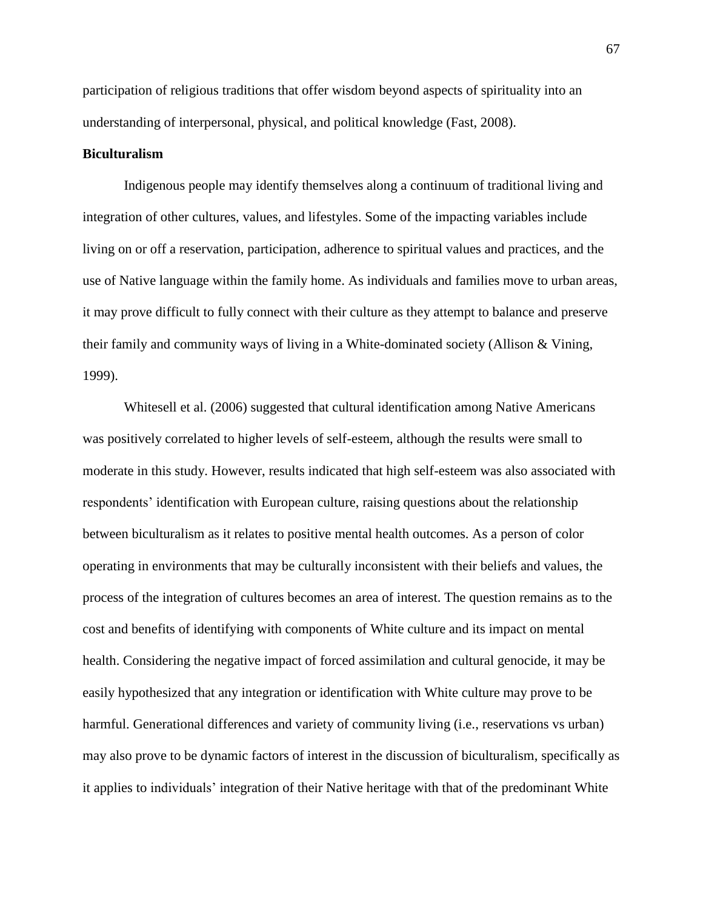participation of religious traditions that offer wisdom beyond aspects of spirituality into an understanding of interpersonal, physical, and political knowledge (Fast, 2008).

## Biculturalism

Indigenous people may identify themselves along a continuum of traditional living and integration of other cultures, values, and lifestyles. Some of the impacting variables include living on or off a reservation, participation, adherence to spiritual values and practices, and the use of Native language within the family home. As individuals and families move to urban areas, it may prove difficult to fully connect with their culture as they attempt to balance and preserve their family and community ways of living in a White-dominated society (Allison & Vining, 1999).

Whitesell et al. (2006) suggested that cultural identification among Native Americans was positively correlated to higher levels of self-esteem, although the results were small to moderate in this study. However, results indicated that high self-esteem was also associated with respondents' identification with European culture, raising questions about the relationship between biculturalism as it relates to positive mental health outcomes. As a person of color operating in environments that may be culturally inconsistent with their beliefs and values, the process of the integration of cultures becomes an area of interest. The question remains as to the cost and benefits of identifying with components of White culture and its impact on mental health. Considering the negative impact of forced assimilation and cultural genocide, it may be easily hypothesized that any integration or identification with White culture may prove to be harmful. Generational differences and variety of community living (i.e., reservations vs urban) may also prove to be dynamic factors of interest in the discussion of biculturalism, specifically as it applies to individuals' integration of their Native heritage with that of the predominant White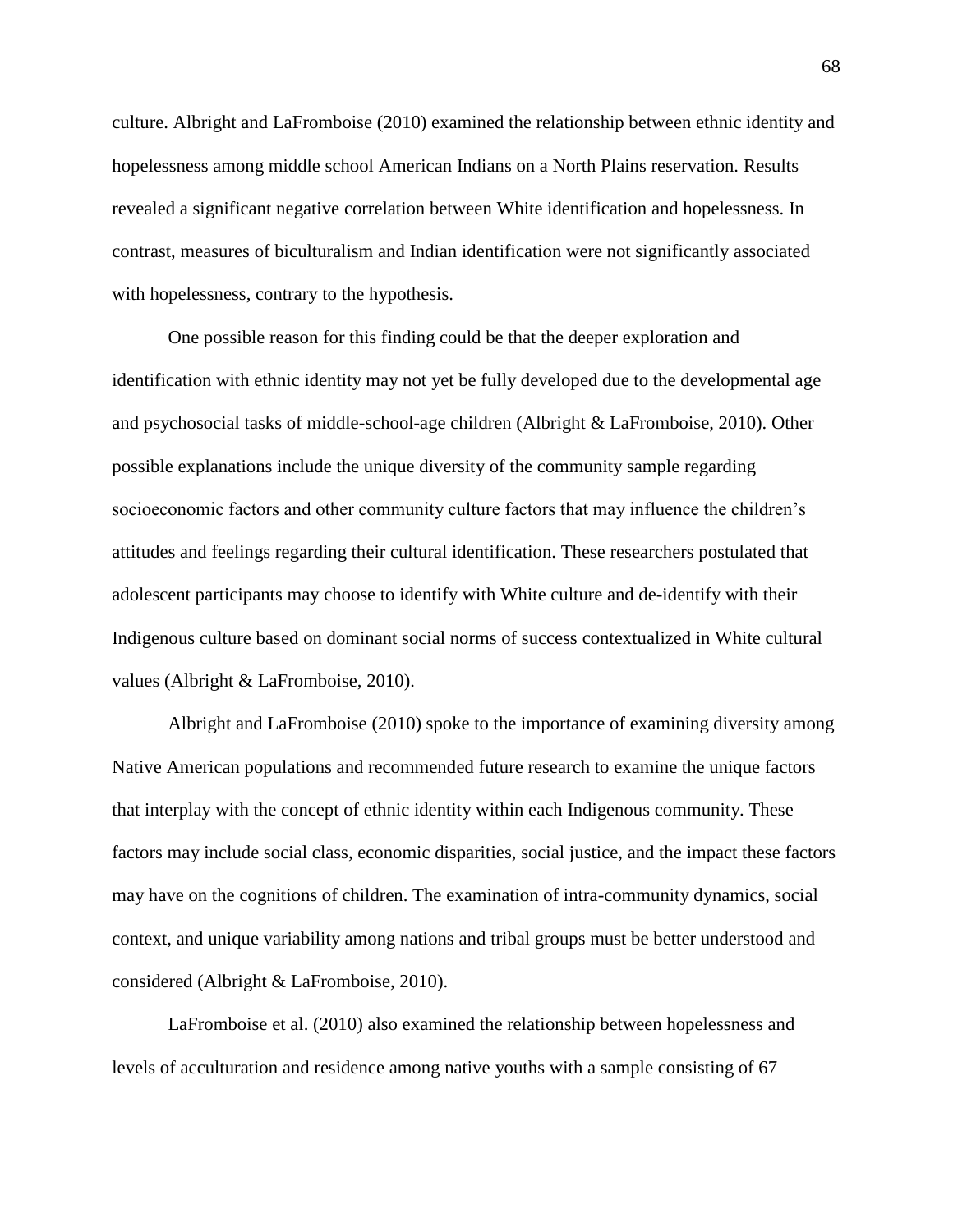culture. Albright and LaFromboise (2010) examined the relationship between ethnic identity and hopelessness among middle school American Indians on a North Plains reservation. Results revealed a significant negative correlation between White identification and hopelessness. In contrast, measures of biculturalism and Indian identification were not significantly associated with hopelessness, contrary to the hypothesis.

One possible reason for this finding could be that the deeper exploration and identification with ethnic identity may not yet be fully developed due to the developmental age and psychosocial tasks of middle-school-age children (Albright & LaFromboise, 2010). Other possible explanations include the unique diversity of the community sample regarding socioeconomic factors and other community culture factors that may influence the children's attitudes and feelings regarding their cultural identification. These researchers postulated that adolescent participants may choose to identify with White culture and de-identify with their Indigenous culture based on dominant social norms of success contextualized in White cultural values (Albright & LaFromboise, 2010).

Albright and LaFromboise (2010) spoke to the importance of examining diversity among Native American populations and recommended future research to examine the unique factors that interplay with the concept of ethnic identity within each Indigenous community. These factors may include social class, economic disparities, social justice, and the impact these factors may have on the cognitions of children. The examination of intra-community dynamics, social context, and unique variability among nations and tribal groups must be better understood and considered (Albright & LaFromboise, 2010).

LaFromboise et al. (2010) also examined the relationship between hopelessness and levels of acculturation and residence among native youths with a sample consisting of 67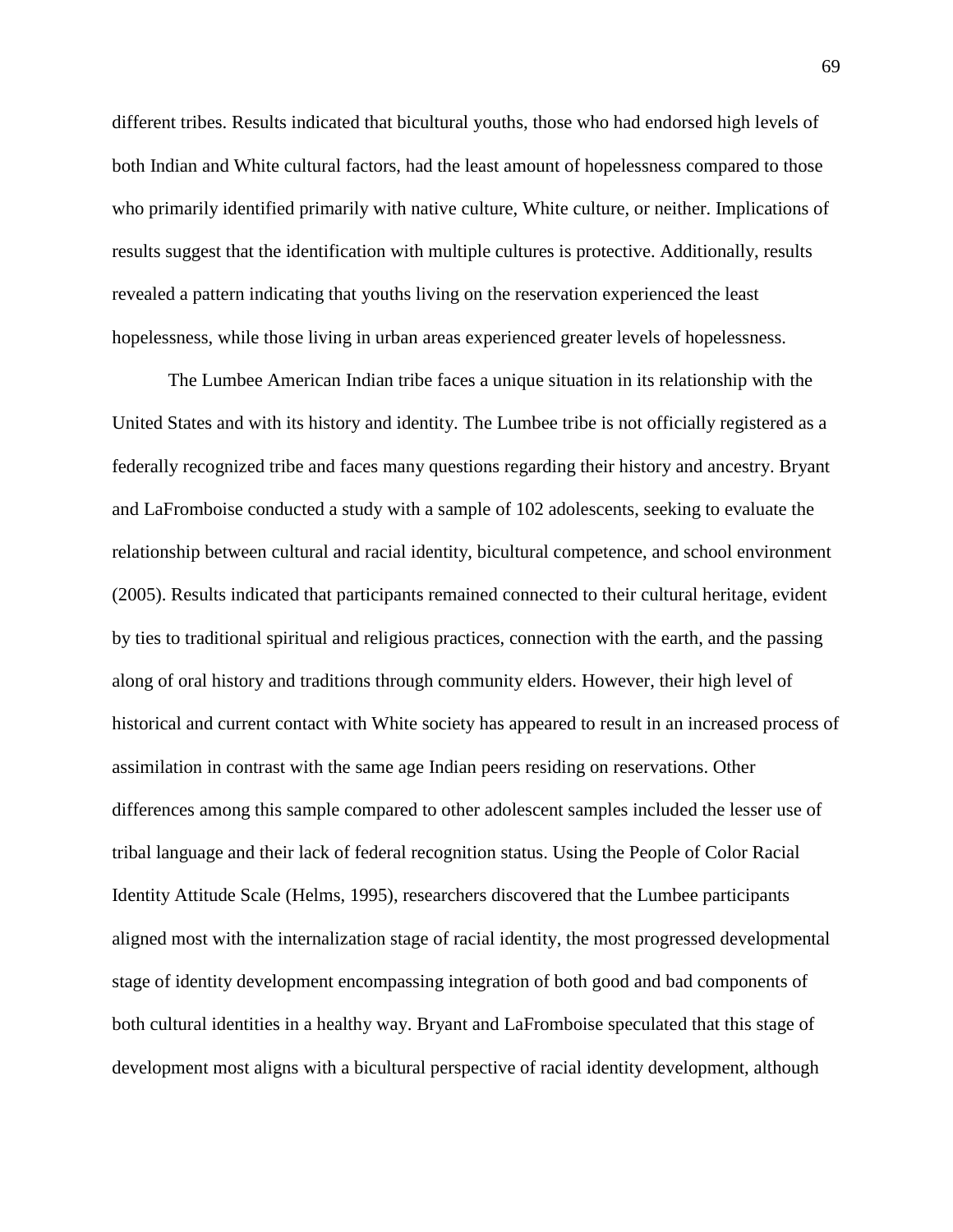different tribes. Results indicated that bicultural youths, those who had endorsed high levels of both Indian and White cultural factors, had the least amount of hopelessness compared to those who primarily identified primarily with native culture, White culture, or neither. Implications of results suggest that the identification with multiple cultures is protective. Additionally, results revealed a pattern indicating that youths living on the reservation experienced the least hopelessness, while those living in urban areas experienced greater levels of hopelessness.

The Lumbee American Indian tribe faces a unique situation in its relationship with the United States and with its history and identity. The Lumbee tribe is not officially registered as a federally recognized tribe and faces many questions regarding their history and ancestry. Bryant and LaFromboise conducted a study with a sample of 102 adolescents, seeking to evaluate the relationship between cultural and racial identity, bicultural competence, and school environment (2005). Results indicated that participants remained connected to their cultural heritage, evident by ties to traditional spiritual and religious practices, connection with the earth, and the passing along of oral history and traditions through community elders. However, their high level of historical and current contact with White society has appeared to result in an increased process of assimilation in contrast with the same age Indian peers residing on reservations. Other differences among this sample compared to other adolescent samples included the lesser use of tribal language and their lack of federal recognition status. Using the People of Color Racial Identity Attitude Scale (Helms, 1995), researchers discovered that the Lumbee participants aligned most with the internalization stage of racial identity, the most progressed developmental stage of identity development encompassing integration of both good and bad components of both cultural identities in a healthy way. Bryant and LaFromboise speculated that this stage of development most aligns with a bicultural perspective of racial identity development, although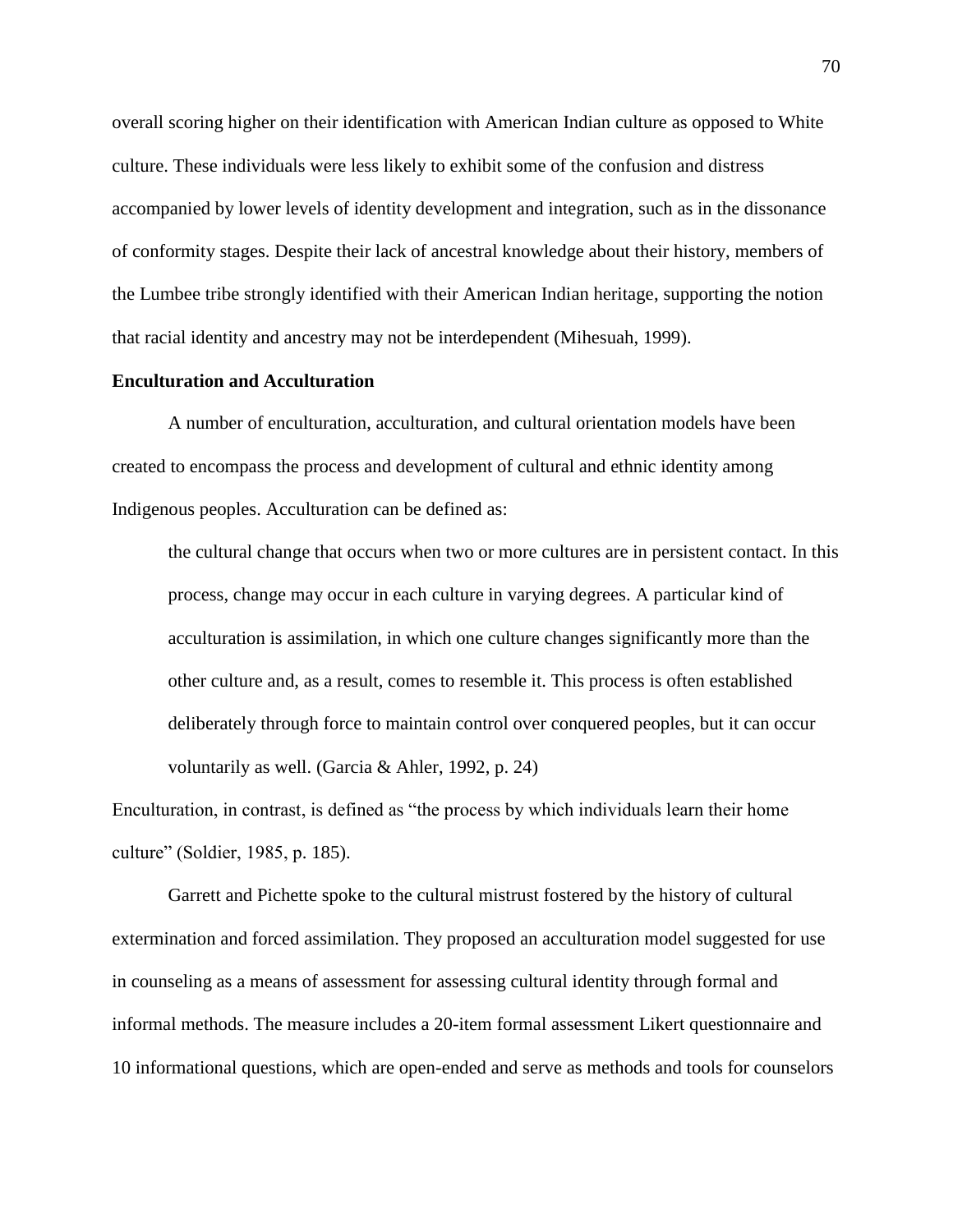overall scoring higher on their identification with American Indian culture as opposed to White culture. These individuals were less likely to exhibit some of the confusion and distress accompanied by lower levels of identity development and integration, such as in the dissonance of conformity stages. Despite their lack of ancestral knowledge about their history, members of the Lumbee tribe strongly identified with their American Indian heritage, supporting the notion that racial identity and ancestry may not be interdependent (Mihesuah, 1999).

**Enculturation and Acculturation**

A number of enculturation, acculturation, and cultural orientation models have been created to encompass the process and development of cultural and ethnic identity among Indigenous peoples. Acculturation can be defined as:

> the cultural change that occurs when two or more cultures are in persistent contact. In this process, change may occur in each culture in varying degrees. A particular kind of acculturation is assimilation, in which one culture changes significantly more than the other culture and, as a result, comes to resemble it. This process is often established deliberately through force to maintain control over conquered peoples, but it can occur voluntarily as well. (Garcia & Ahler, 1992, p. 24)

Enculturation, in contrast, is defined as "the process by which individuals learn their home culture" (Soldier, 1985, p. 185).

Garrett and Pichette spoke to the cultural mistrust fostered by the history of cultural extermination and forced assimilation. They proposed an acculturation model suggested for use in counseling as a means of assessment for assessing cultural identity through formal and informal methods. The measure includes a 20-item formal assessment Likert questionnaire and 10 informational questions, which are open-ended and serve as methods and tools for counselors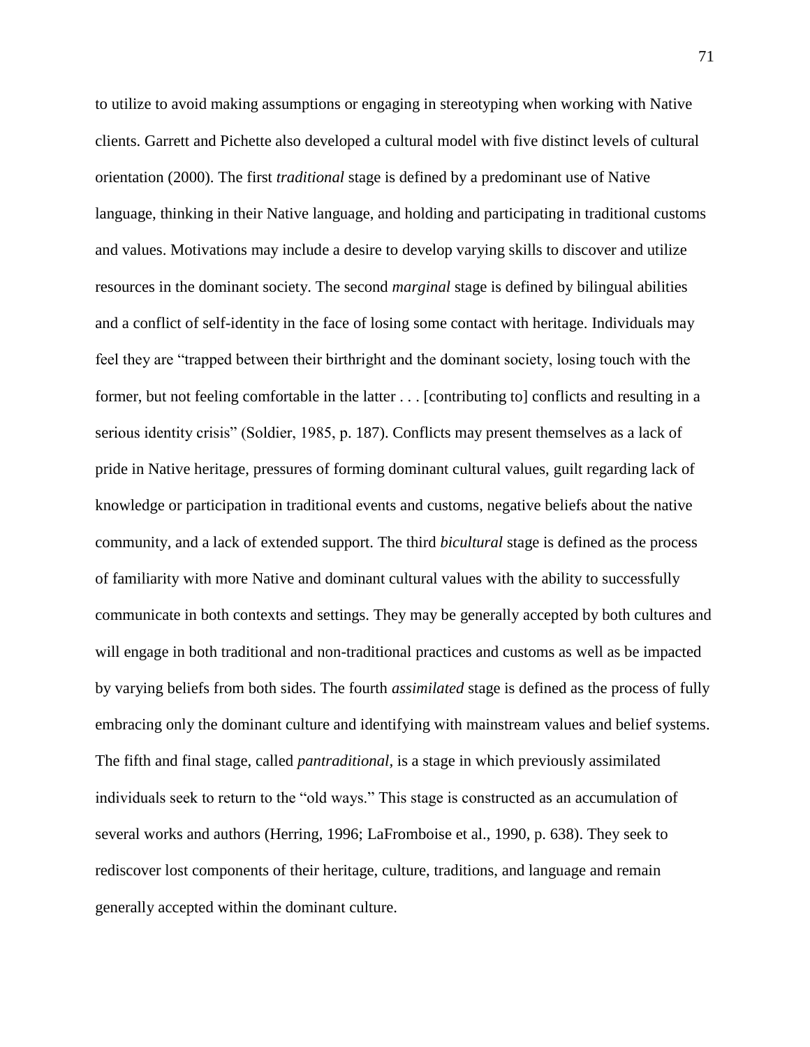to utilize to avoid making assumptions or engaging in stereotyping when working with Native clients. Garrett and Pichette also developed a cultural model with five distinct levels of cultural orientation (2000). The first *traditional* stage is defined by a predominant use of Native language, thinking in their Native language, and holding and participating in traditional customs and values. Motivations may include a desire to develop varying skills to discover and utilize resources in the dominant society. The second *marginal* stage is defined by bilingual abilities and a conflict of self-identity in the face of losing some contact with heritage. Individuals may feel they are "trapped between their birthright and the dominant society, losing touch with the former, but not feeling comfortable in the latter . . . [contributing to] conflicts and resulting in a serious identity crisis" (Soldier, 1985, p. 187). Conflicts may present themselves as a lack of pride in Native heritage, pressures of forming dominant cultural values, guilt regarding lack of knowledge or participation in traditional events and customs, negative beliefs about the native community, and a lack of extended support. The third *bicultural* stage is defined as the process of familiarity with more Native and dominant cultural values with the ability to successfully communicate in both contexts and settings. They may be generally accepted by both cultures and will engage in both traditional and non-traditional practices and customs as well as be impacted by varying beliefs from both sides. The fourth *assimilated* stage is defined as the process of fully embracing only the dominant culture and identifying with mainstream values and belief systems. The fifth and final stage, called *pantraditional*, is a stage in which previously assimilated individuals seek to return to the "old ways." This stage is constructed as an accumulation of several works and authors (Herring, 1996; LaFromboise et al., 1990, p. 638). They seek to rediscover lost components of their heritage, culture, traditions, and language and remain generally accepted within the dominant culture.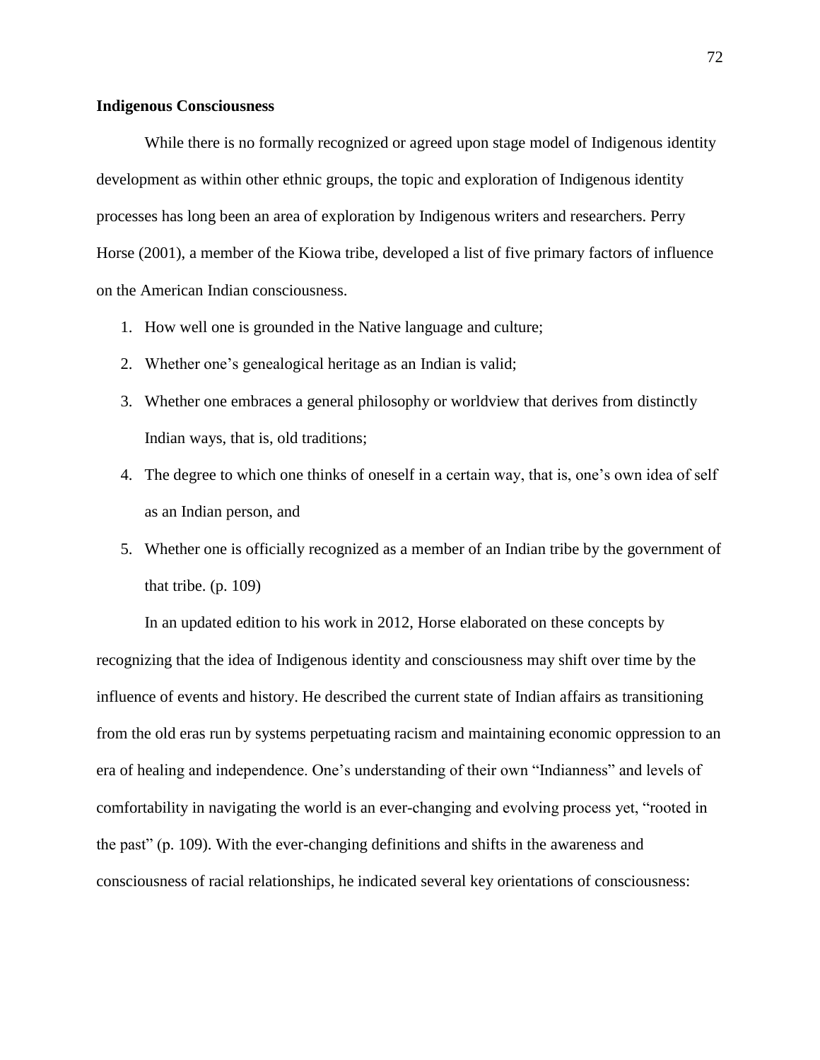**Indigenous Consciousness**

While there is no formally recognized or agreed upon stage model of Indigenous identity development as within other ethnic groups, the topic and exploration of Indigenous identity processes has long been an area of exploration by Indigenous writers and researchers. Perry Horse (2001), a member of the Kiowa tribe, developed a list of five primary factors of influence on the American Indian consciousness.

1. How well one is grounded in the Native language and culture;
2. Whether one's genealogical heritage as an Indian is valid;
3. Whether one embraces a general philosophy or worldview that derives from distinctly Indian ways, that is, old traditions;
4. The degree to which one thinks of oneself in a certain way, that is, one's own idea of self as an Indian person, and
5. Whether one is officially recognized as a member of an Indian tribe by the government of that tribe. (p. 109)

In an updated edition to his work in 2012, Horse elaborated on these concepts by recognizing that the idea of Indigenous identity and consciousness may shift over time by the influence of events and history. He described the current state of Indian affairs as transitioning from the old eras run by systems perpetuating racism and maintaining economic oppression to an era of healing and independence. One's understanding of their own "Indianness" and levels of comfortability in navigating the world is an ever-changing and evolving process yet, "rooted in the past" (p. 109). With the ever-changing definitions and shifts in the awareness and consciousness of racial relationships, he indicated several key orientations of consciousness: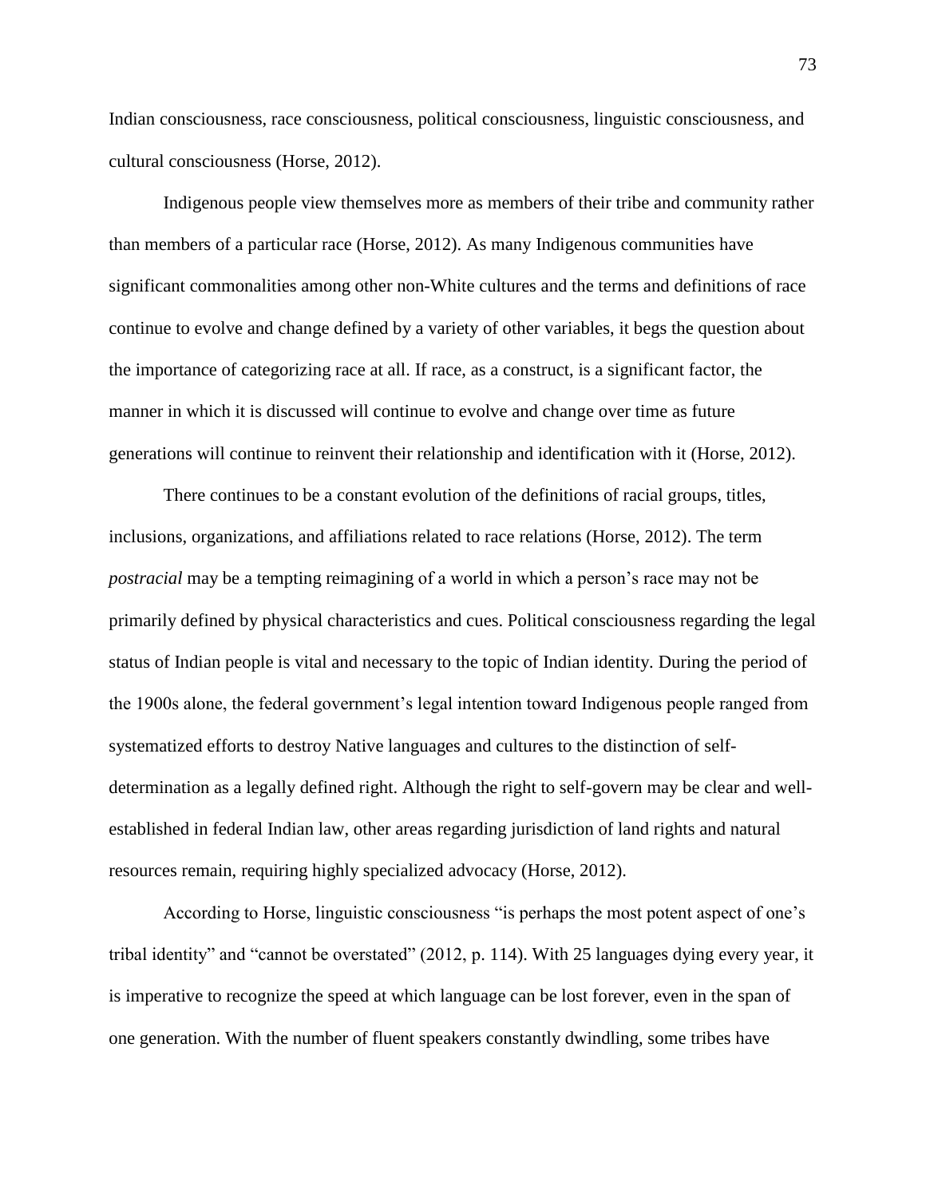Indian consciousness, race consciousness, political consciousness, linguistic consciousness, and cultural consciousness (Horse, 2012).

Indigenous people view themselves more as members of their tribe and community rather than members of a particular race (Horse, 2012). As many Indigenous communities have significant commonalities among other non-White cultures and the terms and definitions of race continue to evolve and change defined by a variety of other variables, it begs the question about the importance of categorizing race at all. If race, as a construct, is a significant factor, the manner in which it is discussed will continue to evolve and change over time as future generations will continue to reinvent their relationship and identification with it (Horse, 2012).

There continues to be a constant evolution of the definitions of racial groups, titles, inclusions, organizations, and affiliations related to race relations (Horse, 2012). The term *postracial* may be a tempting reimagining of a world in which a person's race may not be primarily defined by physical characteristics and cues. Political consciousness regarding the legal status of Indian people is vital and necessary to the topic of Indian identity. During the period of the 1900s alone, the federal government's legal intention toward Indigenous people ranged from systematized efforts to destroy Native languages and cultures to the distinction of self-determination as a legally defined right. Although the right to self-govern may be clear and well-established in federal Indian law, other areas regarding jurisdiction of land rights and natural resources remain, requiring highly specialized advocacy (Horse, 2012).

According to Horse, linguistic consciousness "is perhaps the most potent aspect of one's tribal identity" and "cannot be overstated" (2012, p. 114). With 25 languages dying every year, it is imperative to recognize the speed at which language can be lost forever, even in the span of one generation. With the number of fluent speakers constantly dwindling, some tribes have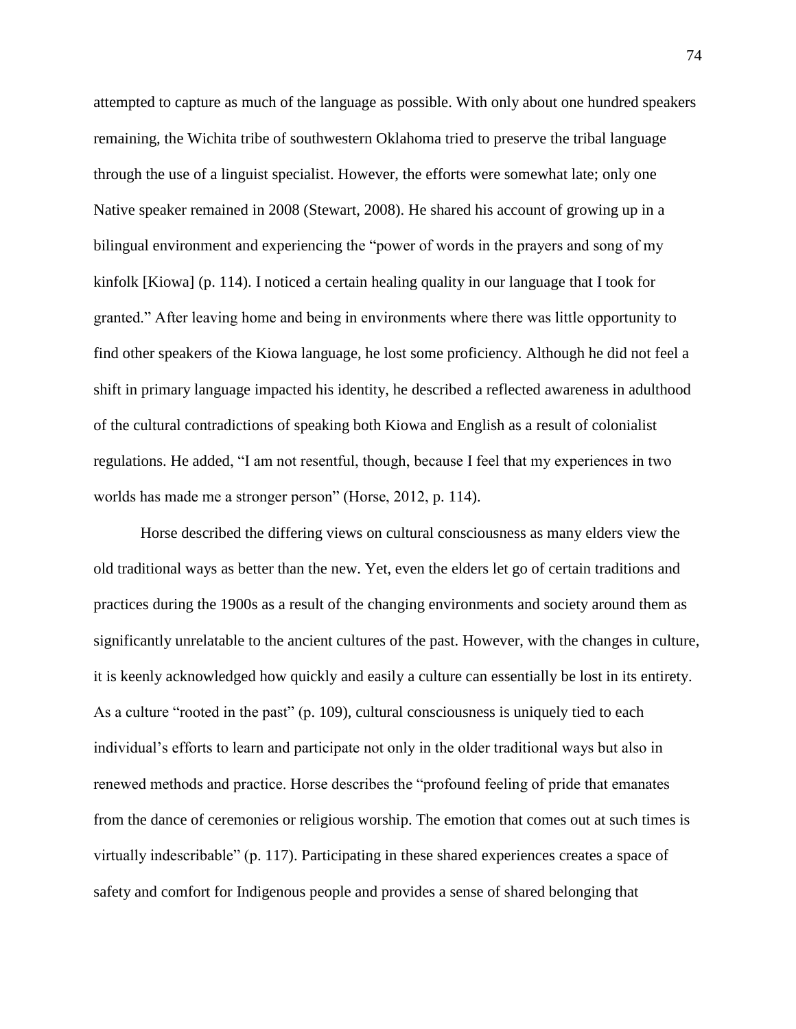attempted to capture as much of the language as possible. With only about one hundred speakers remaining, the Wichita tribe of southwestern Oklahoma tried to preserve the tribal language through the use of a linguist specialist. However, the efforts were somewhat late; only one Native speaker remained in 2008 (Stewart, 2008). He shared his account of growing up in a bilingual environment and experiencing the "power of words in the prayers and song of my kinfolk [Kiowa] (p. 114). I noticed a certain healing quality in our language that I took for granted." After leaving home and being in environments where there was little opportunity to find other speakers of the Kiowa language, he lost some proficiency. Although he did not feel a shift in primary language impacted his identity, he described a reflected awareness in adulthood of the cultural contradictions of speaking both Kiowa and English as a result of colonialist regulations. He added, "I am not resentful, though, because I feel that my experiences in two worlds has made me a stronger person" (Horse, 2012, p. 114).

Horse described the differing views on cultural consciousness as many elders view the old traditional ways as better than the new. Yet, even the elders let go of certain traditions and practices during the 1900s as a result of the changing environments and society around them as significantly unrelatable to the ancient cultures of the past. However, with the changes in culture, it is keenly acknowledged how quickly and easily a culture can essentially be lost in its entirety. As a culture "rooted in the past" (p. 109), cultural consciousness is uniquely tied to each individual's efforts to learn and participate not only in the older traditional ways but also in renewed methods and practice. Horse describes the "profound feeling of pride that emanates from the dance of ceremonies or religious worship. The emotion that comes out at such times is virtually indescribable" (p. 117). Participating in these shared experiences creates a space of safety and comfort for Indigenous people and provides a sense of shared belonging that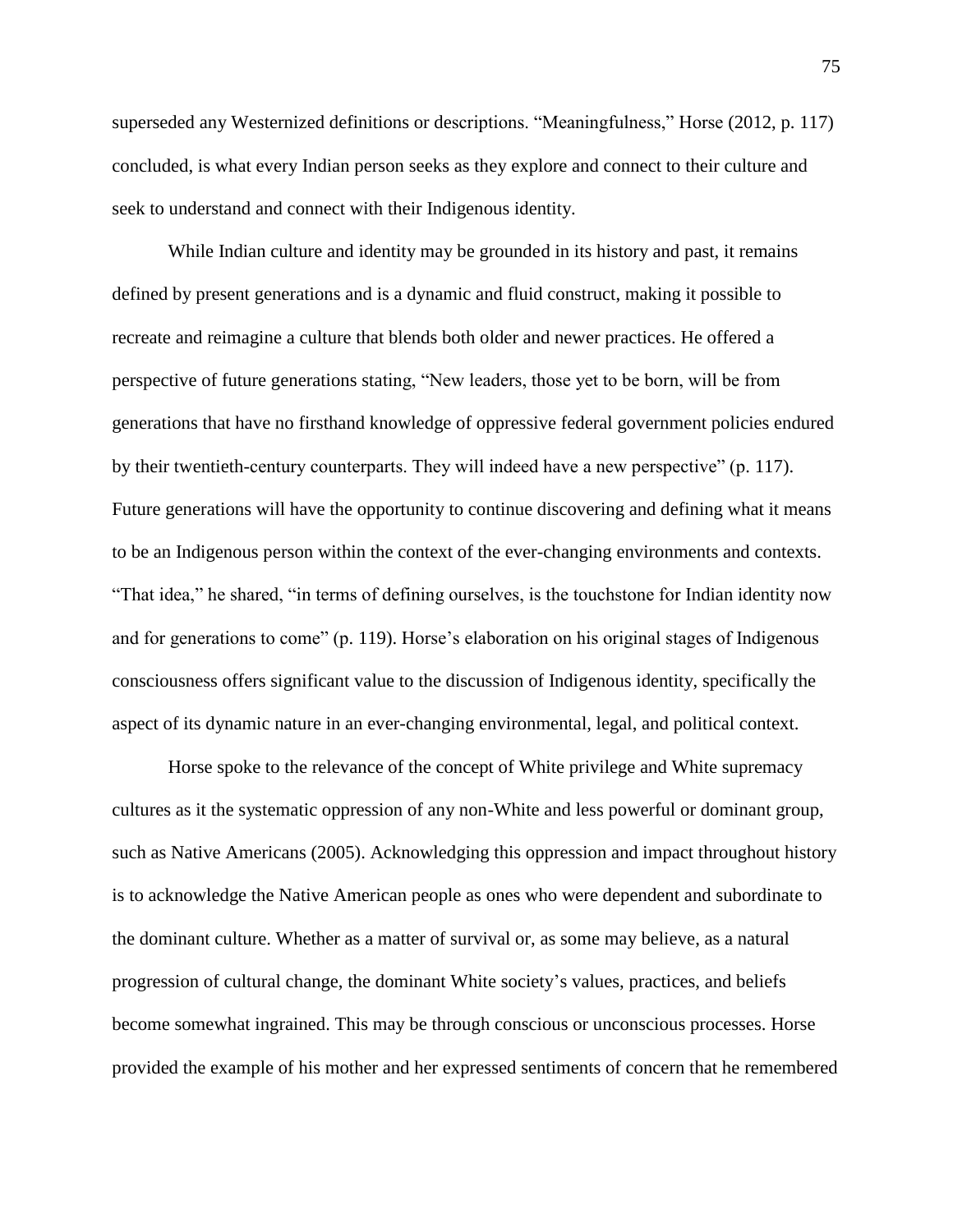superseded any Westernized definitions or descriptions. "Meaningfulness," Horse (2012, p. 117) concluded, is what every Indian person seeks as they explore and connect to their culture and seek to understand and connect with their Indigenous identity.

While Indian culture and identity may be grounded in its history and past, it remains defined by present generations and is a dynamic and fluid construct, making it possible to recreate and reimagine a culture that blends both older and newer practices. He offered a perspective of future generations stating, "New leaders, those yet to be born, will be from generations that have no firsthand knowledge of oppressive federal government policies endured by their twentieth-century counterparts. They will indeed have a new perspective" (p. 117). Future generations will have the opportunity to continue discovering and defining what it means to be an Indigenous person within the context of the ever-changing environments and contexts. "That idea," he shared, "in terms of defining ourselves, is the touchstone for Indian identity now and for generations to come" (p. 119). Horse's elaboration on his original stages of Indigenous consciousness offers significant value to the discussion of Indigenous identity, specifically the aspect of its dynamic nature in an ever-changing environmental, legal, and political context.

Horse spoke to the relevance of the concept of White privilege and White supremacy cultures as it the systematic oppression of any non-White and less powerful or dominant group, such as Native Americans (2005). Acknowledging this oppression and impact throughout history is to acknowledge the Native American people as ones who were dependent and subordinate to the dominant culture. Whether as a matter of survival or, as some may believe, as a natural progression of cultural change, the dominant White society's values, practices, and beliefs become somewhat ingrained. This may be through conscious or unconscious processes. Horse provided the example of his mother and her expressed sentiments of concern that he remembered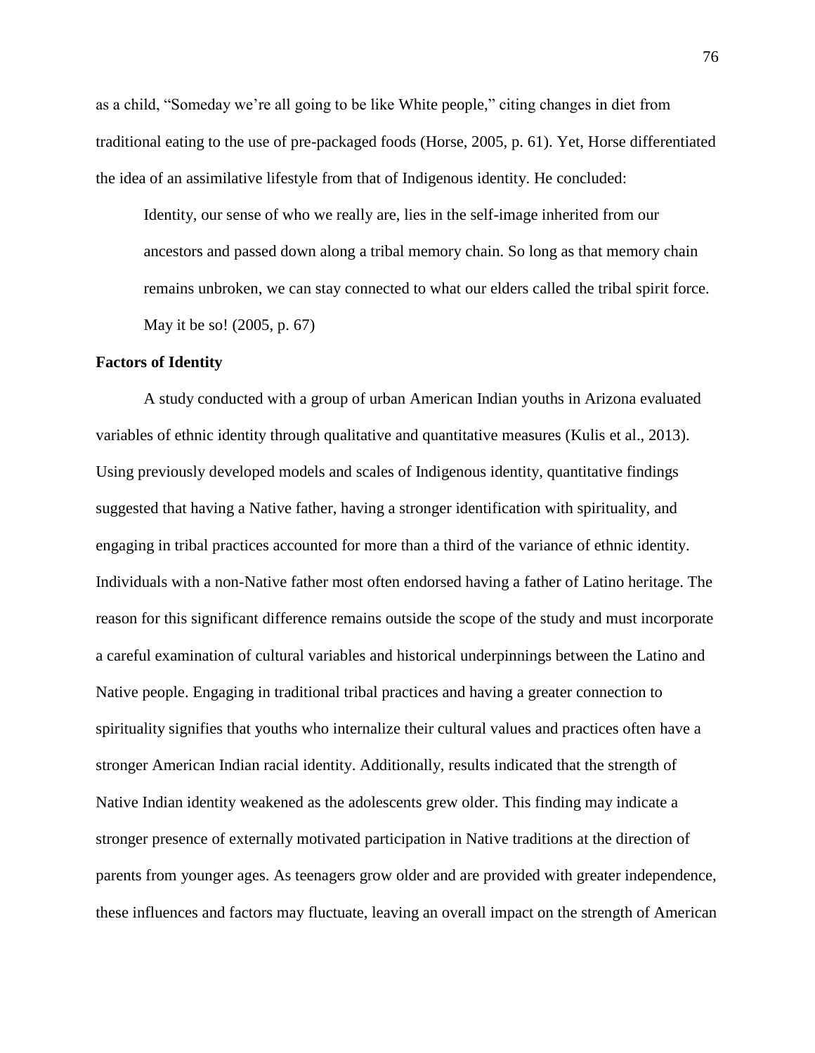as a child, “Someday we’re all going to be like White people,” citing changes in diet from traditional eating to the use of pre-packaged foods (Horse, 2005, p. 61). Yet, Horse differentiated the idea of an assimilative lifestyle from that of Indigenous identity. He concluded:

> Identity, our sense of who we really are, lies in the self-image inherited from our ancestors and passed down along a tribal memory chain. So long as that memory chain remains unbroken, we can stay connected to what our elders called the tribal spirit force. May it be so! (2005, p. 67)

**Factors of Identity**

A study conducted with a group of urban American Indian youths in Arizona evaluated variables of ethnic identity through qualitative and quantitative measures (Kulis et al., 2013). Using previously developed models and scales of Indigenous identity, quantitative findings suggested that having a Native father, having a stronger identification with spirituality, and engaging in tribal practices accounted for more than a third of the variance of ethnic identity. Individuals with a non-Native father most often endorsed having a father of Latino heritage. The reason for this significant difference remains outside the scope of the study and must incorporate a careful examination of cultural variables and historical underpinnings between the Latino and Native people. Engaging in traditional tribal practices and having a greater connection to spirituality signifies that youths who internalize their cultural values and practices often have a stronger American Indian racial identity. Additionally, results indicated that the strength of Native Indian identity weakened as the adolescents grew older. This finding may indicate a stronger presence of externally motivated participation in Native traditions at the direction of parents from younger ages. As teenagers grow older and are provided with greater independence, these influences and factors may fluctuate, leaving an overall impact on the strength of American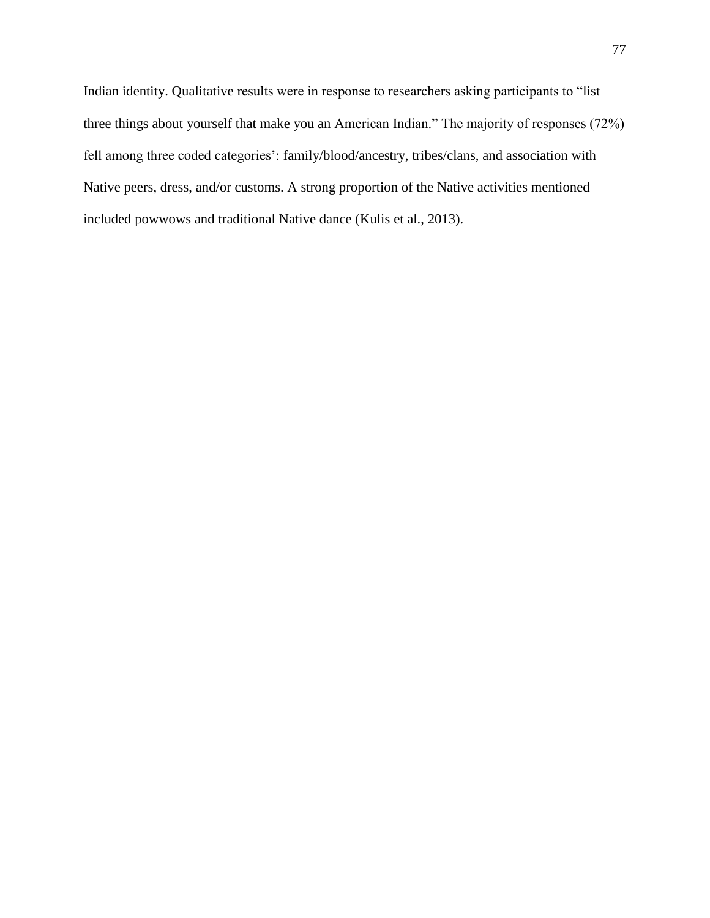Indian identity. Qualitative results were in response to researchers asking participants to "list three things about yourself that make you an American Indian." The majority of responses (72%) fell among three coded categories': family/blood/ancestry, tribes/clans, and association with Native peers, dress, and/or customs. A strong proportion of the Native activities mentioned included powwows and traditional Native dance (Kulis et al., 2013).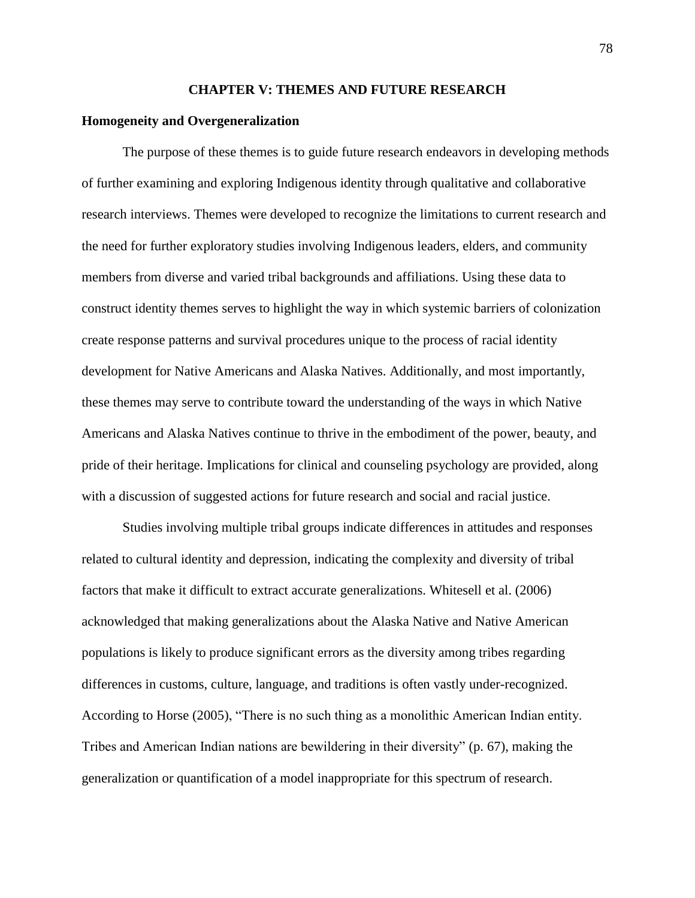# CHAPTER V: THEMES AND FUTURE RESEARCH

## Homogeneity and Overgeneralization

The purpose of these themes is to guide future research endeavors in developing methods of further examining and exploring Indigenous identity through qualitative and collaborative research interviews. Themes were developed to recognize the limitations to current research and the need for further exploratory studies involving Indigenous leaders, elders, and community members from diverse and varied tribal backgrounds and affiliations. Using these data to construct identity themes serves to highlight the way in which systemic barriers of colonization create response patterns and survival procedures unique to the process of racial identity development for Native Americans and Alaska Natives. Additionally, and most importantly, these themes may serve to contribute toward the understanding of the ways in which Native Americans and Alaska Natives continue to thrive in the embodiment of the power, beauty, and pride of their heritage. Implications for clinical and counseling psychology are provided, along with a discussion of suggested actions for future research and social and racial justice.

Studies involving multiple tribal groups indicate differences in attitudes and responses related to cultural identity and depression, indicating the complexity and diversity of tribal factors that make it difficult to extract accurate generalizations. Whitesell et al. (2006) acknowledged that making generalizations about the Alaska Native and Native American populations is likely to produce significant errors as the diversity among tribes regarding differences in customs, culture, language, and traditions is often vastly under-recognized. According to Horse (2005), "There is no such thing as a monolithic American Indian entity. Tribes and American Indian nations are bewildering in their diversity" (p. 67), making the generalization or quantification of a model inappropriate for this spectrum of research.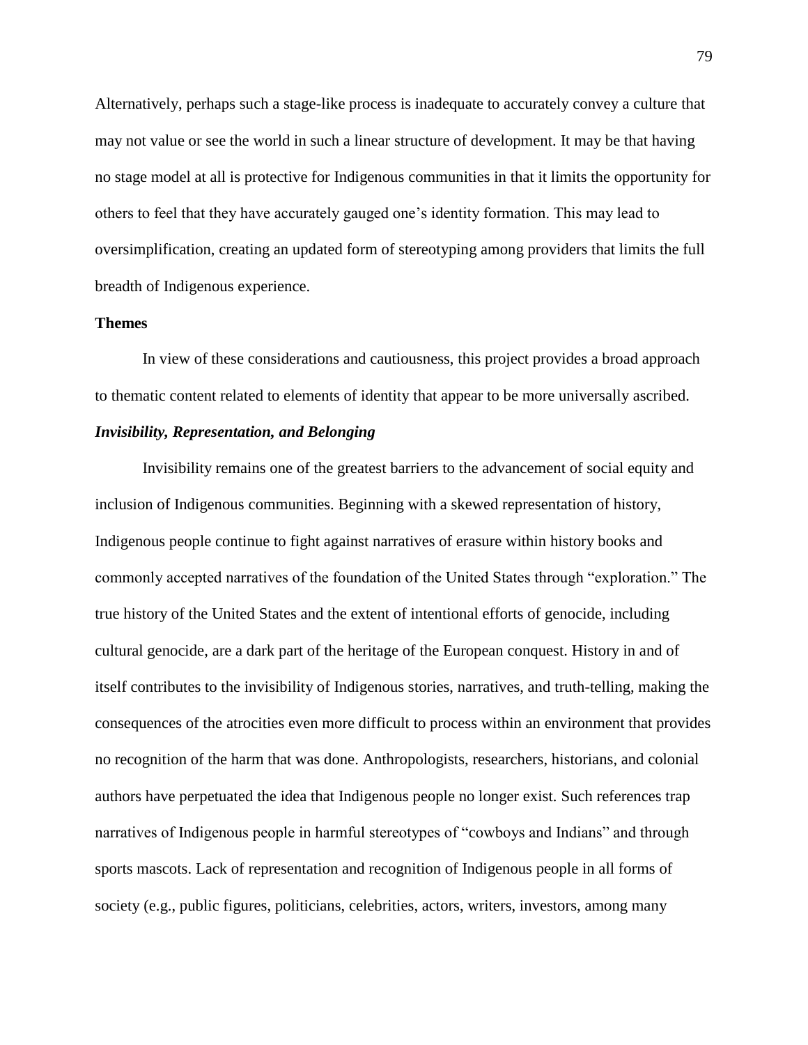Alternatively, perhaps such a stage-like process is inadequate to accurately convey a culture that may not value or see the world in such a linear structure of development. It may be that having no stage model at all is protective for Indigenous communities in that it limits the opportunity for others to feel that they have accurately gauged one's identity formation. This may lead to oversimplification, creating an updated form of stereotyping among providers that limits the full breadth of Indigenous experience.

## Themes

In view of these considerations and cautiousness, this project provides a broad approach to thematic content related to elements of identity that appear to be more universally ascribed.

### *Invisibility, Representation, and Belonging*

Invisibility remains one of the greatest barriers to the advancement of social equity and inclusion of Indigenous communities. Beginning with a skewed representation of history, Indigenous people continue to fight against narratives of erasure within history books and commonly accepted narratives of the foundation of the United States through "exploration." The true history of the United States and the extent of intentional efforts of genocide, including cultural genocide, are a dark part of the heritage of the European conquest. History in and of itself contributes to the invisibility of Indigenous stories, narratives, and truth-telling, making the consequences of the atrocities even more difficult to process within an environment that provides no recognition of the harm that was done. Anthropologists, researchers, historians, and colonial authors have perpetuated the idea that Indigenous people no longer exist. Such references trap narratives of Indigenous people in harmful stereotypes of "cowboys and Indians" and through sports mascots. Lack of representation and recognition of Indigenous people in all forms of society (e.g., public figures, politicians, celebrities, actors, writers, investors, among many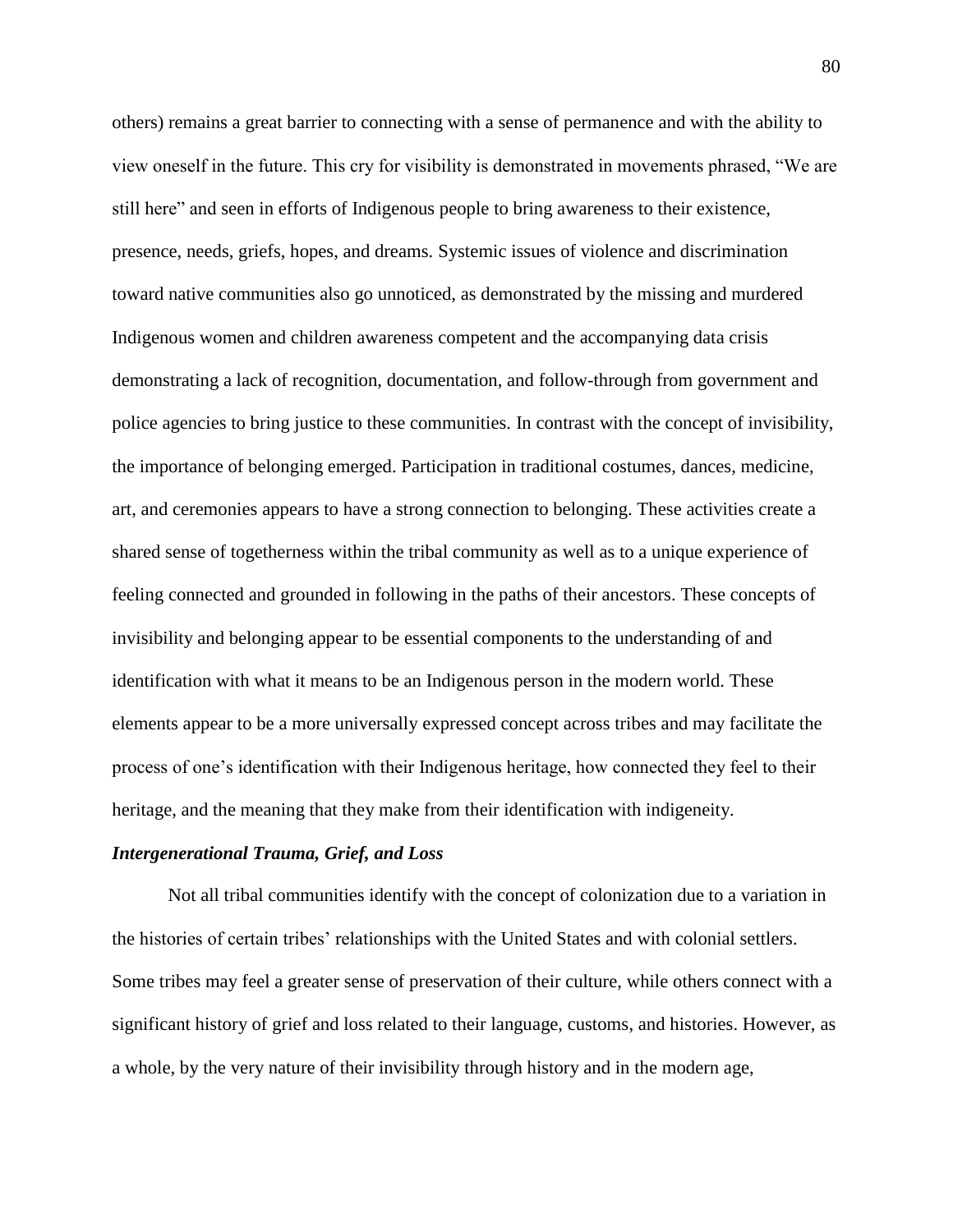others) remains a great barrier to connecting with a sense of permanence and with the ability to view oneself in the future. This cry for visibility is demonstrated in movements phrased, "We are still here" and seen in efforts of Indigenous people to bring awareness to their existence, presence, needs, griefs, hopes, and dreams. Systemic issues of violence and discrimination toward native communities also go unnoticed, as demonstrated by the missing and murdered Indigenous women and children awareness competent and the accompanying data crisis demonstrating a lack of recognition, documentation, and follow-through from government and police agencies to bring justice to these communities. In contrast with the concept of invisibility, the importance of belonging emerged. Participation in traditional costumes, dances, medicine, art, and ceremonies appears to have a strong connection to belonging. These activities create a shared sense of togetherness within the tribal community as well as to a unique experience of feeling connected and grounded in following in the paths of their ancestors. These concepts of invisibility and belonging appear to be essential components to the understanding of and identification with what it means to be an Indigenous person in the modern world. These elements appear to be a more universally expressed concept across tribes and may facilitate the process of one's identification with their Indigenous heritage, how connected they feel to their heritage, and the meaning that they make from their identification with indigeneity.

### *Intergenerational Trauma, Grief, and Loss*

Not all tribal communities identify with the concept of colonization due to a variation in the histories of certain tribes' relationships with the United States and with colonial settlers. Some tribes may feel a greater sense of preservation of their culture, while others connect with a significant history of grief and loss related to their language, customs, and histories. However, as a whole, by the very nature of their invisibility through history and in the modern age,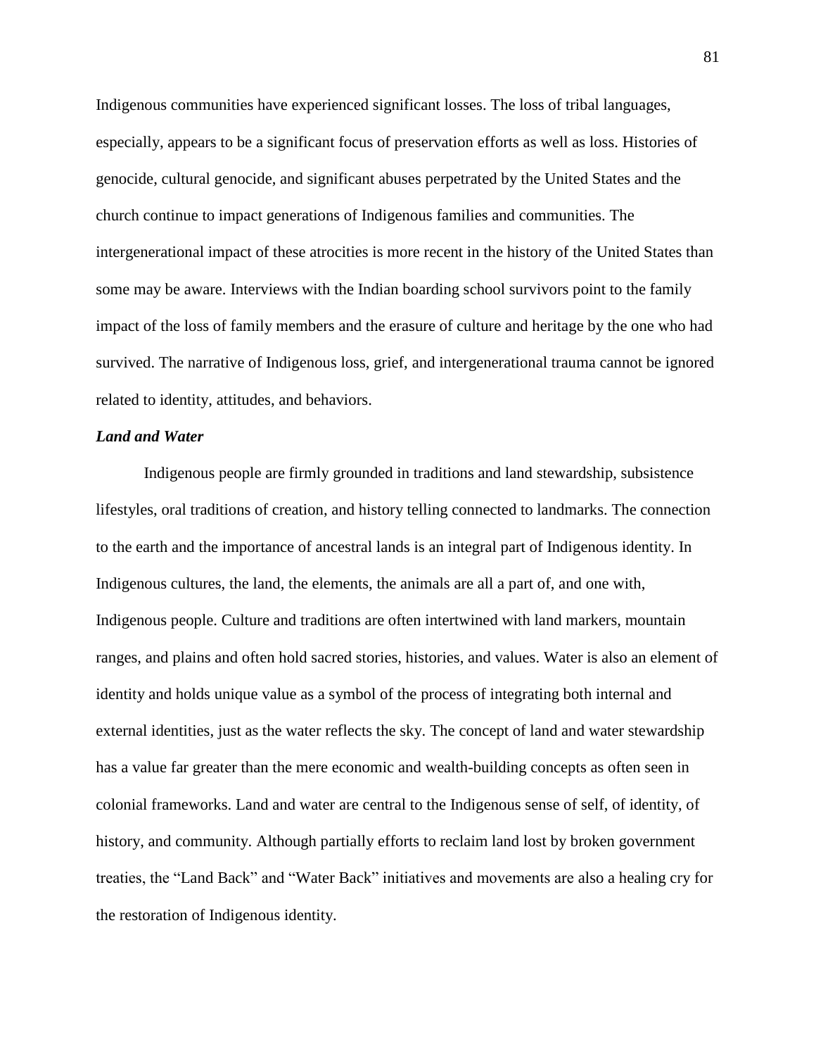Indigenous communities have experienced significant losses. The loss of tribal languages, especially, appears to be a significant focus of preservation efforts as well as loss. Histories of genocide, cultural genocide, and significant abuses perpetrated by the United States and the church continue to impact generations of Indigenous families and communities. The intergenerational impact of these atrocities is more recent in the history of the United States than some may be aware. Interviews with the Indian boarding school survivors point to the family impact of the loss of family members and the erasure of culture and heritage by the one who had survived. The narrative of Indigenous loss, grief, and intergenerational trauma cannot be ignored related to identity, attitudes, and behaviors.

***Land and Water***

Indigenous people are firmly grounded in traditions and land stewardship, subsistence lifestyles, oral traditions of creation, and history telling connected to landmarks. The connection to the earth and the importance of ancestral lands is an integral part of Indigenous identity. In Indigenous cultures, the land, the elements, the animals are all a part of, and one with, Indigenous people. Culture and traditions are often intertwined with land markers, mountain ranges, and plains and often hold sacred stories, histories, and values. Water is also an element of identity and holds unique value as a symbol of the process of integrating both internal and external identities, just as the water reflects the sky. The concept of land and water stewardship has a value far greater than the mere economic and wealth-building concepts as often seen in colonial frameworks. Land and water are central to the Indigenous sense of self, of identity, of history, and community. Although partially efforts to reclaim land lost by broken government treaties, the "Land Back" and "Water Back" initiatives and movements are also a healing cry for the restoration of Indigenous identity.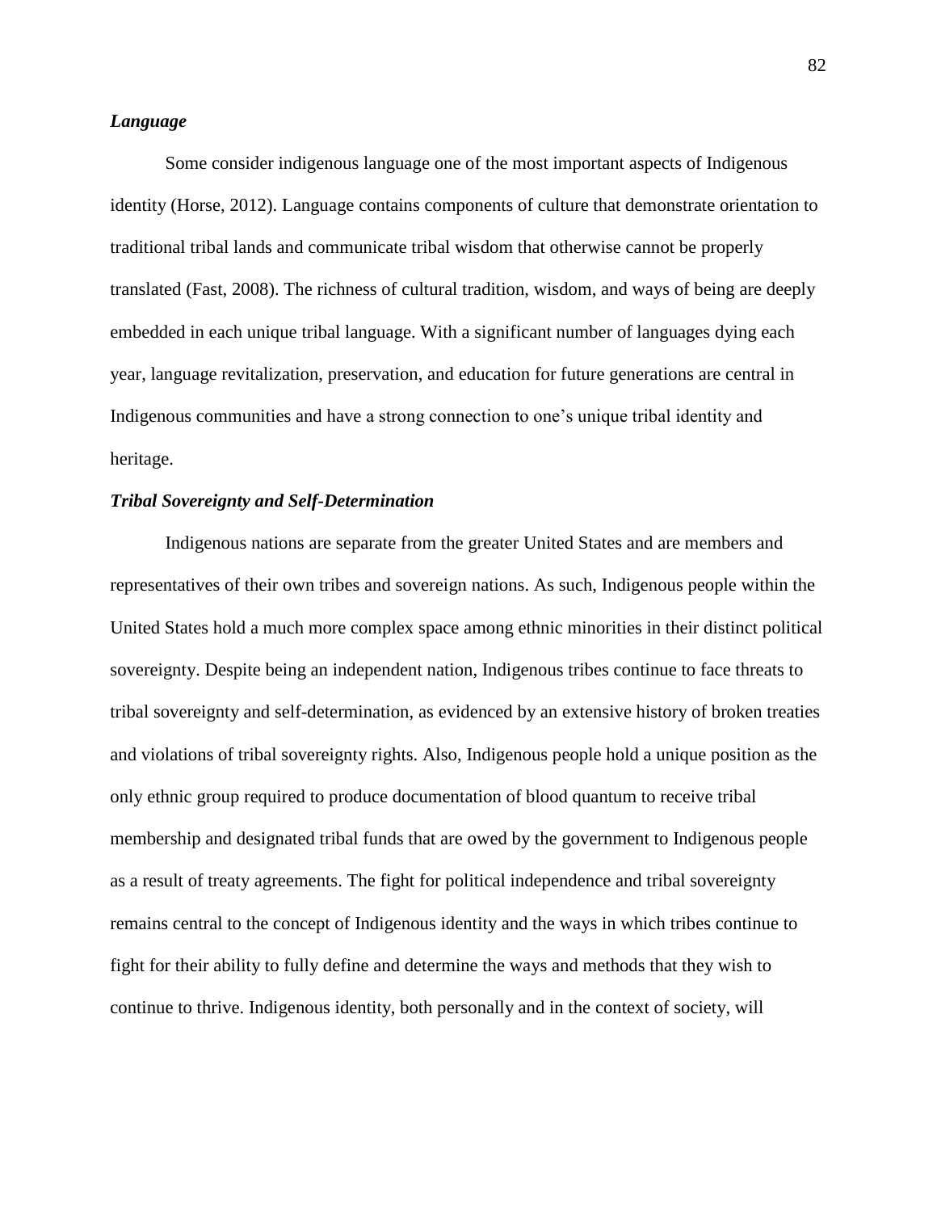### *Language*

Some consider indigenous language one of the most important aspects of Indigenous identity (Horse, 2012). Language contains components of culture that demonstrate orientation to traditional tribal lands and communicate tribal wisdom that otherwise cannot be properly translated (Fast, 2008). The richness of cultural tradition, wisdom, and ways of being are deeply embedded in each unique tribal language. With a significant number of languages dying each year, language revitalization, preservation, and education for future generations are central in Indigenous communities and have a strong connection to one's unique tribal identity and heritage.

### *Tribal Sovereignty and Self-Determination*

Indigenous nations are separate from the greater United States and are members and representatives of their own tribes and sovereign nations. As such, Indigenous people within the United States hold a much more complex space among ethnic minorities in their distinct political sovereignty. Despite being an independent nation, Indigenous tribes continue to face threats to tribal sovereignty and self-determination, as evidenced by an extensive history of broken treaties and violations of tribal sovereignty rights. Also, Indigenous people hold a unique position as the only ethnic group required to produce documentation of blood quantum to receive tribal membership and designated tribal funds that are owed by the government to Indigenous people as a result of treaty agreements. The fight for political independence and tribal sovereignty remains central to the concept of Indigenous identity and the ways in which tribes continue to fight for their ability to fully define and determine the ways and methods that they wish to continue to thrive. Indigenous identity, both personally and in the context of society, will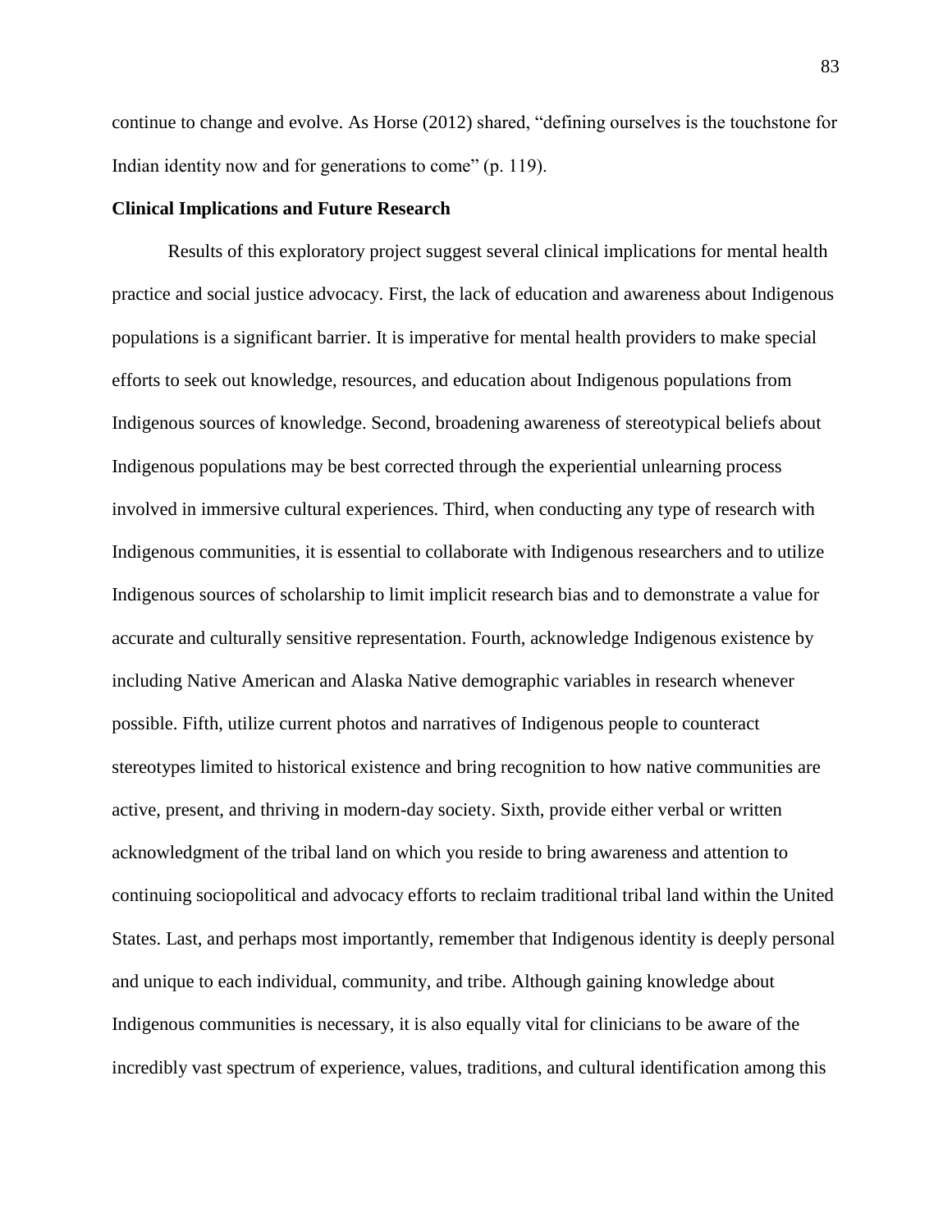continue to change and evolve. As Horse (2012) shared, "defining ourselves is the touchstone for Indian identity now and for generations to come" (p. 119).

### Clinical Implications and Future Research

Results of this exploratory project suggest several clinical implications for mental health practice and social justice advocacy. First, the lack of education and awareness about Indigenous populations is a significant barrier. It is imperative for mental health providers to make special efforts to seek out knowledge, resources, and education about Indigenous populations from Indigenous sources of knowledge. Second, broadening awareness of stereotypical beliefs about Indigenous populations may be best corrected through the experiential unlearning process involved in immersive cultural experiences. Third, when conducting any type of research with Indigenous communities, it is essential to collaborate with Indigenous researchers and to utilize Indigenous sources of scholarship to limit implicit research bias and to demonstrate a value for accurate and culturally sensitive representation. Fourth, acknowledge Indigenous existence by including Native American and Alaska Native demographic variables in research whenever possible. Fifth, utilize current photos and narratives of Indigenous people to counteract stereotypes limited to historical existence and bring recognition to how native communities are active, present, and thriving in modern-day society. Sixth, provide either verbal or written acknowledgment of the tribal land on which you reside to bring awareness and attention to continuing sociopolitical and advocacy efforts to reclaim traditional tribal land within the United States. Last, and perhaps most importantly, remember that Indigenous identity is deeply personal and unique to each individual, community, and tribe. Although gaining knowledge about Indigenous communities is necessary, it is also equally vital for clinicians to be aware of the incredibly vast spectrum of experience, values, traditions, and cultural identification among this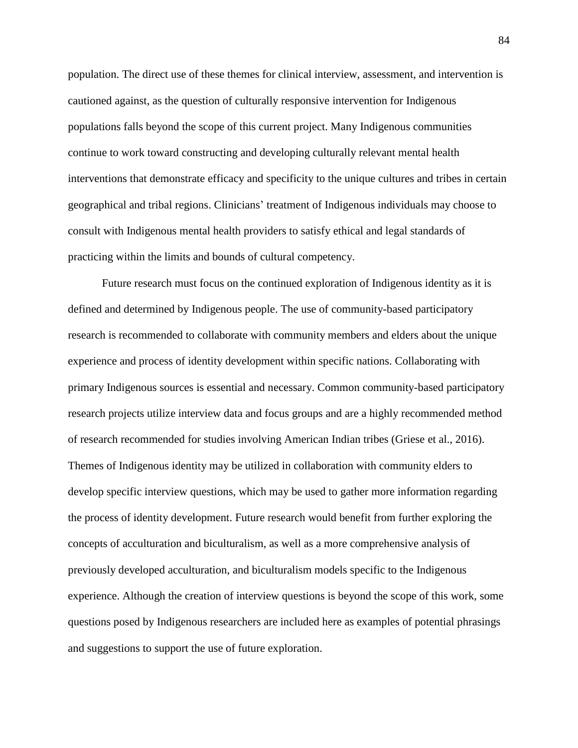population. The direct use of these themes for clinical interview, assessment, and intervention is cautioned against, as the question of culturally responsive intervention for Indigenous populations falls beyond the scope of this current project. Many Indigenous communities continue to work toward constructing and developing culturally relevant mental health interventions that demonstrate efficacy and specificity to the unique cultures and tribes in certain geographical and tribal regions. Clinicians' treatment of Indigenous individuals may choose to consult with Indigenous mental health providers to satisfy ethical and legal standards of practicing within the limits and bounds of cultural competency.

Future research must focus on the continued exploration of Indigenous identity as it is defined and determined by Indigenous people. The use of community-based participatory research is recommended to collaborate with community members and elders about the unique experience and process of identity development within specific nations. Collaborating with primary Indigenous sources is essential and necessary. Common community-based participatory research projects utilize interview data and focus groups and are a highly recommended method of research recommended for studies involving American Indian tribes (Griese et al., 2016). Themes of Indigenous identity may be utilized in collaboration with community elders to develop specific interview questions, which may be used to gather more information regarding the process of identity development. Future research would benefit from further exploring the concepts of acculturation and biculturalism, as well as a more comprehensive analysis of previously developed acculturation, and biculturalism models specific to the Indigenous experience. Although the creation of interview questions is beyond the scope of this work, some questions posed by Indigenous researchers are included here as examples of potential phrasings and suggestions to support the use of future exploration.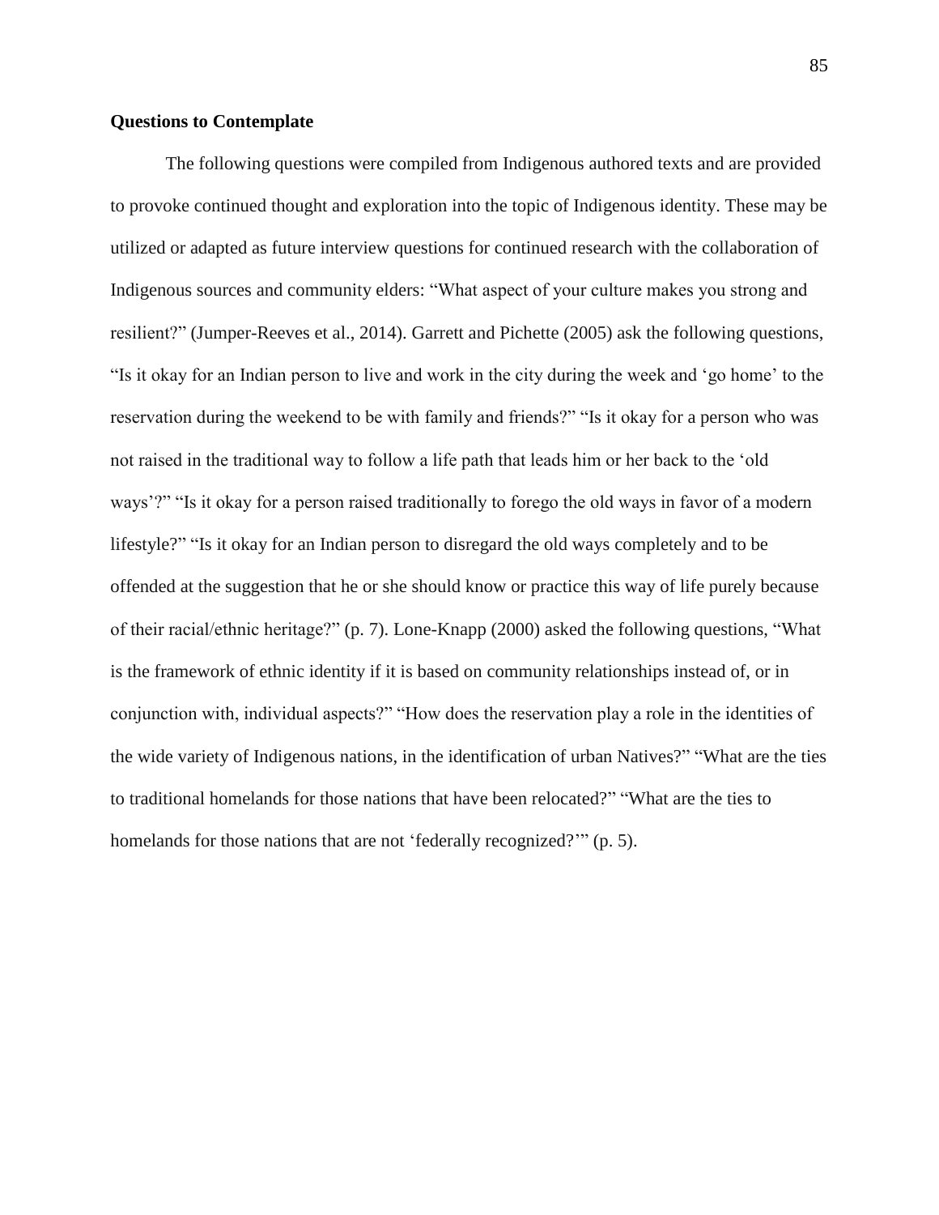**Questions to Contemplate**

The following questions were compiled from Indigenous authored texts and are provided to provoke continued thought and exploration into the topic of Indigenous identity. These may be utilized or adapted as future interview questions for continued research with the collaboration of Indigenous sources and community elders: “What aspect of your culture makes you strong and resilient?” (Jumper-Reeves et al., 2014). Garrett and Pichette (2005) ask the following questions, “Is it okay for an Indian person to live and work in the city during the week and ‘go home’ to the reservation during the weekend to be with family and friends?” “Is it okay for a person who was not raised in the traditional way to follow a life path that leads him or her back to the ‘old ways’?” “Is it okay for a person raised traditionally to forego the old ways in favor of a modern lifestyle?” “Is it okay for an Indian person to disregard the old ways completely and to be offended at the suggestion that he or she should know or practice this way of life purely because of their racial/ethnic heritage?” (p. 7). Lone-Knapp (2000) asked the following questions, “What is the framework of ethnic identity if it is based on community relationships instead of, or in conjunction with, individual aspects?” “How does the reservation play a role in the identities of the wide variety of Indigenous nations, in the identification of urban Natives?” “What are the ties to traditional homelands for those nations that have been relocated?” “What are the ties to homelands for those nations that are not ‘federally recognized?’” (p. 5).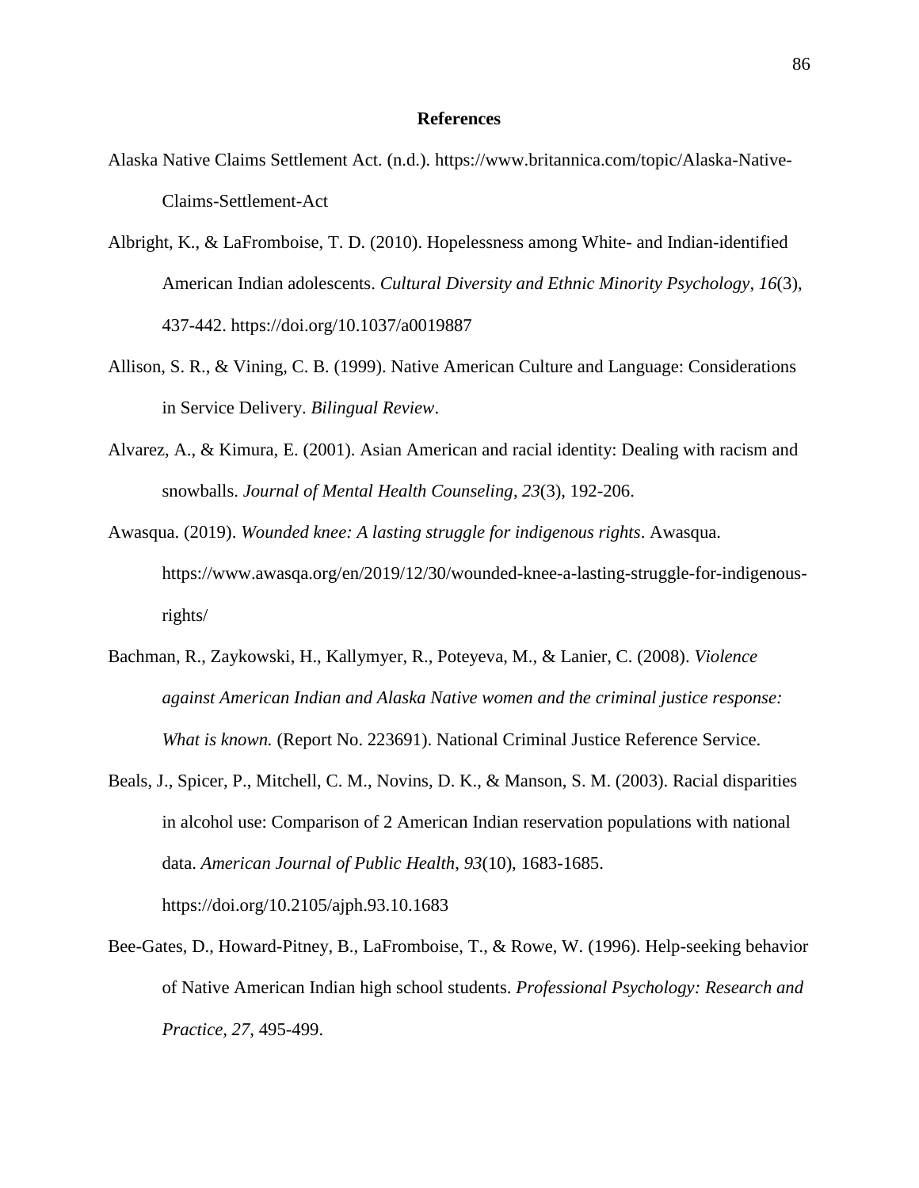# References

Alaska Native Claims Settlement Act. (n.d.). https://www.britannica.com/topic/Alaska-Native-Claims-Settlement-Act

Albright, K., & LaFromboise, T. D. (2010). Hopelessness among White- and Indian-identified American Indian adolescents. *Cultural Diversity and Ethnic Minority Psychology*, *16*(3), 437-442. https://doi.org/10.1037/a0019887

Allison, S. R., & Vining, C. B. (1999). Native American Culture and Language: Considerations in Service Delivery. *Bilingual Review*.

Alvarez, A., & Kimura, E. (2001). Asian American and racial identity: Dealing with racism and snowballs. *Journal of Mental Health Counseling*, *23*(3), 192-206.

Awasqua. (2019). *Wounded knee: A lasting struggle for indigenous rights*. Awasqua. https://www.awasqa.org/en/2019/12/30/wounded-knee-a-lasting-struggle-for-indigenous-rights/

Bachman, R., Zaykowski, H., Kallymyer, R., Poteyeva, M., & Lanier, C. (2008). *Violence against American Indian and Alaska Native women and the criminal justice response: What is known.* (Report No. 223691). National Criminal Justice Reference Service.

Beals, J., Spicer, P., Mitchell, C. M., Novins, D. K., & Manson, S. M. (2003). Racial disparities in alcohol use: Comparison of 2 American Indian reservation populations with national data. *American Journal of Public Health*, *93*(10), 1683-1685. https://doi.org/10.2105/ajph.93.10.1683

Bee-Gates, D., Howard-Pitney, B., LaFromboise, T., & Rowe, W. (1996). Help-seeking behavior of Native American Indian high school students. *Professional Psychology: Research and Practice, 27*, 495-499.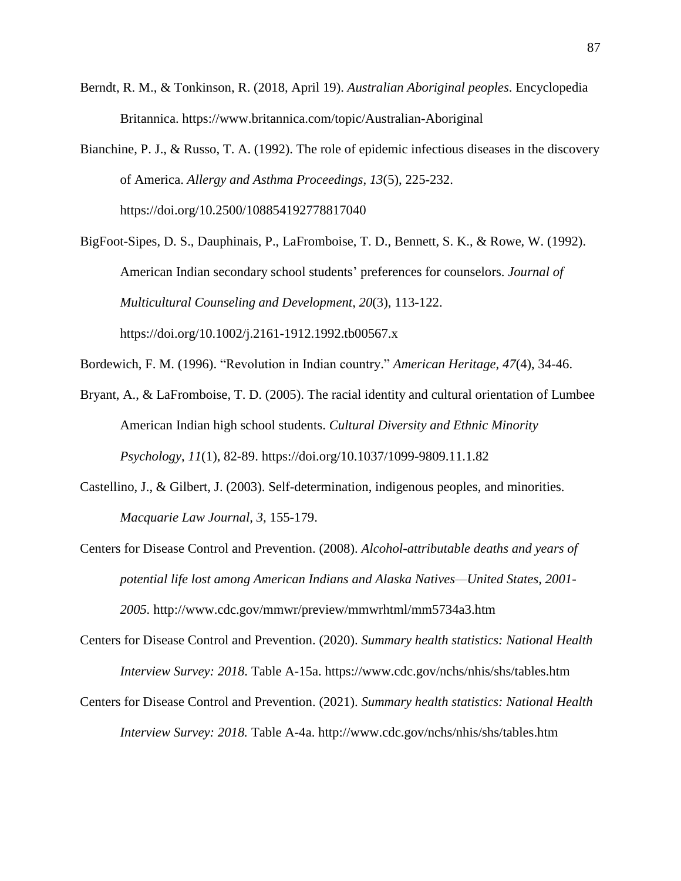Berndt, R. M., & Tonkinson, R. (2018, April 19). *Australian Aboriginal peoples*. Encyclopedia Britannica. https://www.britannica.com/topic/Australian-Aboriginal

Bianchine, P. J., & Russo, T. A. (1992). The role of epidemic infectious diseases in the discovery of America. *Allergy and Asthma Proceedings*, *13*(5), 225-232. https://doi.org/10.2500/108854192778817040

BigFoot-Sipes, D. S., Dauphinais, P., LaFromboise, T. D., Bennett, S. K., & Rowe, W. (1992). American Indian secondary school students' preferences for counselors. *Journal of Multicultural Counseling and Development*, *20*(3), 113-122. https://doi.org/10.1002/j.2161-1912.1992.tb00567.x

Bordewich, F. M. (1996). "Revolution in Indian country." *American Heritage*, *47*(4), 34-46.

Bryant, A., & LaFromboise, T. D. (2005). The racial identity and cultural orientation of Lumbee American Indian high school students. *Cultural Diversity and Ethnic Minority Psychology*, *11*(1), 82-89. https://doi.org/10.1037/1099-9809.11.1.82

Castellino, J., & Gilbert, J. (2003). Self-determination, indigenous peoples, and minorities. *Macquarie Law Journal, 3,* 155-179.

Centers for Disease Control and Prevention. (2008). *Alcohol-attributable deaths and years of potential life lost among American Indians and Alaska Natives—United States, 2001-2005.* http://www.cdc.gov/mmwr/preview/mmwrhtml/mm5734a3.htm

Centers for Disease Control and Prevention. (2020). *Summary health statistics: National Health Interview Survey: 2018*. Table A-15a. https://www.cdc.gov/nchs/nhis/shs/tables.htm

Centers for Disease Control and Prevention. (2021). *Summary health statistics: National Health Interview Survey: 2018.* Table A-4a. http://www.cdc.gov/nchs/nhis/shs/tables.htm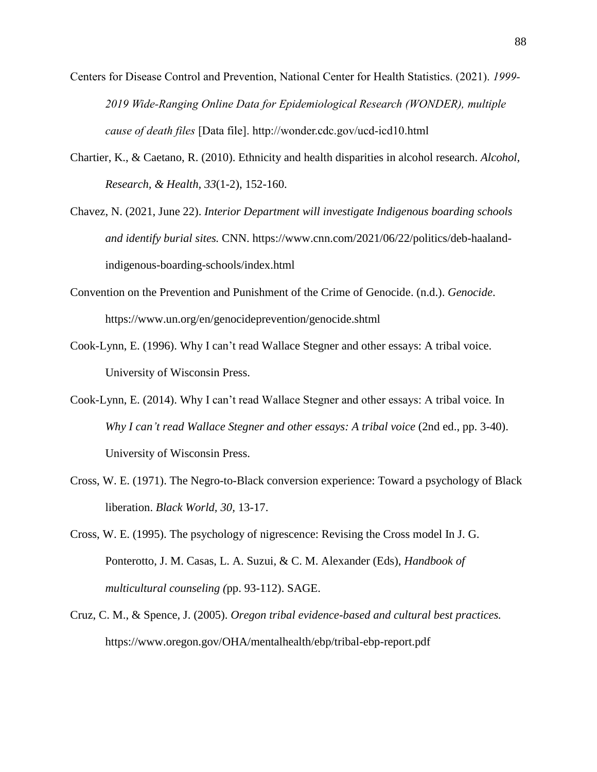Centers for Disease Control and Prevention, National Center for Health Statistics. (2021). *1999-2019 Wide-Ranging Online Data for Epidemiological Research (WONDER), multiple cause of death files* [Data file]. http://wonder.cdc.gov/ucd-icd10.html

Chartier, K., & Caetano, R. (2010). Ethnicity and health disparities in alcohol research. *Alcohol, Research, & Health, 33*(1-2), 152-160.

Chavez, N. (2021, June 22). *Interior Department will investigate Indigenous boarding schools and identify burial sites.* CNN. https://www.cnn.com/2021/06/22/politics/deb-haaland-indigenous-boarding-schools/index.html

Convention on the Prevention and Punishment of the Crime of Genocide. (n.d.). *Genocide*. https://www.un.org/en/genocideprevention/genocide.shtml

Cook-Lynn, E. (1996). Why I can't read Wallace Stegner and other essays: A tribal voice. University of Wisconsin Press.

Cook-Lynn, E. (2014). Why I can't read Wallace Stegner and other essays: A tribal voice*.* In *Why I can't read Wallace Stegner and other essays: A tribal voice* (2nd ed., pp. 3-40). University of Wisconsin Press.

Cross, W. E. (1971). The Negro-to-Black conversion experience: Toward a psychology of Black liberation. *Black World, 30,* 13-17.

Cross, W. E. (1995). The psychology of nigrescence: Revising the Cross model In J. G. Ponterotto, J. M. Casas, L. A. Suzui, & C. M. Alexander (Eds), *Handbook of multicultural counseling (*pp. 93-112). SAGE.

Cruz, C. M., & Spence, J. (2005). *Oregon tribal evidence-based and cultural best practices.* https://www.oregon.gov/OHA/mentalhealth/ebp/tribal-ebp-report.pdf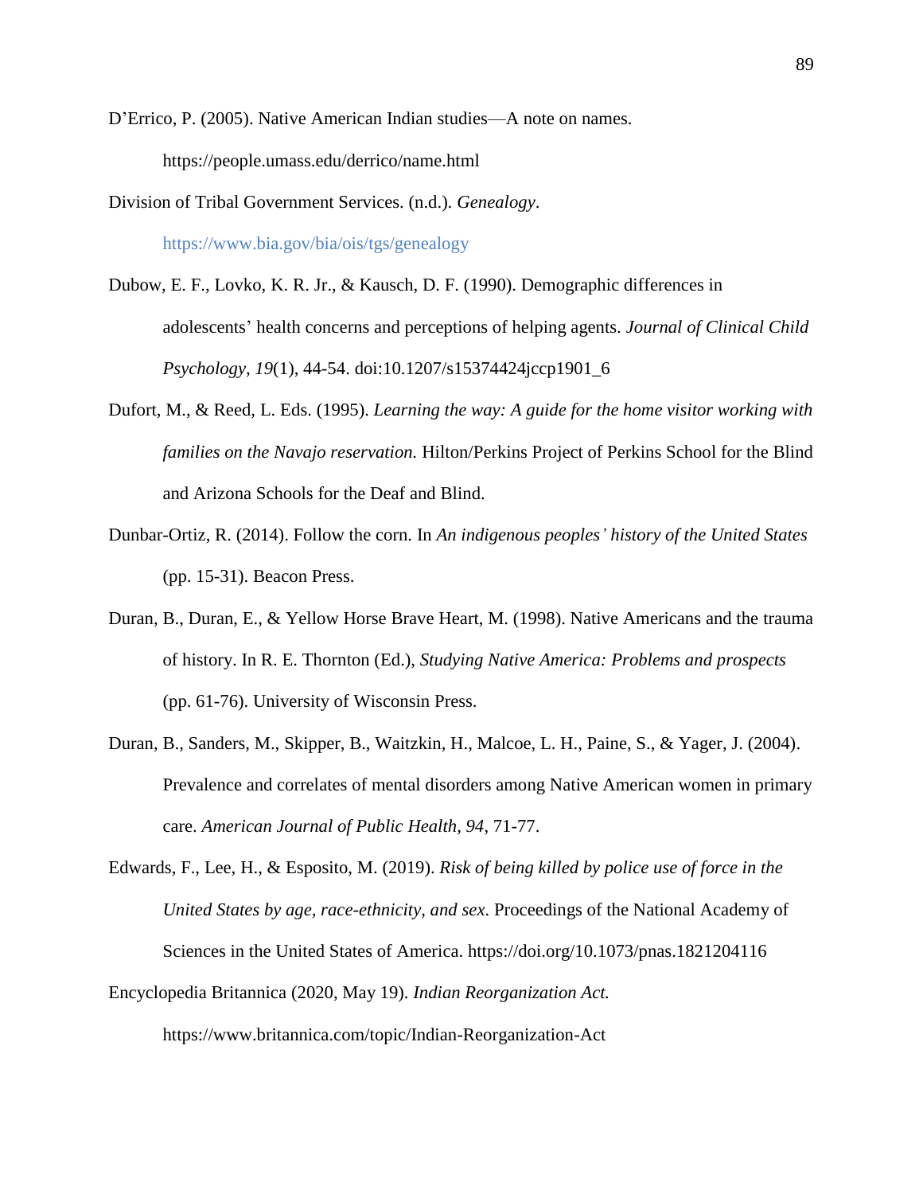D'Errico, P. (2005). Native American Indian studies—A note on names. https://people.umass.edu/derrico/name.html

Division of Tribal Government Services. (n.d.). *Genealogy*. https://www.bia.gov/bia/ois/tgs/genealogy

Dubow, E. F., Lovko, K. R. Jr., & Kausch, D. F. (1990). Demographic differences in adolescents' health concerns and perceptions of helping agents. *Journal of Clinical Child Psychology, 19*(1), 44-54. doi:10.1207/s15374424jccp1901_6

Dufort, M., & Reed, L. Eds. (1995). *Learning the way: A guide for the home visitor working with families on the Navajo reservation.* Hilton/Perkins Project of Perkins School for the Blind and Arizona Schools for the Deaf and Blind.

Dunbar-Ortiz, R. (2014). Follow the corn. In *An indigenous peoples' history of the United States* (pp. 15-31). Beacon Press.

Duran, B., Duran, E., & Yellow Horse Brave Heart, M. (1998). Native Americans and the trauma of history. In R. E. Thornton (Ed.), *Studying Native America: Problems and prospects* (pp. 61-76). University of Wisconsin Press.

Duran, B., Sanders, M., Skipper, B., Waitzkin, H., Malcoe, L. H., Paine, S., & Yager, J. (2004). Prevalence and correlates of mental disorders among Native American women in primary care. *American Journal of Public Health, 94*, 71-77.

Edwards, F., Lee, H., & Esposito, M. (2019). *Risk of being killed by police use of force in the United States by age, race-ethnicity, and sex*. Proceedings of the National Academy of Sciences in the United States of America. https://doi.org/10.1073/pnas.1821204116

Encyclopedia Britannica (2020, May 19). *Indian Reorganization Act.* https://www.britannica.com/topic/Indian-Reorganization-Act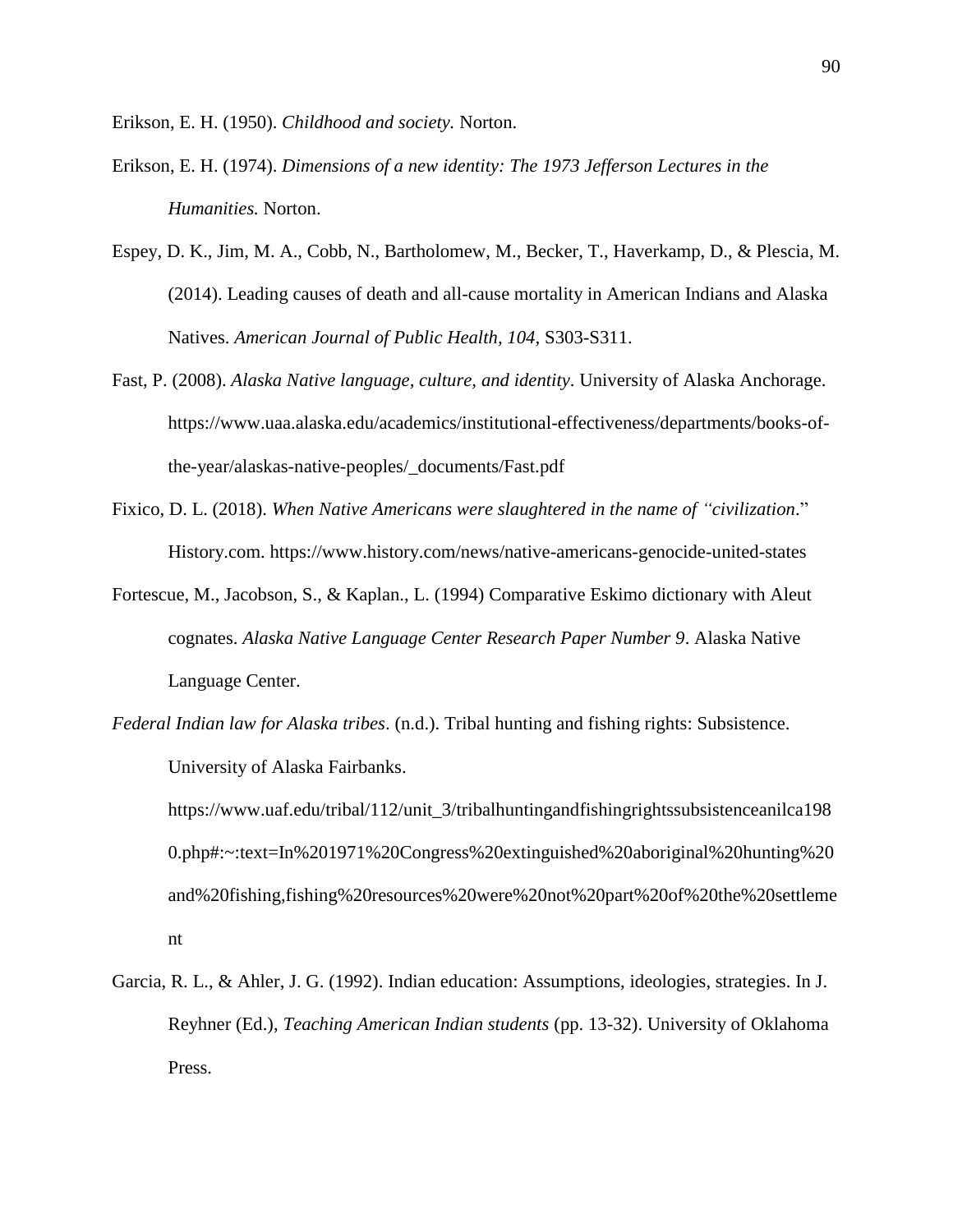Erikson, E. H. (1950). *Childhood and society.* Norton.

Erikson, E. H. (1974). *Dimensions of a new identity: The 1973 Jefferson Lectures in the Humanities.* Norton.

Espey, D. K., Jim, M. A., Cobb, N., Bartholomew, M., Becker, T., Haverkamp, D., & Plescia, M. (2014). Leading causes of death and all-cause mortality in American Indians and Alaska Natives. *American Journal of Public Health, 104,* S303-S311.

Fast, P. (2008). *Alaska Native language, culture, and identity*. University of Alaska Anchorage. https://www.uaa.alaska.edu/academics/institutional-effectiveness/departments/books-of-the-year/alaskas-native-peoples/_documents/Fast.pdf

Fixico, D. L. (2018). *When Native Americans were slaughtered in the name of "civilization*." History.com. https://www.history.com/news/native-americans-genocide-united-states

Fortescue, M., Jacobson, S., & Kaplan., L. (1994) Comparative Eskimo dictionary with Aleut cognates. *Alaska Native Language Center Research Paper Number 9*. Alaska Native Language Center.

*Federal Indian law for Alaska tribes*. (n.d.). Tribal hunting and fishing rights: Subsistence. University of Alaska Fairbanks. https://www.uaf.edu/tribal/112/unit_3/tribalhuntingandfishingrightssubsistenceanilca1980.php#:~:text=In%201971%20Congress%20extinguished%20aboriginal%20hunting%20and%20fishing,fishing%20resources%20were%20not%20part%20of%20the%20settlement

Garcia, R. L., & Ahler, J. G. (1992). Indian education: Assumptions, ideologies, strategies. In J. Reyhner (Ed.), *Teaching American Indian students* (pp. 13-32). University of Oklahoma Press.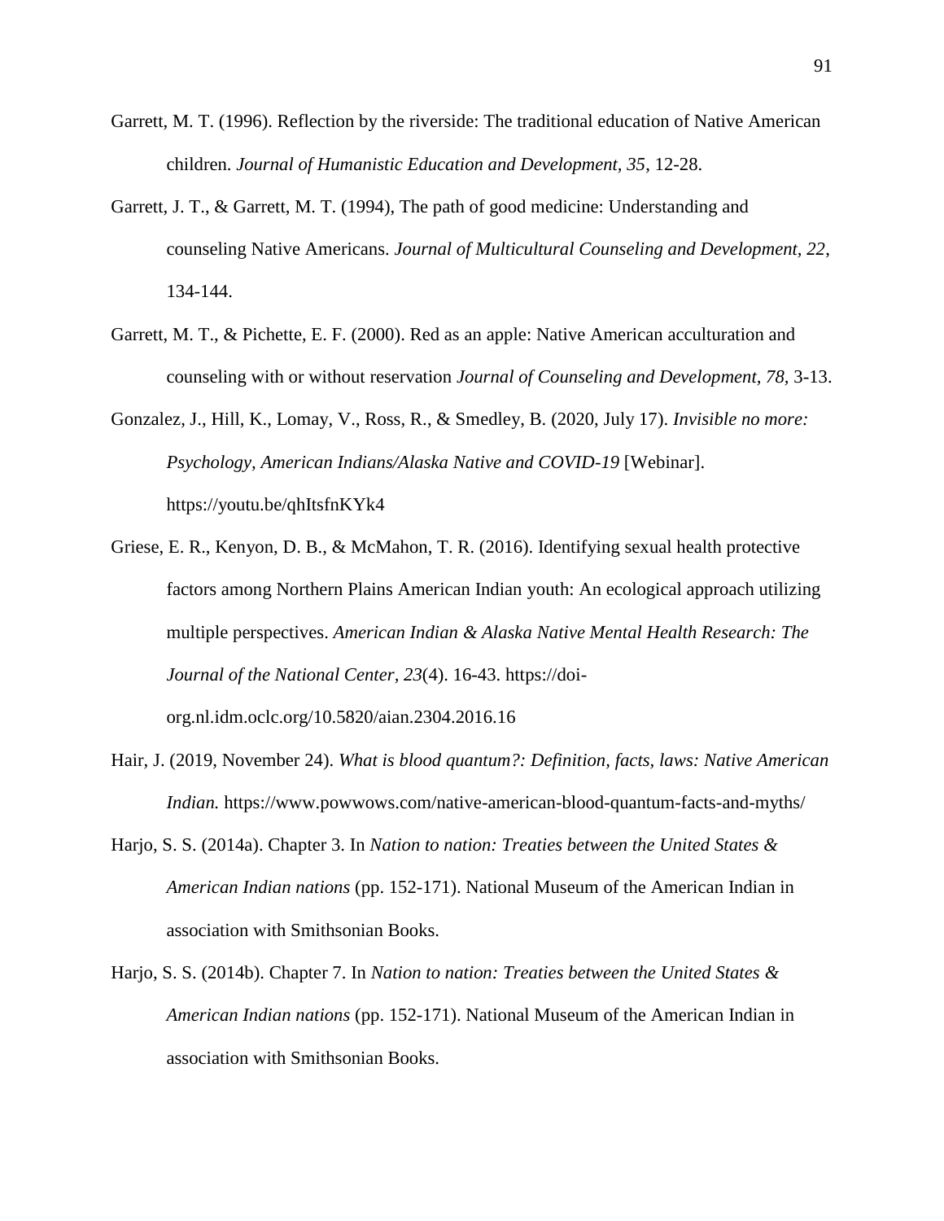Garrett, M. T. (1996). Reflection by the riverside: The traditional education of Native American children. *Journal of Humanistic Education and Development, 35*, 12-28.

Garrett, J. T., & Garrett, M. T. (1994), The path of good medicine: Understanding and counseling Native Americans. *Journal of Multicultural Counseling and Development, 22*, 134-144.

Garrett, M. T., & Pichette, E. F. (2000). Red as an apple: Native American acculturation and counseling with or without reservation *Journal of Counseling and Development, 78,* 3-13.

Gonzalez, J., Hill, K., Lomay, V., Ross, R., & Smedley, B. (2020, July 17). *Invisible no more: Psychology, American Indians/Alaska Native and COVID-19* [Webinar]. https://youtu.be/qhItsfnKYk4

Griese, E. R., Kenyon, D. B., & McMahon, T. R. (2016). Identifying sexual health protective factors among Northern Plains American Indian youth: An ecological approach utilizing multiple perspectives. *American Indian & Alaska Native Mental Health Research: The Journal of the National Center, 23*(4). 16-43. https://doi-org.nl.idm.oclc.org/10.5820/aian.2304.2016.16

Hair, J. (2019, November 24). *What is blood quantum?: Definition, facts, laws: Native American Indian.* https://www.powwows.com/native-american-blood-quantum-facts-and-myths/

Harjo, S. S. (2014a). Chapter 3. In *Nation to nation: Treaties between the United States & American Indian nations* (pp. 152-171). National Museum of the American Indian in association with Smithsonian Books.

Harjo, S. S. (2014b). Chapter 7. In *Nation to nation: Treaties between the United States & American Indian nations* (pp. 152-171). National Museum of the American Indian in association with Smithsonian Books.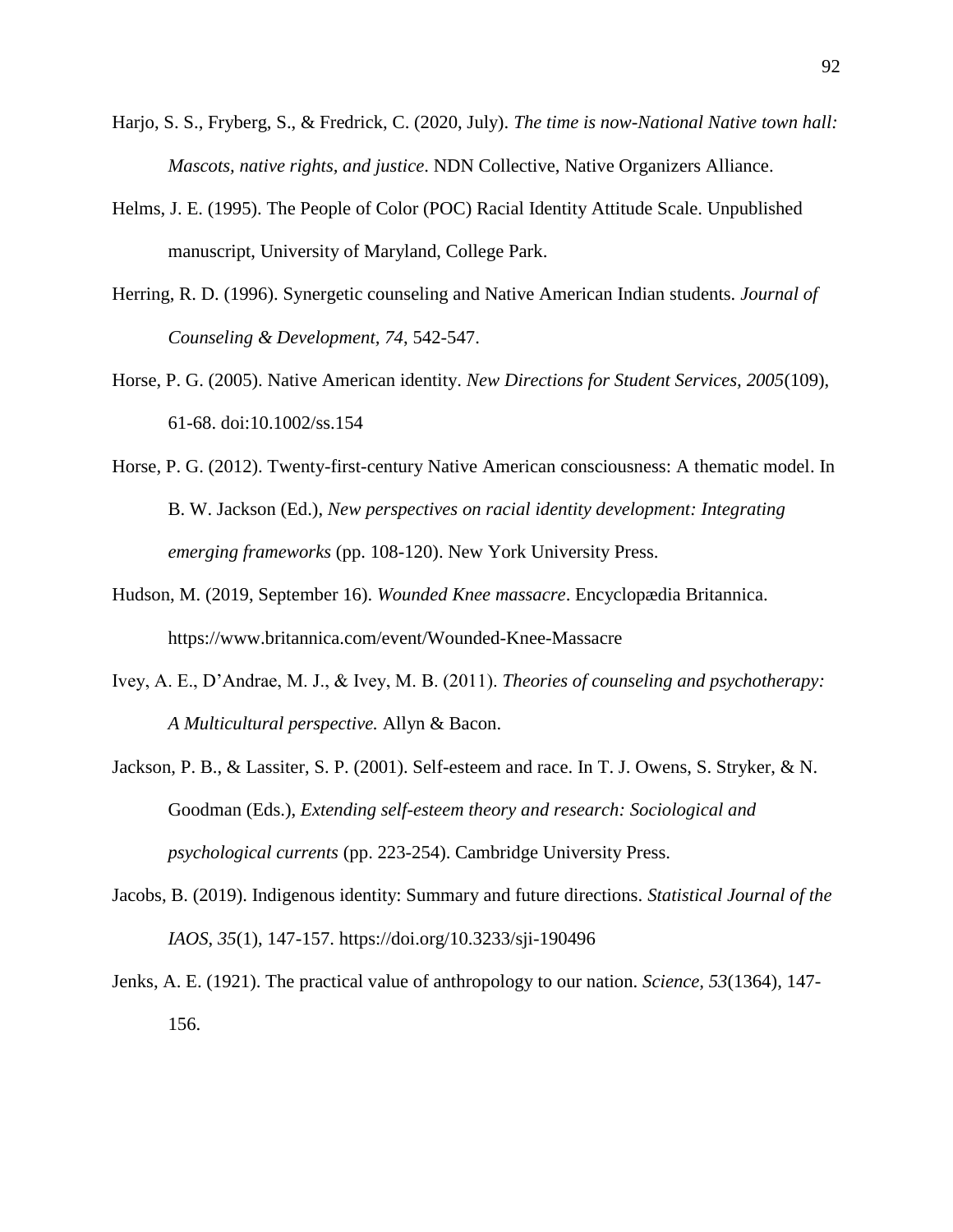Harjo, S. S., Fryberg, S., & Fredrick, C. (2020, July). *The time is now-National Native town hall: Mascots, native rights, and justice*. NDN Collective, Native Organizers Alliance.

Helms, J. E. (1995). The People of Color (POC) Racial Identity Attitude Scale. Unpublished manuscript, University of Maryland, College Park.

Herring, R. D. (1996). Synergetic counseling and Native American Indian students. *Journal of Counseling & Development, 74*, 542-547.

Horse, P. G. (2005). Native American identity. *New Directions for Student Services, 2005*(109), 61-68. doi:10.1002/ss.154

Horse, P. G. (2012). Twenty-first-century Native American consciousness: A thematic model. In B. W. Jackson (Ed.), *New perspectives on racial identity development: Integrating emerging frameworks* (pp. 108-120). New York University Press.

Hudson, M. (2019, September 16). *Wounded Knee massacre*. Encyclopædia Britannica. https://www.britannica.com/event/Wounded-Knee-Massacre

Ivey, A. E., D'Andrae, M. J., & Ivey, M. B. (2011). *Theories of counseling and psychotherapy: A Multicultural perspective.* Allyn & Bacon.

Jackson, P. B., & Lassiter, S. P. (2001). Self-esteem and race. In T. J. Owens, S. Stryker, & N. Goodman (Eds.), *Extending self-esteem theory and research: Sociological and psychological currents* (pp. 223-254). Cambridge University Press.

Jacobs, B. (2019). Indigenous identity: Summary and future directions. *Statistical Journal of the IAOS, 35*(1), 147-157. https://doi.org/10.3233/sji-190496

Jenks, A. E. (1921). The practical value of anthropology to our nation. *Science, 53*(1364), 147-156.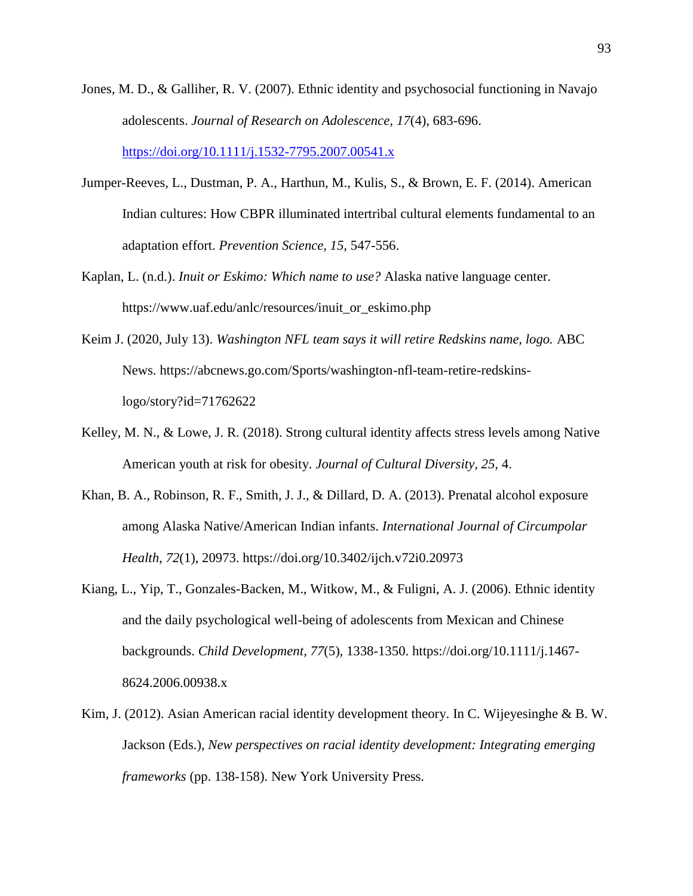Jones, M. D., & Galliher, R. V. (2007). Ethnic identity and psychosocial functioning in Navajo adolescents. *Journal of Research on Adolescence, 17*(4), 683-696. https://doi.org/10.1111/j.1532-7795.2007.00541.x

Jumper-Reeves, L., Dustman, P. A., Harthun, M., Kulis, S., & Brown, E. F. (2014). American Indian cultures: How CBPR illuminated intertribal cultural elements fundamental to an adaptation effort. *Prevention Science, 15,* 547-556.

Kaplan, L. (n.d.). *Inuit or Eskimo: Which name to use?* Alaska native language center. https://www.uaf.edu/anlc/resources/inuit_or_eskimo.php

Keim J. (2020, July 13). *Washington NFL team says it will retire Redskins name, logo.* ABC News. https://abcnews.go.com/Sports/washington-nfl-team-retire-redskins-logo/story?id=71762622

Kelley, M. N., & Lowe, J. R. (2018). Strong cultural identity affects stress levels among Native American youth at risk for obesity. *Journal of Cultural Diversity, 25,* 4.

Khan, B. A., Robinson, R. F., Smith, J. J., & Dillard, D. A. (2013). Prenatal alcohol exposure among Alaska Native/American Indian infants. *International Journal of Circumpolar Health, 72*(1), 20973. https://doi.org/10.3402/ijch.v72i0.20973

Kiang, L., Yip, T., Gonzales-Backen, M., Witkow, M., & Fuligni, A. J. (2006). Ethnic identity and the daily psychological well-being of adolescents from Mexican and Chinese backgrounds. *Child Development, 77*(5), 1338-1350. https://doi.org/10.1111/j.1467-8624.2006.00938.x

Kim, J. (2012). Asian American racial identity development theory. In C. Wijeyesinghe & B. W. Jackson (Eds.), *New perspectives on racial identity development: Integrating emerging frameworks* (pp. 138-158). New York University Press.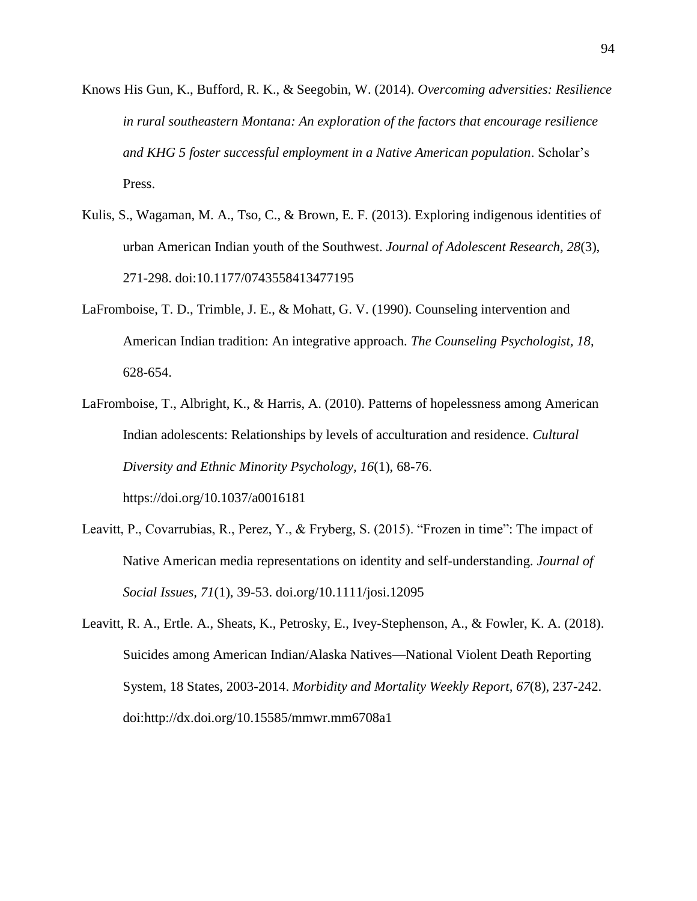Knows His Gun, K., Bufford, R. K., & Seegobin, W. (2014). *Overcoming adversities: Resilience in rural southeastern Montana: An exploration of the factors that encourage resilience and KHG 5 foster successful employment in a Native American population*. Scholar's Press.

Kulis, S., Wagaman, M. A., Tso, C., & Brown, E. F. (2013). Exploring indigenous identities of urban American Indian youth of the Southwest. *Journal of Adolescent Research, 28*(3), 271-298. doi:10.1177/0743558413477195

LaFromboise, T. D., Trimble, J. E., & Mohatt, G. V. (1990). Counseling intervention and American Indian tradition: An integrative approach. *The Counseling Psychologist, 18*, 628-654.

LaFromboise, T., Albright, K., & Harris, A. (2010). Patterns of hopelessness among American Indian adolescents: Relationships by levels of acculturation and residence. *Cultural Diversity and Ethnic Minority Psychology, 16*(1), 68-76. https://doi.org/10.1037/a0016181

Leavitt, P., Covarrubias, R., Perez, Y., & Fryberg, S. (2015). "Frozen in time": The impact of Native American media representations on identity and self-understanding. *Journal of Social Issues, 71*(1), 39-53. doi.org/10.1111/josi.12095

Leavitt, R. A., Ertle. A., Sheats, K., Petrosky, E., Ivey-Stephenson, A., & Fowler, K. A. (2018). Suicides among American Indian/Alaska Natives—National Violent Death Reporting System, 18 States, 2003-2014. *Morbidity and Mortality Weekly Report, 67*(8), 237-242. doi:http://dx.doi.org/10.15585/mmwr.mm6708a1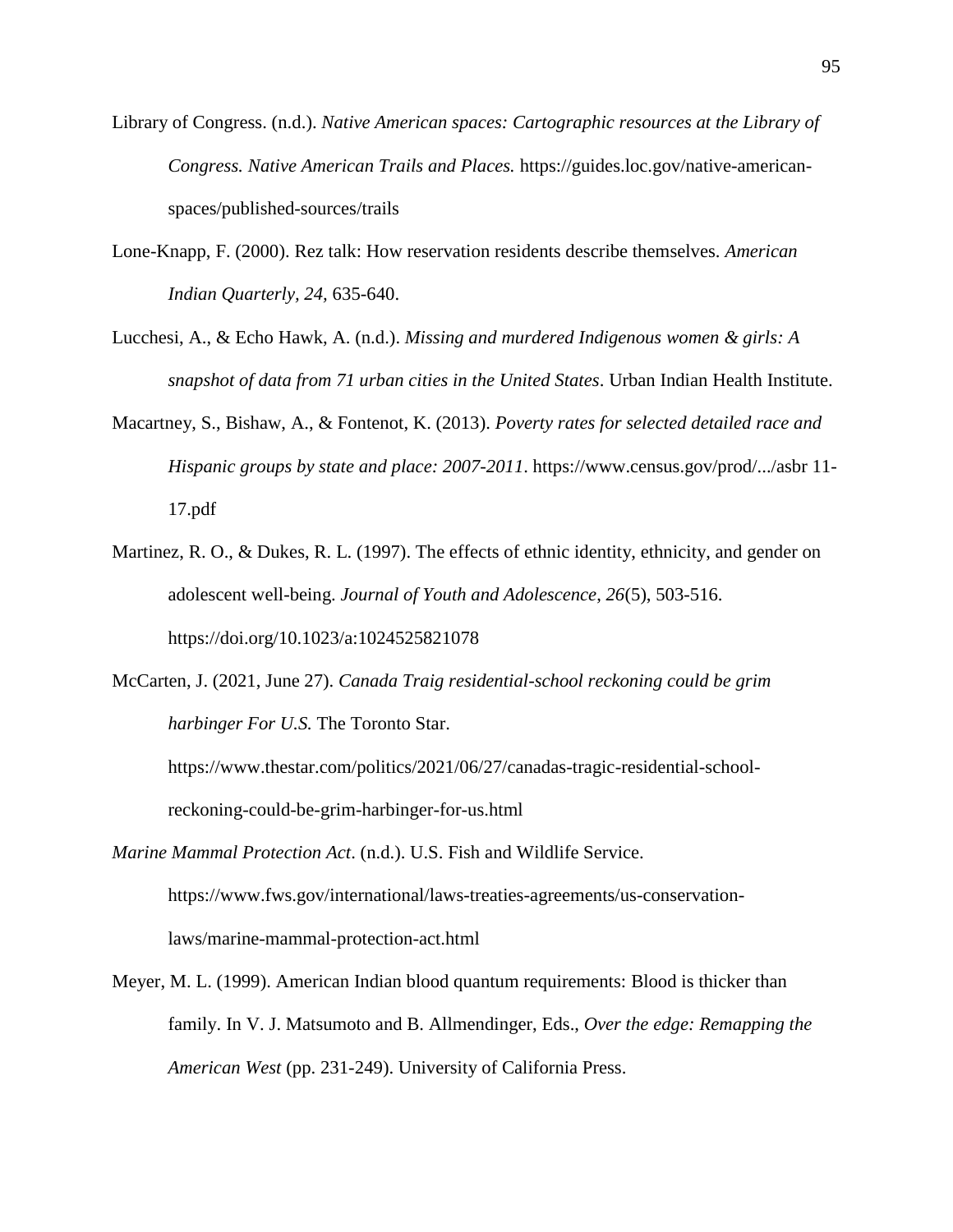Library of Congress. (n.d.). *Native American spaces: Cartographic resources at the Library of Congress. Native American Trails and Places.* https://guides.loc.gov/native-american-spaces/published-sources/trails

Lone-Knapp, F. (2000). Rez talk: How reservation residents describe themselves. *American Indian Quarterly*, *24,* 635-640.

Lucchesi, A., & Echo Hawk, A. (n.d.). *Missing and murdered Indigenous women & girls: A snapshot of data from 71 urban cities in the United States*. Urban Indian Health Institute.

Macartney, S., Bishaw, A., & Fontenot, K. (2013). *Poverty rates for selected detailed race and Hispanic groups by state and place: 2007-2011*. https://www.census.gov/prod/.../asbr 11-17.pdf

Martinez, R. O., & Dukes, R. L. (1997). The effects of ethnic identity, ethnicity, and gender on adolescent well-being. *Journal of Youth and Adolescence*, *26*(5), 503-516. https://doi.org/10.1023/a:1024525821078

McCarten, J. (2021, June 27). *Canada Traig residential-school reckoning could be grim harbinger For U.S.* The Toronto Star. https://www.thestar.com/politics/2021/06/27/canadas-tragic-residential-school-reckoning-could-be-grim-harbinger-for-us.html

*Marine Mammal Protection Act*. (n.d.). U.S. Fish and Wildlife Service. https://www.fws.gov/international/laws-treaties-agreements/us-conservation-laws/marine-mammal-protection-act.html

Meyer, M. L. (1999). American Indian blood quantum requirements: Blood is thicker than family. In V. J. Matsumoto and B. Allmendinger, Eds., *Over the edge: Remapping the American West* (pp. 231-249). University of California Press.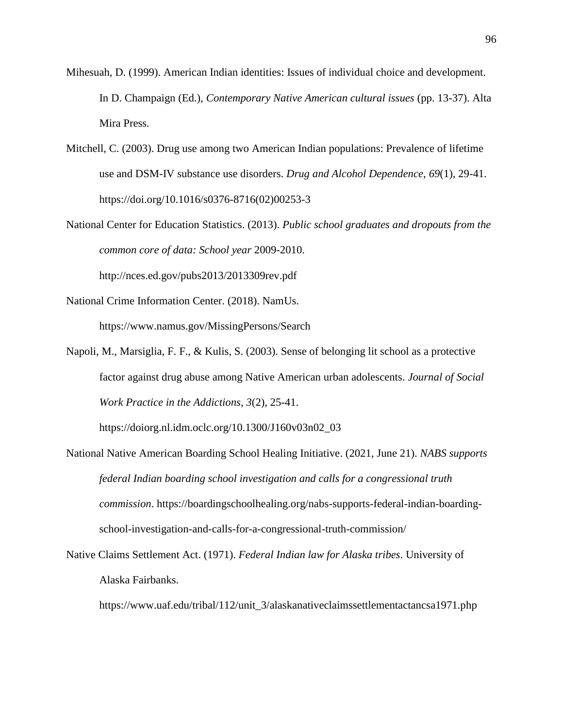Mihesuah, D. (1999). American Indian identities: Issues of individual choice and development. In D. Champaign (Ed.), *Contemporary Native American cultural issues* (pp. 13-37). Alta Mira Press.

Mitchell, C. (2003). Drug use among two American Indian populations: Prevalence of lifetime use and DSM-IV substance use disorders. *Drug and Alcohol Dependence*, *69*(1), 29-41. https://doi.org/10.1016/s0376-8716(02)00253-3

National Center for Education Statistics. (2013). *Public school graduates and dropouts from the common core of data: School year* 2009-2010. http://nces.ed.gov/pubs2013/2013309rev.pdf

National Crime Information Center. (2018). NamUs. https://www.namus.gov/MissingPersons/Search

Napoli, M., Marsiglia, F. F., & Kulis, S. (2003). Sense of belonging lit school as a protective factor against drug abuse among Native American urban adolescents. *Journal of Social Work Practice in the Addictions*, *3*(2), 25-41. https://doiorg.nl.idm.oclc.org/10.1300/J160v03n02_03

National Native American Boarding School Healing Initiative. (2021, June 21). *NABS supports federal Indian boarding school investigation and calls for a congressional truth commission*. https://boardingschoolhealing.org/nabs-supports-federal-indian-boarding-school-investigation-and-calls-for-a-congressional-truth-commission/

Native Claims Settlement Act. (1971). *Federal Indian law for Alaska tribes*. University of Alaska Fairbanks. https://www.uaf.edu/tribal/112/unit_3/alaskanativeclaimssettlementactancsa1971.php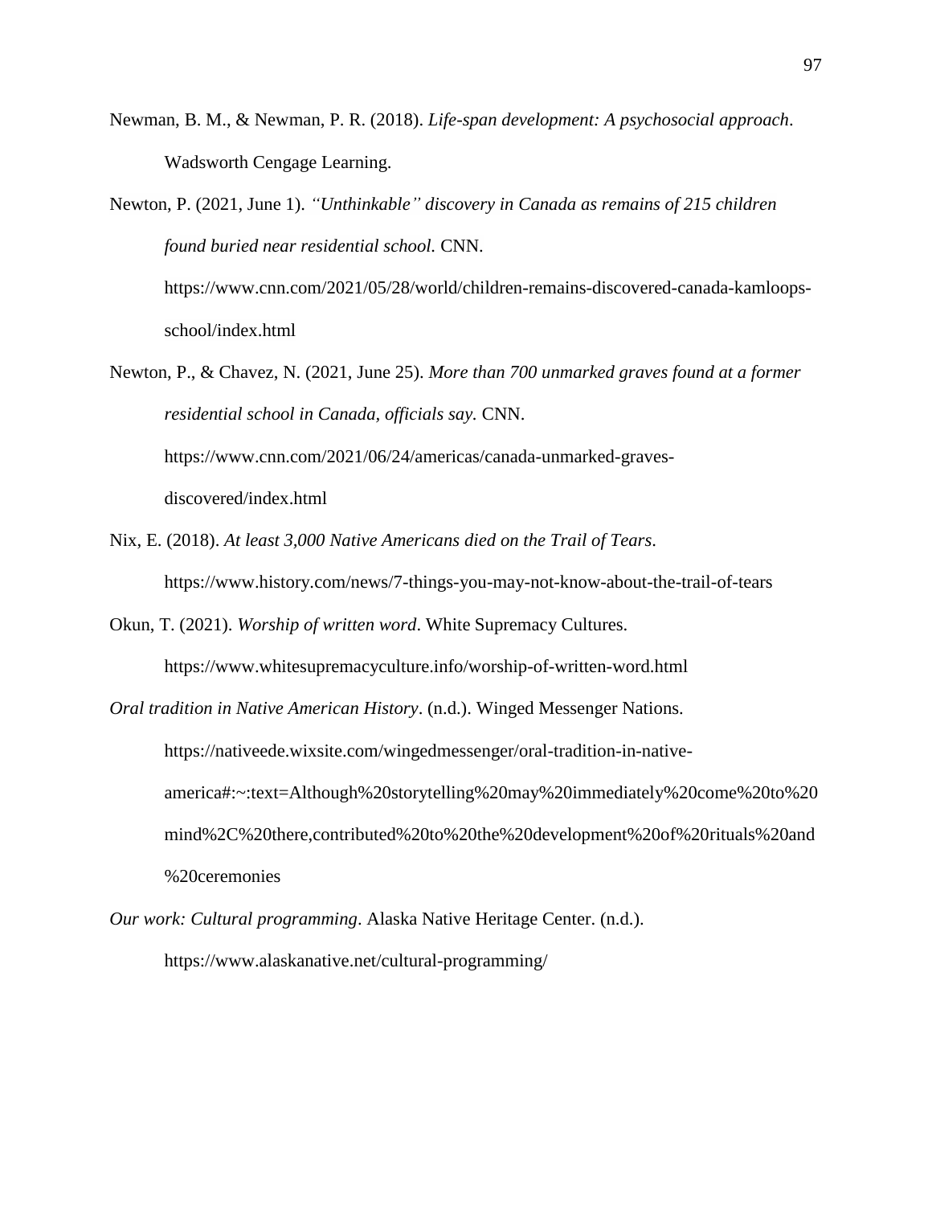Newman, B. M., & Newman, P. R. (2018). *Life-span development: A psychosocial approach*. Wadsworth Cengage Learning.

Newton, P. (2021, June 1). *"Unthinkable" discovery in Canada as remains of 215 children found buried near residential school.* CNN. https://www.cnn.com/2021/05/28/world/children-remains-discovered-canada-kamloops-school/index.html

Newton, P., & Chavez, N. (2021, June 25). *More than 700 unmarked graves found at a former residential school in Canada, officials say.* CNN. https://www.cnn.com/2021/06/24/americas/canada-unmarked-graves-discovered/index.html

Nix, E. (2018). *At least 3,000 Native Americans died on the Trail of Tears*. https://www.history.com/news/7-things-you-may-not-know-about-the-trail-of-tears

Okun, T. (2021). *Worship of written word*. White Supremacy Cultures. https://www.whitesupremacyculture.info/worship-of-written-word.html

*Oral tradition in Native American History*. (n.d.). Winged Messenger Nations. https://nativeede.wixsite.com/wingedmessenger/oral-tradition-in-native-america#:~:text=Although%20storytelling%20may%20immediately%20come%20to%20mind%2C%20there,contributed%20to%20the%20development%20of%20rituals%20and%20ceremonies

*Our work: Cultural programming*. Alaska Native Heritage Center. (n.d.). https://www.alaskanative.net/cultural-programming/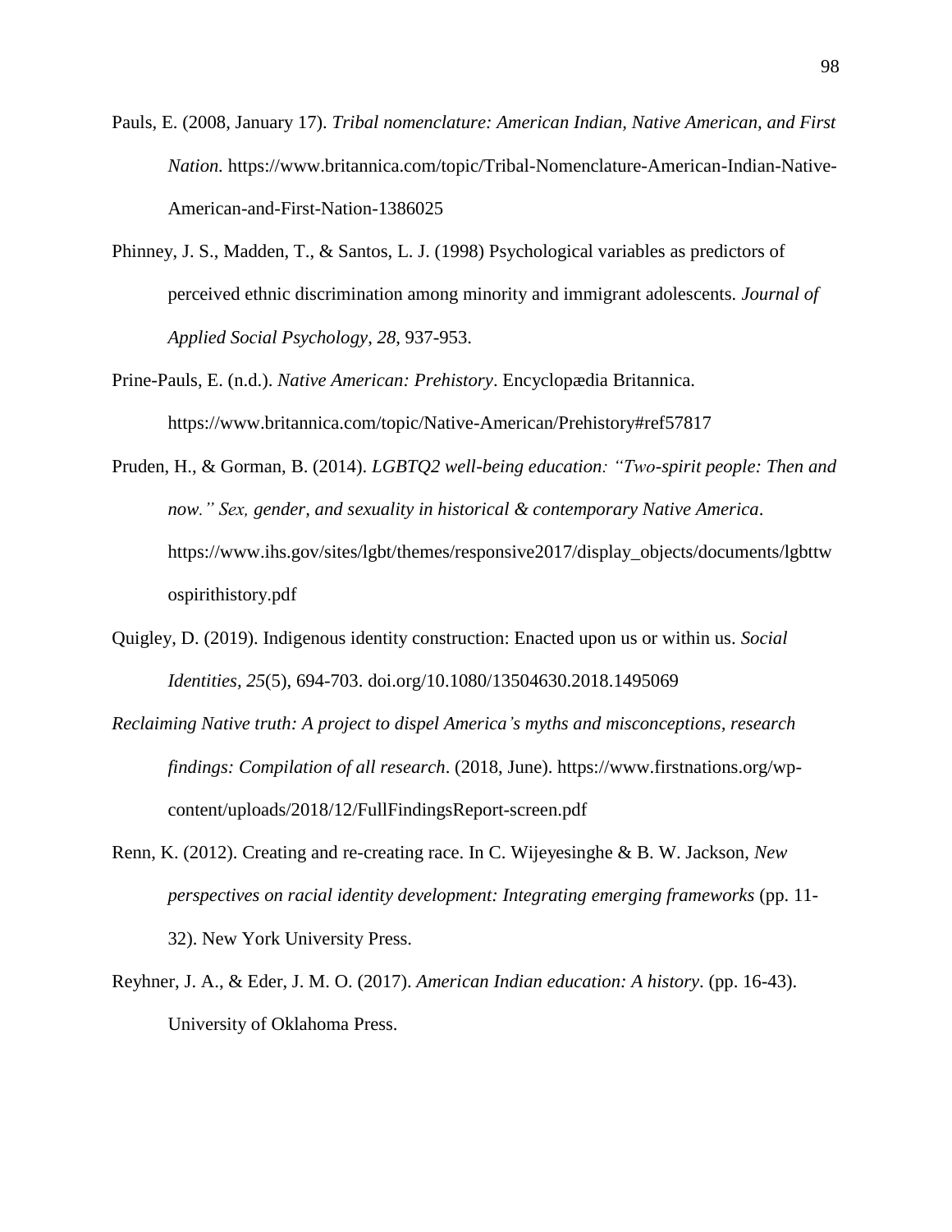Pauls, E. (2008, January 17). *Tribal nomenclature: American Indian, Native American, and First Nation.* https://www.britannica.com/topic/Tribal-Nomenclature-American-Indian-Native-American-and-First-Nation-1386025

Phinney, J. S., Madden, T., & Santos, L. J. (1998) Psychological variables as predictors of perceived ethnic discrimination among minority and immigrant adolescents. *Journal of Applied Social Psychology*, *28*, 937-953.

Prine-Pauls, E. (n.d.). *Native American: Prehistory*. Encyclopædia Britannica. https://www.britannica.com/topic/Native-American/Prehistory#ref57817

Pruden, H., & Gorman, B. (2014). *LGBTQ2 well-being education: "Two-spirit people: Then and now." Sex, gender, and sexuality in historical & contemporary Native America*. https://www.ihs.gov/sites/lgbt/themes/responsive2017/display_objects/documents/lgbttwospirithistory.pdf

Quigley, D. (2019). Indigenous identity construction: Enacted upon us or within us. *Social Identities*, *25*(5), 694-703. doi.org/10.1080/13504630.2018.1495069

*Reclaiming Native truth: A project to dispel America's myths and misconceptions, research findings: Compilation of all research*. (2018, June). https://www.firstnations.org/wp-content/uploads/2018/12/FullFindingsReport-screen.pdf

Renn, K. (2012). Creating and re-creating race. In C. Wijeyesinghe & B. W. Jackson, *New perspectives on racial identity development: Integrating emerging frameworks* (pp. 11-32). New York University Press.

Reyhner, J. A., & Eder, J. M. O. (2017). *American Indian education: A history*. (pp. 16-43). University of Oklahoma Press.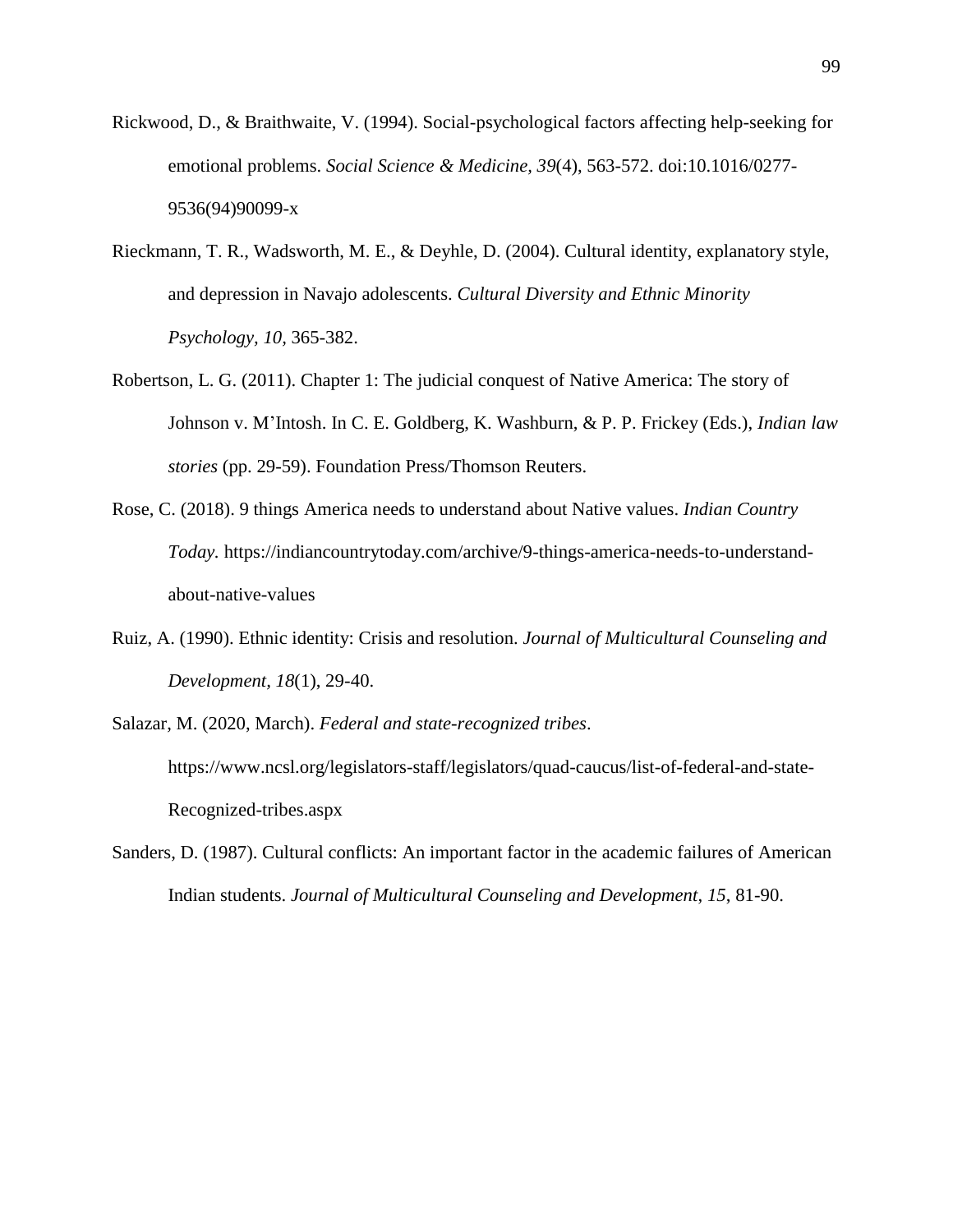Rickwood, D., & Braithwaite, V. (1994). Social-psychological factors affecting help-seeking for emotional problems. *Social Science & Medicine, 39*(4), 563-572. doi:10.1016/0277-9536(94)90099-x

Rieckmann, T. R., Wadsworth, M. E., & Deyhle, D. (2004). Cultural identity, explanatory style, and depression in Navajo adolescents. *Cultural Diversity and Ethnic Minority Psychology, 10*, 365-382.

Robertson, L. G. (2011). Chapter 1: The judicial conquest of Native America: The story of Johnson v. M'Intosh. In C. E. Goldberg, K. Washburn, & P. P. Frickey (Eds.), *Indian law stories* (pp. 29-59). Foundation Press/Thomson Reuters.

Rose, C. (2018). 9 things America needs to understand about Native values. *Indian Country Today.* https://indiancountrytoday.com/archive/9-things-america-needs-to-understand-about-native-values

Ruiz, A. (1990). Ethnic identity: Crisis and resolution. *Journal of Multicultural Counseling and Development, 18*(1), 29-40.

Salazar, M. (2020, March). *Federal and state-recognized tribes*. https://www.ncsl.org/legislators-staff/legislators/quad-caucus/list-of-federal-and-state-Recognized-tribes.aspx

Sanders, D. (1987). Cultural conflicts: An important factor in the academic failures of American Indian students. *Journal of Multicultural Counseling and Development, 15*, 81-90.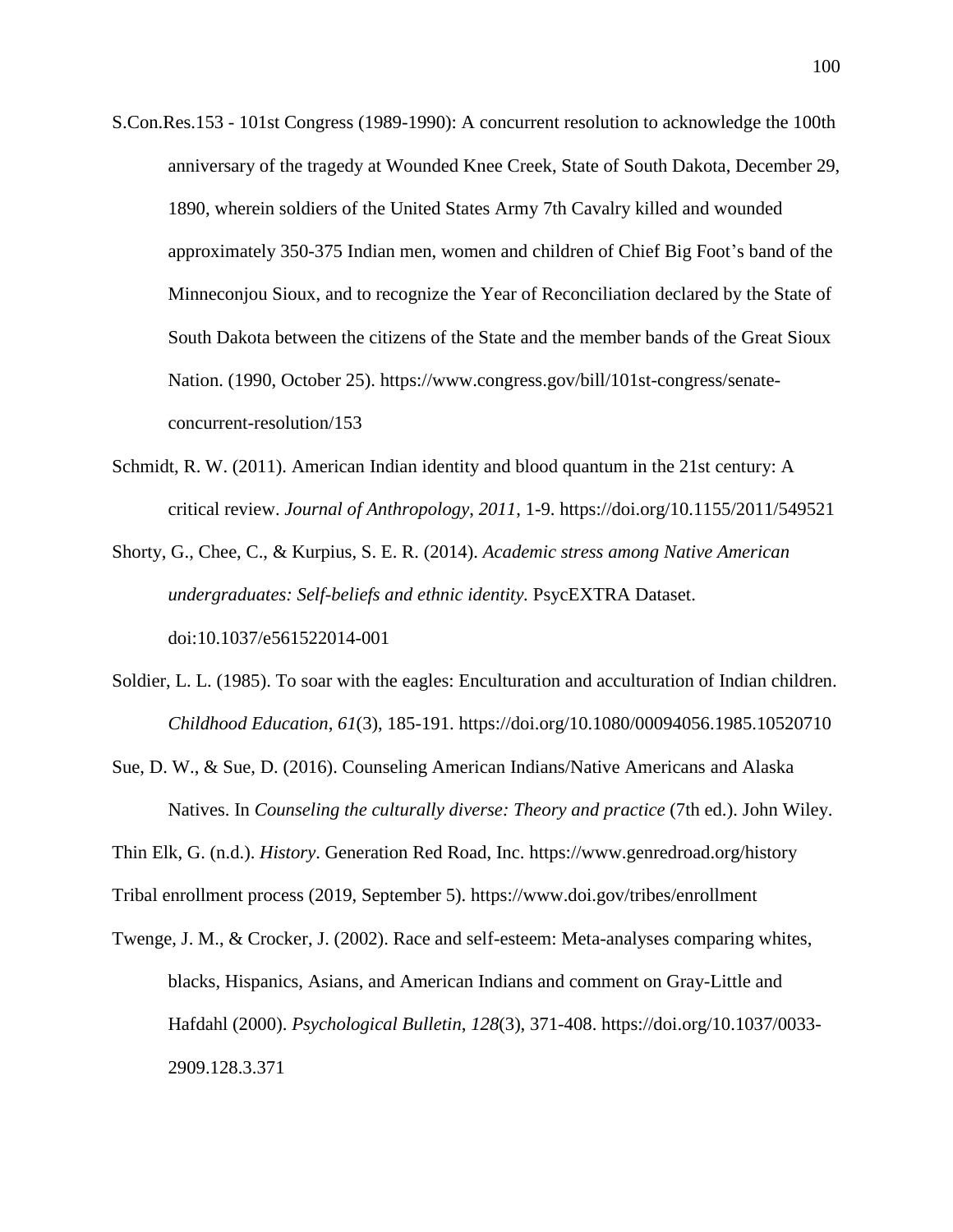S.Con.Res.153 - 101st Congress (1989-1990): A concurrent resolution to acknowledge the 100th anniversary of the tragedy at Wounded Knee Creek, State of South Dakota, December 29, 1890, wherein soldiers of the United States Army 7th Cavalry killed and wounded approximately 350-375 Indian men, women and children of Chief Big Foot's band of the Minneconjou Sioux, and to recognize the Year of Reconciliation declared by the State of South Dakota between the citizens of the State and the member bands of the Great Sioux Nation. (1990, October 25). https://www.congress.gov/bill/101st-congress/senate-concurrent-resolution/153

Schmidt, R. W. (2011). American Indian identity and blood quantum in the 21st century: A critical review. *Journal of Anthropology, 2011*, 1-9. https://doi.org/10.1155/2011/549521

Shorty, G., Chee, C., & Kurpius, S. E. R. (2014). *Academic stress among Native American undergraduates: Self-beliefs and ethnic identity.* PsycEXTRA Dataset. doi:10.1037/e561522014-001

Soldier, L. L. (1985). To soar with the eagles: Enculturation and acculturation of Indian children. *Childhood Education*, *61*(3), 185-191. https://doi.org/10.1080/00094056.1985.10520710

Sue, D. W., & Sue, D. (2016). Counseling American Indians/Native Americans and Alaska Natives. In *Counseling the culturally diverse: Theory and practice* (7th ed.). John Wiley.

Thin Elk, G. (n.d.). *History*. Generation Red Road, Inc. https://www.genredroad.org/history

Tribal enrollment process (2019, September 5). https://www.doi.gov/tribes/enrollment

Twenge, J. M., & Crocker, J. (2002). Race and self-esteem: Meta-analyses comparing whites, blacks, Hispanics, Asians, and American Indians and comment on Gray-Little and Hafdahl (2000). *Psychological Bulletin*, *128*(3), 371-408. https://doi.org/10.1037/0033-2909.128.3.371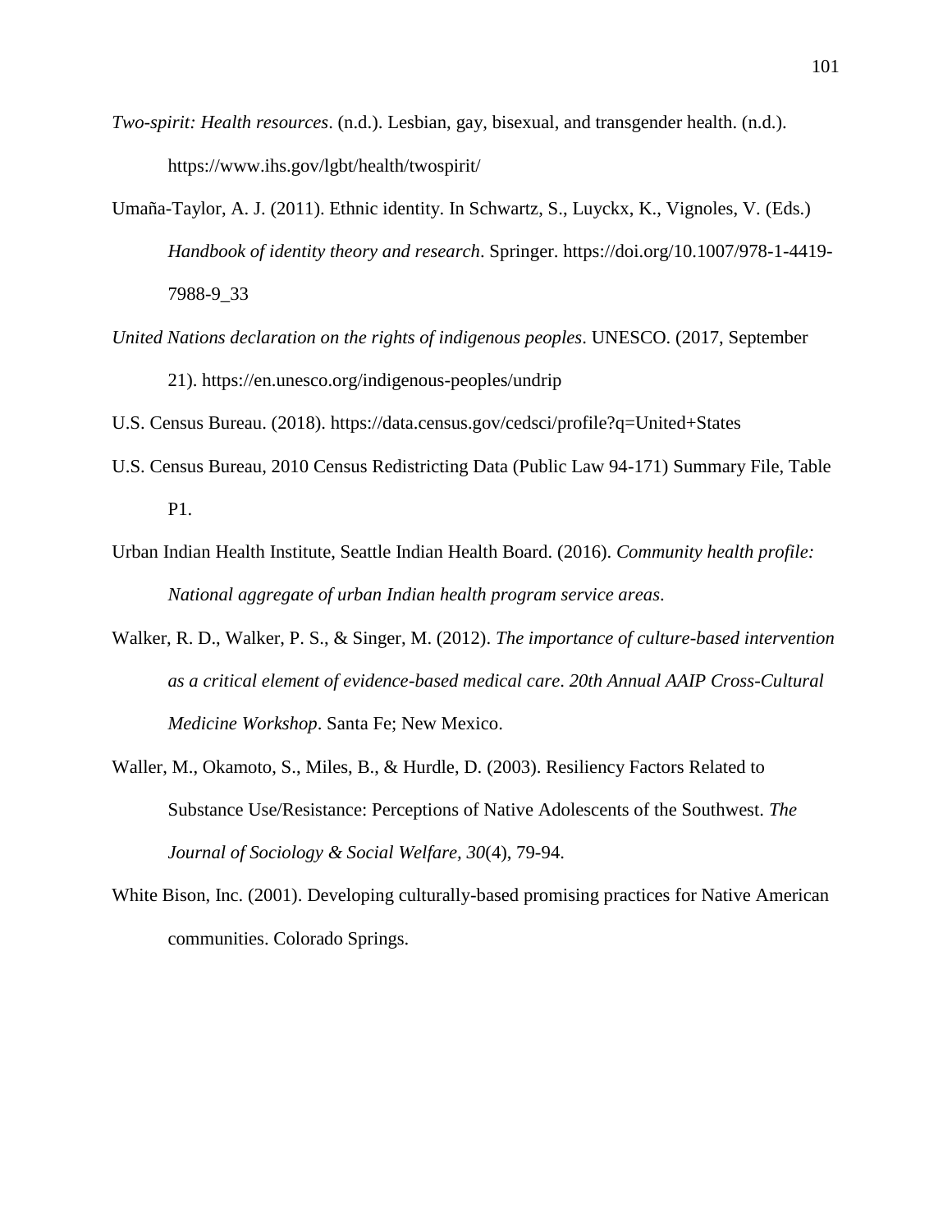*Two-spirit: Health resources*. (n.d.). Lesbian, gay, bisexual, and transgender health. (n.d.). https://www.ihs.gov/lgbt/health/twospirit/

Umaña-Taylor, A. J. (2011). Ethnic identity. In Schwartz, S., Luyckx, K., Vignoles, V. (Eds.) *Handbook of identity theory and research*. Springer. https://doi.org/10.1007/978-1-4419-7988-9_33

*United Nations declaration on the rights of indigenous peoples*. UNESCO. (2017, September 21). https://en.unesco.org/indigenous-peoples/undrip

U.S. Census Bureau. (2018). https://data.census.gov/cedsci/profile?q=United+States

U.S. Census Bureau, 2010 Census Redistricting Data (Public Law 94-171) Summary File, Table P1.

Urban Indian Health Institute, Seattle Indian Health Board. (2016). *Community health profile: National aggregate of urban Indian health program service areas*.

Walker, R. D., Walker, P. S., & Singer, M. (2012). *The importance of culture-based intervention as a critical element of evidence-based medical care*. *20th Annual AAIP Cross-Cultural Medicine Workshop*. Santa Fe; New Mexico.

Waller, M., Okamoto, S., Miles, B., & Hurdle, D. (2003). Resiliency Factors Related to Substance Use/Resistance: Perceptions of Native Adolescents of the Southwest. *The Journal of Sociology & Social Welfare*, *30*(4), 79-94.

White Bison, Inc. (2001). Developing culturally-based promising practices for Native American communities. Colorado Springs.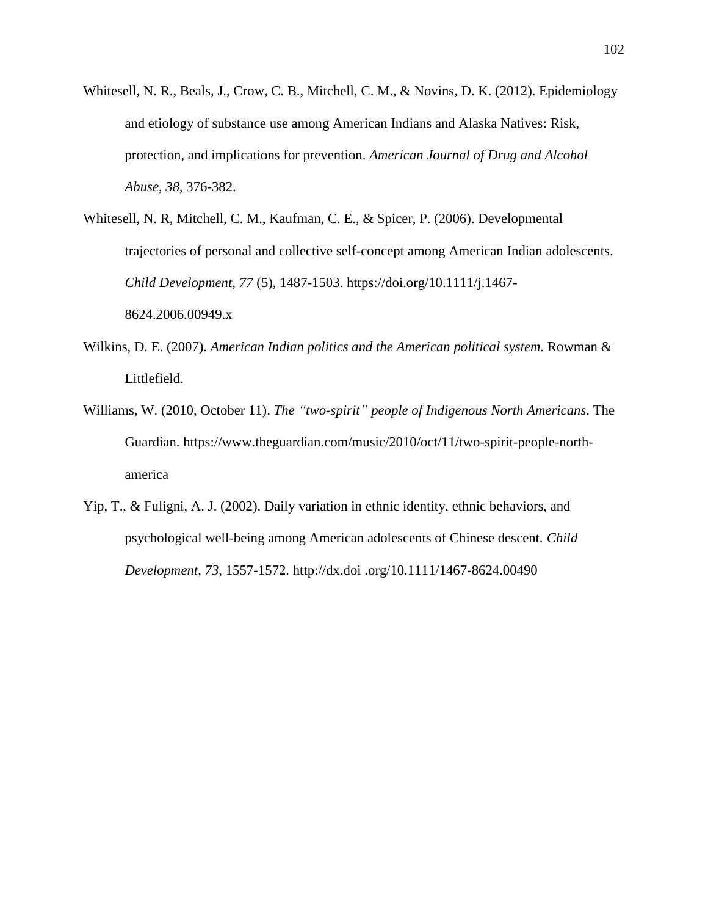Whitesell, N. R., Beals, J., Crow, C. B., Mitchell, C. M., & Novins, D. K. (2012). Epidemiology and etiology of substance use among American Indians and Alaska Natives: Risk, protection, and implications for prevention. *American Journal of Drug and Alcohol Abuse, 38*, 376-382.

Whitesell, N. R, Mitchell, C. M., Kaufman, C. E., & Spicer, P. (2006). Developmental trajectories of personal and collective self-concept among American Indian adolescents. *Child Development, 77* (5), 1487-1503. https://doi.org/10.1111/j.1467-8624.2006.00949.x

Wilkins, D. E. (2007). *American Indian politics and the American political system.* Rowman & Littlefield.

Williams, W. (2010, October 11). *The "two-spirit" people of Indigenous North Americans*. The Guardian. https://www.theguardian.com/music/2010/oct/11/two-spirit-people-north-america

Yip, T., & Fuligni, A. J. (2002). Daily variation in ethnic identity, ethnic behaviors, and psychological well-being among American adolescents of Chinese descent. *Child Development, 73*, 1557-1572. http://dx.doi .org/10.1111/1467-8624.00490